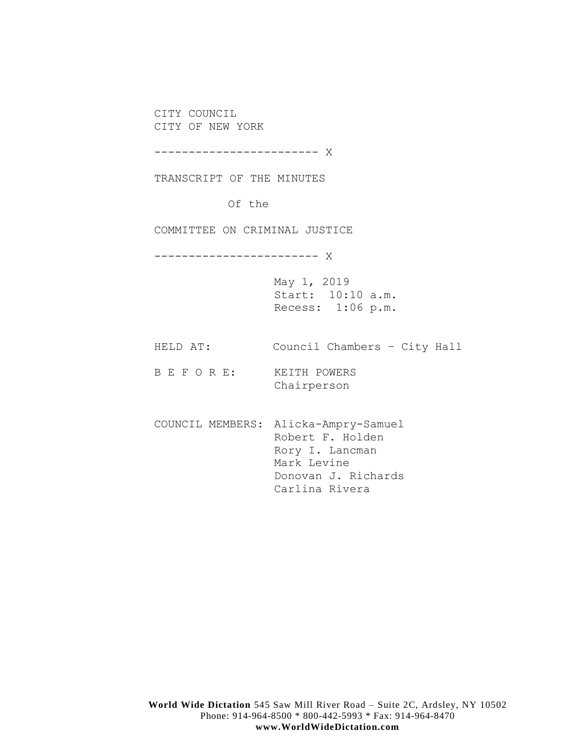CITY COUNCIL
CITY OF NEW YORK

------------------------ X

TRANSCRIPT OF THE MINUTES

Of the

COMMITTEE ON CRIMINAL JUSTICE

------------------------ X

May 1, 2019
Start: 10:10 a.m.
Recess: 1:06 p.m.

HELD AT: Council Chambers – City Hall

B E F O R E: KEITH POWERS
Chairperson

COUNCIL MEMBERS: Alicka-Ampry-Samuel
Robert F. Holden
Rory I. Lancman
Mark Levine
Donovan J. Richards
Carlina Rivera

**World Wide Dictation** 545 Saw Mill River Road – Suite 2C, Ardsley, NY 10502
Phone: 914-964-8500 * 800-442-5993 * Fax: 914-964-8470
**www.WorldWideDictation.com**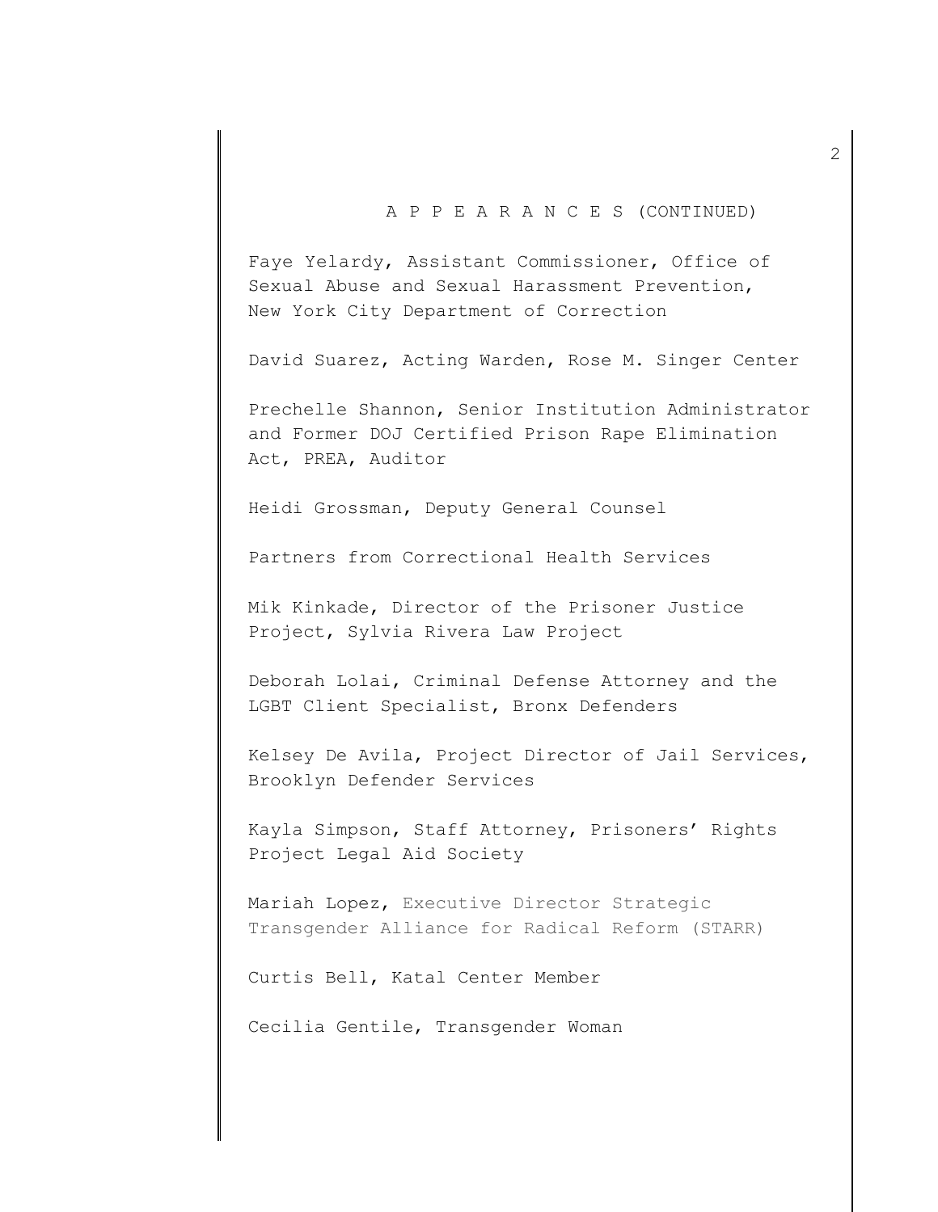A P P E A R A N C E S (CONTINUED)

Faye Yelardy, Assistant Commissioner, Office of Sexual Abuse and Sexual Harassment Prevention, New York City Department of Correction

David Suarez, Acting Warden, Rose M. Singer Center

Prechelle Shannon, Senior Institution Administrator and Former DOJ Certified Prison Rape Elimination Act, PREA, Auditor

Heidi Grossman, Deputy General Counsel

Partners from Correctional Health Services

Mik Kinkade, Director of the Prisoner Justice Project, Sylvia Rivera Law Project

Deborah Lolai, Criminal Defense Attorney and the LGBT Client Specialist, Bronx Defenders

Kelsey De Avila, Project Director of Jail Services, Brooklyn Defender Services

Kayla Simpson, Staff Attorney, Prisoners' Rights Project Legal Aid Society

Mariah Lopez, Executive Director Strategic Transgender Alliance for Radical Reform (STARR)

Curtis Bell, Katal Center Member

Cecilia Gentile, Transgender Woman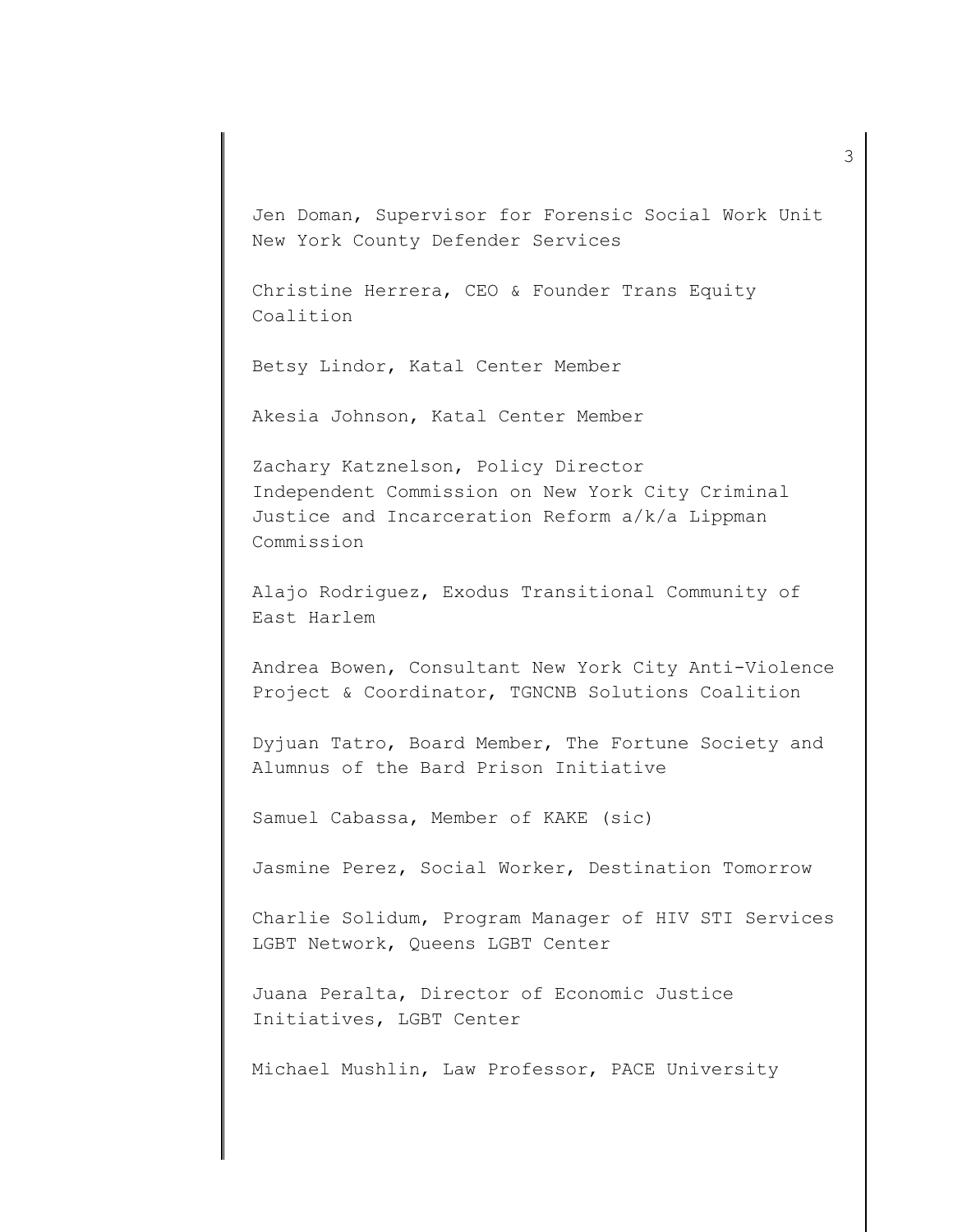Jen Doman, Supervisor for Forensic Social Work Unit
New York County Defender Services

Christine Herrera, CEO & Founder Trans Equity Coalition

Betsy Lindor, Katal Center Member

Akesia Johnson, Katal Center Member

Zachary Katznelson, Policy Director
Independent Commission on New York City Criminal Justice and Incarceration Reform a/k/a Lippman Commission

Alajo Rodriguez, Exodus Transitional Community of East Harlem

Andrea Bowen, Consultant New York City Anti-Violence Project & Coordinator, TGNCNB Solutions Coalition

Dyjuan Tatro, Board Member, The Fortune Society and Alumnus of the Bard Prison Initiative

Samuel Cabassa, Member of KAKE (sic)

Jasmine Perez, Social Worker, Destination Tomorrow

Charlie Solidum, Program Manager of HIV STI Services LGBT Network, Queens LGBT Center

Juana Peralta, Director of Economic Justice Initiatives, LGBT Center

Michael Mushlin, Law Professor, PACE University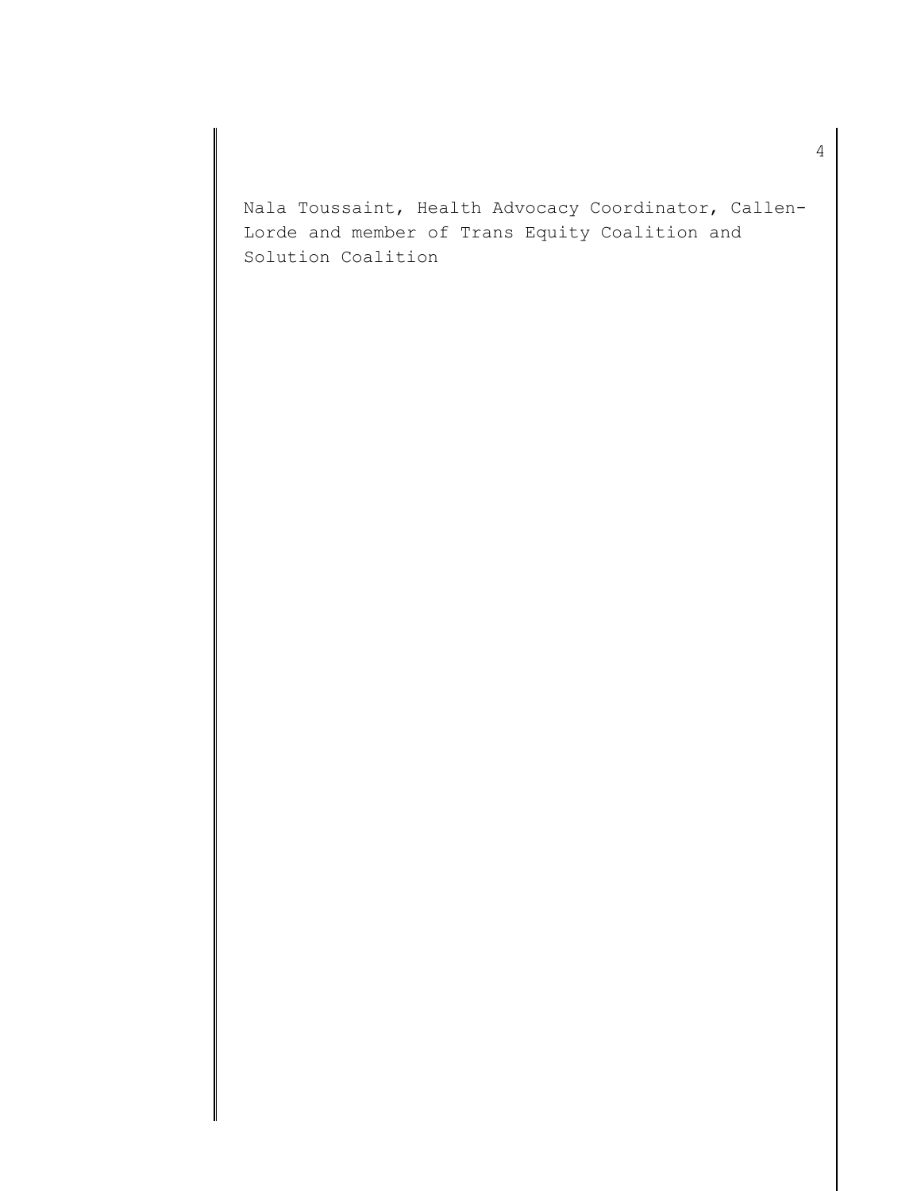Nala Toussaint, Health Advocacy Coordinator, Callen-Lorde and member of Trans Equity Coalition and Solution Coalition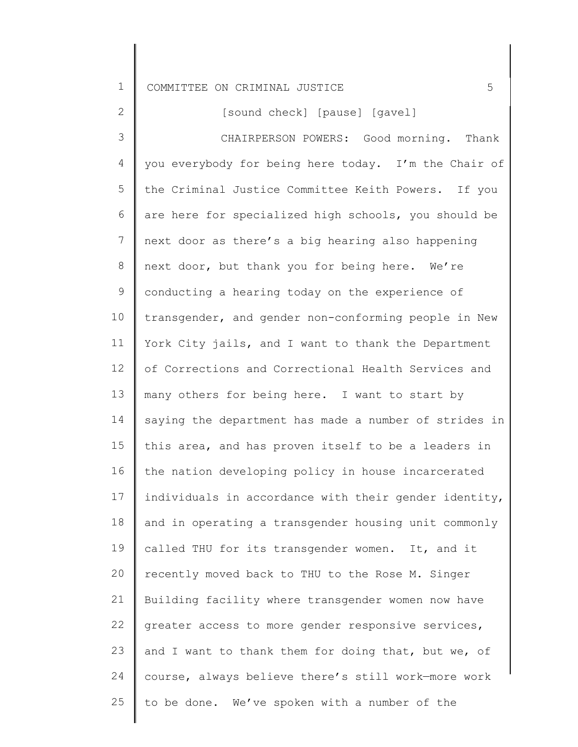[sound check] [pause] [gavel]

CHAIRPERSON POWERS: Good morning. Thank you everybody for being here today. I'm the Chair of the Criminal Justice Committee Keith Powers. If you are here for specialized high schools, you should be next door as there's a big hearing also happening next door, but thank you for being here. We're conducting a hearing today on the experience of transgender, and gender non-conforming people in New York City jails, and I want to thank the Department of Corrections and Correctional Health Services and many others for being here. I want to start by saying the department has made a number of strides in this area, and has proven itself to be a leaders in the nation developing policy in house incarcerated individuals in accordance with their gender identity, and in operating a transgender housing unit commonly called THU for its transgender women. It, and it recently moved back to THU to the Rose M. Singer Building facility where transgender women now have greater access to more gender responsive services, and I want to thank them for doing that, but we, of course, always believe there's still work—more work to be done. We've spoken with a number of the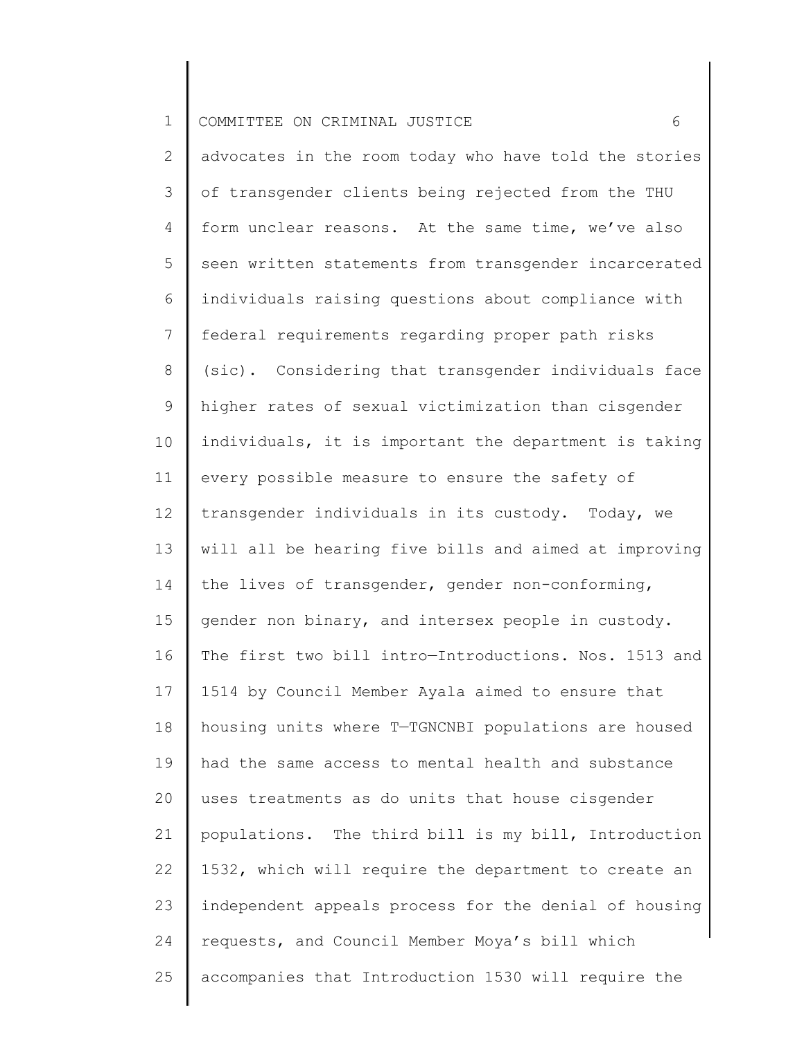advocates in the room today who have told the stories of transgender clients being rejected from the THU form unclear reasons. At the same time, we've also seen written statements from transgender incarcerated individuals raising questions about compliance with federal requirements regarding proper path risks (sic). Considering that transgender individuals face higher rates of sexual victimization than cisgender individuals, it is important the department is taking every possible measure to ensure the safety of transgender individuals in its custody. Today, we will all be hearing five bills and aimed at improving the lives of transgender, gender non-conforming, gender non binary, and intersex people in custody. The first two bill intro—Introductions. Nos. 1513 and 1514 by Council Member Ayala aimed to ensure that housing units where T—TGNCNBI populations are housed had the same access to mental health and substance uses treatments as do units that house cisgender populations. The third bill is my bill, Introduction 1532, which will require the department to create an independent appeals process for the denial of housing requests, and Council Member Moya's bill which accompanies that Introduction 1530 will require the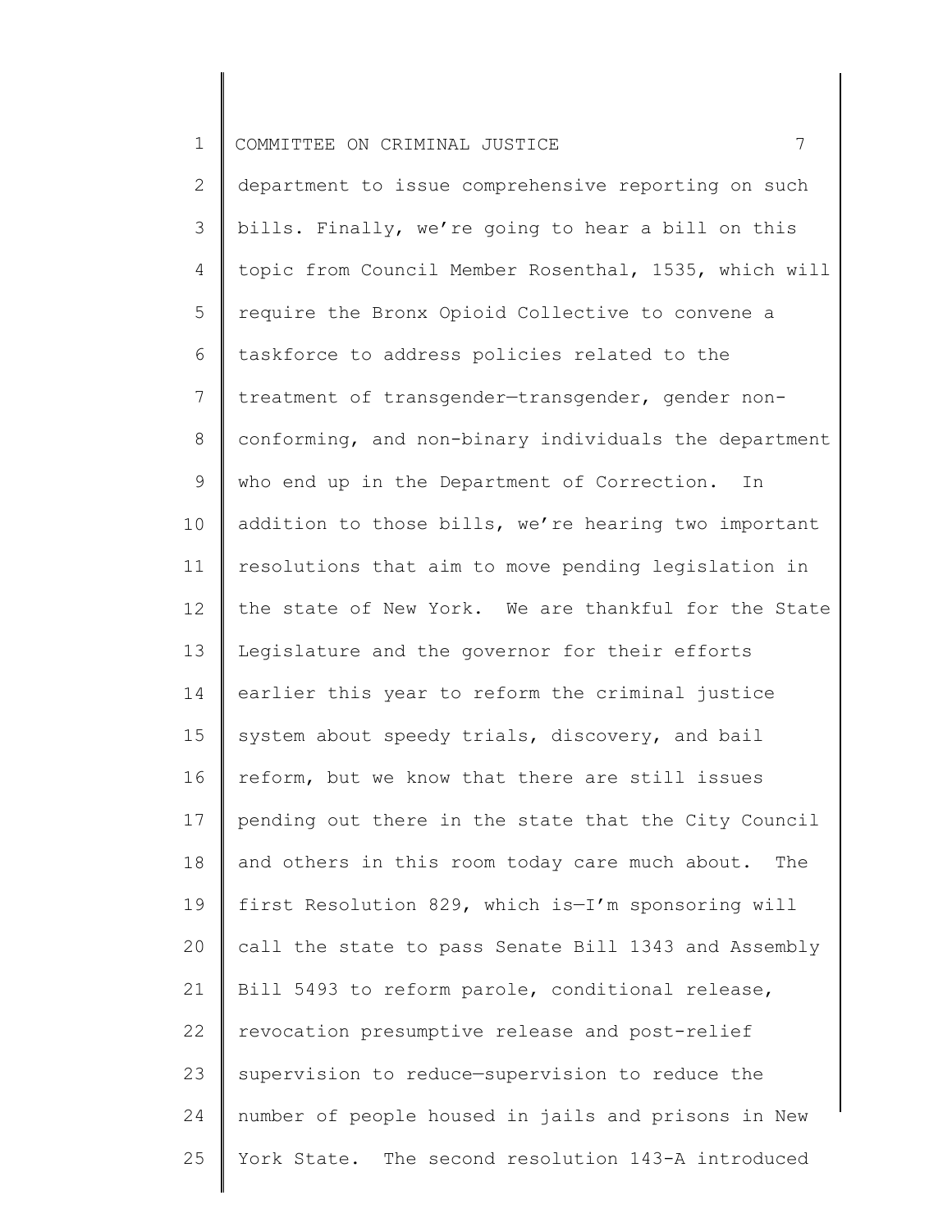department to issue comprehensive reporting on such bills. Finally, we're going to hear a bill on this topic from Council Member Rosenthal, 1535, which will require the Bronx Opioid Collective to convene a taskforce to address policies related to the treatment of transgender—transgender, gender non-conforming, and non-binary individuals the department who end up in the Department of Correction. In addition to those bills, we're hearing two important resolutions that aim to move pending legislation in the state of New York. We are thankful for the State Legislature and the governor for their efforts earlier this year to reform the criminal justice system about speedy trials, discovery, and bail reform, but we know that there are still issues pending out there in the state that the City Council and others in this room today care much about. The first Resolution 829, which is—I'm sponsoring will call the state to pass Senate Bill 1343 and Assembly Bill 5493 to reform parole, conditional release, revocation presumptive release and post-relief supervision to reduce—supervision to reduce the number of people housed in jails and prisons in New York State. The second resolution 143-A introduced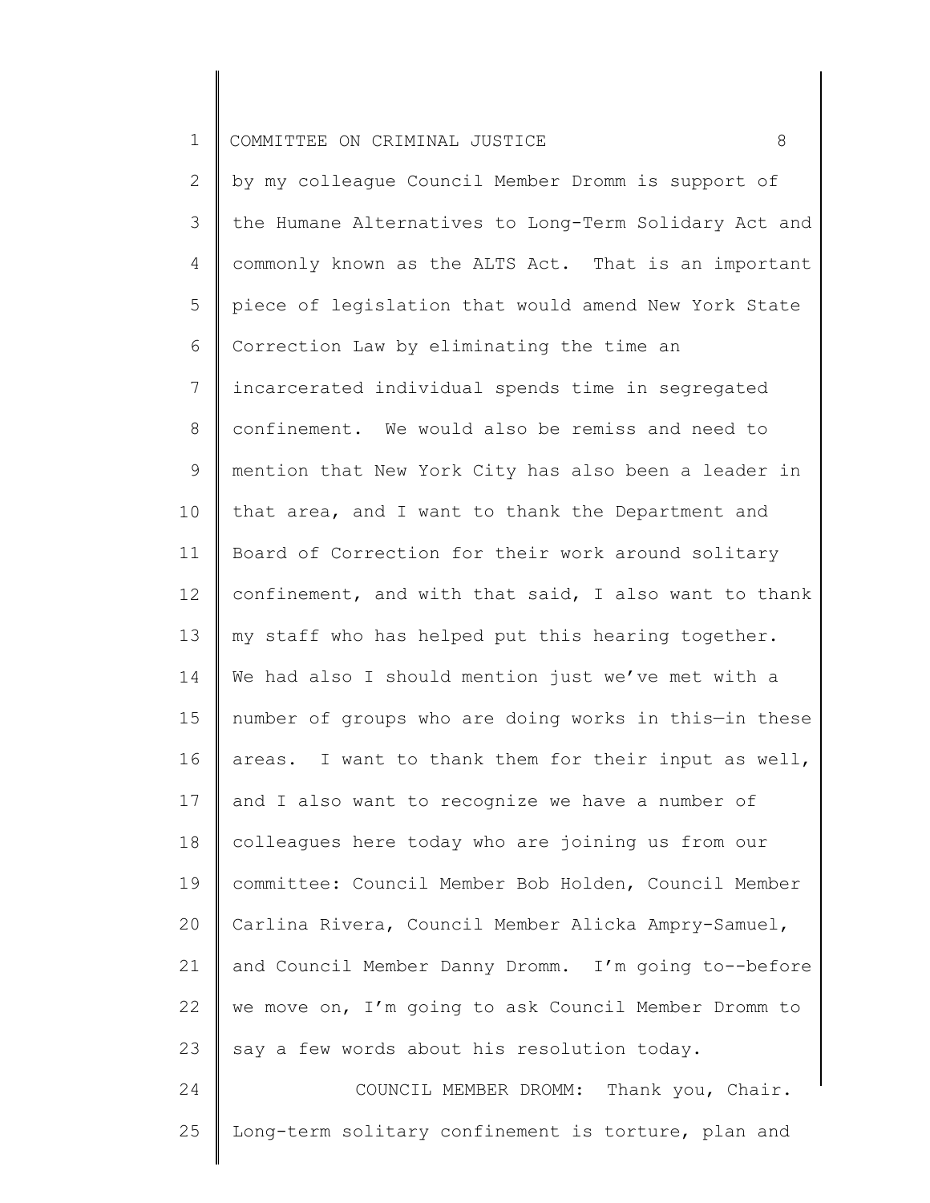by my colleague Council Member Dromm is support of the Humane Alternatives to Long-Term Solidary Act and commonly known as the ALTS Act. That is an important piece of legislation that would amend New York State Correction Law by eliminating the time an incarcerated individual spends time in segregated confinement. We would also be remiss and need to mention that New York City has also been a leader in that area, and I want to thank the Department and Board of Correction for their work around solitary confinement, and with that said, I also want to thank my staff who has helped put this hearing together. We had also I should mention just we've met with a number of groups who are doing works in this—in these areas. I want to thank them for their input as well, and I also want to recognize we have a number of colleagues here today who are joining us from our committee: Council Member Bob Holden, Council Member Carlina Rivera, Council Member Alicka Ampry-Samuel, and Council Member Danny Dromm. I'm going to--before we move on, I'm going to ask Council Member Dromm to say a few words about his resolution today.

COUNCIL MEMBER DROMM: Thank you, Chair. Long-term solitary confinement is torture, plan and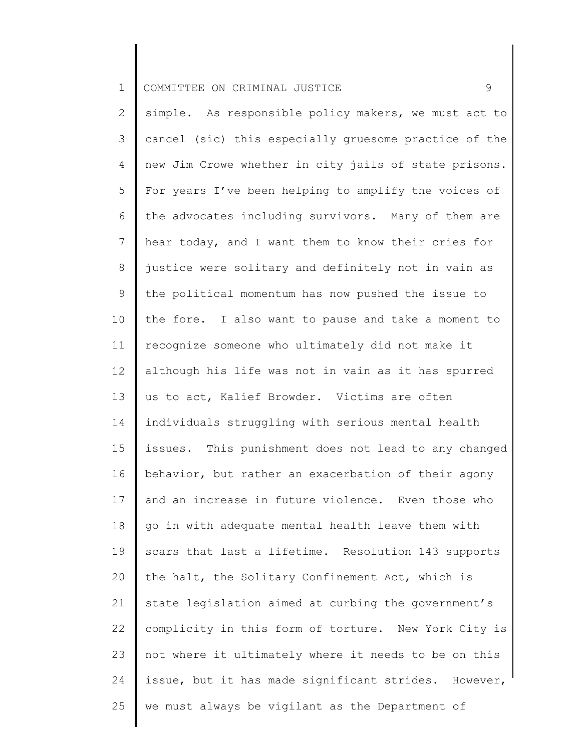simple. As responsible policy makers, we must act to cancel (sic) this especially gruesome practice of the new Jim Crowe whether in city jails of state prisons. For years I've been helping to amplify the voices of the advocates including survivors. Many of them are hear today, and I want them to know their cries for justice were solitary and definitely not in vain as the political momentum has now pushed the issue to the fore. I also want to pause and take a moment to recognize someone who ultimately did not make it although his life was not in vain as it has spurred us to act, Kalief Browder. Victims are often individuals struggling with serious mental health issues. This punishment does not lead to any changed behavior, but rather an exacerbation of their agony and an increase in future violence. Even those who go in with adequate mental health leave them with scars that last a lifetime. Resolution 143 supports the halt, the Solitary Confinement Act, which is state legislation aimed at curbing the government's complicity in this form of torture. New York City is not where it ultimately where it needs to be on this issue, but it has made significant strides. However, we must always be vigilant as the Department of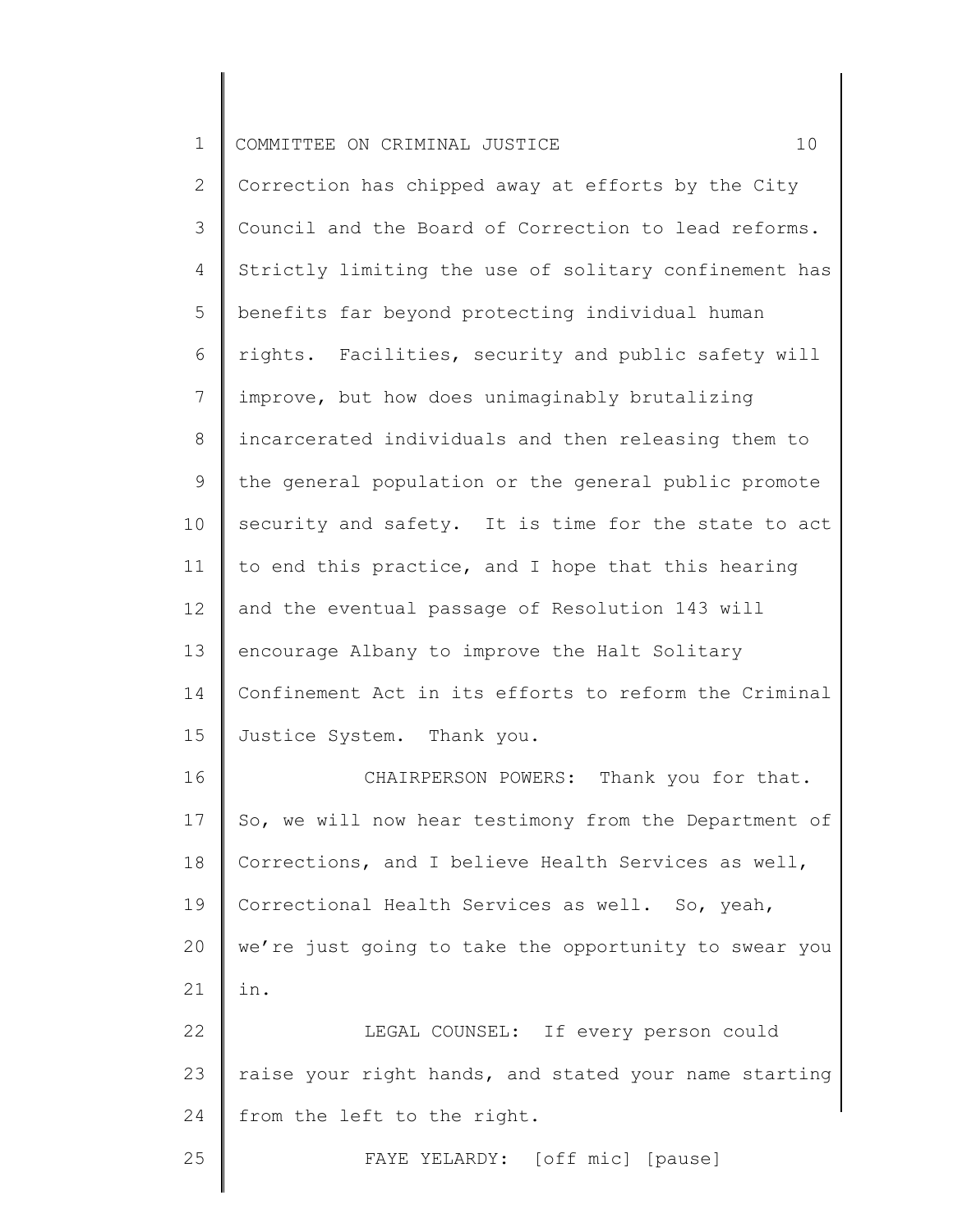Correction has chipped away at efforts by the City Council and the Board of Correction to lead reforms. Strictly limiting the use of solitary confinement has benefits far beyond protecting individual human rights. Facilities, security and public safety will improve, but how does unimaginably brutalizing incarcerated individuals and then releasing them to the general population or the general public promote security and safety. It is time for the state to act to end this practice, and I hope that this hearing and the eventual passage of Resolution 143 will encourage Albany to improve the Halt Solitary Confinement Act in its efforts to reform the Criminal Justice System. Thank you.

CHAIRPERSON POWERS: Thank you for that. So, we will now hear testimony from the Department of Corrections, and I believe Health Services as well, Correctional Health Services as well. So, yeah, we're just going to take the opportunity to swear you in.

LEGAL COUNSEL: If every person could raise your right hands, and stated your name starting from the left to the right.

FAYE YELARDY: [off mic] [pause]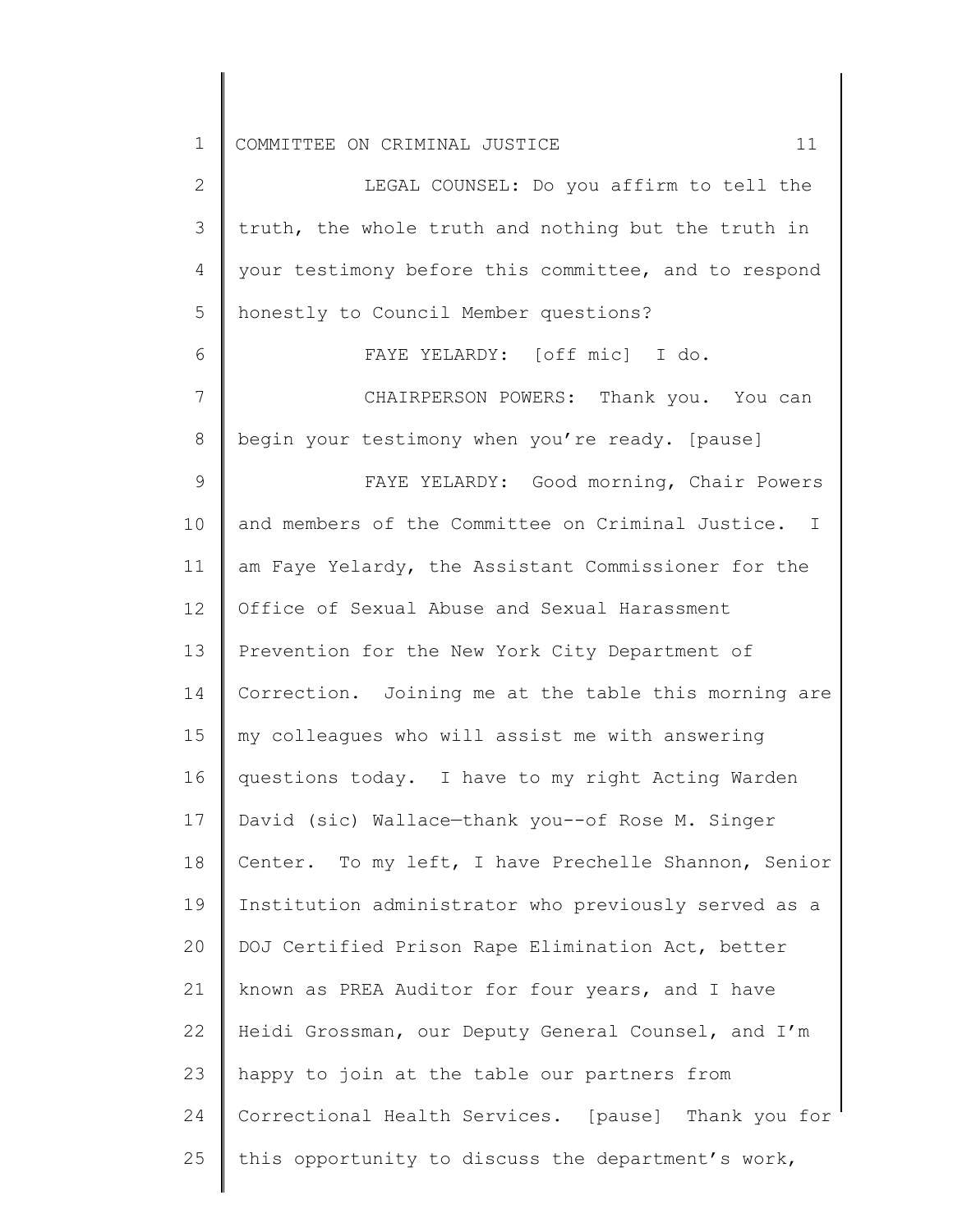LEGAL COUNSEL: Do you affirm to tell the truth, the whole truth and nothing but the truth in your testimony before this committee, and to respond honestly to Council Member questions?

FAYE YELARDY: [off mic] I do.

CHAIRPERSON POWERS: Thank you. You can begin your testimony when you're ready. [pause]

FAYE YELARDY: Good morning, Chair Powers and members of the Committee on Criminal Justice. I am Faye Yelardy, the Assistant Commissioner for the Office of Sexual Abuse and Sexual Harassment Prevention for the New York City Department of Correction. Joining me at the table this morning are my colleagues who will assist me with answering questions today. I have to my right Acting Warden David (sic) Wallace—thank you--of Rose M. Singer Center. To my left, I have Prechelle Shannon, Senior Institution administrator who previously served as a DOJ Certified Prison Rape Elimination Act, better known as PREA Auditor for four years, and I have Heidi Grossman, our Deputy General Counsel, and I'm happy to join at the table our partners from Correctional Health Services. [pause] Thank you for this opportunity to discuss the department's work,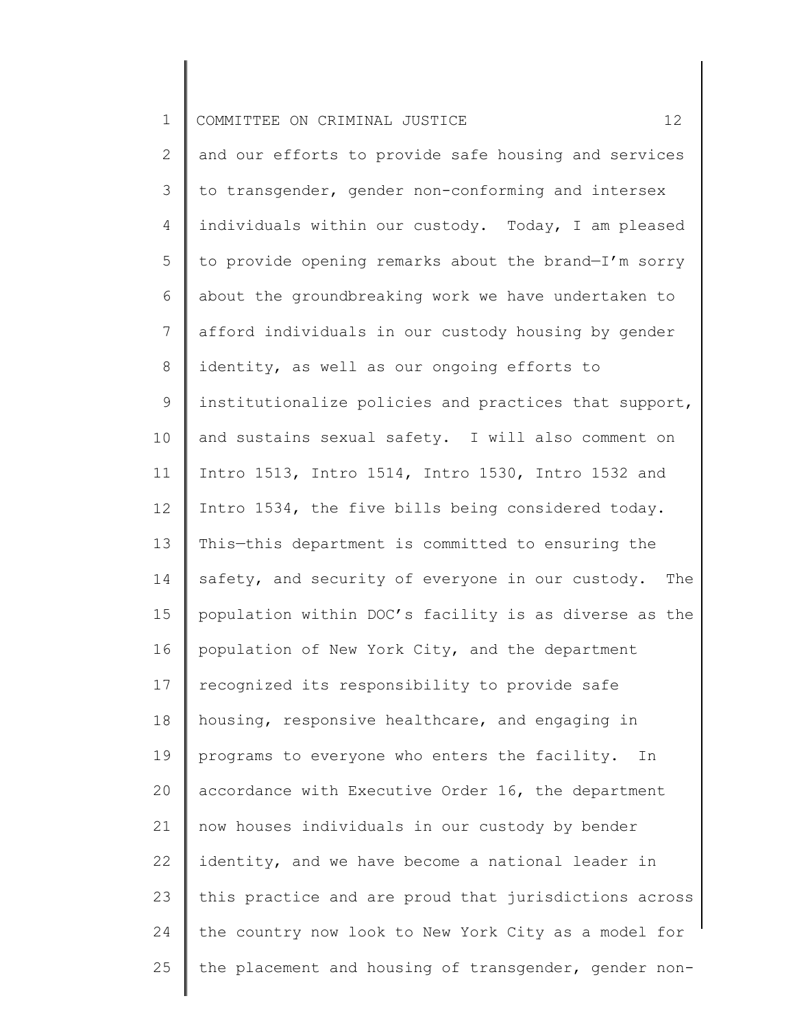and our efforts to provide safe housing and services to transgender, gender non-conforming and intersex individuals within our custody. Today, I am pleased to provide opening remarks about the brand—I'm sorry about the groundbreaking work we have undertaken to afford individuals in our custody housing by gender identity, as well as our ongoing efforts to institutionalize policies and practices that support, and sustains sexual safety. I will also comment on Intro 1513, Intro 1514, Intro 1530, Intro 1532 and Intro 1534, the five bills being considered today. This—this department is committed to ensuring the safety, and security of everyone in our custody. The population within DOC's facility is as diverse as the population of New York City, and the department recognized its responsibility to provide safe housing, responsive healthcare, and engaging in programs to everyone who enters the facility. In accordance with Executive Order 16, the department now houses individuals in our custody by bender identity, and we have become a national leader in this practice and are proud that jurisdictions across the country now look to New York City as a model for the placement and housing of transgender, gender non-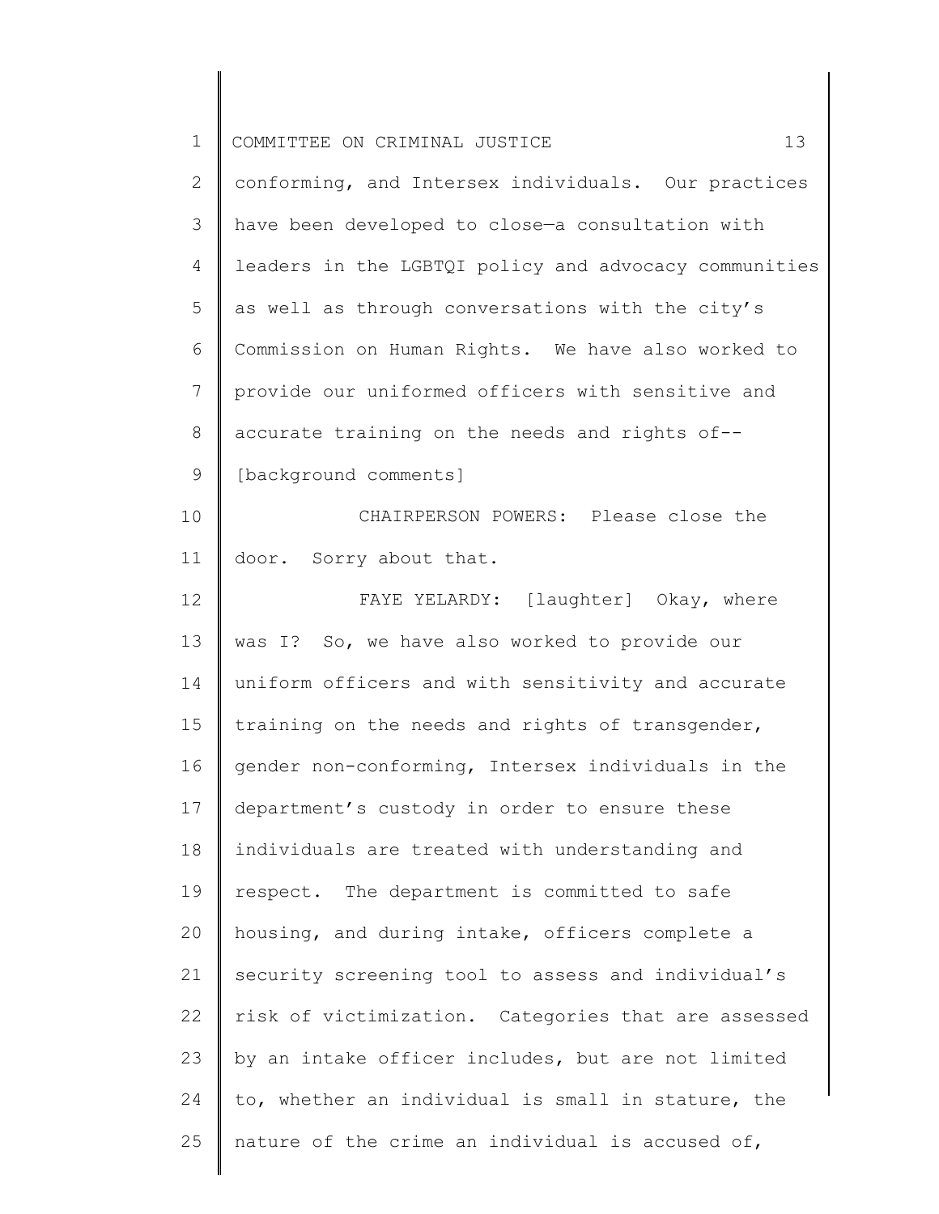conforming, and Intersex individuals. Our practices have been developed to close—a consultation with leaders in the LGBTQI policy and advocacy communities as well as through conversations with the city's Commission on Human Rights. We have also worked to provide our uniformed officers with sensitive and accurate training on the needs and rights of-- [background comments]

CHAIRPERSON POWERS: Please close the door. Sorry about that.

FAYE YELARDY: [laughter] Okay, where was I? So, we have also worked to provide our uniform officers and with sensitivity and accurate training on the needs and rights of transgender, gender non-conforming, Intersex individuals in the department's custody in order to ensure these individuals are treated with understanding and respect. The department is committed to safe housing, and during intake, officers complete a security screening tool to assess and individual's risk of victimization. Categories that are assessed by an intake officer includes, but are not limited to, whether an individual is small in stature, the nature of the crime an individual is accused of,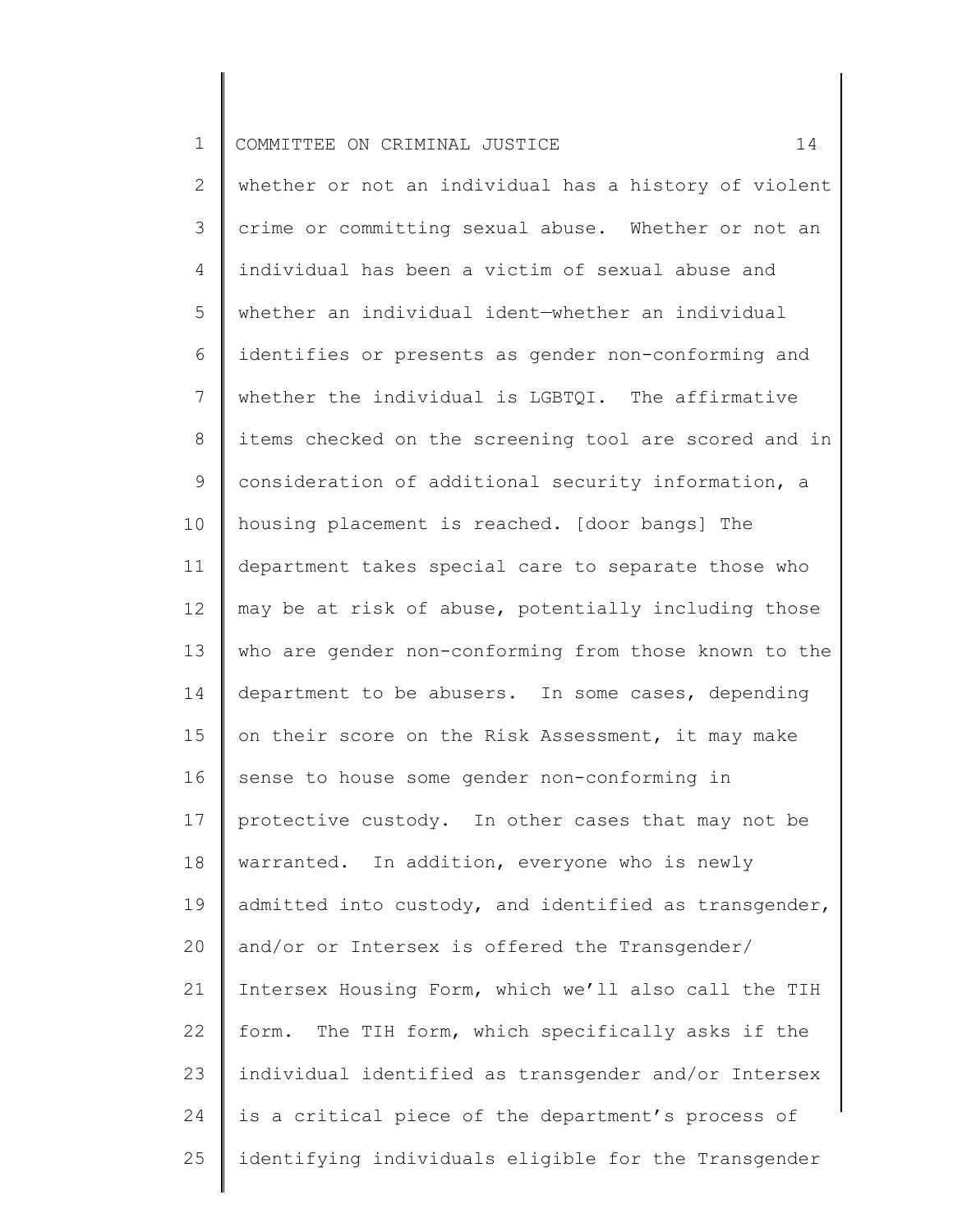whether or not an individual has a history of violent crime or committing sexual abuse. Whether or not an individual has been a victim of sexual abuse and whether an individual ident—whether an individual identifies or presents as gender non-conforming and whether the individual is LGBTQI. The affirmative items checked on the screening tool are scored and in consideration of additional security information, a housing placement is reached. [door bangs] The department takes special care to separate those who may be at risk of abuse, potentially including those who are gender non-conforming from those known to the department to be abusers. In some cases, depending on their score on the Risk Assessment, it may make sense to house some gender non-conforming in protective custody. In other cases that may not be warranted. In addition, everyone who is newly admitted into custody, and identified as transgender, and/or or Intersex is offered the Transgender/ Intersex Housing Form, which we'll also call the TIH form. The TIH form, which specifically asks if the individual identified as transgender and/or Intersex is a critical piece of the department's process of identifying individuals eligible for the Transgender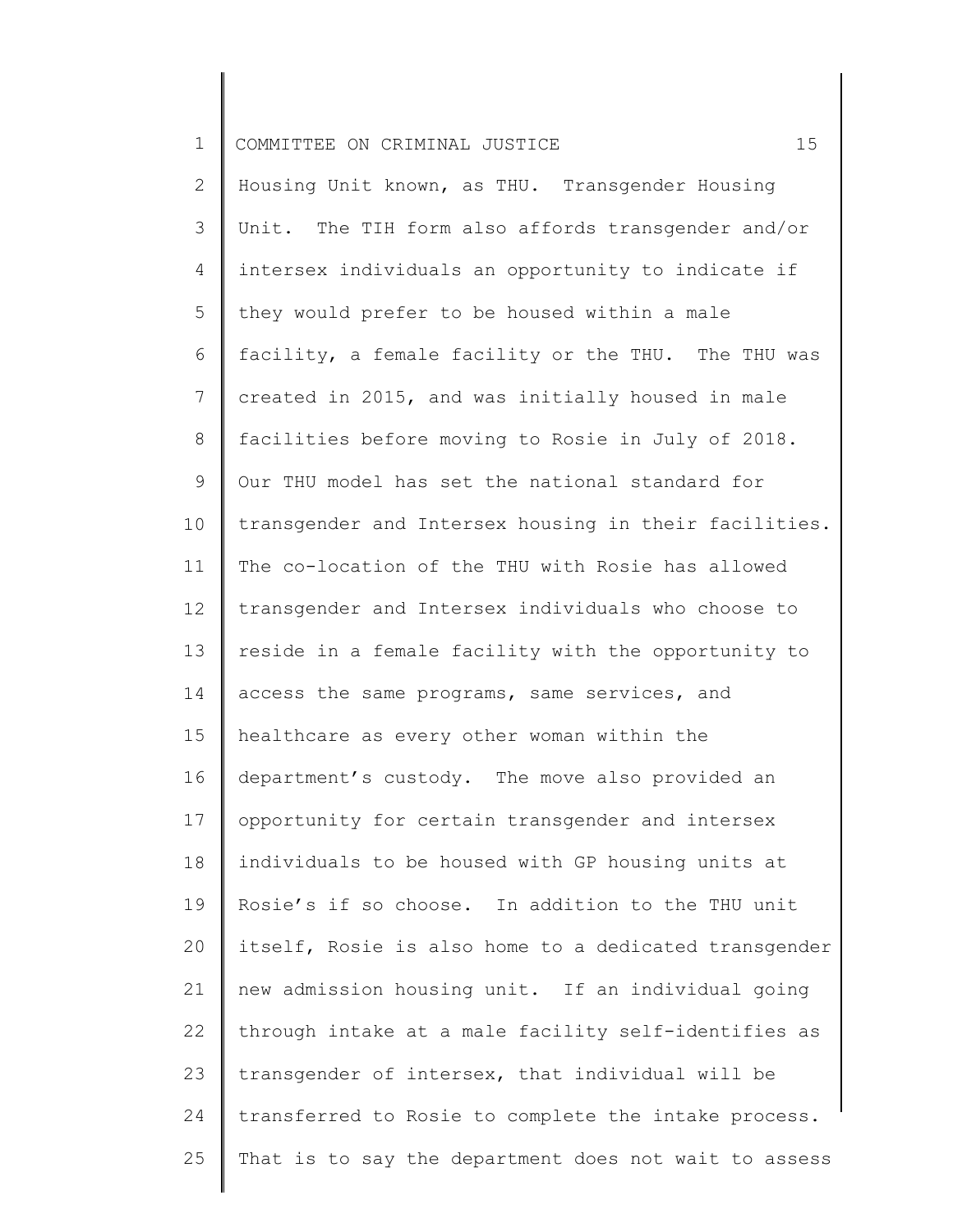Housing Unit known, as THU. Transgender Housing Unit. The TIH form also affords transgender and/or intersex individuals an opportunity to indicate if they would prefer to be housed within a male facility, a female facility or the THU. The THU was created in 2015, and was initially housed in male facilities before moving to Rosie in July of 2018. Our THU model has set the national standard for transgender and Intersex housing in their facilities. The co-location of the THU with Rosie has allowed transgender and Intersex individuals who choose to reside in a female facility with the opportunity to access the same programs, same services, and healthcare as every other woman within the department's custody. The move also provided an opportunity for certain transgender and intersex individuals to be housed with GP housing units at Rosie's if so choose. In addition to the THU unit itself, Rosie is also home to a dedicated transgender new admission housing unit. If an individual going through intake at a male facility self-identifies as transgender of intersex, that individual will be transferred to Rosie to complete the intake process. That is to say the department does not wait to assess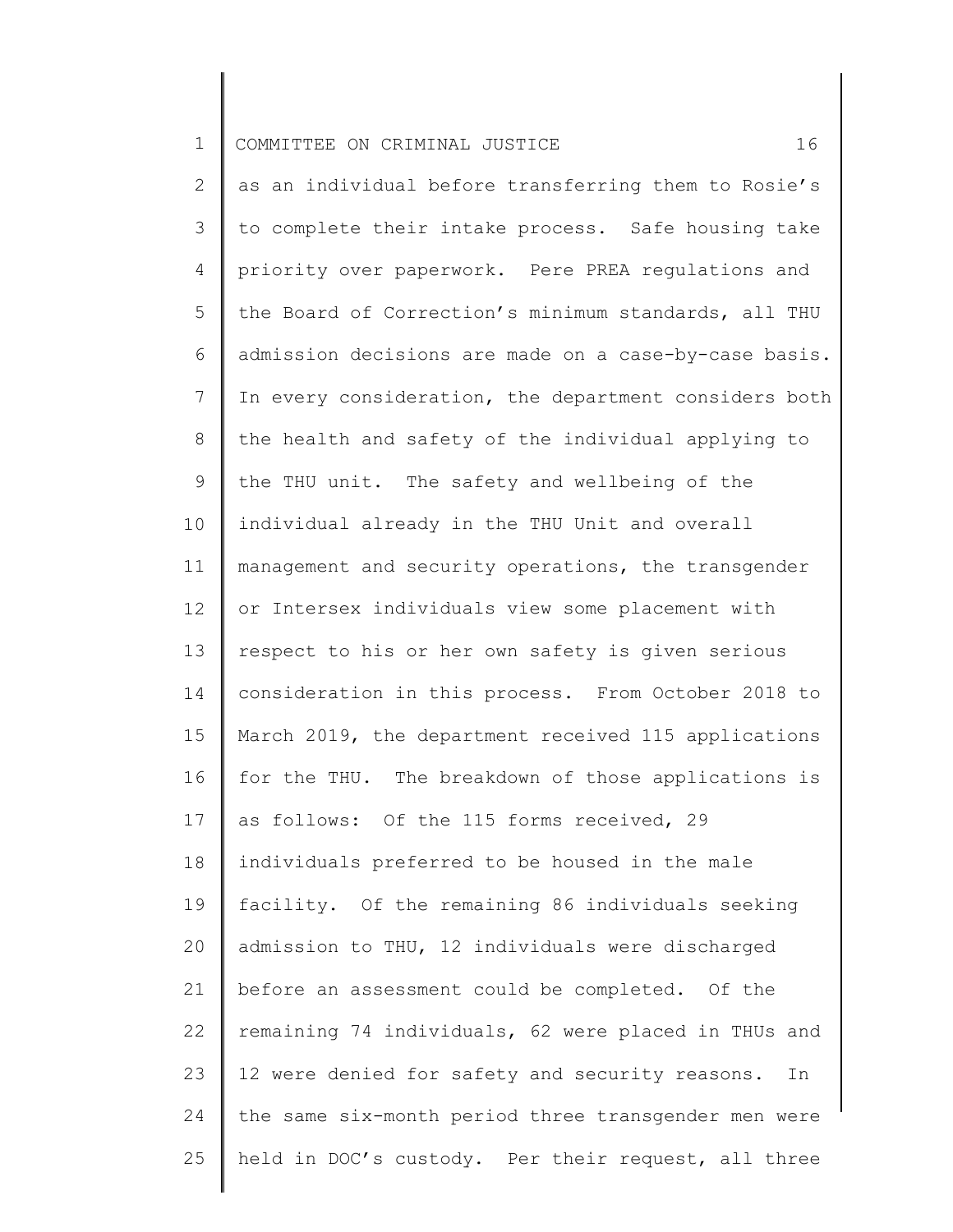as an individual before transferring them to Rosie's to complete their intake process. Safe housing take priority over paperwork. Pere PREA regulations and the Board of Correction's minimum standards, all THU admission decisions are made on a case-by-case basis. In every consideration, the department considers both the health and safety of the individual applying to the THU unit. The safety and wellbeing of the individual already in the THU Unit and overall management and security operations, the transgender or Intersex individuals view some placement with respect to his or her own safety is given serious consideration in this process. From October 2018 to March 2019, the department received 115 applications for the THU. The breakdown of those applications is as follows: Of the 115 forms received, 29 individuals preferred to be housed in the male facility. Of the remaining 86 individuals seeking admission to THU, 12 individuals were discharged before an assessment could be completed. Of the remaining 74 individuals, 62 were placed in THUs and 12 were denied for safety and security reasons. In the same six-month period three transgender men were held in DOC's custody. Per their request, all three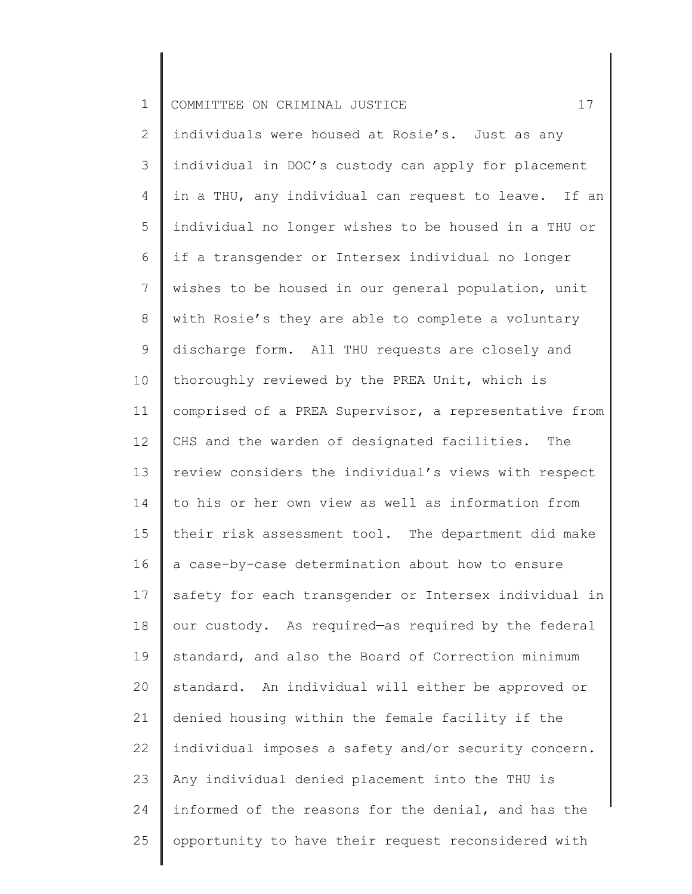individuals were housed at Rosie's. Just as any individual in DOC's custody can apply for placement in a THU, any individual can request to leave. If an individual no longer wishes to be housed in a THU or if a transgender or Intersex individual no longer wishes to be housed in our general population, unit with Rosie's they are able to complete a voluntary discharge form. All THU requests are closely and thoroughly reviewed by the PREA Unit, which is comprised of a PREA Supervisor, a representative from CHS and the warden of designated facilities. The review considers the individual's views with respect to his or her own view as well as information from their risk assessment tool. The department did make a case-by-case determination about how to ensure safety for each transgender or Intersex individual in our custody. As required—as required by the federal standard, and also the Board of Correction minimum standard. An individual will either be approved or denied housing within the female facility if the individual imposes a safety and/or security concern. Any individual denied placement into the THU is informed of the reasons for the denial, and has the opportunity to have their request reconsidered with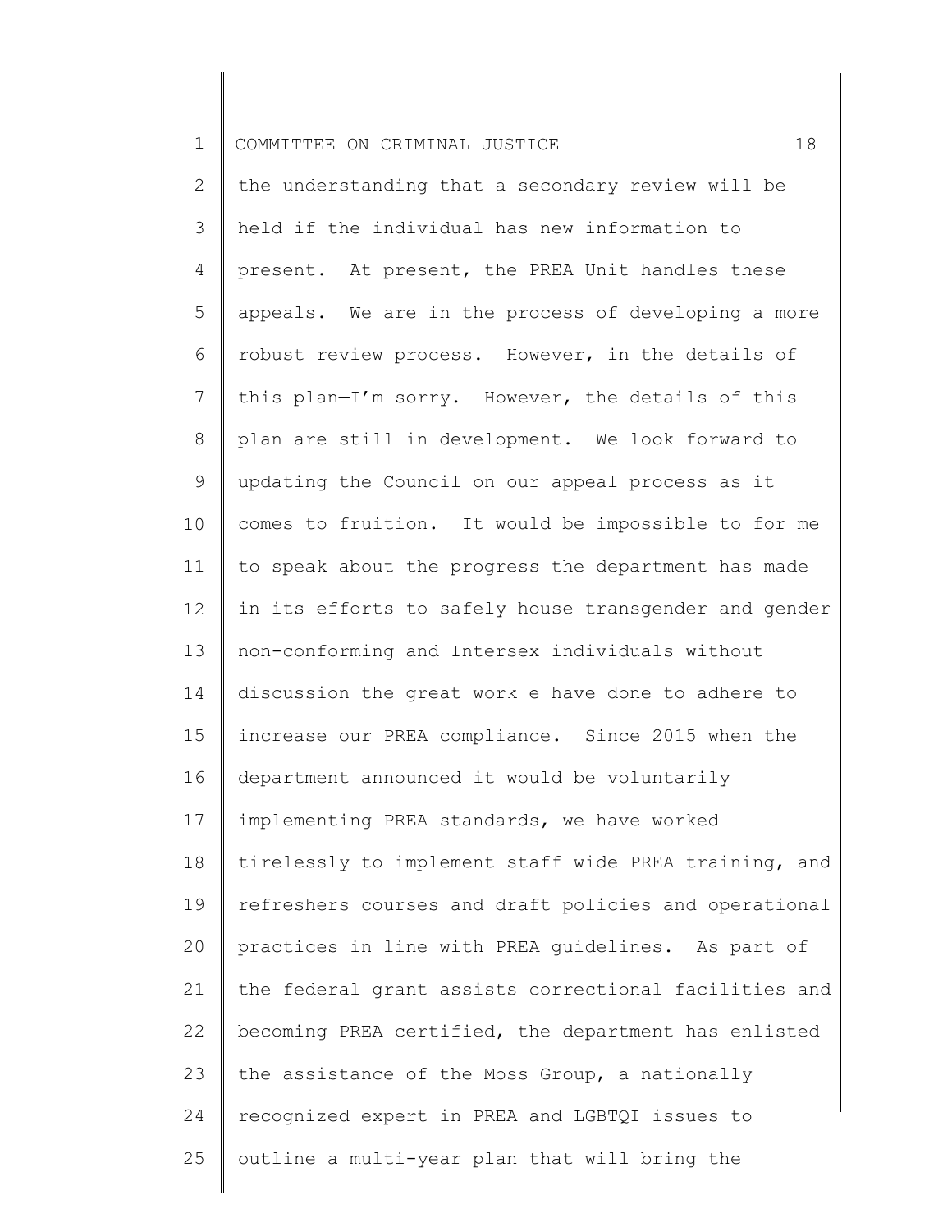the understanding that a secondary review will be held if the individual has new information to present. At present, the PREA Unit handles these appeals. We are in the process of developing a more robust review process. However, in the details of this plan—I'm sorry. However, the details of this plan are still in development. We look forward to updating the Council on our appeal process as it comes to fruition. It would be impossible to for me to speak about the progress the department has made in its efforts to safely house transgender and gender non-conforming and Intersex individuals without discussion the great work e have done to adhere to increase our PREA compliance. Since 2015 when the department announced it would be voluntarily implementing PREA standards, we have worked tirelessly to implement staff wide PREA training, and refreshers courses and draft policies and operational practices in line with PREA guidelines. As part of the federal grant assists correctional facilities and becoming PREA certified, the department has enlisted the assistance of the Moss Group, a nationally recognized expert in PREA and LGBTQI issues to outline a multi-year plan that will bring the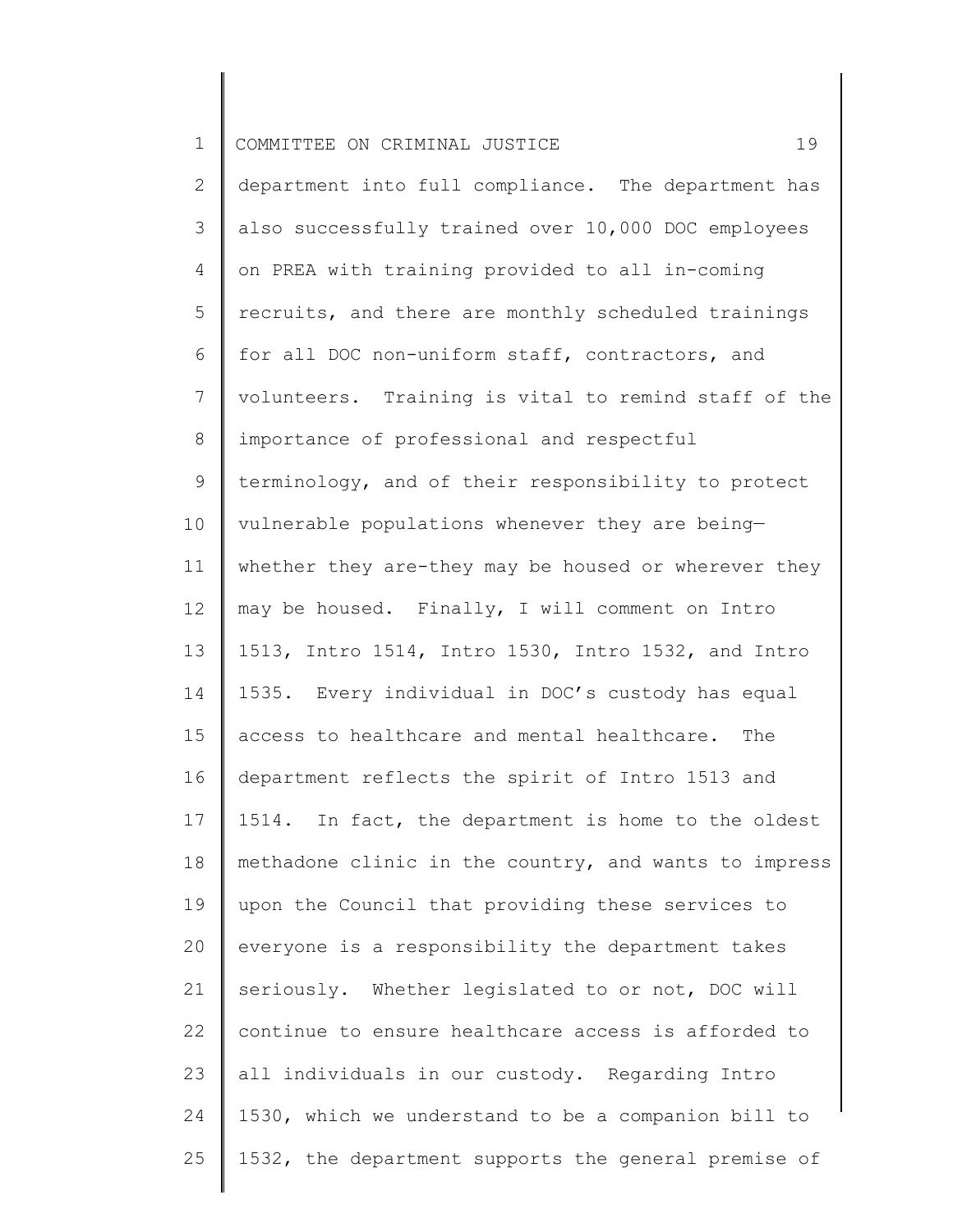department into full compliance. The department has also successfully trained over 10,000 DOC employees on PREA with training provided to all in-coming recruits, and there are monthly scheduled trainings for all DOC non-uniform staff, contractors, and volunteers. Training is vital to remind staff of the importance of professional and respectful terminology, and of their responsibility to protect vulnerable populations whenever they are being— whether they are-they may be housed or wherever they may be housed. Finally, I will comment on Intro 1513, Intro 1514, Intro 1530, Intro 1532, and Intro 1535. Every individual in DOC's custody has equal access to healthcare and mental healthcare. The department reflects the spirit of Intro 1513 and 1514. In fact, the department is home to the oldest methadone clinic in the country, and wants to impress upon the Council that providing these services to everyone is a responsibility the department takes seriously. Whether legislated to or not, DOC will continue to ensure healthcare access is afforded to all individuals in our custody. Regarding Intro 1530, which we understand to be a companion bill to 1532, the department supports the general premise of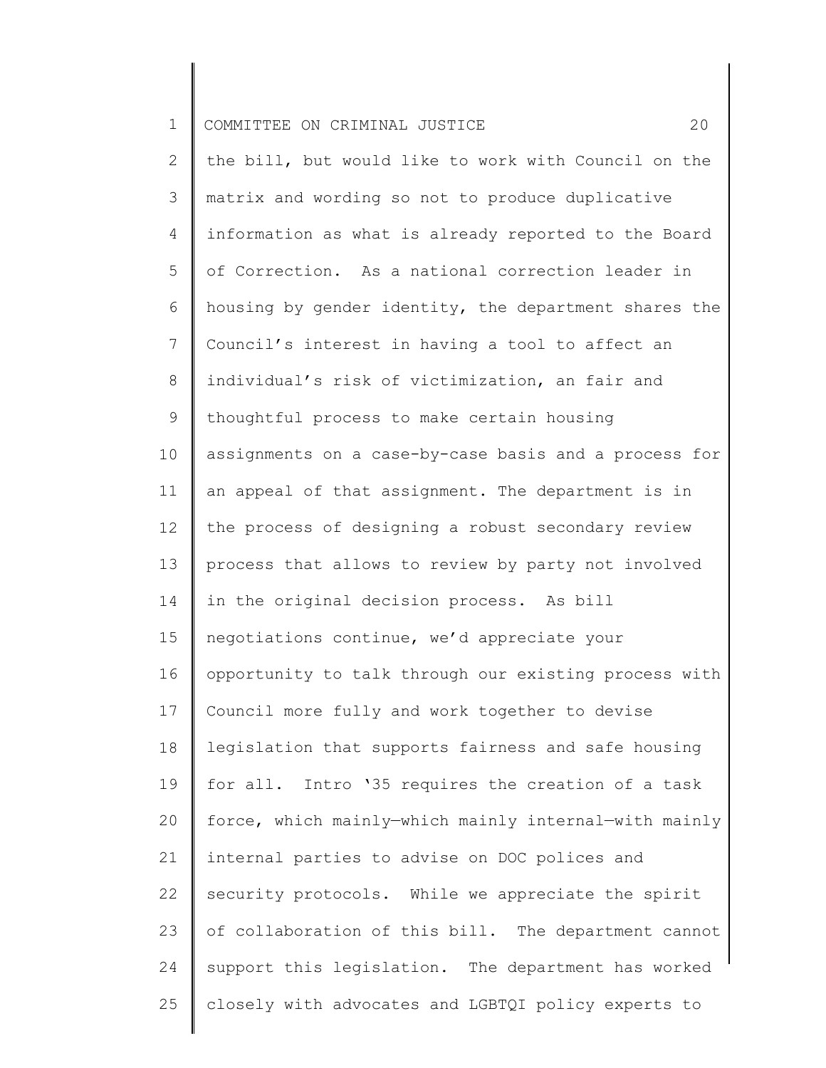the bill, but would like to work with Council on the matrix and wording so not to produce duplicative information as what is already reported to the Board of Correction. As a national correction leader in housing by gender identity, the department shares the Council's interest in having a tool to affect an individual's risk of victimization, an fair and thoughtful process to make certain housing assignments on a case-by-case basis and a process for an appeal of that assignment. The department is in the process of designing a robust secondary review process that allows to review by party not involved in the original decision process. As bill negotiations continue, we'd appreciate your opportunity to talk through our existing process with Council more fully and work together to devise legislation that supports fairness and safe housing for all. Intro '35 requires the creation of a task force, which mainly—which mainly internal—with mainly internal parties to advise on DOC polices and security protocols. While we appreciate the spirit of collaboration of this bill. The department cannot support this legislation. The department has worked closely with advocates and LGBTQI policy experts to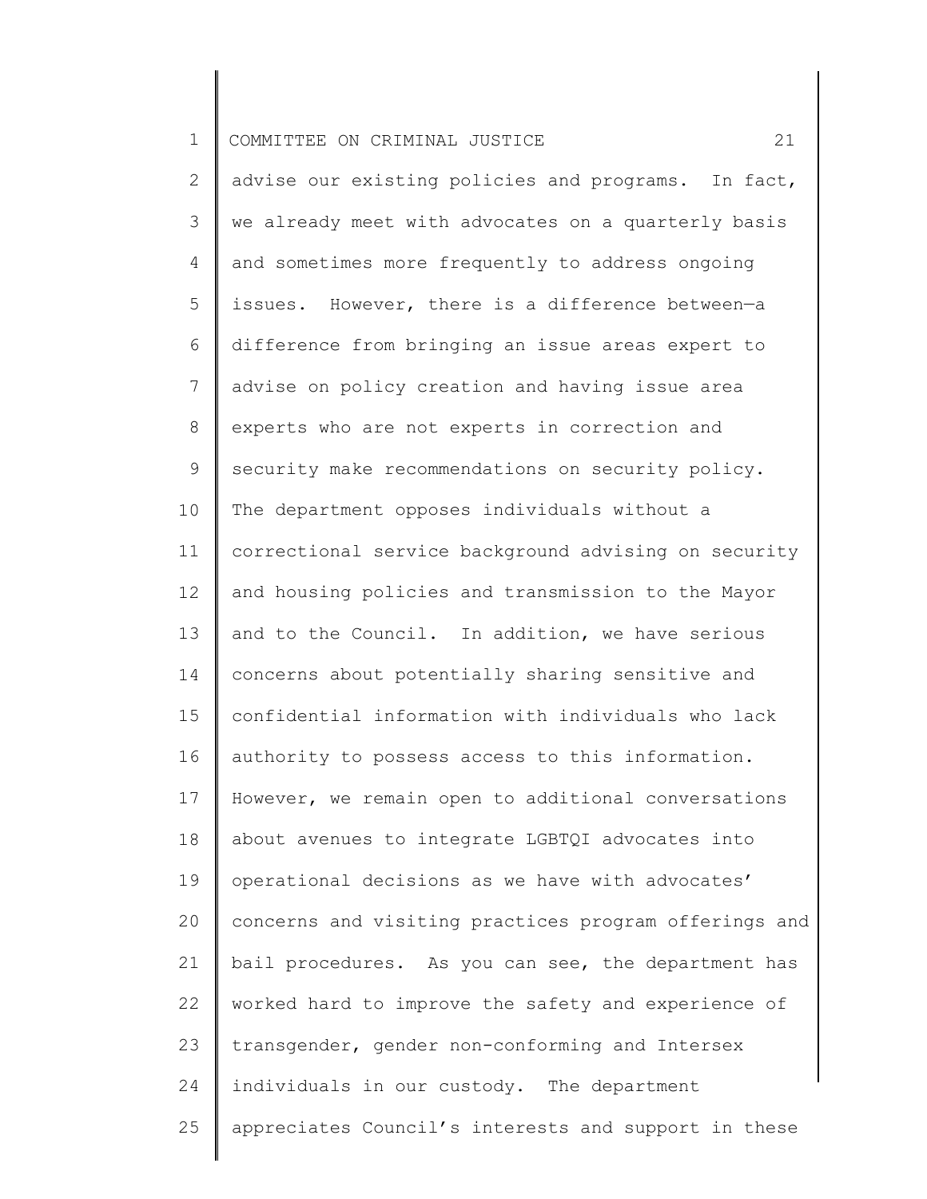advise our existing policies and programs. In fact, we already meet with advocates on a quarterly basis and sometimes more frequently to address ongoing issues. However, there is a difference between—a difference from bringing an issue areas expert to advise on policy creation and having issue area experts who are not experts in correction and security make recommendations on security policy. The department opposes individuals without a correctional service background advising on security and housing policies and transmission to the Mayor and to the Council. In addition, we have serious concerns about potentially sharing sensitive and confidential information with individuals who lack authority to possess access to this information. However, we remain open to additional conversations about avenues to integrate LGBTQI advocates into operational decisions as we have with advocates' concerns and visiting practices program offerings and bail procedures. As you can see, the department has worked hard to improve the safety and experience of transgender, gender non-conforming and Intersex individuals in our custody. The department appreciates Council's interests and support in these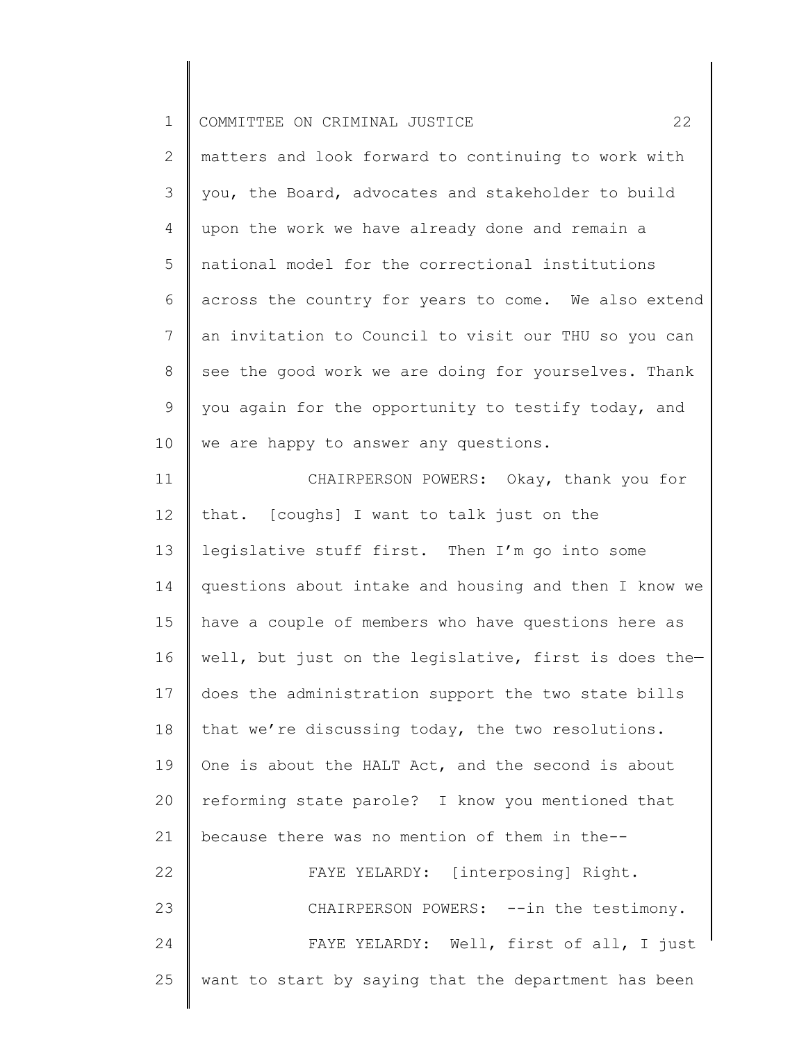matters and look forward to continuing to work with you, the Board, advocates and stakeholder to build upon the work we have already done and remain a national model for the correctional institutions across the country for years to come. We also extend an invitation to Council to visit our THU so you can see the good work we are doing for yourselves. Thank you again for the opportunity to testify today, and we are happy to answer any questions.

CHAIRPERSON POWERS: Okay, thank you for that. [coughs] I want to talk just on the legislative stuff first. Then I'm go into some questions about intake and housing and then I know we have a couple of members who have questions here as well, but just on the legislative, first is does the— does the administration support the two state bills that we're discussing today, the two resolutions. One is about the HALT Act, and the second is about reforming state parole? I know you mentioned that because there was no mention of them in the--

FAYE YELARDY: [interposing] Right.

CHAIRPERSON POWERS: --in the testimony.

FAYE YELARDY: Well, first of all, I just want to start by saying that the department has been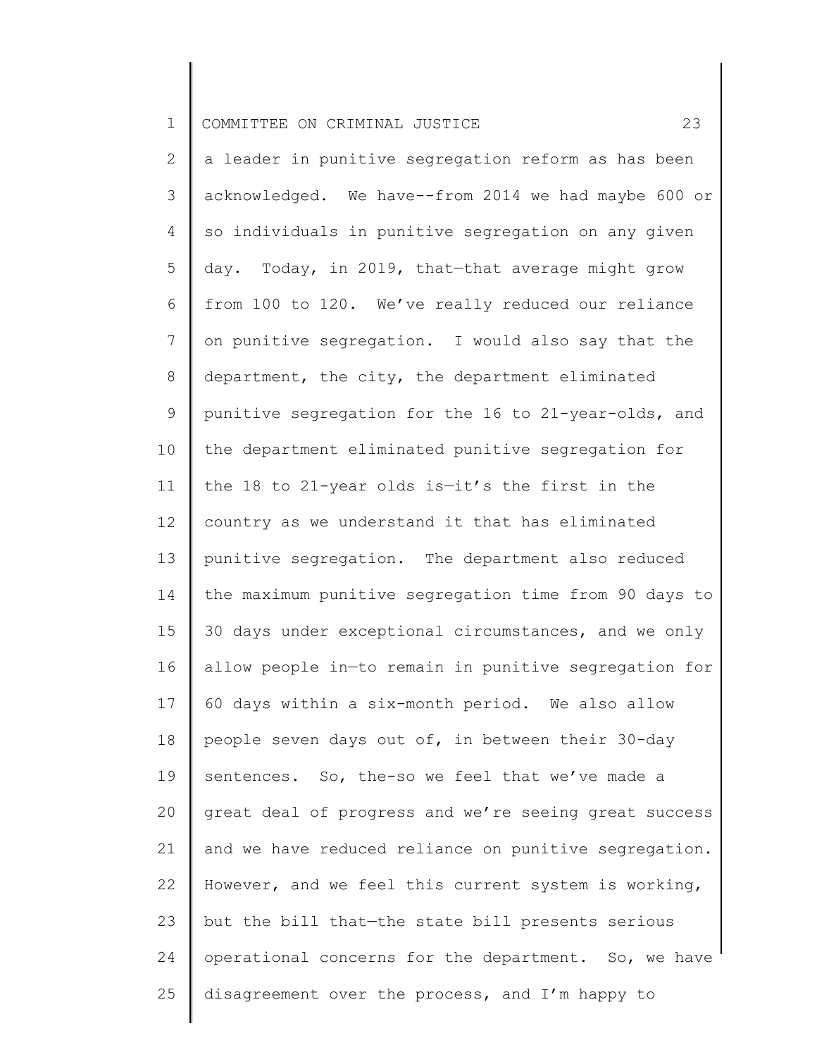a leader in punitive segregation reform as has been acknowledged. We have--from 2014 we had maybe 600 or so individuals in punitive segregation on any given day. Today, in 2019, that—that average might grow from 100 to 120. We've really reduced our reliance on punitive segregation. I would also say that the department, the city, the department eliminated punitive segregation for the 16 to 21-year-olds, and the department eliminated punitive segregation for the 18 to 21-year olds is—it's the first in the country as we understand it that has eliminated punitive segregation. The department also reduced the maximum punitive segregation time from 90 days to 30 days under exceptional circumstances, and we only allow people in—to remain in punitive segregation for 60 days within a six-month period. We also allow people seven days out of, in between their 30-day sentences. So, the-so we feel that we've made a great deal of progress and we're seeing great success and we have reduced reliance on punitive segregation. However, and we feel this current system is working, but the bill that—the state bill presents serious operational concerns for the department. So, we have disagreement over the process, and I'm happy to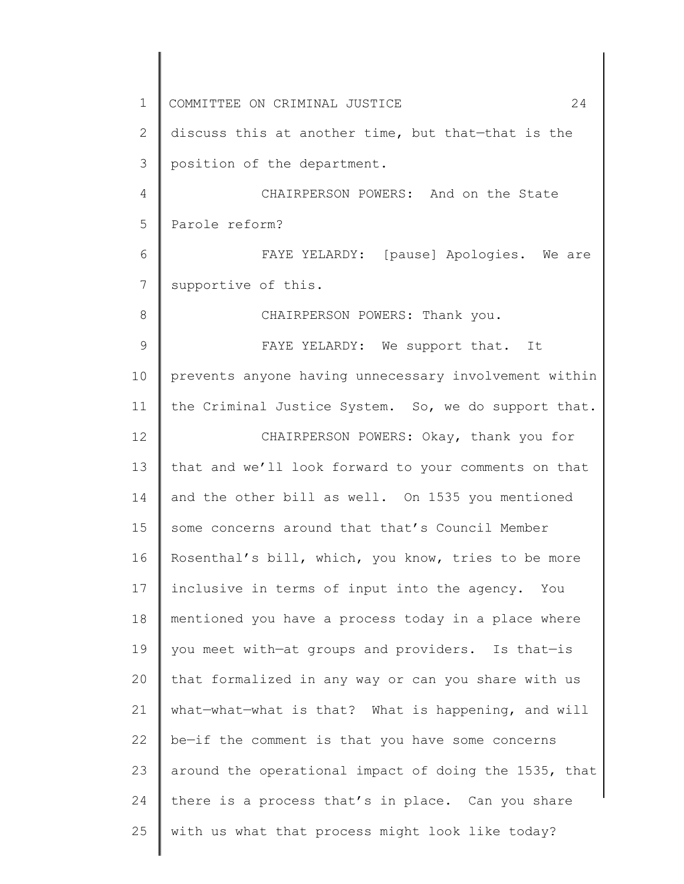discuss this at another time, but that—that is the position of the department.

CHAIRPERSON POWERS: And on the State Parole reform?

FAYE YELARDY: [pause] Apologies. We are supportive of this.

CHAIRPERSON POWERS: Thank you.

FAYE YELARDY: We support that. It prevents anyone having unnecessary involvement within the Criminal Justice System. So, we do support that.

CHAIRPERSON POWERS: Okay, thank you for that and we'll look forward to your comments on that and the other bill as well. On 1535 you mentioned some concerns around that that's Council Member Rosenthal's bill, which, you know, tries to be more inclusive in terms of input into the agency. You mentioned you have a process today in a place where you meet with—at groups and providers. Is that—is that formalized in any way or can you share with us what—what—what is that? What is happening, and will be—if the comment is that you have some concerns around the operational impact of doing the 1535, that there is a process that's in place. Can you share with us what that process might look like today?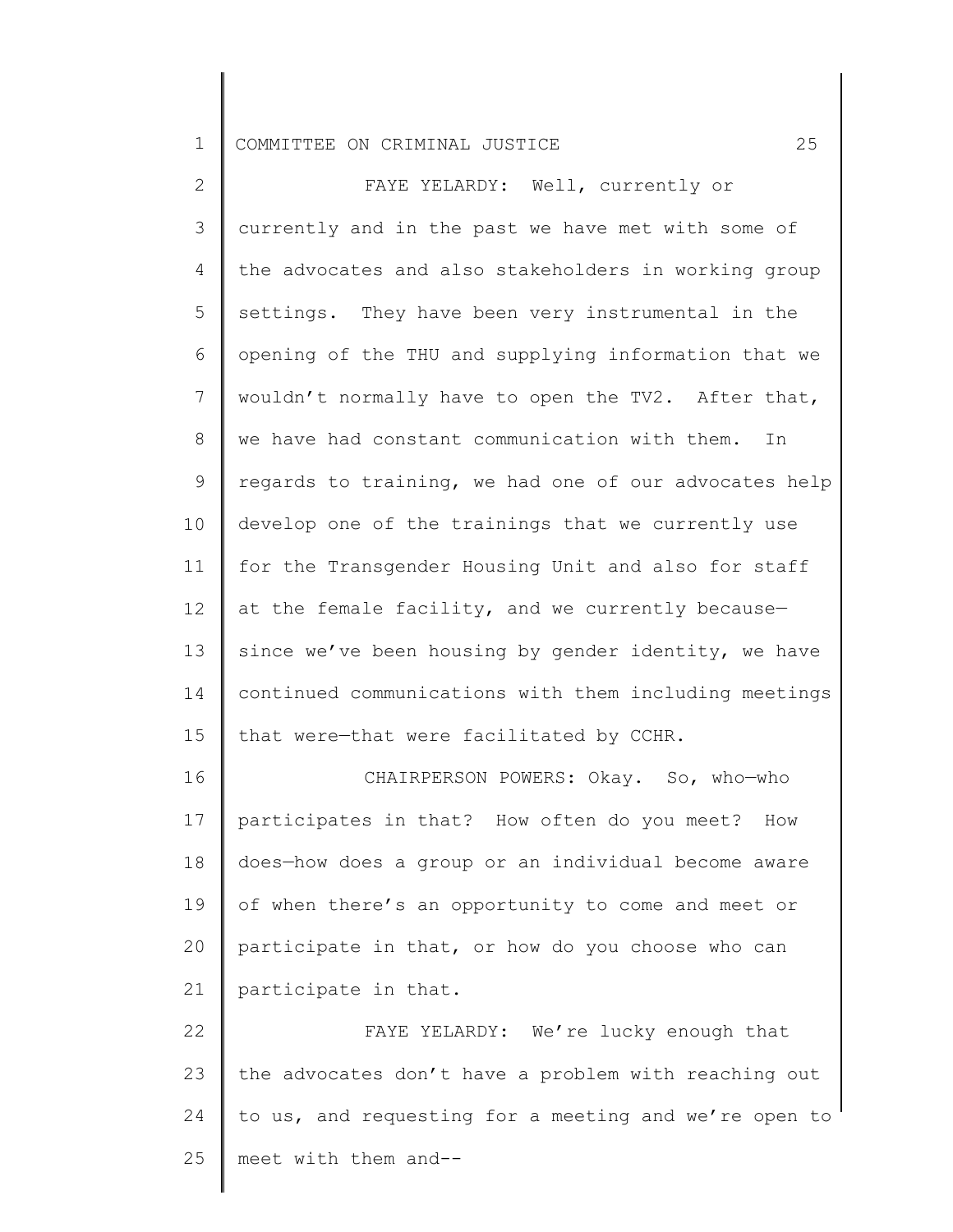FAYE YELARDY: Well, currently or currently and in the past we have met with some of the advocates and also stakeholders in working group settings. They have been very instrumental in the opening of the THU and supplying information that we wouldn't normally have to open the TV2. After that, we have had constant communication with them. In regards to training, we had one of our advocates help develop one of the trainings that we currently use for the Transgender Housing Unit and also for staff at the female facility, and we currently because—since we've been housing by gender identity, we have continued communications with them including meetings that were—that were facilitated by CCHR.

CHAIRPERSON POWERS: Okay. So, who—who participates in that? How often do you meet? How does—how does a group or an individual become aware of when there's an opportunity to come and meet or participate in that, or how do you choose who can participate in that.

FAYE YELARDY: We're lucky enough that the advocates don't have a problem with reaching out to us, and requesting for a meeting and we're open to meet with them and--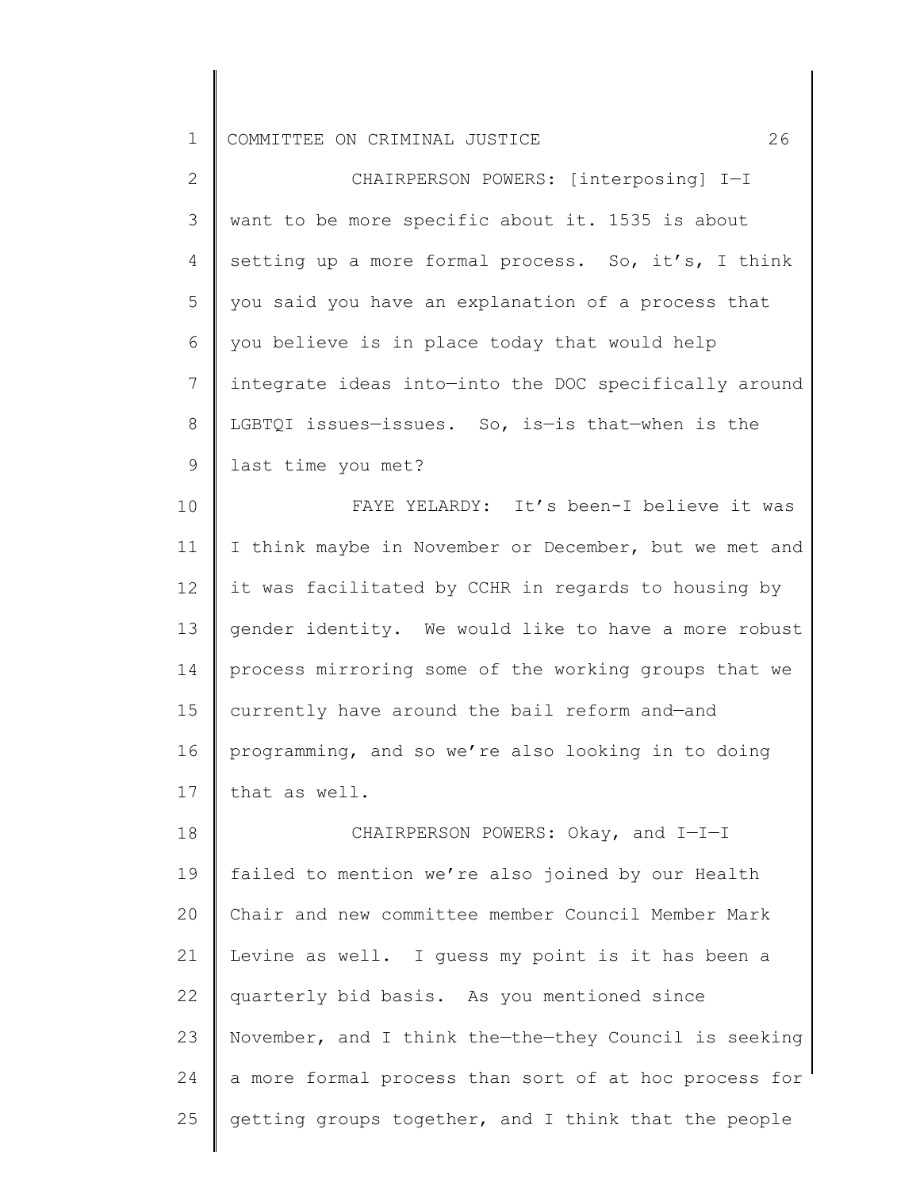CHAIRPERSON POWERS: [interposing] I—I want to be more specific about it. 1535 is about setting up a more formal process. So, it's, I think you said you have an explanation of a process that you believe is in place today that would help integrate ideas into—into the DOC specifically around LGBTQI issues—issues. So, is—is that—when is the last time you met?

FAYE YELARDY: It's been-I believe it was I think maybe in November or December, but we met and it was facilitated by CCHR in regards to housing by gender identity. We would like to have a more robust process mirroring some of the working groups that we currently have around the bail reform and—and programming, and so we're also looking in to doing that as well.

CHAIRPERSON POWERS: Okay, and I—I—I failed to mention we're also joined by our Health Chair and new committee member Council Member Mark Levine as well. I guess my point is it has been a quarterly bid basis. As you mentioned since November, and I think the—the—they Council is seeking a more formal process than sort of at hoc process for getting groups together, and I think that the people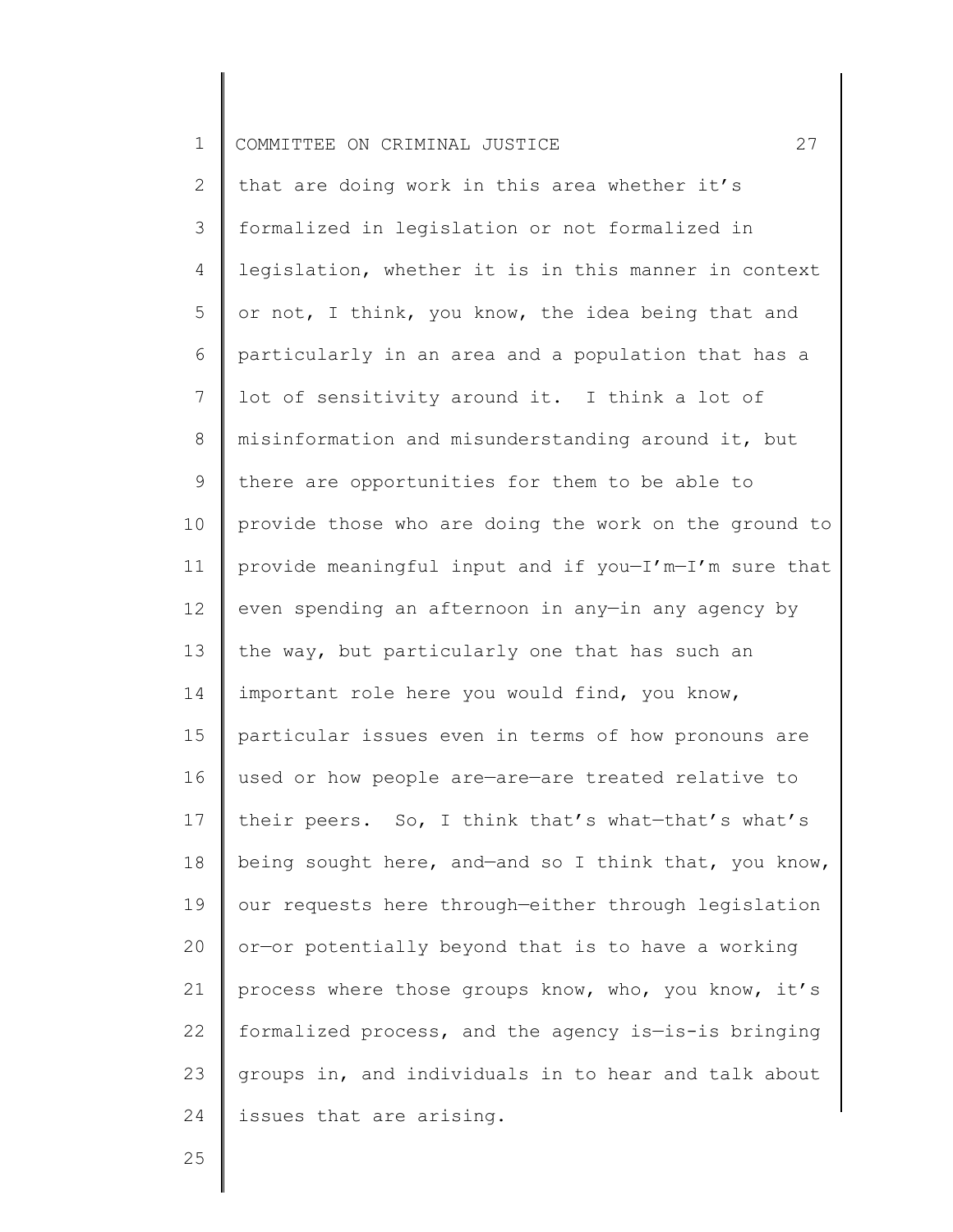that are doing work in this area whether it's formalized in legislation or not formalized in legislation, whether it is in this manner in context or not, I think, you know, the idea being that and particularly in an area and a population that has a lot of sensitivity around it. I think a lot of misinformation and misunderstanding around it, but there are opportunities for them to be able to provide those who are doing the work on the ground to provide meaningful input and if you—I'm—I'm sure that even spending an afternoon in any—in any agency by the way, but particularly one that has such an important role here you would find, you know, particular issues even in terms of how pronouns are used or how people are—are—are treated relative to their peers. So, I think that's what—that's what's being sought here, and—and so I think that, you know, our requests here through—either through legislation or—or potentially beyond that is to have a working process where those groups know, who, you know, it's formalized process, and the agency is—is-is bringing groups in, and individuals in to hear and talk about issues that are arising.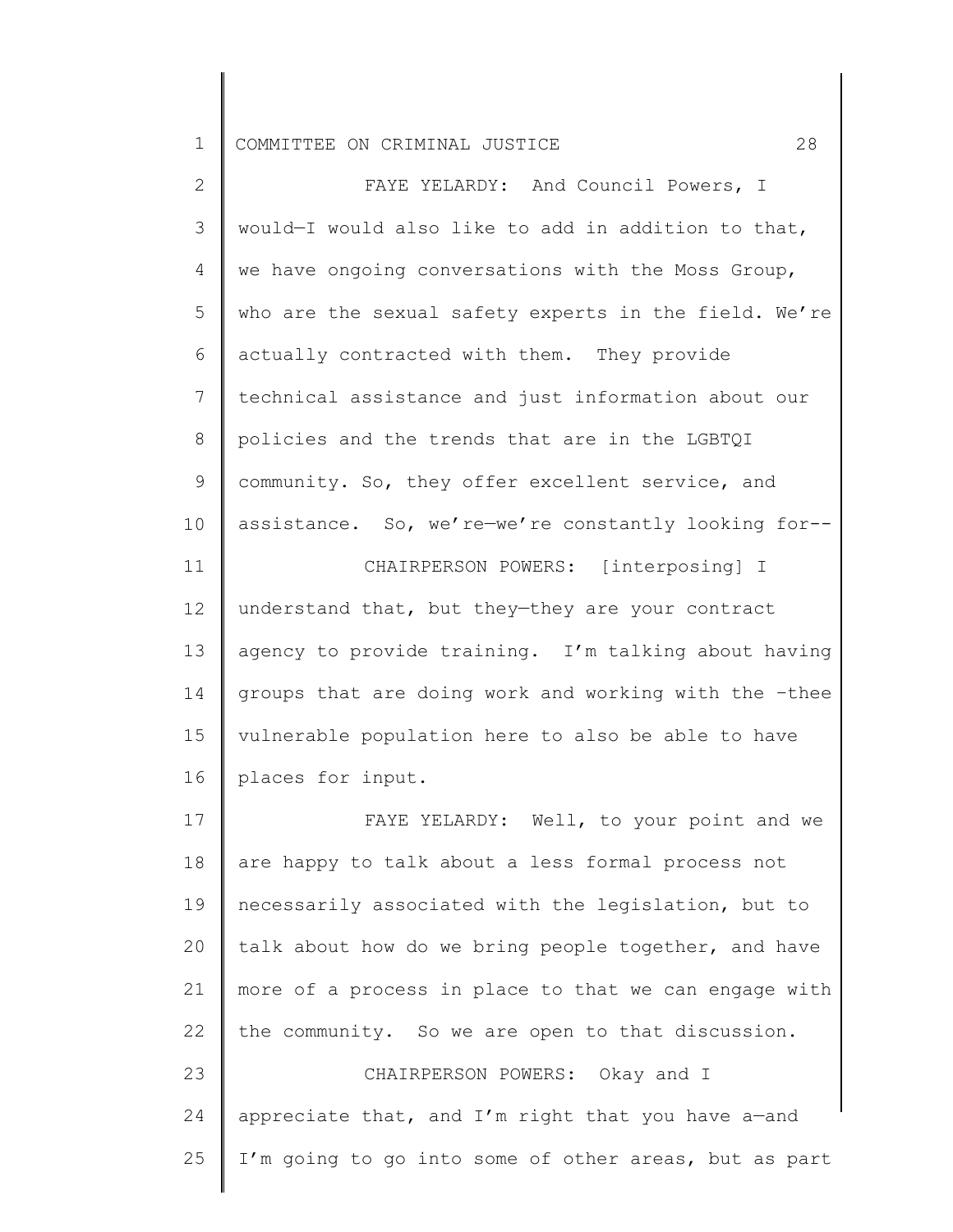FAYE YELARDY: And Council Powers, I would—I would also like to add in addition to that, we have ongoing conversations with the Moss Group, who are the sexual safety experts in the field. We're actually contracted with them. They provide technical assistance and just information about our policies and the trends that are in the LGBTQI community. So, they offer excellent service, and assistance. So, we're—we're constantly looking for--

CHAIRPERSON POWERS: [interposing] I understand that, but they—they are your contract agency to provide training. I'm talking about having groups that are doing work and working with the –thee vulnerable population here to also be able to have places for input.

FAYE YELARDY: Well, to your point and we are happy to talk about a less formal process not necessarily associated with the legislation, but to talk about how do we bring people together, and have more of a process in place to that we can engage with the community. So we are open to that discussion.

CHAIRPERSON POWERS: Okay and I appreciate that, and I'm right that you have a—and I'm going to go into some of other areas, but as part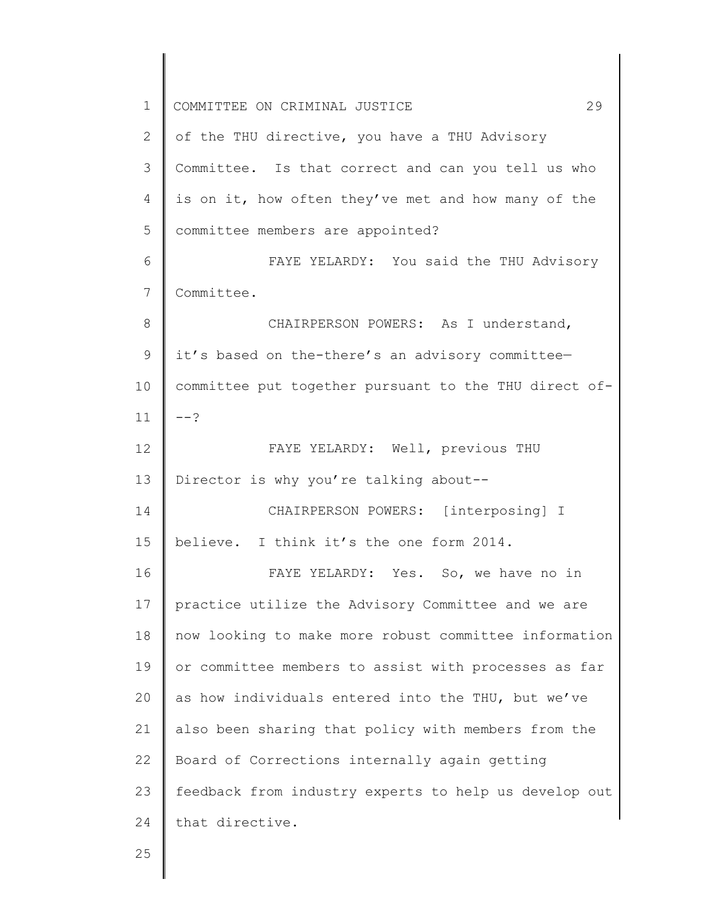of the THU directive, you have a THU Advisory Committee. Is that correct and can you tell us who is on it, how often they've met and how many of the committee members are appointed?

FAYE YELARDY: You said the THU Advisory Committee.

CHAIRPERSON POWERS: As I understand, it's based on the-there's an advisory committee—committee put together pursuant to the THU direct of---?

FAYE YELARDY: Well, previous THU Director is why you're talking about--

CHAIRPERSON POWERS: [interposing] I believe. I think it's the one form 2014.

FAYE YELARDY: Yes. So, we have no in practice utilize the Advisory Committee and we are now looking to make more robust committee information or committee members to assist with processes as far as how individuals entered into the THU, but we've also been sharing that policy with members from the Board of Corrections internally again getting feedback from industry experts to help us develop out that directive.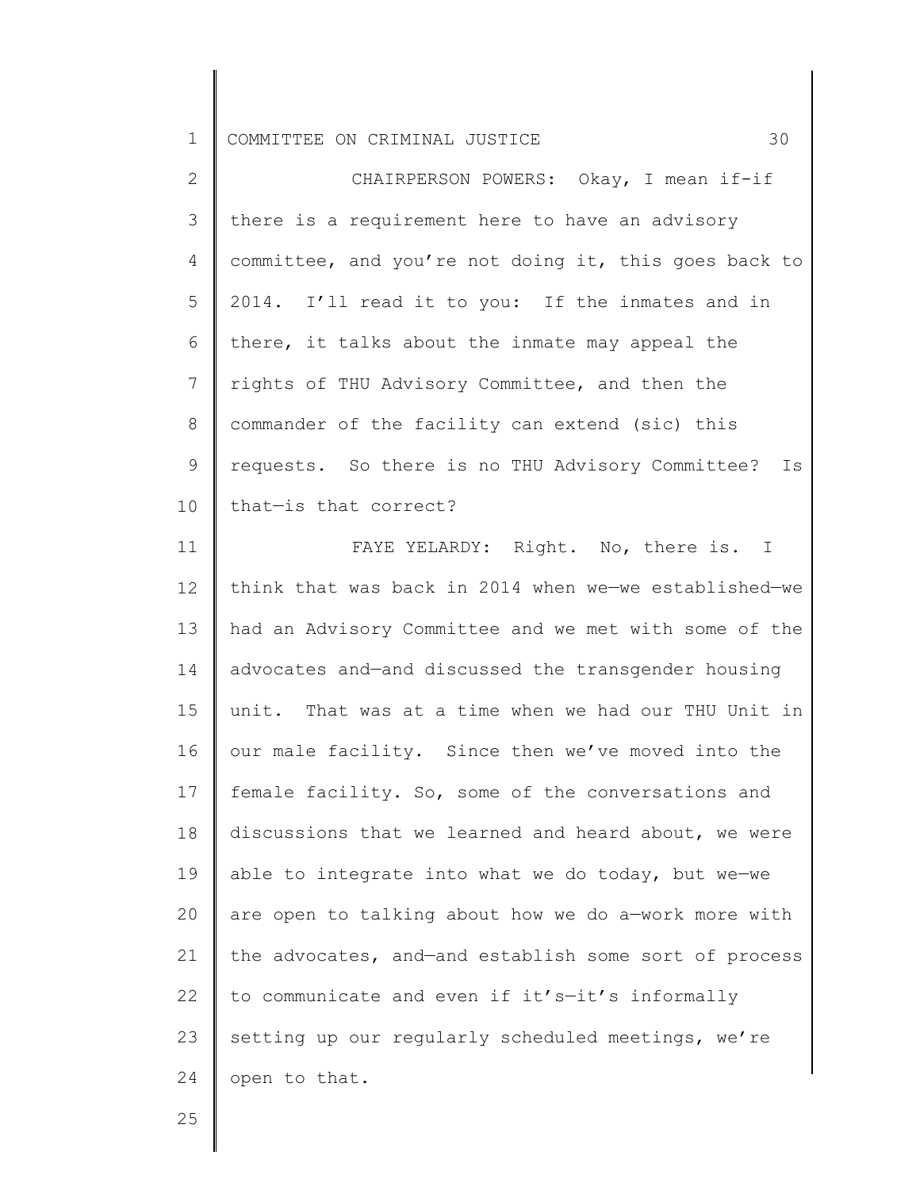CHAIRPERSON POWERS: Okay, I mean if-if there is a requirement here to have an advisory committee, and you're not doing it, this goes back to 2014. I'll read it to you: If the inmates and in there, it talks about the inmate may appeal the rights of THU Advisory Committee, and then the commander of the facility can extend (sic) this requests. So there is no THU Advisory Committee? Is that—is that correct?

FAYE YELARDY: Right. No, there is. I think that was back in 2014 when we—we established—we had an Advisory Committee and we met with some of the advocates and—and discussed the transgender housing unit. That was at a time when we had our THU Unit in our male facility. Since then we've moved into the female facility. So, some of the conversations and discussions that we learned and heard about, we were able to integrate into what we do today, but we—we are open to talking about how we do a—work more with the advocates, and—and establish some sort of process to communicate and even if it's—it's informally setting up our regularly scheduled meetings, we're open to that.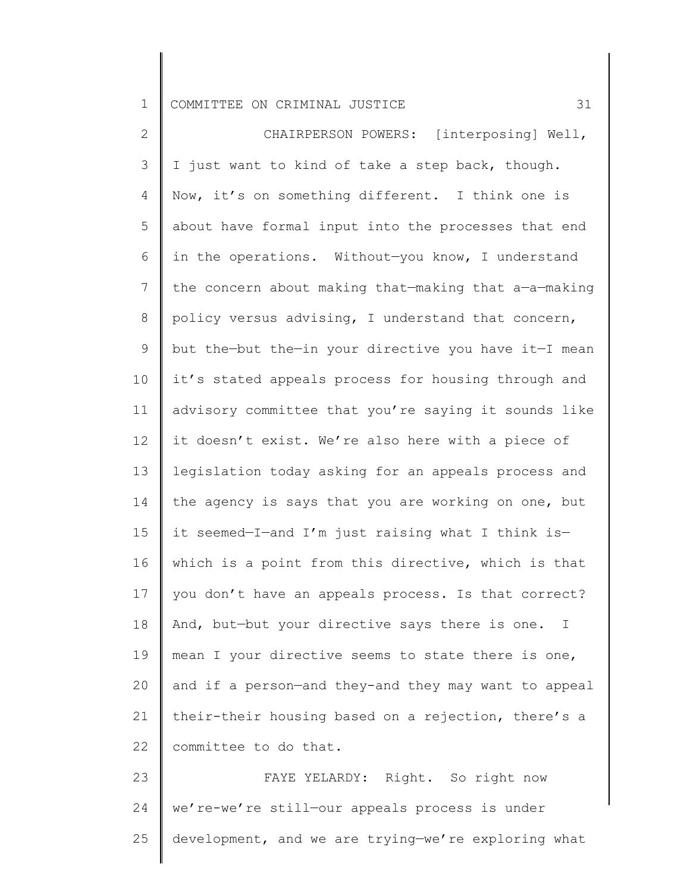CHAIRPERSON POWERS: [interposing] Well, I just want to kind of take a step back, though. Now, it's on something different. I think one is about have formal input into the processes that end in the operations. Without—you know, I understand the concern about making that—making that a—a—making policy versus advising, I understand that concern, but the—but the—in your directive you have it—I mean it's stated appeals process for housing through and advisory committee that you're saying it sounds like it doesn't exist. We're also here with a piece of legislation today asking for an appeals process and the agency is says that you are working on one, but it seemed—I—and I'm just raising what I think is—which is a point from this directive, which is that you don't have an appeals process. Is that correct? And, but—but your directive says there is one. I mean I your directive seems to state there is one, and if a person—and they-and they may want to appeal their-their housing based on a rejection, there's a committee to do that.

FAYE YELARDY: Right. So right now we're-we're still—our appeals process is under development, and we are trying—we're exploring what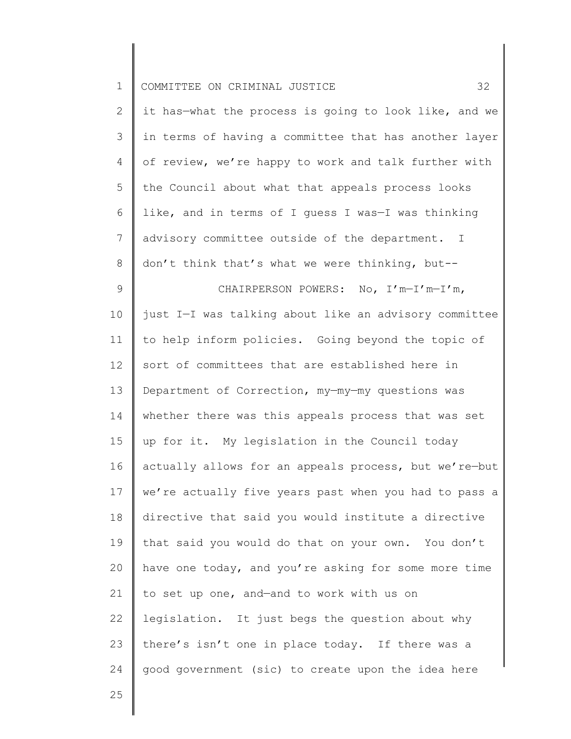it has—what the process is going to look like, and we in terms of having a committee that has another layer of review, we're happy to work and talk further with the Council about what that appeals process looks like, and in terms of I guess I was—I was thinking advisory committee outside of the department. I don't think that's what we were thinking, but--

CHAIRPERSON POWERS: No, I'm—I'm—I'm, just I—I was talking about like an advisory committee to help inform policies. Going beyond the topic of sort of committees that are established here in Department of Correction, my—my—my questions was whether there was this appeals process that was set up for it. My legislation in the Council today actually allows for an appeals process, but we're—but we're actually five years past when you had to pass a directive that said you would institute a directive that said you would do that on your own. You don't have one today, and you're asking for some more time to set up one, and—and to work with us on legislation. It just begs the question about why there's isn't one in place today. If there was a good government (sic) to create upon the idea here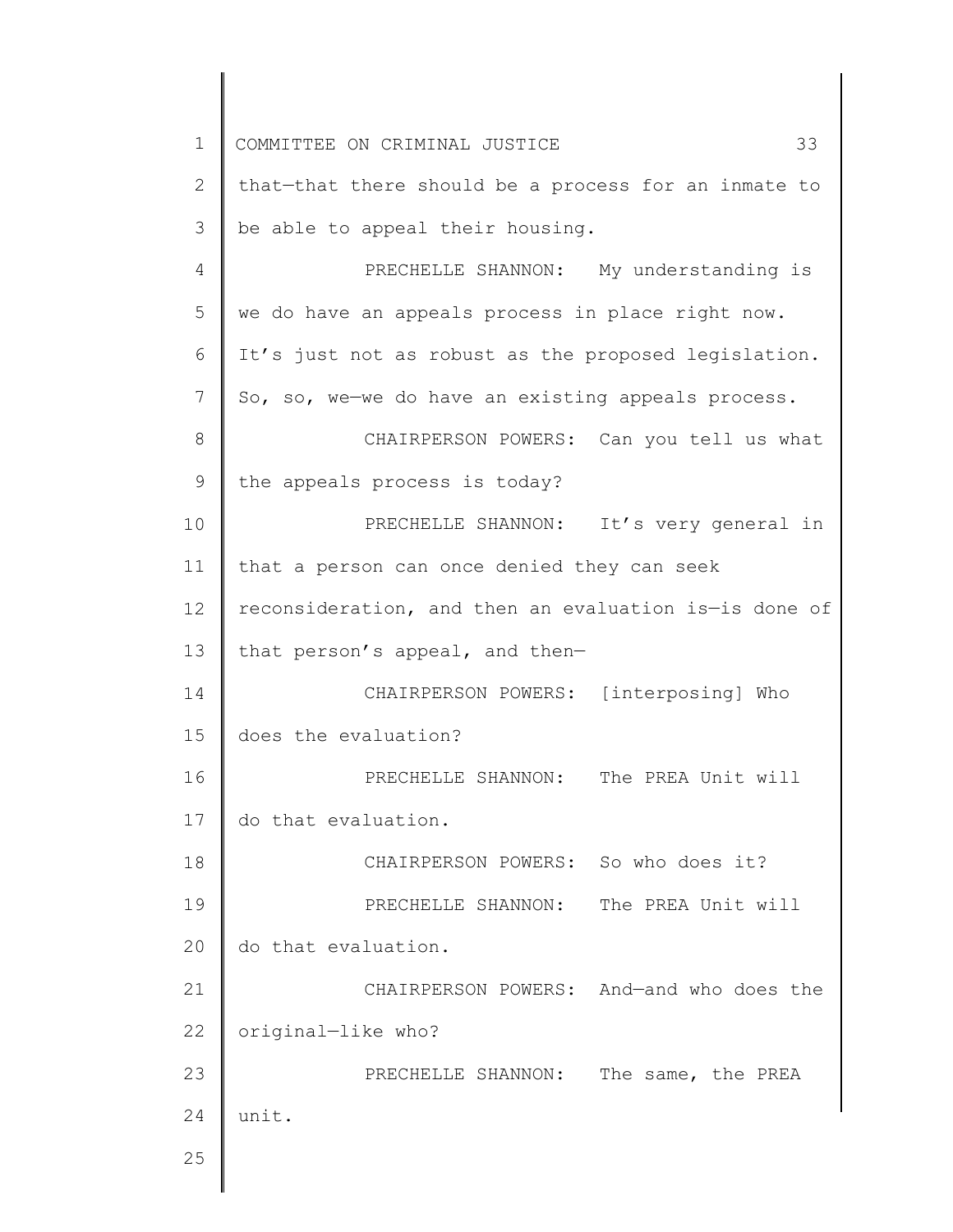that—that there should be a process for an inmate to be able to appeal their housing.

PRECHELLE SHANNON: My understanding is we do have an appeals process in place right now. It's just not as robust as the proposed legislation. So, so, we—we do have an existing appeals process.

CHAIRPERSON POWERS: Can you tell us what the appeals process is today?

PRECHELLE SHANNON: It's very general in that a person can once denied they can seek reconsideration, and then an evaluation is—is done of that person's appeal, and then—

CHAIRPERSON POWERS: [interposing] Who does the evaluation?

PRECHELLE SHANNON: The PREA Unit will do that evaluation.

CHAIRPERSON POWERS: So who does it?

PRECHELLE SHANNON: The PREA Unit will do that evaluation.

CHAIRPERSON POWERS: And—and who does the original—like who?

PRECHELLE SHANNON: The same, the PREA unit.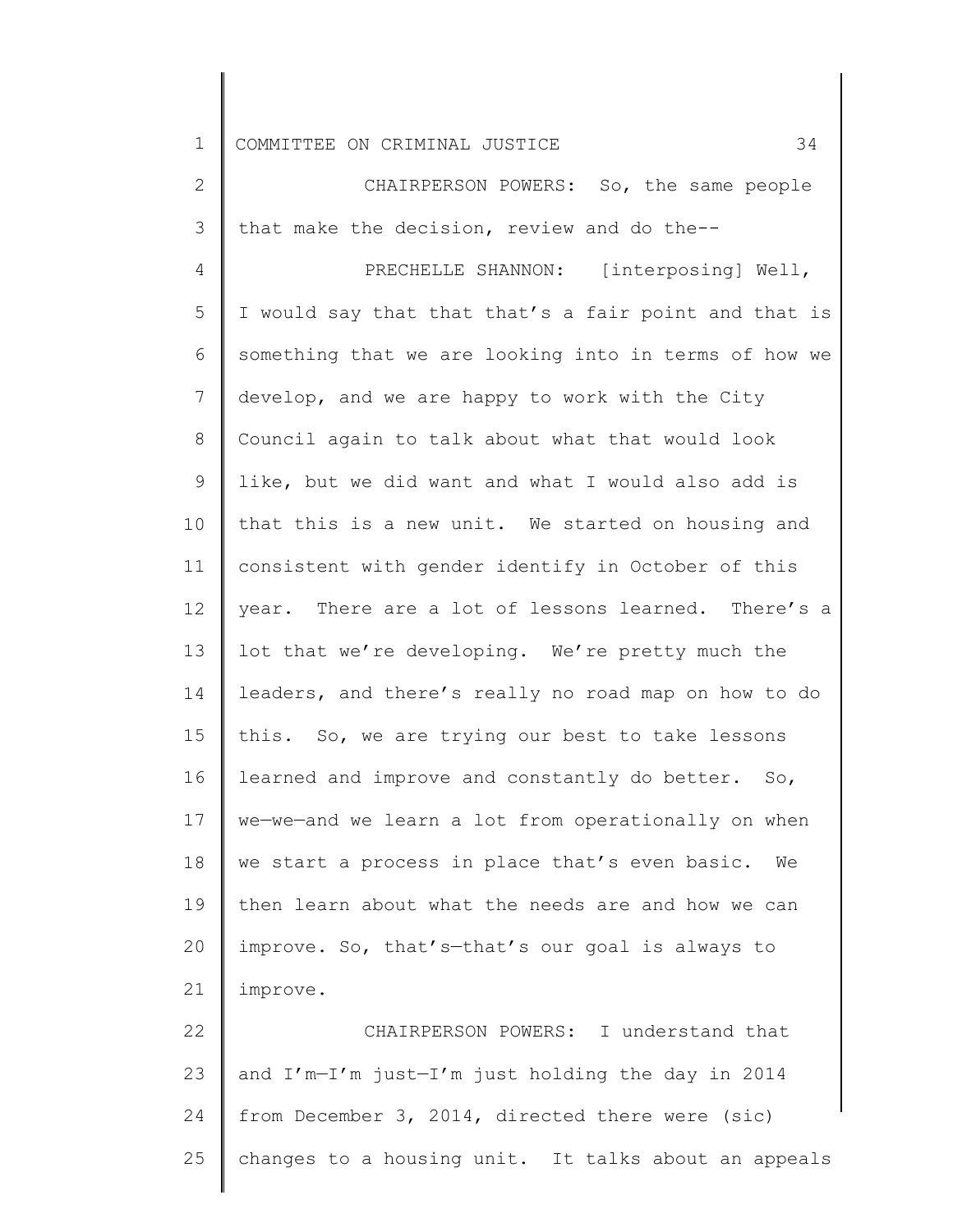CHAIRPERSON POWERS: So, the same people that make the decision, review and do the--

PRECHELLE SHANNON: [interposing] Well, I would say that that that's a fair point and that is something that we are looking into in terms of how we develop, and we are happy to work with the City Council again to talk about what that would look like, but we did want and what I would also add is that this is a new unit. We started on housing and consistent with gender identify in October of this year. There are a lot of lessons learned. There's a lot that we're developing. We're pretty much the leaders, and there's really no road map on how to do this. So, we are trying our best to take lessons learned and improve and constantly do better. So, we—we—and we learn a lot from operationally on when we start a process in place that's even basic. We then learn about what the needs are and how we can improve. So, that's—that's our goal is always to improve.

CHAIRPERSON POWERS: I understand that and I'm—I'm just—I'm just holding the day in 2014 from December 3, 2014, directed there were (sic) changes to a housing unit. It talks about an appeals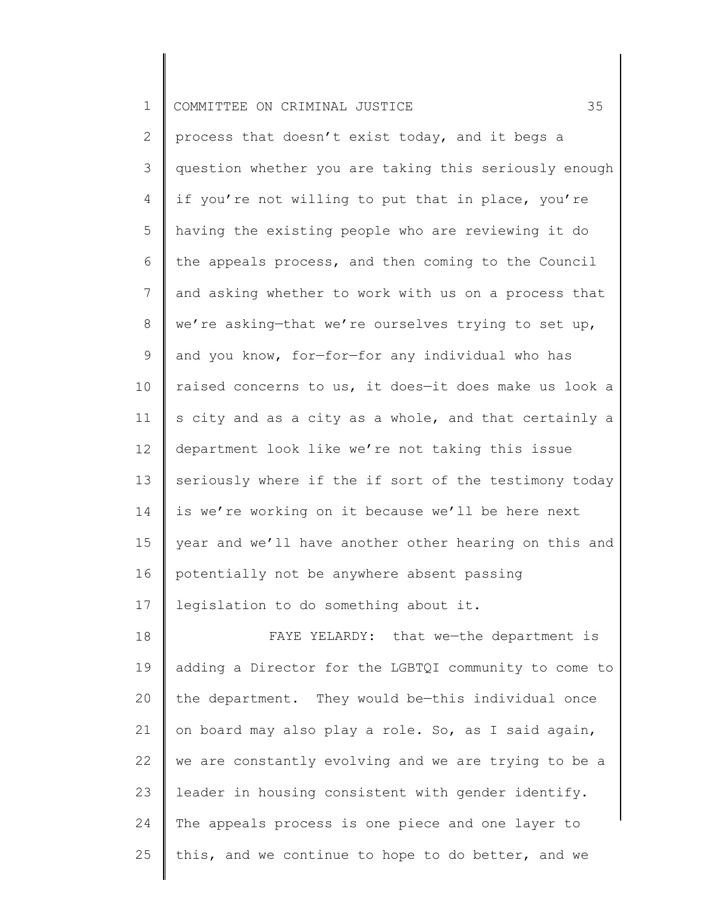process that doesn't exist today, and it begs a question whether you are taking this seriously enough if you're not willing to put that in place, you're having the existing people who are reviewing it do the appeals process, and then coming to the Council and asking whether to work with us on a process that we're asking—that we're ourselves trying to set up, and you know, for—for—for any individual who has raised concerns to us, it does—it does make us look a s city and as a city as a whole, and that certainly a department look like we're not taking this issue seriously where if the if sort of the testimony today is we're working on it because we'll be here next year and we'll have another other hearing on this and potentially not be anywhere absent passing legislation to do something about it.

FAYE YELARDY: that we—the department is adding a Director for the LGBTQI community to come to the department. They would be—this individual once on board may also play a role. So, as I said again, we are constantly evolving and we are trying to be a leader in housing consistent with gender identify. The appeals process is one piece and one layer to this, and we continue to hope to do better, and we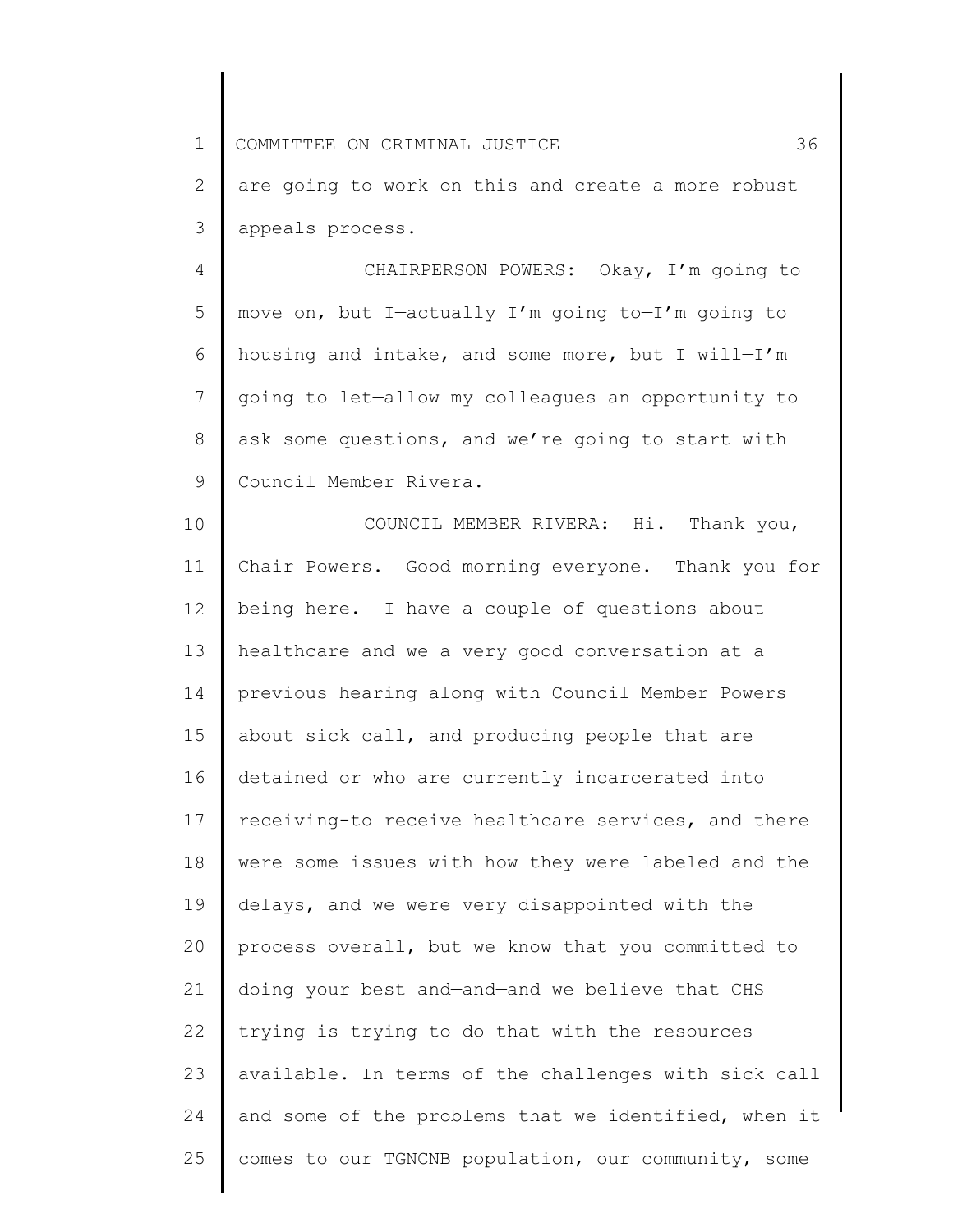are going to work on this and create a more robust appeals process.

CHAIRPERSON POWERS: Okay, I'm going to move on, but I—actually I'm going to—I'm going to housing and intake, and some more, but I will—I'm going to let—allow my colleagues an opportunity to ask some questions, and we're going to start with Council Member Rivera.

COUNCIL MEMBER RIVERA: Hi. Thank you, Chair Powers. Good morning everyone. Thank you for being here. I have a couple of questions about healthcare and we a very good conversation at a previous hearing along with Council Member Powers about sick call, and producing people that are detained or who are currently incarcerated into receiving-to receive healthcare services, and there were some issues with how they were labeled and the delays, and we were very disappointed with the process overall, but we know that you committed to doing your best and—and—and we believe that CHS trying is trying to do that with the resources available. In terms of the challenges with sick call and some of the problems that we identified, when it comes to our TGNCNB population, our community, some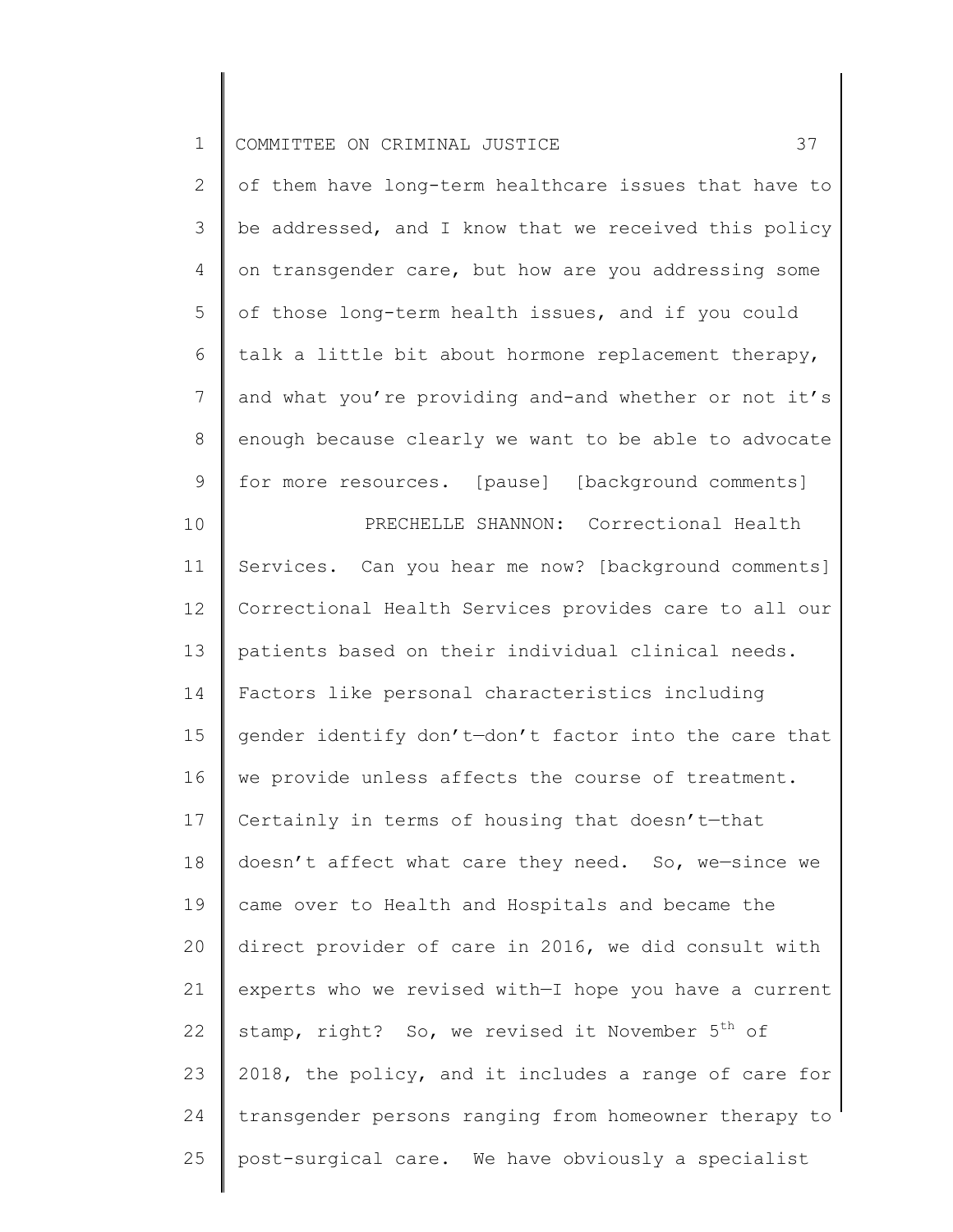of them have long-term healthcare issues that have to be addressed, and I know that we received this policy on transgender care, but how are you addressing some of those long-term health issues, and if you could talk a little bit about hormone replacement therapy, and what you're providing and-and whether or not it's enough because clearly we want to be able to advocate for more resources. [pause] [background comments]

PRECHELLE SHANNON: Correctional Health Services. Can you hear me now? [background comments] Correctional Health Services provides care to all our patients based on their individual clinical needs. Factors like personal characteristics including gender identify don't—don't factor into the care that we provide unless affects the course of treatment. Certainly in terms of housing that doesn't—that doesn't affect what care they need. So, we—since we came over to Health and Hospitals and became the direct provider of care in 2016, we did consult with experts who we revised with—I hope you have a current stamp, right? So, we revised it November 5th of 2018, the policy, and it includes a range of care for transgender persons ranging from homeowner therapy to post-surgical care. We have obviously a specialist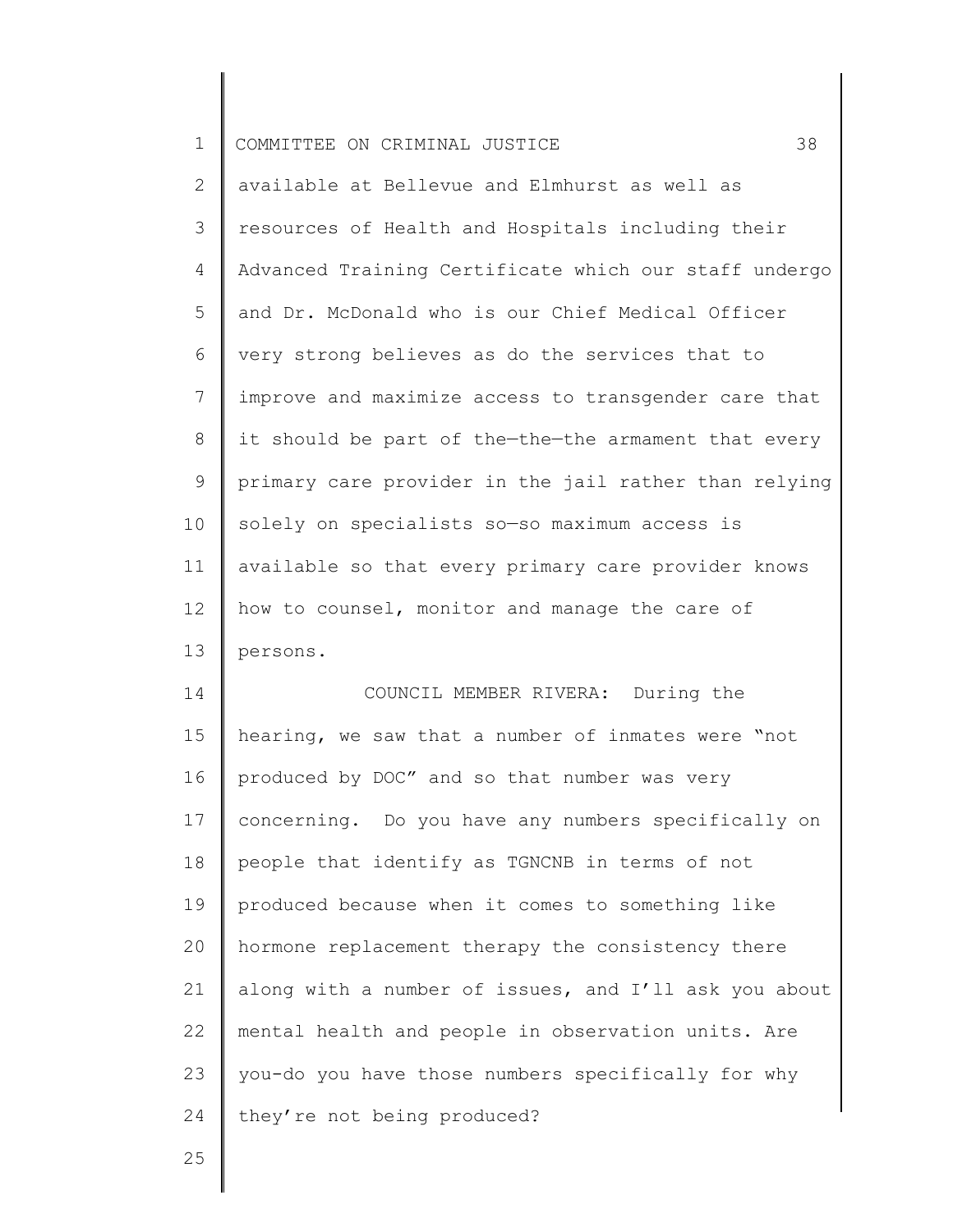available at Bellevue and Elmhurst as well as resources of Health and Hospitals including their Advanced Training Certificate which our staff undergo and Dr. McDonald who is our Chief Medical Officer very strong believes as do the services that to improve and maximize access to transgender care that it should be part of the—the—the armament that every primary care provider in the jail rather than relying solely on specialists so—so maximum access is available so that every primary care provider knows how to counsel, monitor and manage the care of persons.

COUNCIL MEMBER RIVERA: During the hearing, we saw that a number of inmates were "not produced by DOC" and so that number was very concerning. Do you have any numbers specifically on people that identify as TGNCNB in terms of not produced because when it comes to something like hormone replacement therapy the consistency there along with a number of issues, and I'll ask you about mental health and people in observation units. Are you-do you have those numbers specifically for why they're not being produced?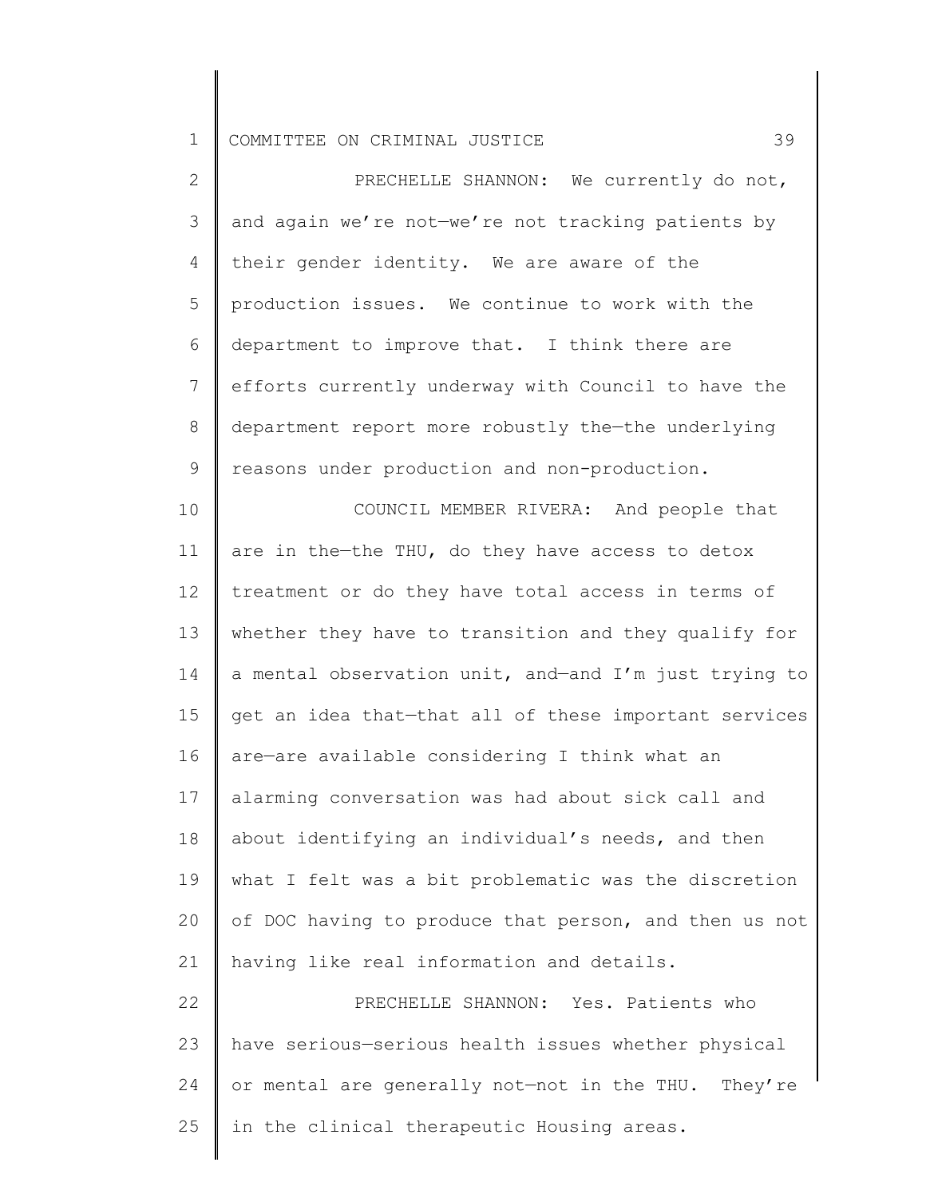PRECHELLE SHANNON: We currently do not, and again we're not—we're not tracking patients by their gender identity. We are aware of the production issues. We continue to work with the department to improve that. I think there are efforts currently underway with Council to have the department report more robustly the—the underlying reasons under production and non-production.

COUNCIL MEMBER RIVERA: And people that are in the—the THU, do they have access to detox treatment or do they have total access in terms of whether they have to transition and they qualify for a mental observation unit, and—and I'm just trying to get an idea that—that all of these important services are—are available considering I think what an alarming conversation was had about sick call and about identifying an individual's needs, and then what I felt was a bit problematic was the discretion of DOC having to produce that person, and then us not having like real information and details.

PRECHELLE SHANNON: Yes. Patients who have serious—serious health issues whether physical or mental are generally not—not in the THU. They're in the clinical therapeutic Housing areas.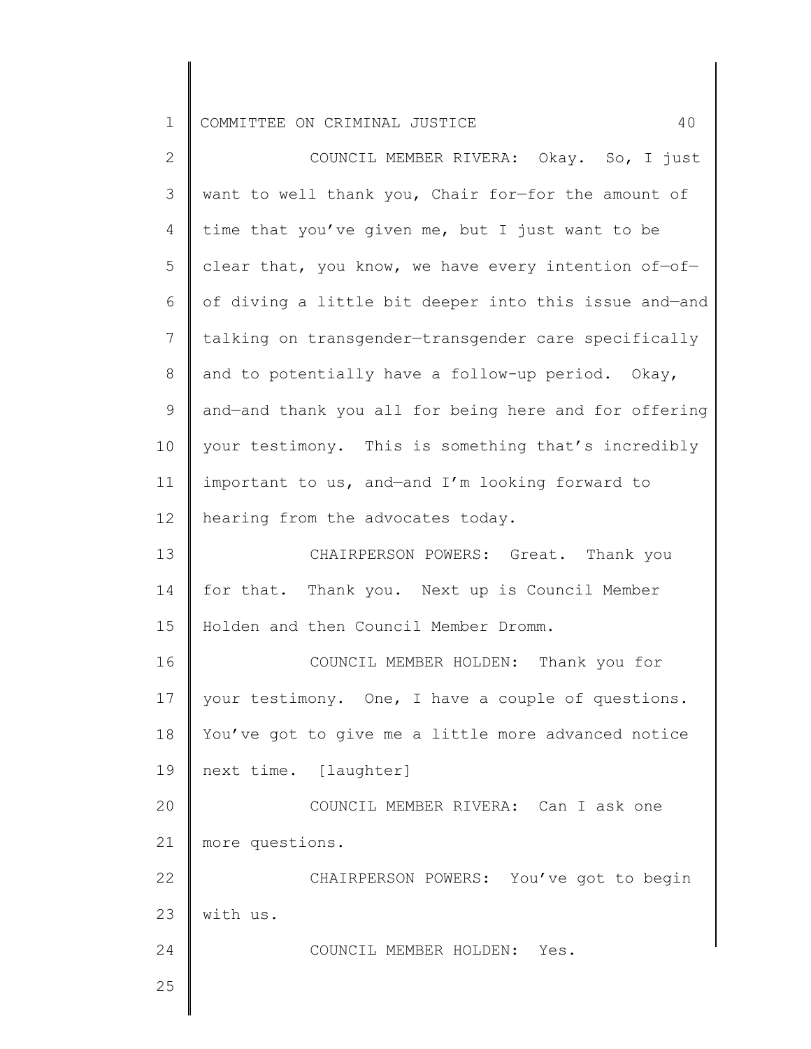COUNCIL MEMBER RIVERA: Okay. So, I just want to well thank you, Chair for—for the amount of time that you've given me, but I just want to be clear that, you know, we have every intention of—of—of diving a little bit deeper into this issue and—and talking on transgender—transgender care specifically and to potentially have a follow-up period. Okay, and—and thank you all for being here and for offering your testimony. This is something that's incredibly important to us, and—and I'm looking forward to hearing from the advocates today.

CHAIRPERSON POWERS: Great. Thank you for that. Thank you. Next up is Council Member Holden and then Council Member Dromm.

COUNCIL MEMBER HOLDEN: Thank you for your testimony. One, I have a couple of questions. You've got to give me a little more advanced notice next time. [laughter]

COUNCIL MEMBER RIVERA: Can I ask one more questions.

CHAIRPERSON POWERS: You've got to begin with us.

COUNCIL MEMBER HOLDEN: Yes.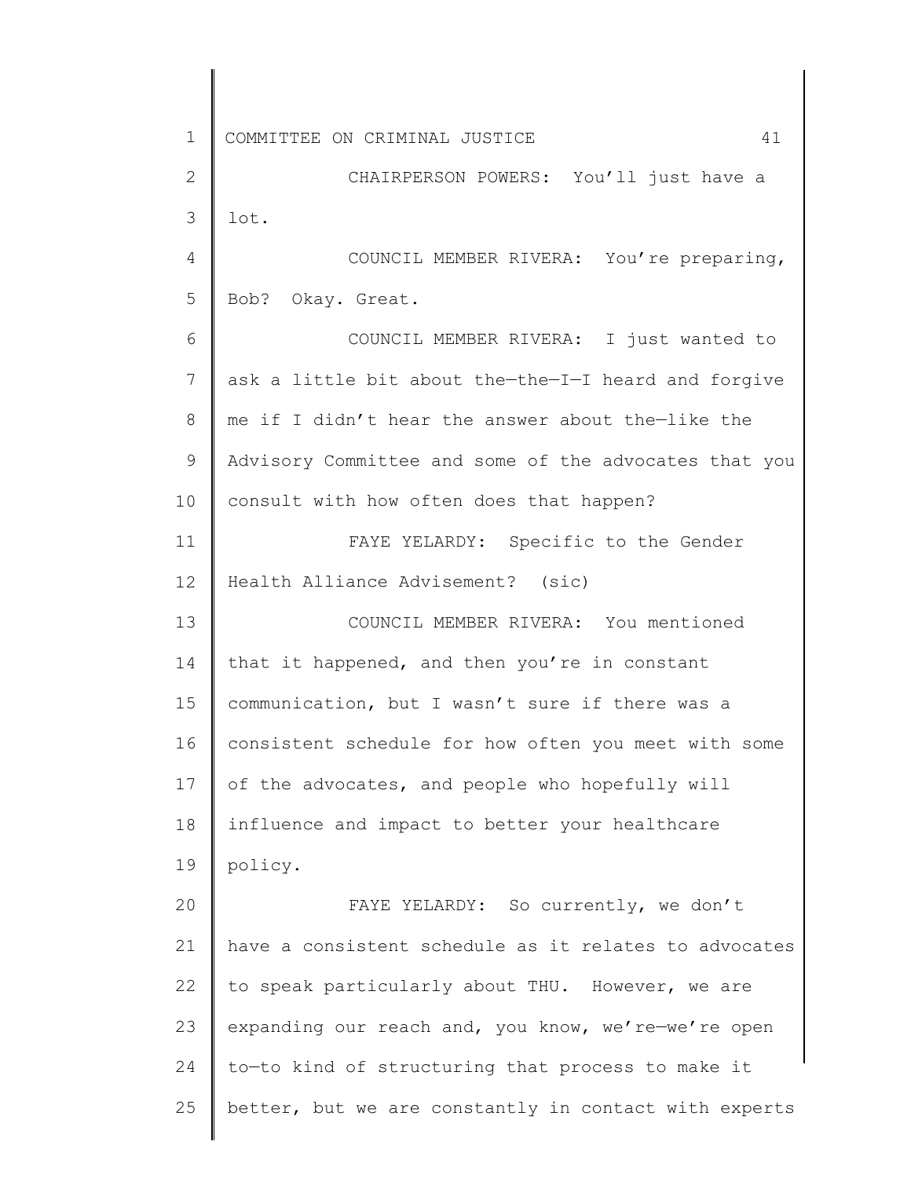CHAIRPERSON POWERS: You'll just have a lot.

COUNCIL MEMBER RIVERA: You're preparing, Bob? Okay. Great.

COUNCIL MEMBER RIVERA: I just wanted to ask a little bit about the—the—I—I heard and forgive me if I didn't hear the answer about the—like the Advisory Committee and some of the advocates that you consult with how often does that happen?

FAYE YELARDY: Specific to the Gender Health Alliance Advisement? (sic)

COUNCIL MEMBER RIVERA: You mentioned that it happened, and then you're in constant communication, but I wasn't sure if there was a consistent schedule for how often you meet with some of the advocates, and people who hopefully will influence and impact to better your healthcare policy.

FAYE YELARDY: So currently, we don't have a consistent schedule as it relates to advocates to speak particularly about THU. However, we are expanding our reach and, you know, we're—we're open to—to kind of structuring that process to make it better, but we are constantly in contact with experts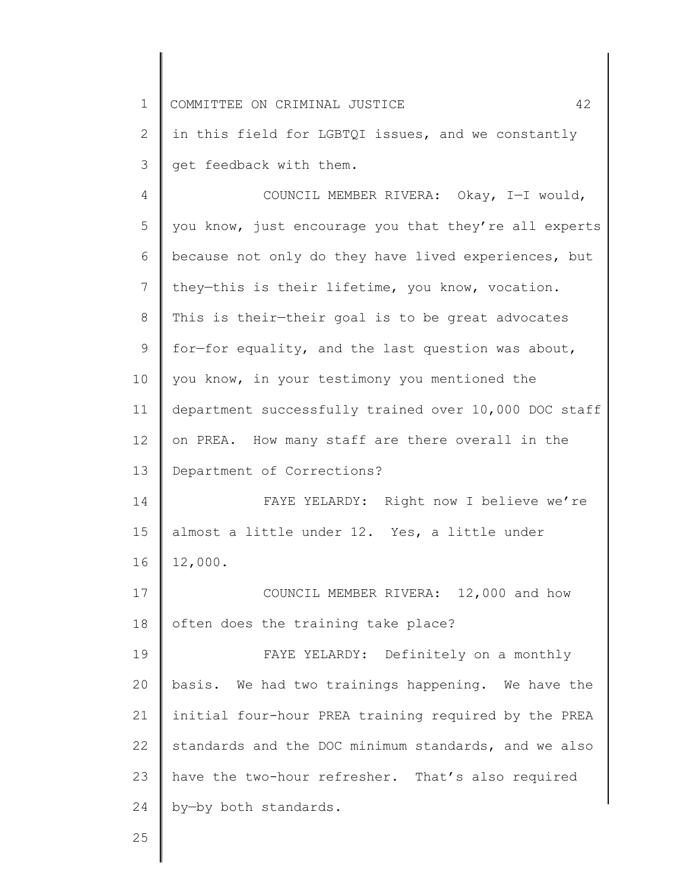in this field for LGBTQI issues, and we constantly get feedback with them.

COUNCIL MEMBER RIVERA: Okay, I—I would, you know, just encourage you that they're all experts because not only do they have lived experiences, but they—this is their lifetime, you know, vocation. This is their—their goal is to be great advocates for—for equality, and the last question was about, you know, in your testimony you mentioned the department successfully trained over 10,000 DOC staff on PREA. How many staff are there overall in the Department of Corrections?

FAYE YELARDY: Right now I believe we're almost a little under 12. Yes, a little under 12,000.

COUNCIL MEMBER RIVERA: 12,000 and how often does the training take place?

FAYE YELARDY: Definitely on a monthly basis. We had two trainings happening. We have the initial four-hour PREA training required by the PREA standards and the DOC minimum standards, and we also have the two-hour refresher. That's also required by—by both standards.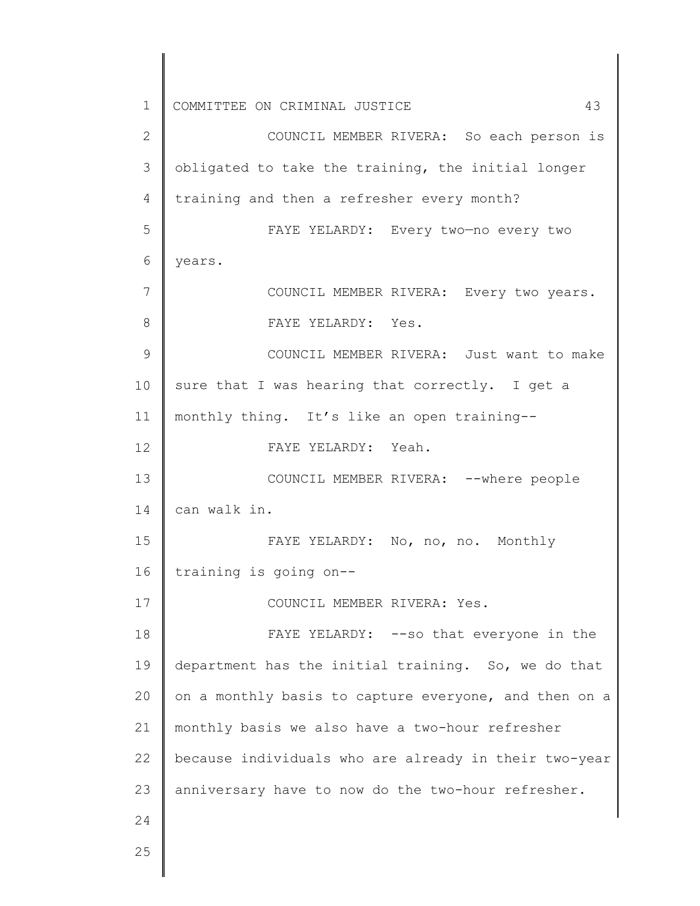COUNCIL MEMBER RIVERA: So each person is obligated to take the training, the initial longer training and then a refresher every month?

FAYE YELARDY: Every two—no every two years.

COUNCIL MEMBER RIVERA: Every two years.

FAYE YELARDY: Yes.

COUNCIL MEMBER RIVERA: Just want to make sure that I was hearing that correctly. I get a monthly thing. It's like an open training--

FAYE YELARDY: Yeah.

COUNCIL MEMBER RIVERA: --where people can walk in.

FAYE YELARDY: No, no, no. Monthly training is going on--

COUNCIL MEMBER RIVERA: Yes.

FAYE YELARDY: --so that everyone in the department has the initial training. So, we do that on a monthly basis to capture everyone, and then on a monthly basis we also have a two-hour refresher because individuals who are already in their two-year anniversary have to now do the two-hour refresher.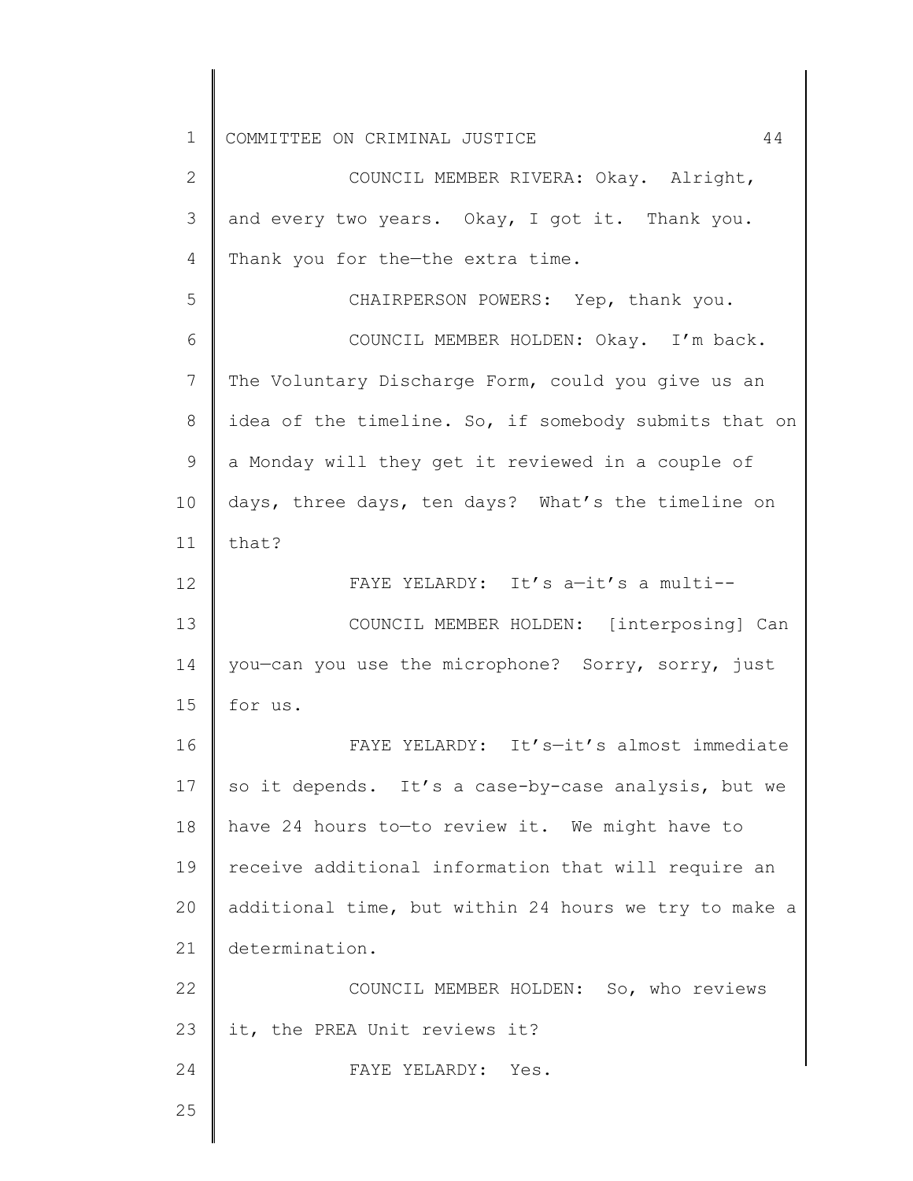COUNCIL MEMBER RIVERA: Okay. Alright, and every two years. Okay, I got it. Thank you. Thank you for the—the extra time.

CHAIRPERSON POWERS: Yep, thank you.

COUNCIL MEMBER HOLDEN: Okay. I'm back. The Voluntary Discharge Form, could you give us an idea of the timeline. So, if somebody submits that on a Monday will they get it reviewed in a couple of days, three days, ten days? What's the timeline on that?

FAYE YELARDY: It's a—it's a multi--

COUNCIL MEMBER HOLDEN: [interposing] Can you—can you use the microphone? Sorry, sorry, just for us.

FAYE YELARDY: It's—it's almost immediate so it depends. It's a case-by-case analysis, but we have 24 hours to—to review it. We might have to receive additional information that will require an additional time, but within 24 hours we try to make a determination.

COUNCIL MEMBER HOLDEN: So, who reviews it, the PREA Unit reviews it?

FAYE YELARDY: Yes.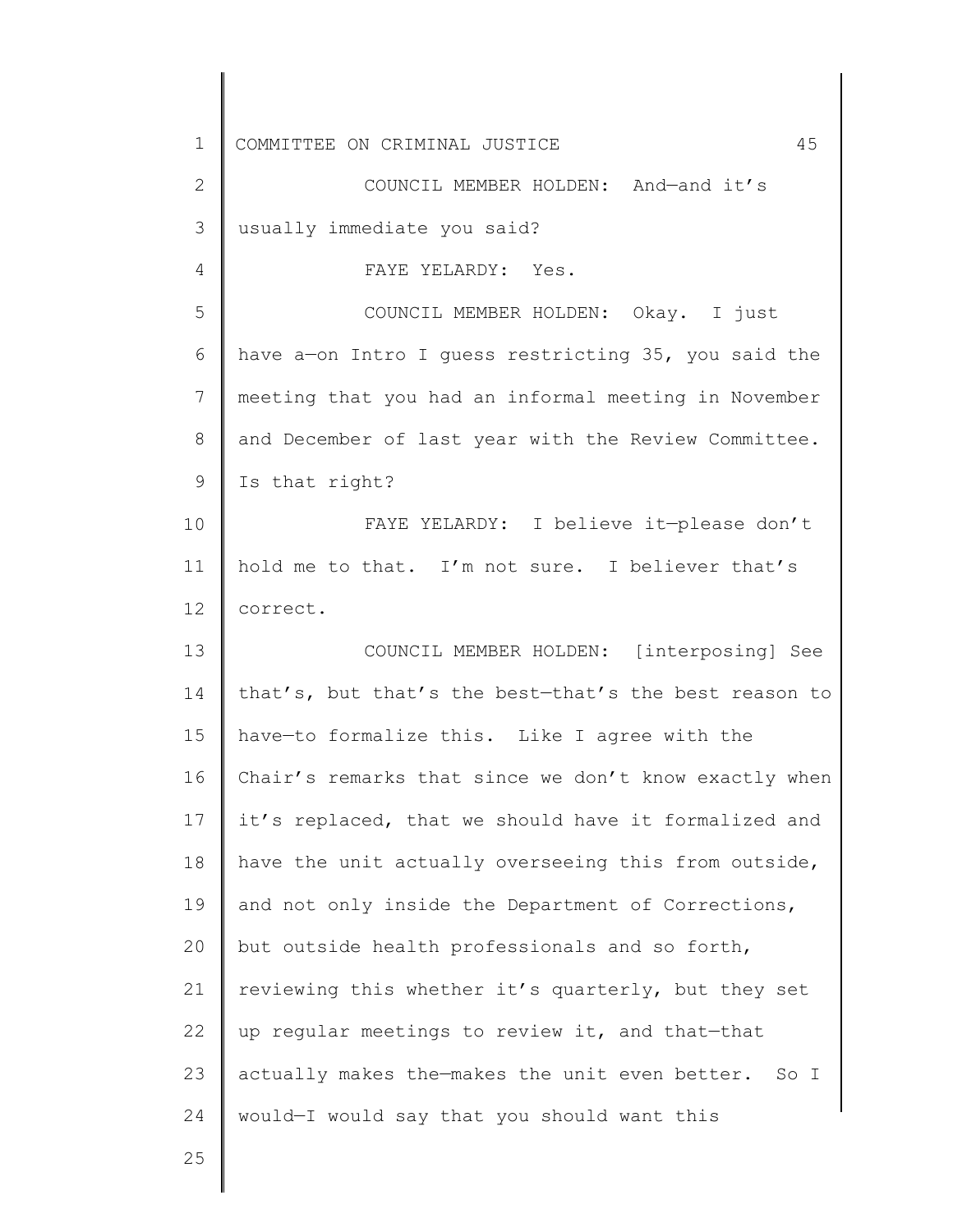COUNCIL MEMBER HOLDEN: And—and it's usually immediate you said?

FAYE YELARDY: Yes.

COUNCIL MEMBER HOLDEN: Okay. I just have a—on Intro I guess restricting 35, you said the meeting that you had an informal meeting in November and December of last year with the Review Committee. Is that right?

FAYE YELARDY: I believe it—please don't hold me to that. I'm not sure. I believer that's correct.

COUNCIL MEMBER HOLDEN: [interposing] See that's, but that's the best—that's the best reason to have—to formalize this. Like I agree with the Chair's remarks that since we don't know exactly when it's replaced, that we should have it formalized and have the unit actually overseeing this from outside, and not only inside the Department of Corrections, but outside health professionals and so forth, reviewing this whether it's quarterly, but they set up regular meetings to review it, and that—that actually makes the—makes the unit even better. So I would—I would say that you should want this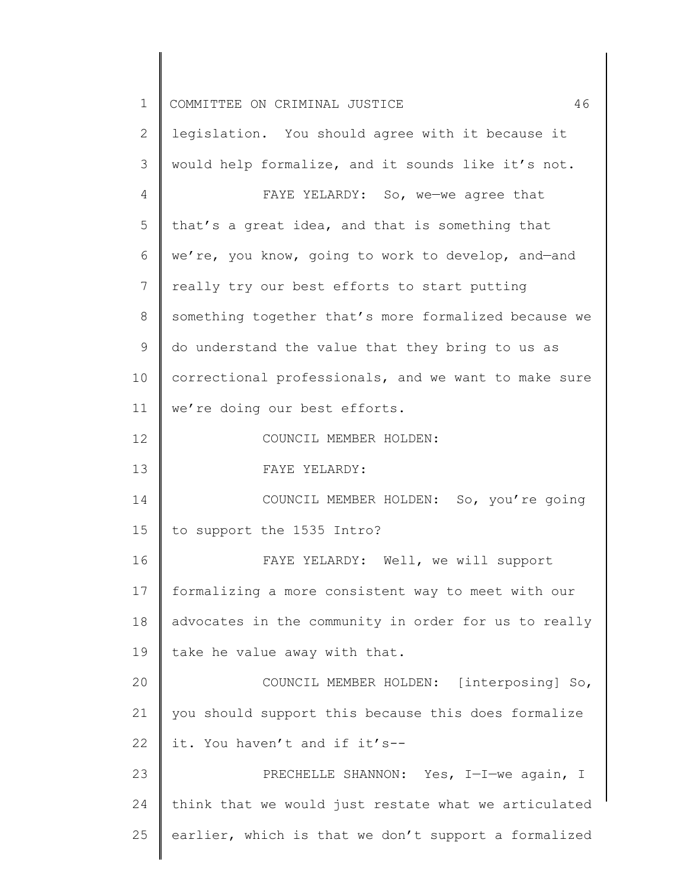legislation. You should agree with it because it would help formalize, and it sounds like it's not.

FAYE YELARDY: So, we—we agree that that's a great idea, and that is something that we're, you know, going to work to develop, and—and really try our best efforts to start putting something together that's more formalized because we do understand the value that they bring to us as correctional professionals, and we want to make sure we're doing our best efforts.

COUNCIL MEMBER HOLDEN:

FAYE YELARDY:

COUNCIL MEMBER HOLDEN: So, you're going to support the 1535 Intro?

FAYE YELARDY: Well, we will support formalizing a more consistent way to meet with our advocates in the community in order for us to really take he value away with that.

COUNCIL MEMBER HOLDEN: [interposing] So, you should support this because this does formalize it. You haven't and if it's--

PRECHELLE SHANNON: Yes, I—I—we again, I think that we would just restate what we articulated earlier, which is that we don't support a formalized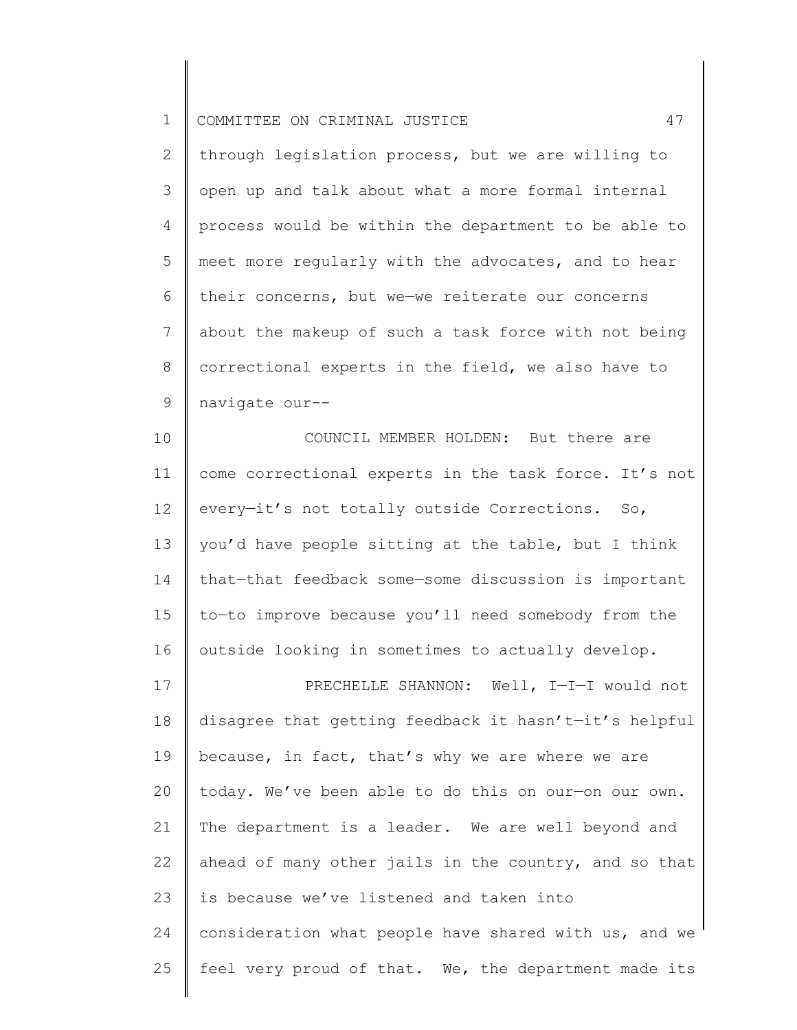through legislation process, but we are willing to open up and talk about what a more formal internal process would be within the department to be able to meet more regularly with the advocates, and to hear their concerns, but we—we reiterate our concerns about the makeup of such a task force with not being correctional experts in the field, we also have to navigate our--

COUNCIL MEMBER HOLDEN: But there are come correctional experts in the task force. It's not every—it's not totally outside Corrections. So, you'd have people sitting at the table, but I think that—that feedback some—some discussion is important to—to improve because you'll need somebody from the outside looking in sometimes to actually develop.

PRECHELLE SHANNON: Well, I—I—I would not disagree that getting feedback it hasn't—it's helpful because, in fact, that's why we are where we are today. We've been able to do this on our—on our own. The department is a leader. We are well beyond and ahead of many other jails in the country, and so that is because we've listened and taken into consideration what people have shared with us, and we feel very proud of that. We, the department made its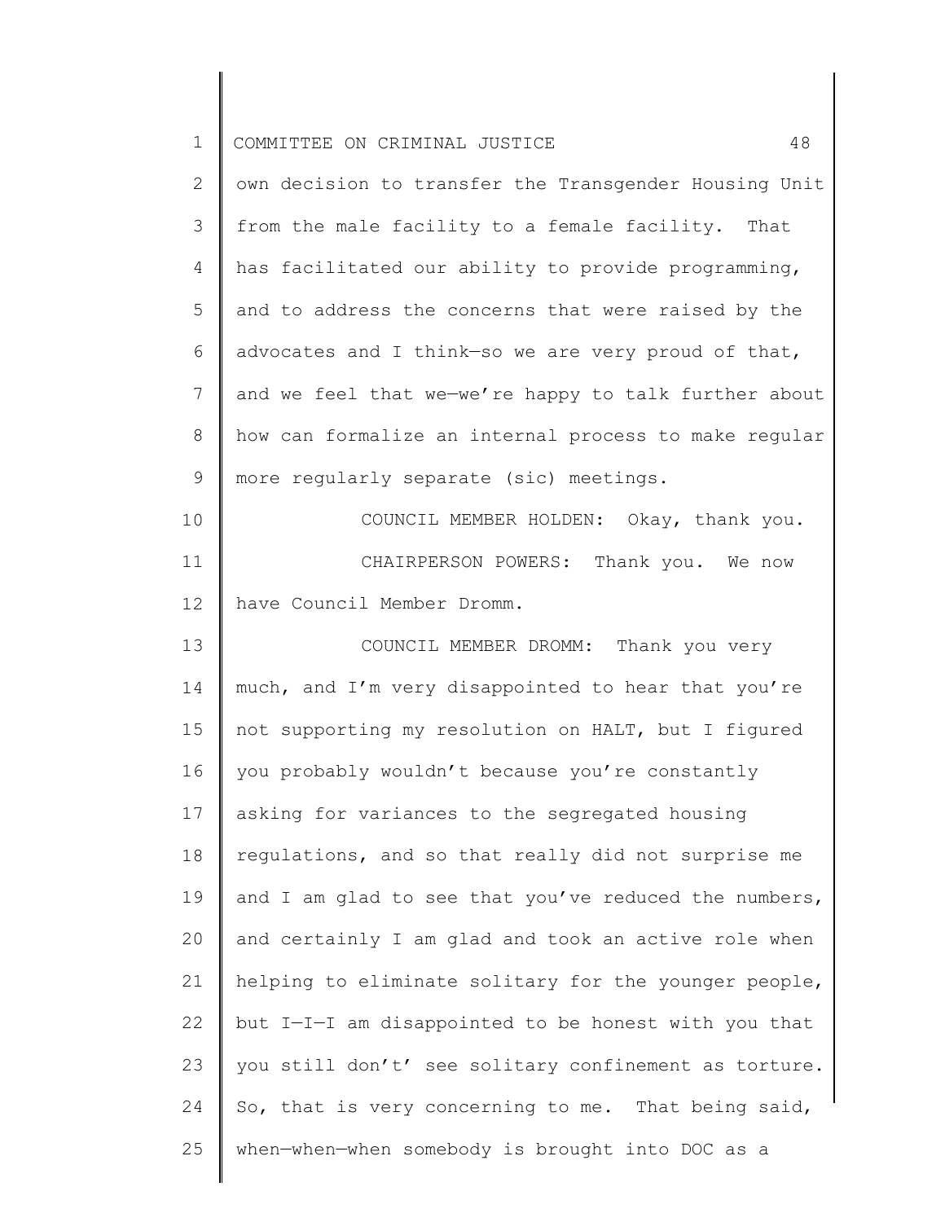own decision to transfer the Transgender Housing Unit from the male facility to a female facility. That has facilitated our ability to provide programming, and to address the concerns that were raised by the advocates and I think—so we are very proud of that, and we feel that we—we're happy to talk further about how can formalize an internal process to make regular more regularly separate (sic) meetings.

COUNCIL MEMBER HOLDEN: Okay, thank you.

CHAIRPERSON POWERS: Thank you. We now have Council Member Dromm.

COUNCIL MEMBER DROMM: Thank you very much, and I'm very disappointed to hear that you're not supporting my resolution on HALT, but I figured you probably wouldn't because you're constantly asking for variances to the segregated housing regulations, and so that really did not surprise me and I am glad to see that you've reduced the numbers, and certainly I am glad and took an active role when helping to eliminate solitary for the younger people, but I—I—I am disappointed to be honest with you that you still don't' see solitary confinement as torture. So, that is very concerning to me. That being said, when—when—when somebody is brought into DOC as a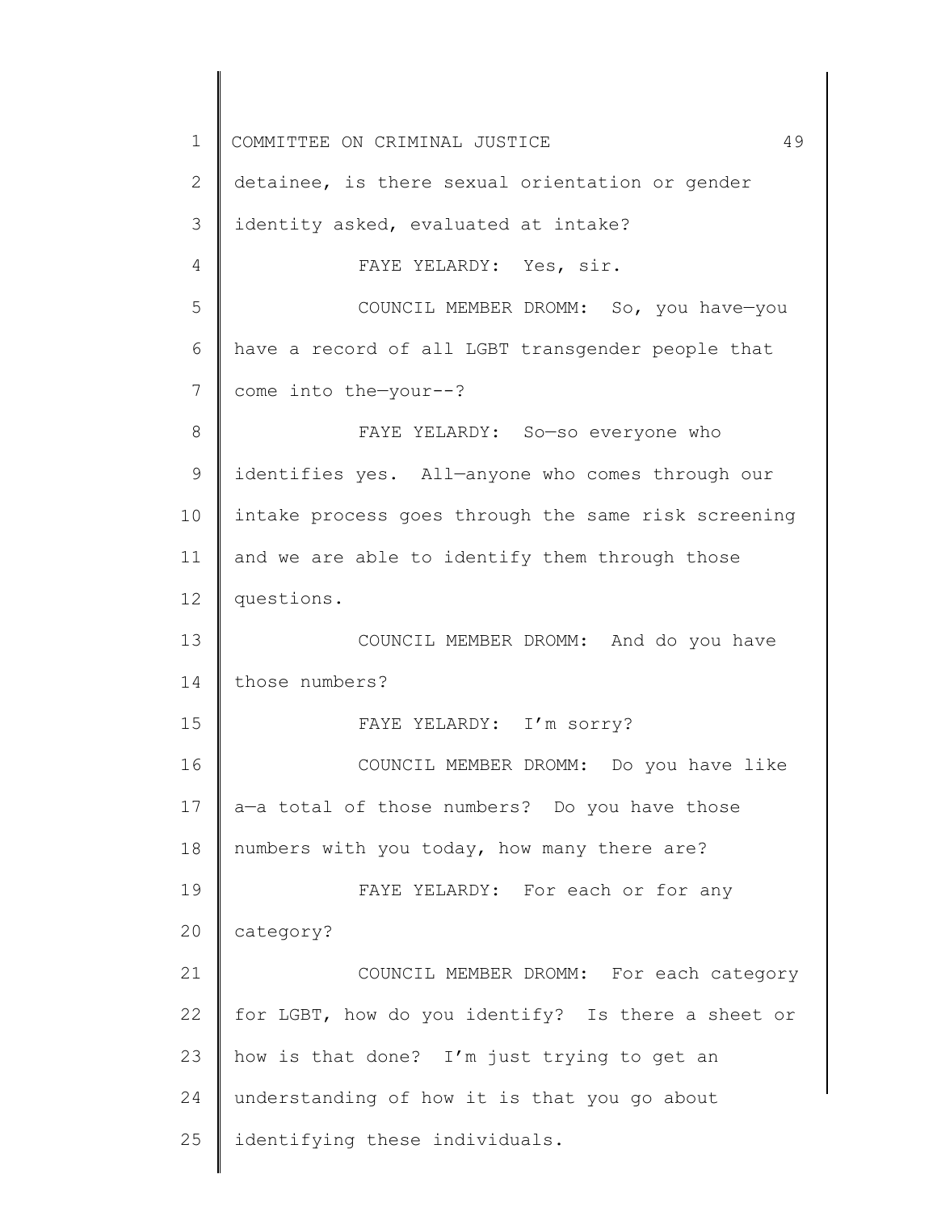detainee, is there sexual orientation or gender identity asked, evaluated at intake?

FAYE YELARDY: Yes, sir.

COUNCIL MEMBER DROMM: So, you have—you have a record of all LGBT transgender people that come into the—your--?

FAYE YELARDY: So—so everyone who identifies yes. All—anyone who comes through our intake process goes through the same risk screening and we are able to identify them through those questions.

COUNCIL MEMBER DROMM: And do you have those numbers?

FAYE YELARDY: I'm sorry?

COUNCIL MEMBER DROMM: Do you have like a—a total of those numbers? Do you have those numbers with you today, how many there are?

FAYE YELARDY: For each or for any category?

COUNCIL MEMBER DROMM: For each category for LGBT, how do you identify? Is there a sheet or how is that done? I'm just trying to get an understanding of how it is that you go about identifying these individuals.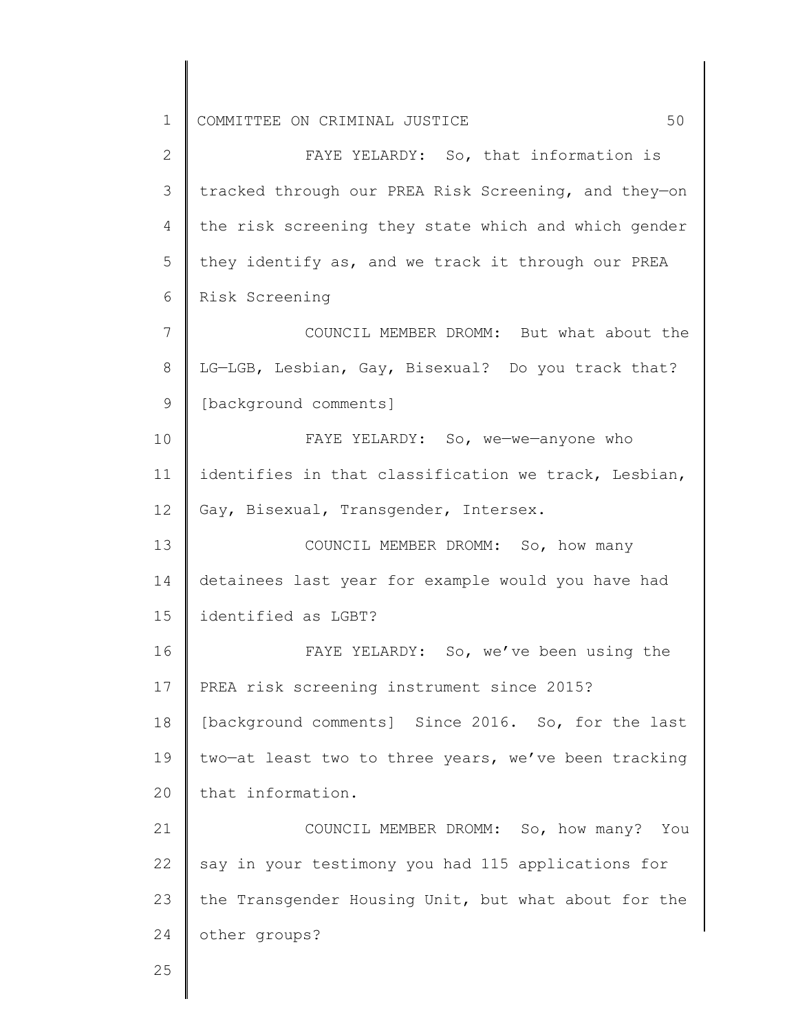FAYE YELARDY: So, that information is tracked through our PREA Risk Screening, and they—on the risk screening they state which and which gender they identify as, and we track it through our PREA Risk Screening

COUNCIL MEMBER DROMM: But what about the LG—LGB, Lesbian, Gay, Bisexual? Do you track that? [background comments]

FAYE YELARDY: So, we—we—anyone who identifies in that classification we track, Lesbian, Gay, Bisexual, Transgender, Intersex.

COUNCIL MEMBER DROMM: So, how many detainees last year for example would you have had identified as LGBT?

FAYE YELARDY: So, we've been using the PREA risk screening instrument since 2015? [background comments] Since 2016. So, for the last two—at least two to three years, we've been tracking that information.

COUNCIL MEMBER DROMM: So, how many? You say in your testimony you had 115 applications for the Transgender Housing Unit, but what about for the other groups?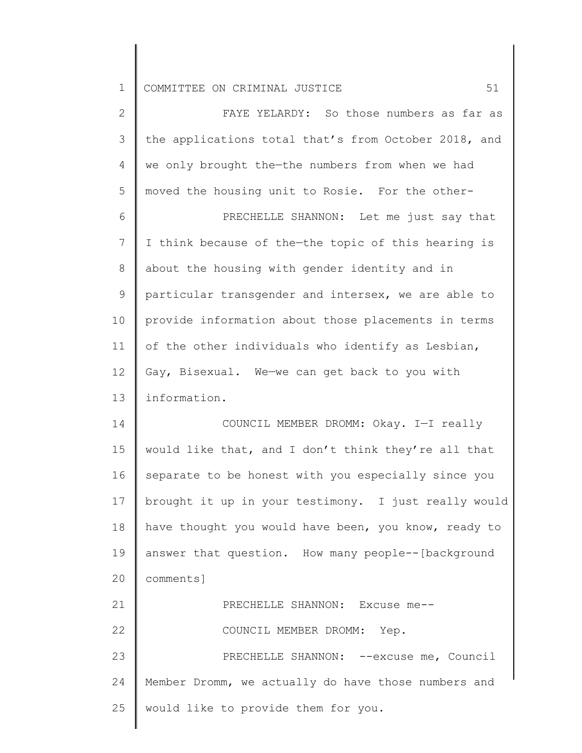FAYE YELARDY: So those numbers as far as the applications total that's from October 2018, and we only brought the—the numbers from when we had moved the housing unit to Rosie. For the other-

PRECHELLE SHANNON: Let me just say that I think because of the—the topic of this hearing is about the housing with gender identity and in particular transgender and intersex, we are able to provide information about those placements in terms of the other individuals who identify as Lesbian, Gay, Bisexual. We—we can get back to you with information.

COUNCIL MEMBER DROMM: Okay. I—I really would like that, and I don't think they're all that separate to be honest with you especially since you brought it up in your testimony. I just really would have thought you would have been, you know, ready to answer that question. How many people--[background comments]

PRECHELLE SHANNON: Excuse me--

COUNCIL MEMBER DROMM: Yep.

PRECHELLE SHANNON: --excuse me, Council Member Dromm, we actually do have those numbers and would like to provide them for you.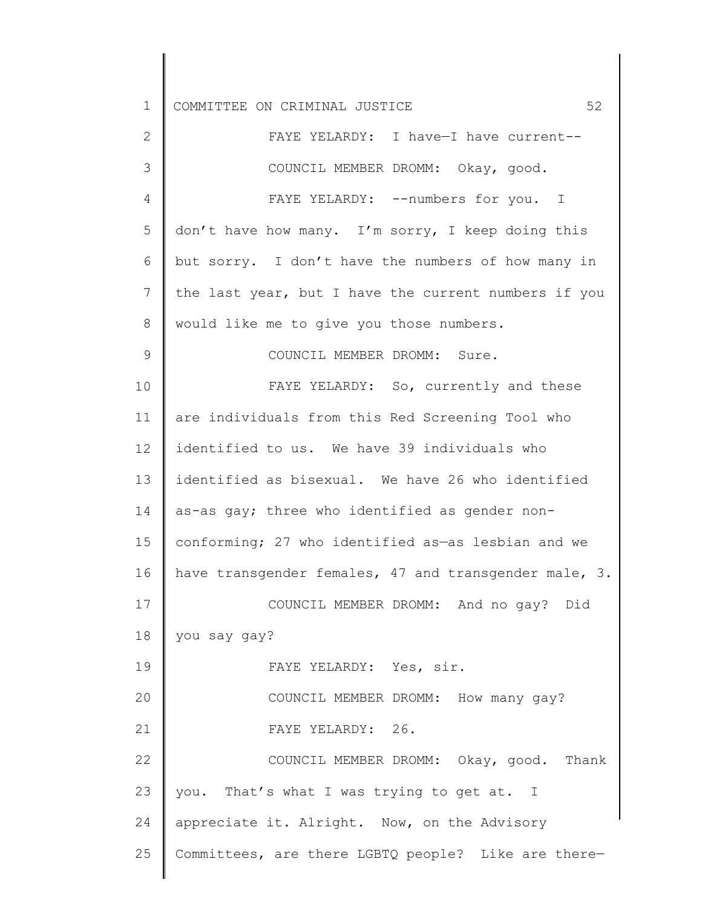FAYE YELARDY: I have—I have current--

COUNCIL MEMBER DROMM: Okay, good.

FAYE YELARDY: --numbers for you. I don't have how many. I'm sorry, I keep doing this but sorry. I don't have the numbers of how many in the last year, but I have the current numbers if you would like me to give you those numbers.

COUNCIL MEMBER DROMM: Sure.

FAYE YELARDY: So, currently and these are individuals from this Red Screening Tool who identified to us. We have 39 individuals who identified as bisexual. We have 26 who identified as-as gay; three who identified as gender non-conforming; 27 who identified as—as lesbian and we have transgender females, 47 and transgender male, 3.

COUNCIL MEMBER DROMM: And no gay? Did you say gay?

FAYE YELARDY: Yes, sir.

COUNCIL MEMBER DROMM: How many gay?

FAYE YELARDY: 26.

COUNCIL MEMBER DROMM: Okay, good. Thank you. That's what I was trying to get at. I appreciate it. Alright. Now, on the Advisory Committees, are there LGBTQ people? Like are there—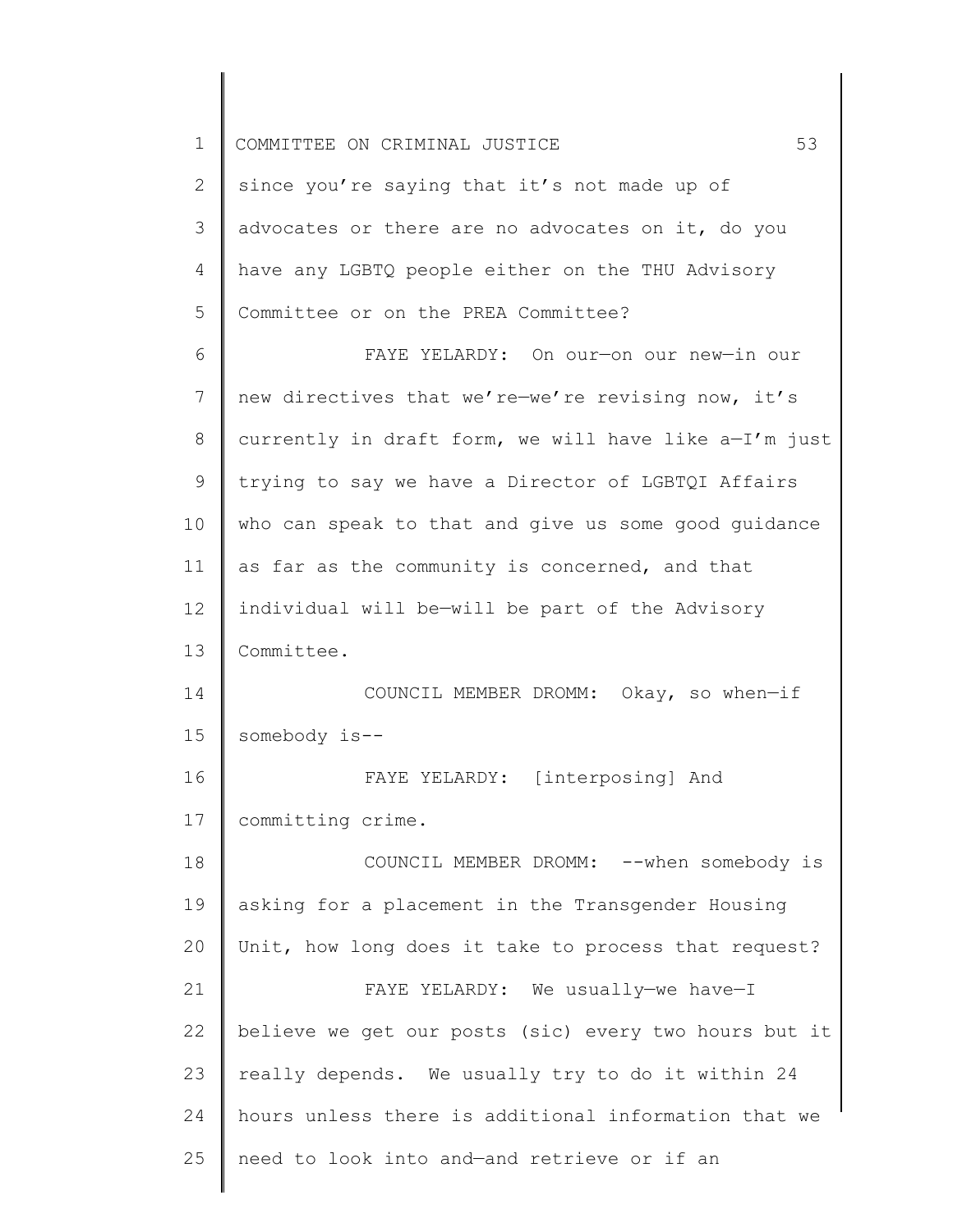since you're saying that it's not made up of advocates or there are no advocates on it, do you have any LGBTQ people either on the THU Advisory Committee or on the PREA Committee?

FAYE YELARDY: On our—on our new—in our new directives that we're—we're revising now, it's currently in draft form, we will have like a—I'm just trying to say we have a Director of LGBTQI Affairs who can speak to that and give us some good guidance as far as the community is concerned, and that individual will be—will be part of the Advisory Committee.

COUNCIL MEMBER DROMM: Okay, so when—if somebody is--

FAYE YELARDY: [interposing] And committing crime.

COUNCIL MEMBER DROMM: --when somebody is asking for a placement in the Transgender Housing Unit, how long does it take to process that request?

FAYE YELARDY: We usually—we have—I believe we get our posts (sic) every two hours but it really depends. We usually try to do it within 24 hours unless there is additional information that we need to look into and—and retrieve or if an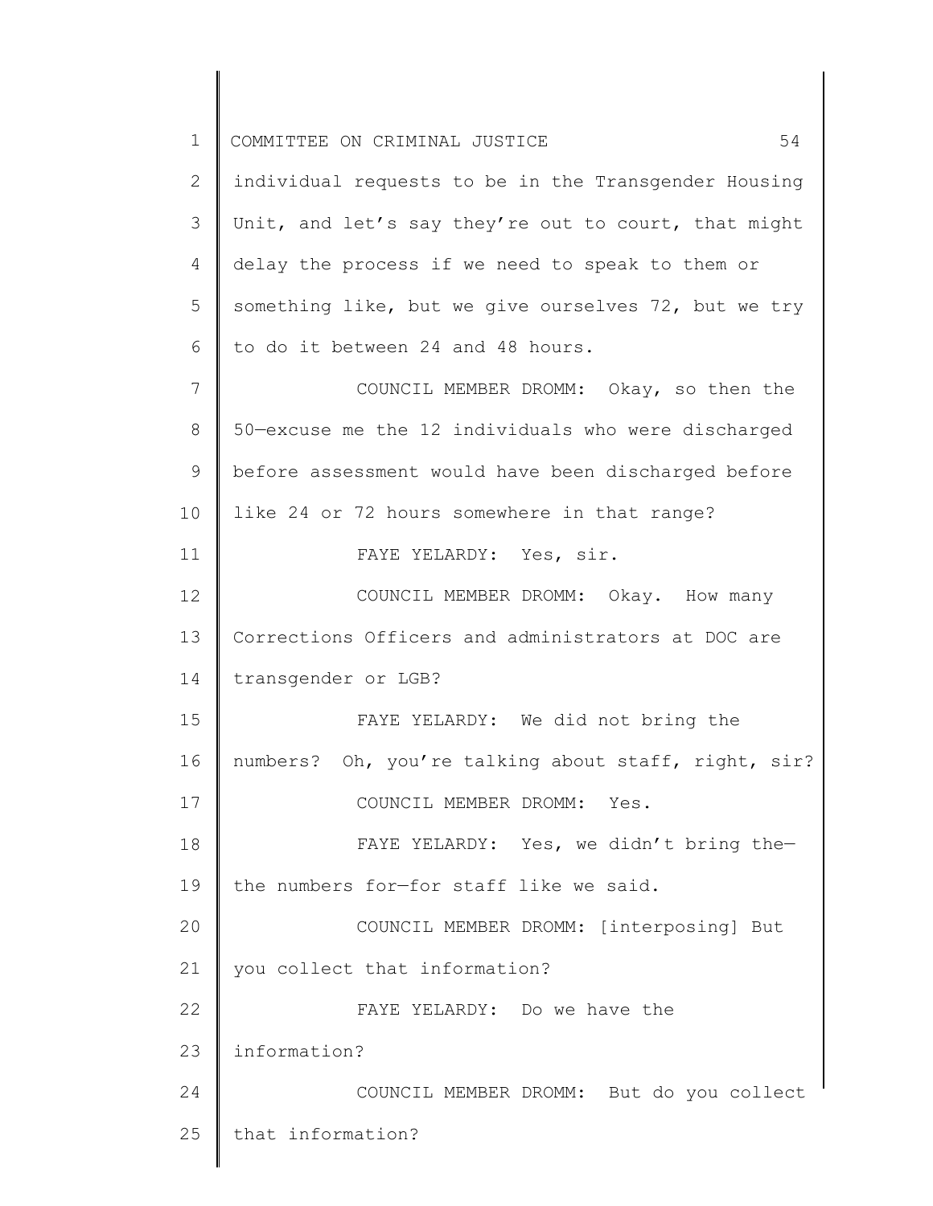individual requests to be in the Transgender Housing Unit, and let's say they're out to court, that might delay the process if we need to speak to them or something like, but we give ourselves 72, but we try to do it between 24 and 48 hours.

COUNCIL MEMBER DROMM: Okay, so then the 50—excuse me the 12 individuals who were discharged before assessment would have been discharged before like 24 or 72 hours somewhere in that range?

FAYE YELARDY: Yes, sir.

COUNCIL MEMBER DROMM: Okay. How many Corrections Officers and administrators at DOC are transgender or LGB?

FAYE YELARDY: We did not bring the numbers? Oh, you're talking about staff, right, sir?

COUNCIL MEMBER DROMM: Yes.

FAYE YELARDY: Yes, we didn't bring the—the numbers for—for staff like we said.

COUNCIL MEMBER DROMM: [interposing] But you collect that information?

FAYE YELARDY: Do we have the information?

COUNCIL MEMBER DROMM: But do you collect that information?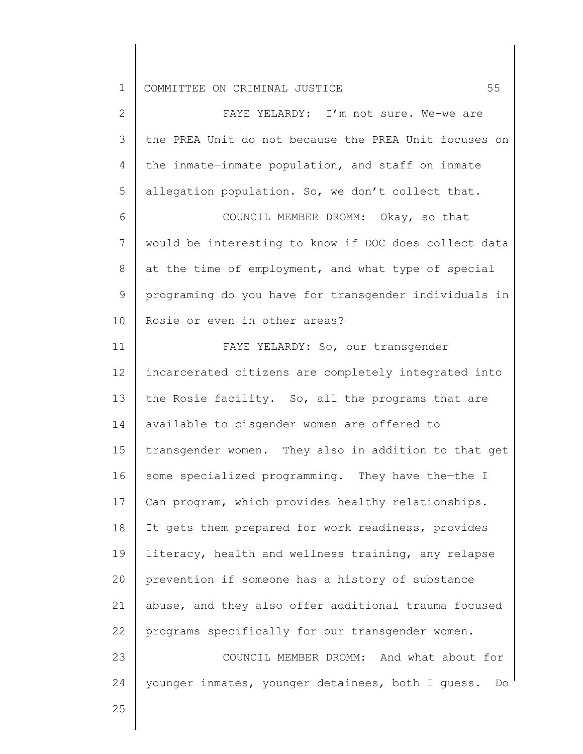FAYE YELARDY: I'm not sure. We-we are the PREA Unit do not because the PREA Unit focuses on the inmate—inmate population, and staff on inmate allegation population. So, we don't collect that.

COUNCIL MEMBER DROMM: Okay, so that would be interesting to know if DOC does collect data at the time of employment, and what type of special programing do you have for transgender individuals in Rosie or even in other areas?

FAYE YELARDY: So, our transgender incarcerated citizens are completely integrated into the Rosie facility. So, all the programs that are available to cisgender women are offered to transgender women. They also in addition to that get some specialized programming. They have the—the I Can program, which provides healthy relationships. It gets them prepared for work readiness, provides literacy, health and wellness training, any relapse prevention if someone has a history of substance abuse, and they also offer additional trauma focused programs specifically for our transgender women.

COUNCIL MEMBER DROMM: And what about for younger inmates, younger detainees, both I guess. Do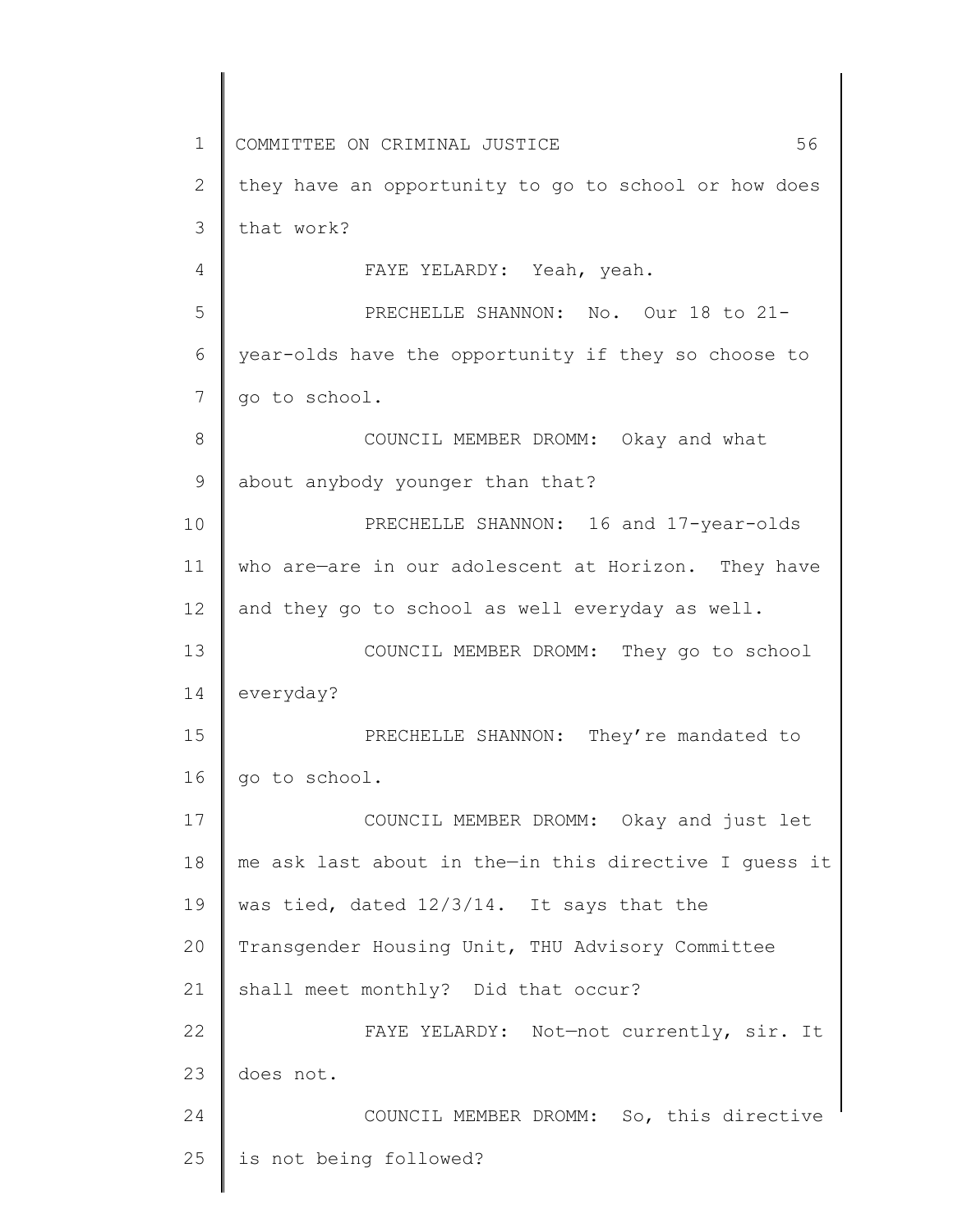they have an opportunity to go to school or how does that work?

FAYE YELARDY: Yeah, yeah.

PRECHELLE SHANNON: No. Our 18 to 21-year-olds have the opportunity if they so choose to go to school.

COUNCIL MEMBER DROMM: Okay and what about anybody younger than that?

PRECHELLE SHANNON: 16 and 17-year-olds who are—are in our adolescent at Horizon. They have and they go to school as well everyday as well.

COUNCIL MEMBER DROMM: They go to school everyday?

PRECHELLE SHANNON: They're mandated to go to school.

COUNCIL MEMBER DROMM: Okay and just let me ask last about in the—in this directive I guess it was tied, dated 12/3/14. It says that the Transgender Housing Unit, THU Advisory Committee shall meet monthly? Did that occur?

FAYE YELARDY: Not—not currently, sir. It does not.

COUNCIL MEMBER DROMM: So, this directive is not being followed?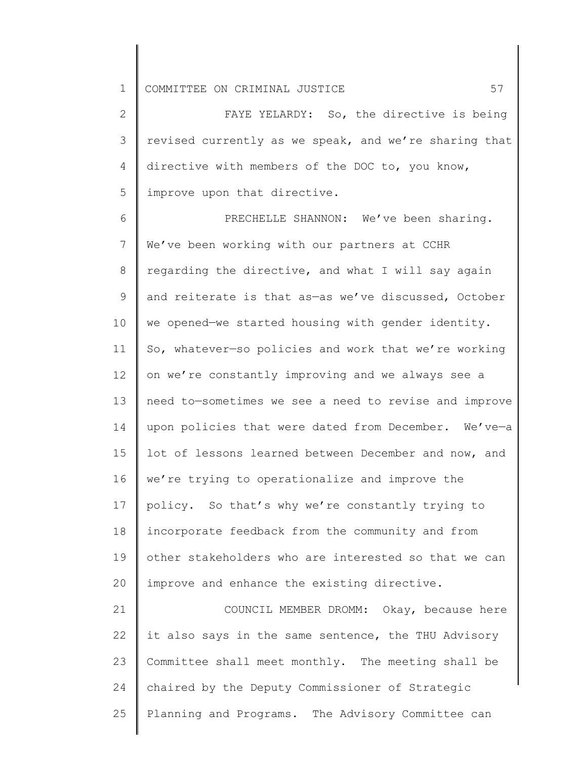FAYE YELARDY: So, the directive is being revised currently as we speak, and we're sharing that directive with members of the DOC to, you know, improve upon that directive.

PRECHELLE SHANNON: We've been sharing. We've been working with our partners at CCHR regarding the directive, and what I will say again and reiterate is that as—as we've discussed, October we opened—we started housing with gender identity. So, whatever—so policies and work that we're working on we're constantly improving and we always see a need to—sometimes we see a need to revise and improve upon policies that were dated from December. We've—a lot of lessons learned between December and now, and we're trying to operationalize and improve the policy. So that's why we're constantly trying to incorporate feedback from the community and from other stakeholders who are interested so that we can improve and enhance the existing directive.

COUNCIL MEMBER DROMM: Okay, because here it also says in the same sentence, the THU Advisory Committee shall meet monthly. The meeting shall be chaired by the Deputy Commissioner of Strategic Planning and Programs. The Advisory Committee can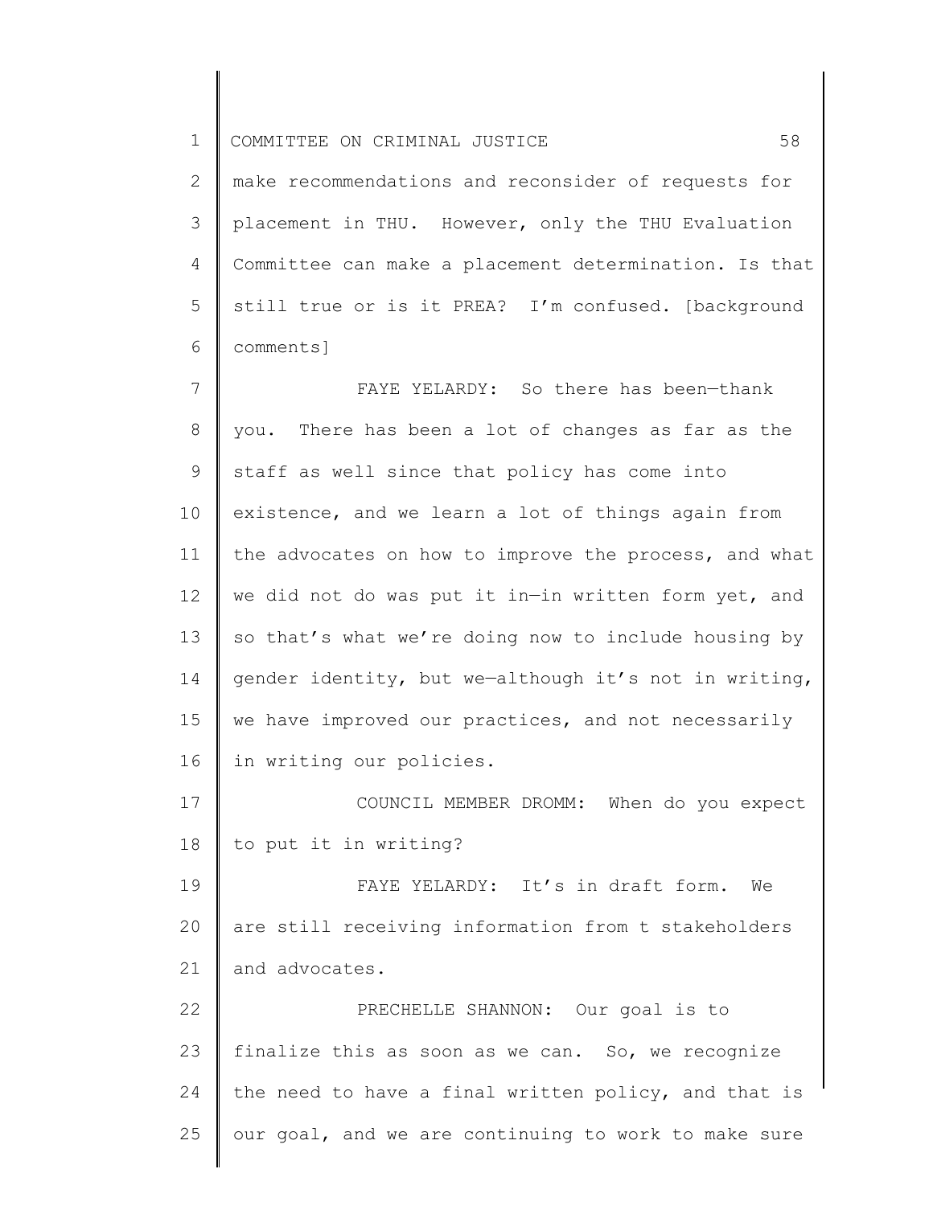make recommendations and reconsider of requests for placement in THU. However, only the THU Evaluation Committee can make a placement determination. Is that still true or is it PREA? I'm confused. [background comments]

FAYE YELARDY: So there has been—thank you. There has been a lot of changes as far as the staff as well since that policy has come into existence, and we learn a lot of things again from the advocates on how to improve the process, and what we did not do was put it in—in written form yet, and so that's what we're doing now to include housing by gender identity, but we—although it's not in writing, we have improved our practices, and not necessarily in writing our policies.

COUNCIL MEMBER DROMM: When do you expect to put it in writing?

FAYE YELARDY: It's in draft form. We are still receiving information from t stakeholders and advocates.

PRECHELLE SHANNON: Our goal is to finalize this as soon as we can. So, we recognize the need to have a final written policy, and that is our goal, and we are continuing to work to make sure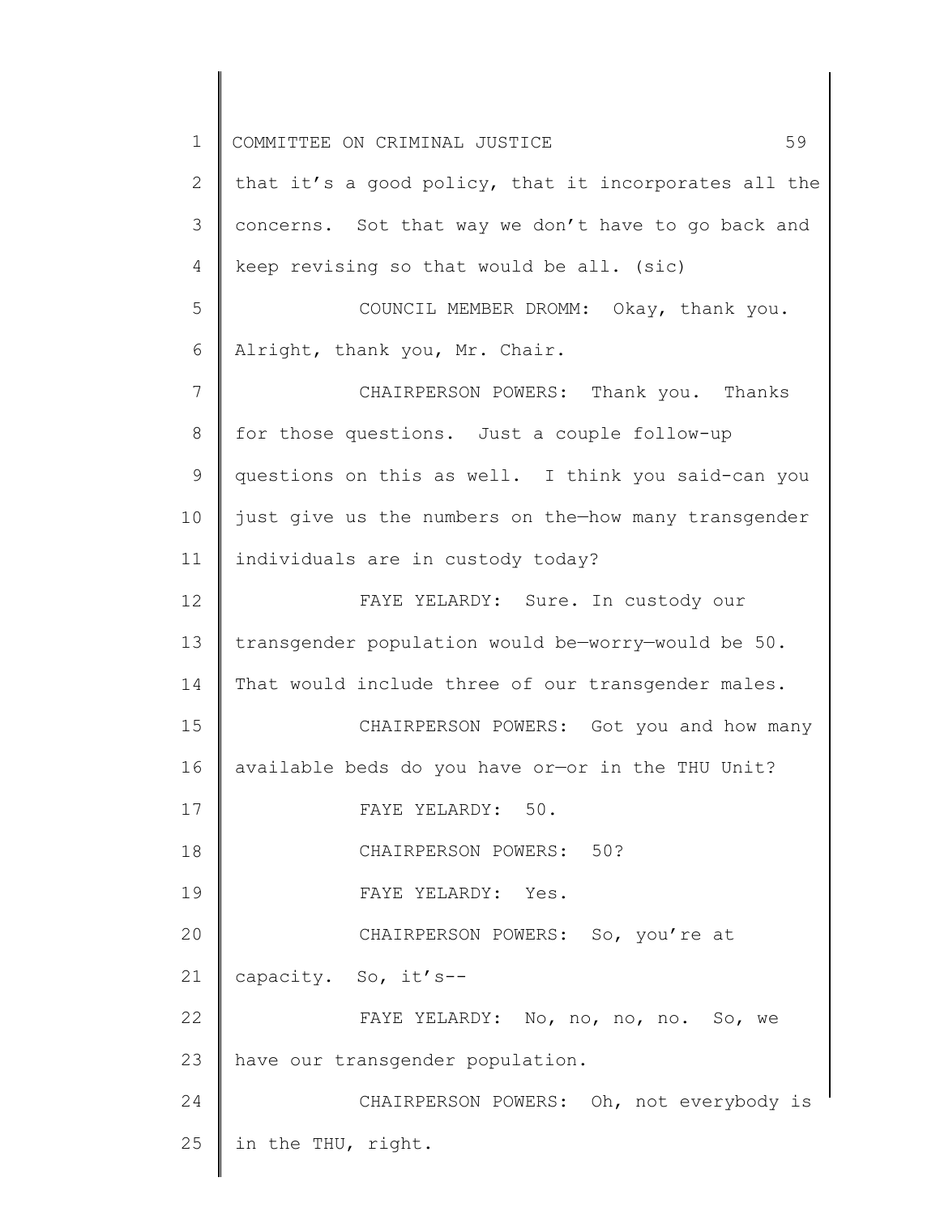that it's a good policy, that it incorporates all the concerns. Sot that way we don't have to go back and keep revising so that would be all. (sic)

COUNCIL MEMBER DROMM: Okay, thank you. Alright, thank you, Mr. Chair.

CHAIRPERSON POWERS: Thank you. Thanks for those questions. Just a couple follow-up questions on this as well. I think you said-can you just give us the numbers on the—how many transgender individuals are in custody today?

FAYE YELARDY: Sure. In custody our transgender population would be—worry—would be 50. That would include three of our transgender males.

CHAIRPERSON POWERS: Got you and how many available beds do you have or—or in the THU Unit?

FAYE YELARDY: 50.

CHAIRPERSON POWERS: 50?

FAYE YELARDY: Yes.

CHAIRPERSON POWERS: So, you're at capacity. So, it's--

FAYE YELARDY: No, no, no, no. So, we have our transgender population.

CHAIRPERSON POWERS: Oh, not everybody is in the THU, right.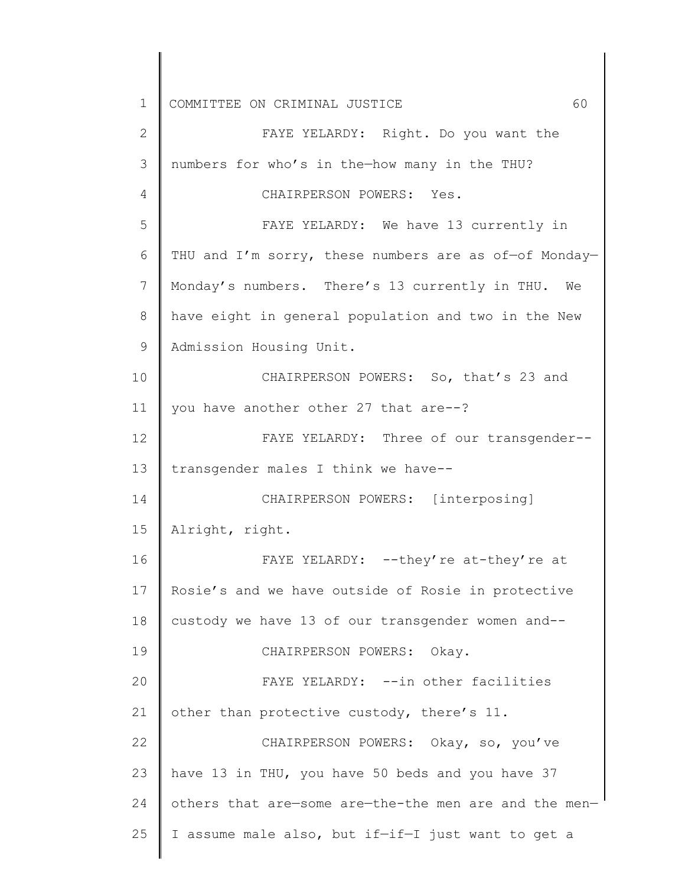FAYE YELARDY: Right. Do you want the numbers for who's in the—how many in the THU?

CHAIRPERSON POWERS: Yes.

FAYE YELARDY: We have 13 currently in THU and I'm sorry, these numbers are as of—of Monday—Monday's numbers. There's 13 currently in THU. We have eight in general population and two in the New Admission Housing Unit.

CHAIRPERSON POWERS: So, that's 23 and you have another other 27 that are--?

FAYE YELARDY: Three of our transgender--transgender males I think we have--

CHAIRPERSON POWERS: [interposing] Alright, right.

FAYE YELARDY: --they're at-they're at Rosie's and we have outside of Rosie in protective custody we have 13 of our transgender women and--

CHAIRPERSON POWERS: Okay.

FAYE YELARDY: --in other facilities other than protective custody, there's 11.

CHAIRPERSON POWERS: Okay, so, you've have 13 in THU, you have 50 beds and you have 37 others that are—some are—the-the men are and the men—I assume male also, but if—if—I just want to get a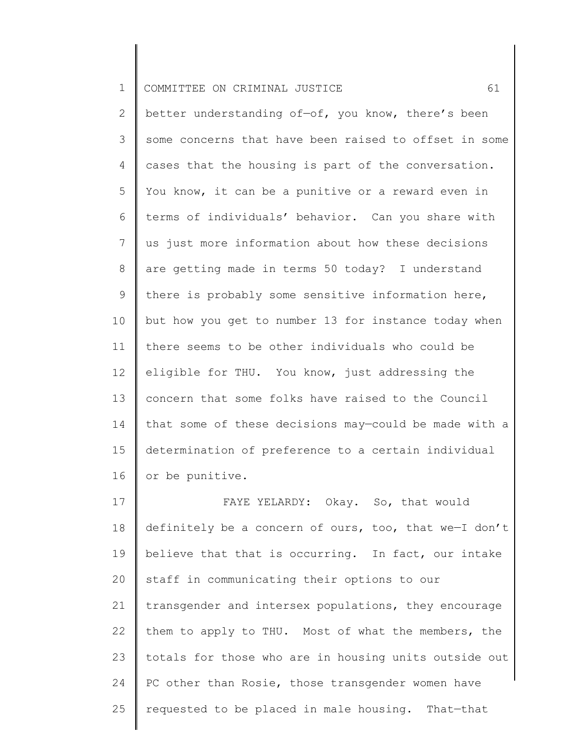better understanding of—of, you know, there's been some concerns that have been raised to offset in some cases that the housing is part of the conversation. You know, it can be a punitive or a reward even in terms of individuals' behavior. Can you share with us just more information about how these decisions are getting made in terms 50 today? I understand there is probably some sensitive information here, but how you get to number 13 for instance today when there seems to be other individuals who could be eligible for THU. You know, just addressing the concern that some folks have raised to the Council that some of these decisions may—could be made with a determination of preference to a certain individual or be punitive.

FAYE YELARDY: Okay. So, that would definitely be a concern of ours, too, that we—I don't believe that that is occurring. In fact, our intake staff in communicating their options to our transgender and intersex populations, they encourage them to apply to THU. Most of what the members, the totals for those who are in housing units outside out PC other than Rosie, those transgender women have requested to be placed in male housing. That—that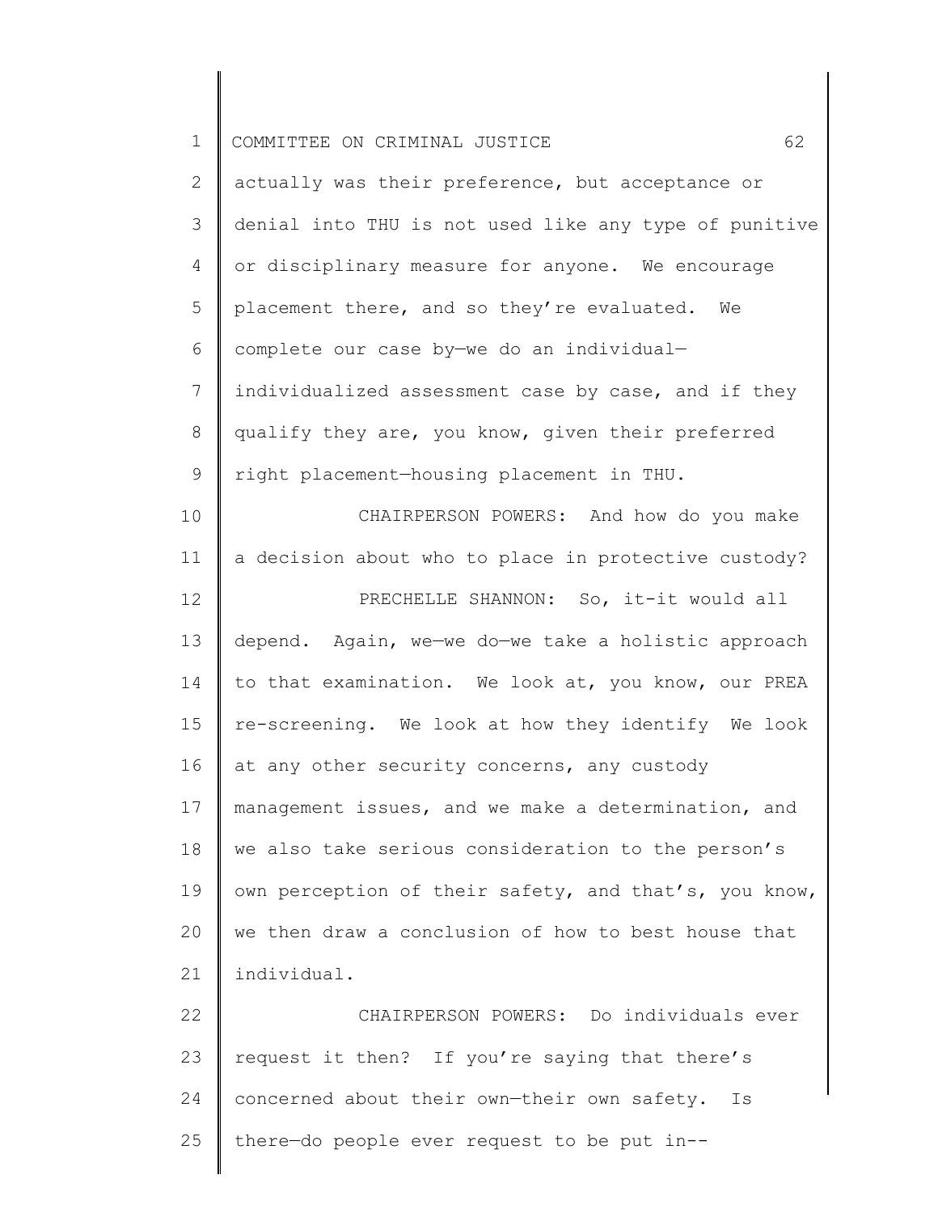actually was their preference, but acceptance or denial into THU is not used like any type of punitive or disciplinary measure for anyone. We encourage placement there, and so they're evaluated. We complete our case by—we do an individual—individualized assessment case by case, and if they qualify they are, you know, given their preferred right placement—housing placement in THU.

CHAIRPERSON POWERS: And how do you make a decision about who to place in protective custody?

PRECHELLE SHANNON: So, it-it would all depend. Again, we—we do—we take a holistic approach to that examination. We look at, you know, our PREA re-screening. We look at how they identify We look at any other security concerns, any custody management issues, and we make a determination, and we also take serious consideration to the person's own perception of their safety, and that's, you know, we then draw a conclusion of how to best house that individual.

CHAIRPERSON POWERS: Do individuals ever request it then? If you're saying that there's concerned about their own—their own safety. Is there—do people ever request to be put in--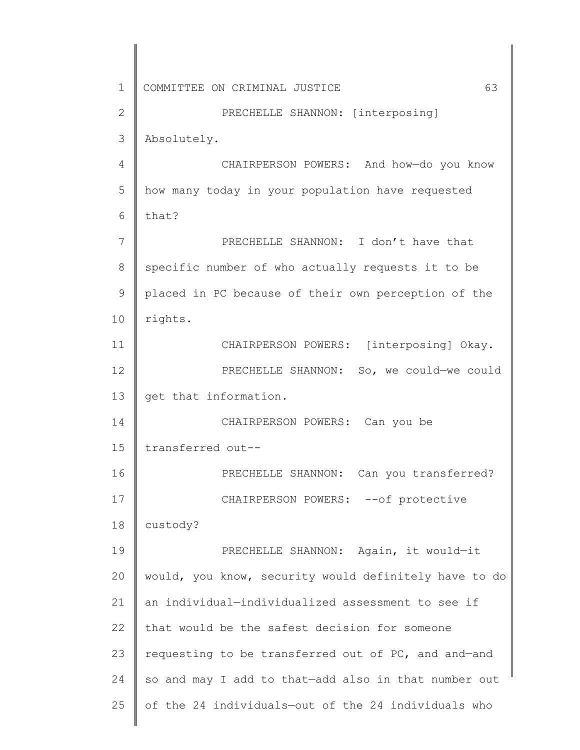PRECHELLE SHANNON: [interposing] Absolutely.

CHAIRPERSON POWERS: And how—do you know how many today in your population have requested that?

PRECHELLE SHANNON: I don't have that specific number of who actually requests it to be placed in PC because of their own perception of the rights.

CHAIRPERSON POWERS: [interposing] Okay.

PRECHELLE SHANNON: So, we could—we could get that information.

CHAIRPERSON POWERS: Can you be transferred out--

PRECHELLE SHANNON: Can you transferred?

CHAIRPERSON POWERS: --of protective custody?

PRECHELLE SHANNON: Again, it would—it would, you know, security would definitely have to do an individual—individualized assessment to see if that would be the safest decision for someone requesting to be transferred out of PC, and and—and so and may I add to that—add also in that number out of the 24 individuals—out of the 24 individuals who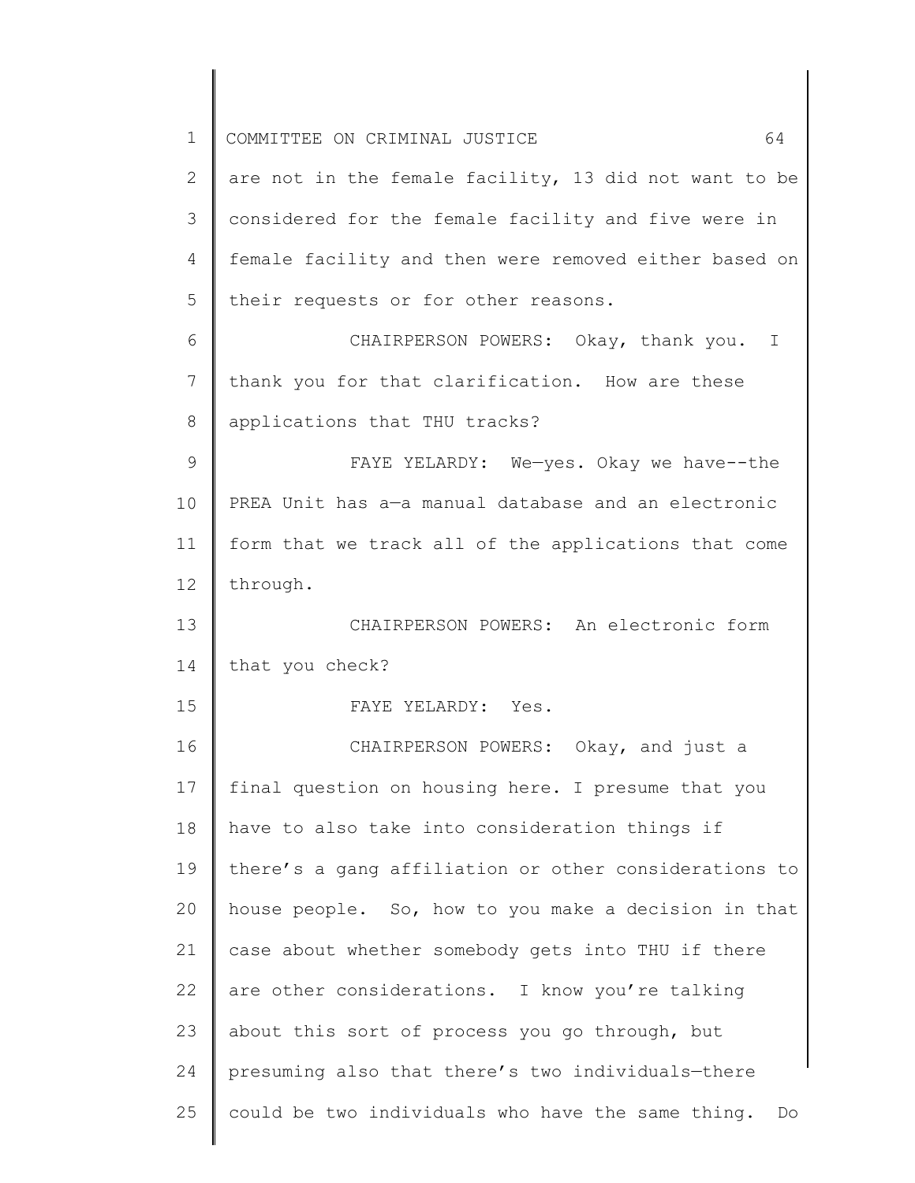are not in the female facility, 13 did not want to be considered for the female facility and five were in female facility and then were removed either based on their requests or for other reasons.

CHAIRPERSON POWERS: Okay, thank you. I thank you for that clarification. How are these applications that THU tracks?

FAYE YELARDY: We—yes. Okay we have--the PREA Unit has a—a manual database and an electronic form that we track all of the applications that come through.

CHAIRPERSON POWERS: An electronic form that you check?

FAYE YELARDY: Yes.

CHAIRPERSON POWERS: Okay, and just a final question on housing here. I presume that you have to also take into consideration things if there's a gang affiliation or other considerations to house people. So, how to you make a decision in that case about whether somebody gets into THU if there are other considerations. I know you're talking about this sort of process you go through, but presuming also that there's two individuals—there could be two individuals who have the same thing. Do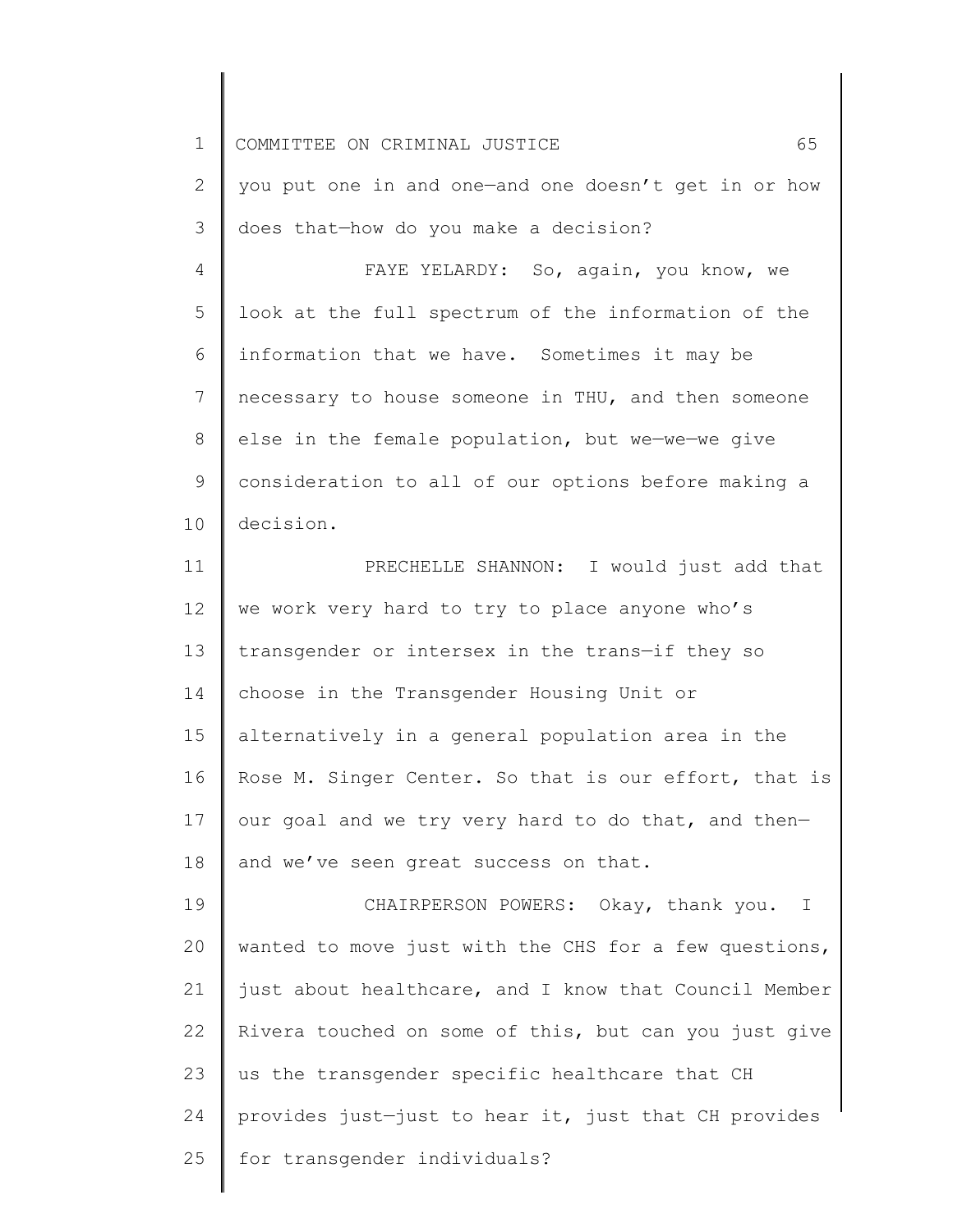you put one in and one—and one doesn't get in or how does that—how do you make a decision?

FAYE YELARDY: So, again, you know, we look at the full spectrum of the information of the information that we have. Sometimes it may be necessary to house someone in THU, and then someone else in the female population, but we—we—we give consideration to all of our options before making a decision.

PRECHELLE SHANNON: I would just add that we work very hard to try to place anyone who's transgender or intersex in the trans—if they so choose in the Transgender Housing Unit or alternatively in a general population area in the Rose M. Singer Center. So that is our effort, that is our goal and we try very hard to do that, and then—and we've seen great success on that.

CHAIRPERSON POWERS: Okay, thank you. I wanted to move just with the CHS for a few questions, just about healthcare, and I know that Council Member Rivera touched on some of this, but can you just give us the transgender specific healthcare that CH provides just—just to hear it, just that CH provides for transgender individuals?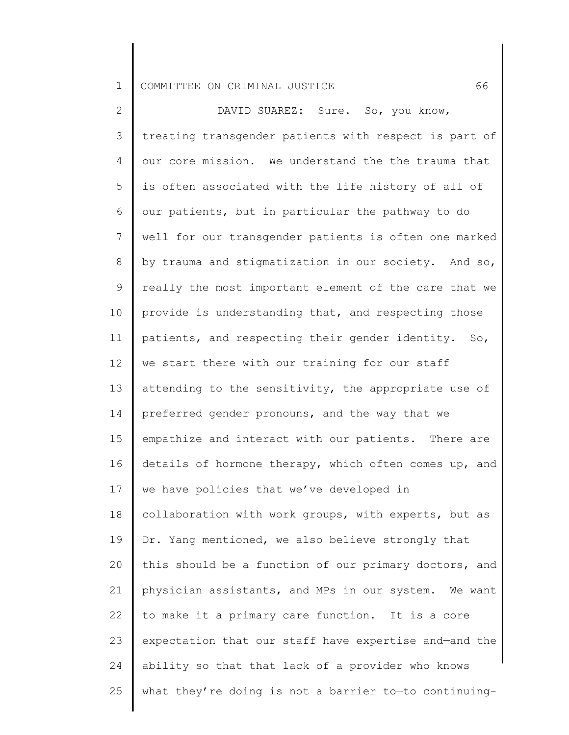DAVID SUAREZ: Sure. So, you know, treating transgender patients with respect is part of our core mission. We understand the—the trauma that is often associated with the life history of all of our patients, but in particular the pathway to do well for our transgender patients is often one marked by trauma and stigmatization in our society. And so, really the most important element of the care that we provide is understanding that, and respecting those patients, and respecting their gender identity. So, we start there with our training for our staff attending to the sensitivity, the appropriate use of preferred gender pronouns, and the way that we empathize and interact with our patients. There are details of hormone therapy, which often comes up, and we have policies that we've developed in collaboration with work groups, with experts, but as Dr. Yang mentioned, we also believe strongly that this should be a function of our primary doctors, and physician assistants, and MPs in our system. We want to make it a primary care function. It is a core expectation that our staff have expertise and—and the ability so that that lack of a provider who knows what they're doing is not a barrier to—to continuing-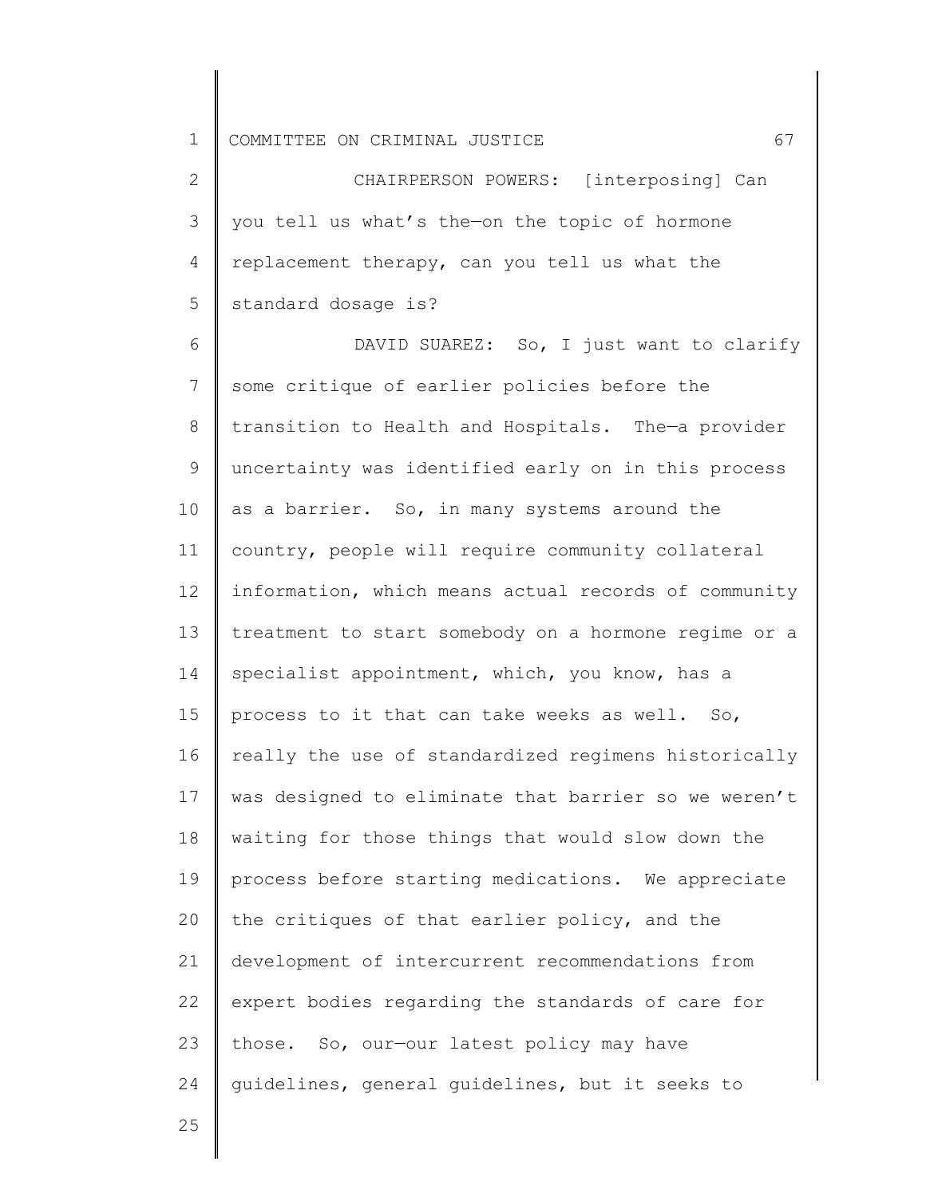CHAIRPERSON POWERS: [interposing] Can you tell us what's the—on the topic of hormone replacement therapy, can you tell us what the standard dosage is?

DAVID SUAREZ: So, I just want to clarify some critique of earlier policies before the transition to Health and Hospitals. The—a provider uncertainty was identified early on in this process as a barrier. So, in many systems around the country, people will require community collateral information, which means actual records of community treatment to start somebody on a hormone regime or a specialist appointment, which, you know, has a process to it that can take weeks as well. So, really the use of standardized regimens historically was designed to eliminate that barrier so we weren't waiting for those things that would slow down the process before starting medications. We appreciate the critiques of that earlier policy, and the development of intercurrent recommendations from expert bodies regarding the standards of care for those. So, our—our latest policy may have guidelines, general guidelines, but it seeks to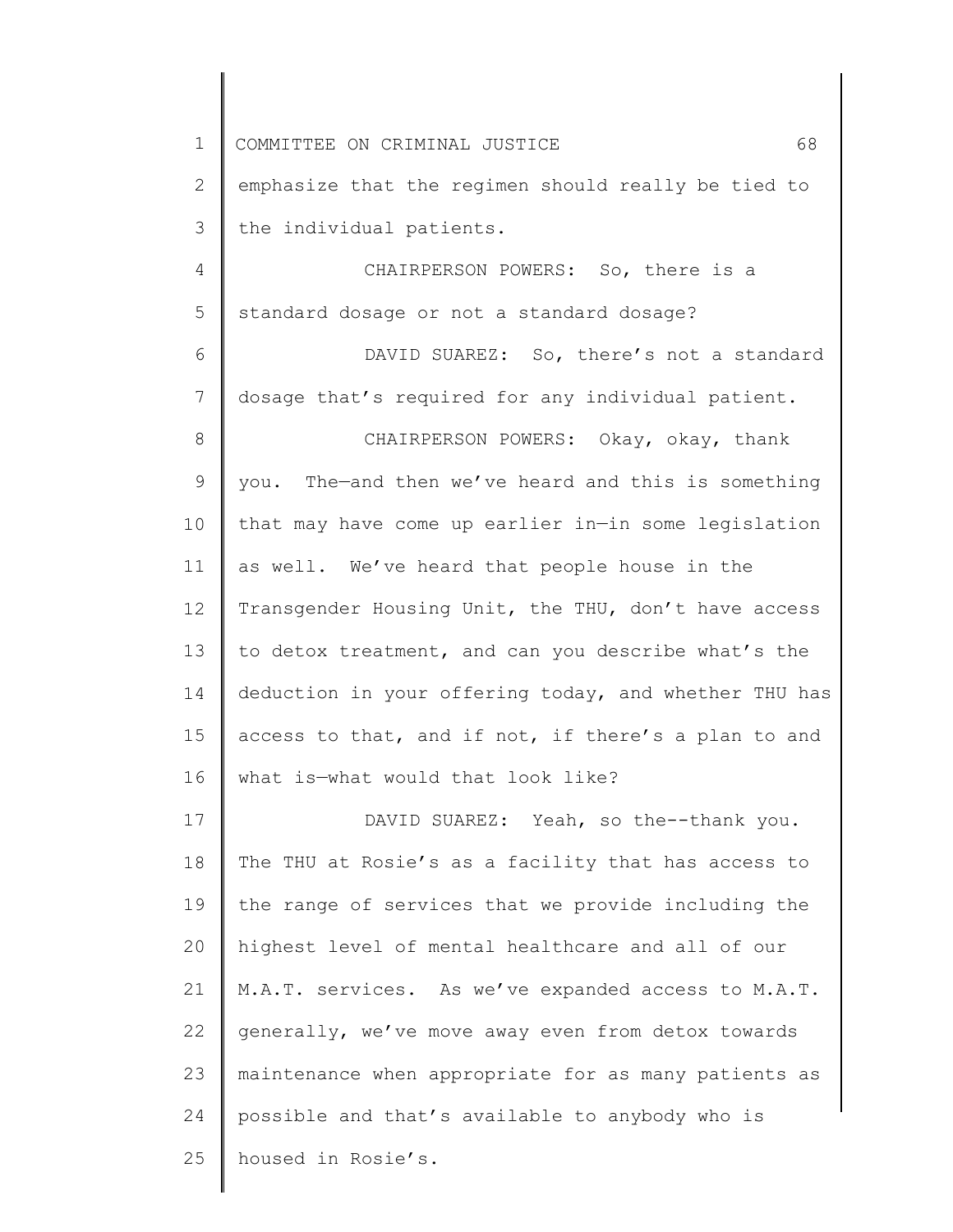emphasize that the regimen should really be tied to the individual patients.

CHAIRPERSON POWERS: So, there is a standard dosage or not a standard dosage?

DAVID SUAREZ: So, there's not a standard dosage that's required for any individual patient.

CHAIRPERSON POWERS: Okay, okay, thank you. The—and then we've heard and this is something that may have come up earlier in—in some legislation as well. We've heard that people house in the Transgender Housing Unit, the THU, don't have access to detox treatment, and can you describe what's the deduction in your offering today, and whether THU has access to that, and if not, if there's a plan to and what is—what would that look like?

DAVID SUAREZ: Yeah, so the--thank you. The THU at Rosie's as a facility that has access to the range of services that we provide including the highest level of mental healthcare and all of our M.A.T. services. As we've expanded access to M.A.T. generally, we've move away even from detox towards maintenance when appropriate for as many patients as possible and that's available to anybody who is housed in Rosie's.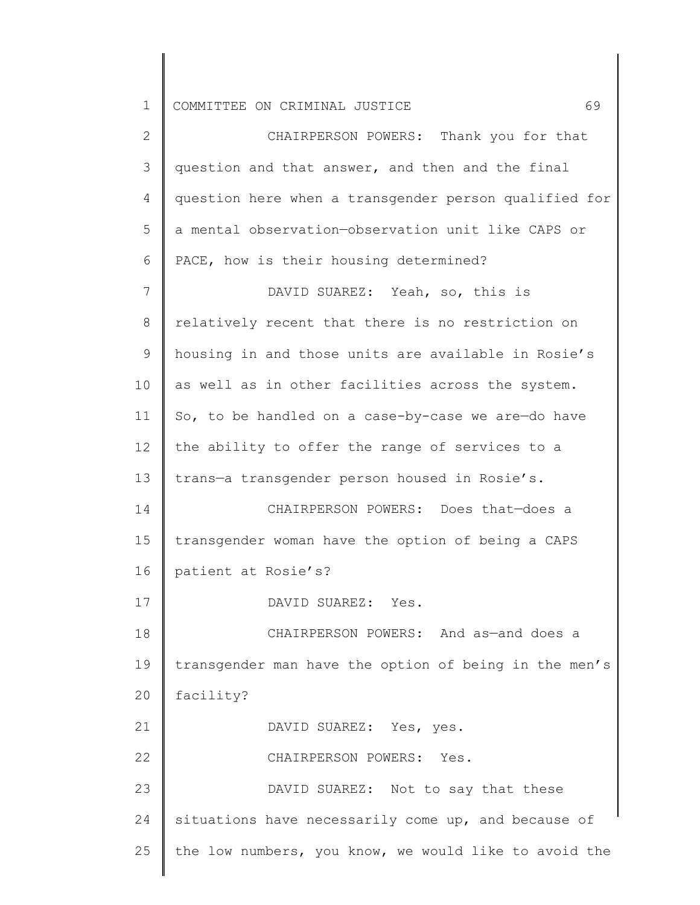CHAIRPERSON POWERS: Thank you for that question and that answer, and then and the final question here when a transgender person qualified for a mental observation—observation unit like CAPS or PACE, how is their housing determined?

DAVID SUAREZ: Yeah, so, this is relatively recent that there is no restriction on housing in and those units are available in Rosie's as well as in other facilities across the system. So, to be handled on a case-by-case we are—do have the ability to offer the range of services to a trans—a transgender person housed in Rosie's.

CHAIRPERSON POWERS: Does that—does a transgender woman have the option of being a CAPS patient at Rosie's?

DAVID SUAREZ: Yes.

CHAIRPERSON POWERS: And as—and does a transgender man have the option of being in the men's facility?

DAVID SUAREZ: Yes, yes.

CHAIRPERSON POWERS: Yes.

DAVID SUAREZ: Not to say that these situations have necessarily come up, and because of the low numbers, you know, we would like to avoid the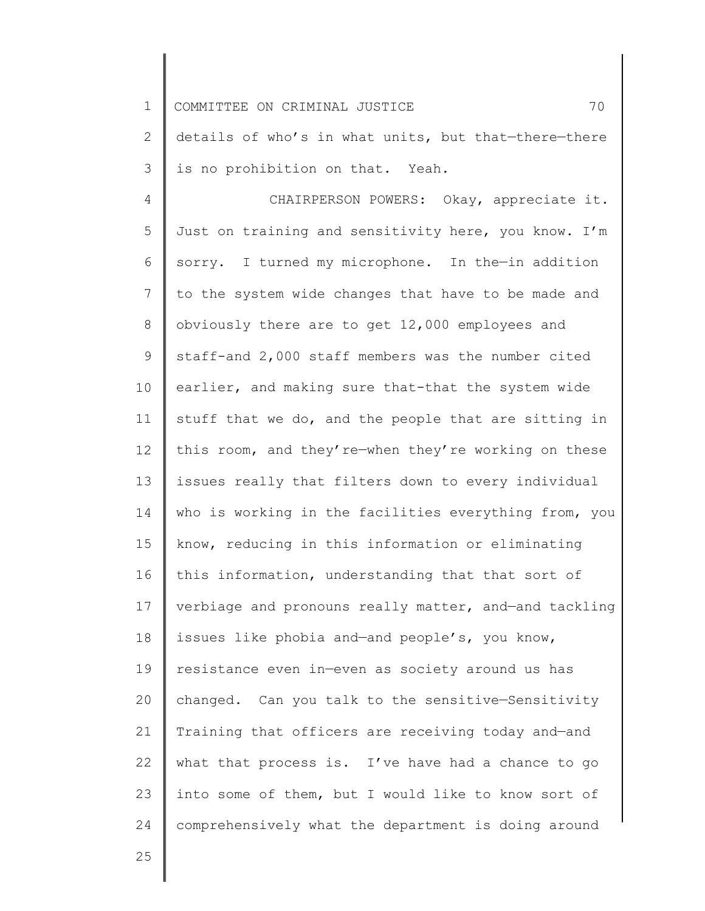details of who's in what units, but that—there—there is no prohibition on that. Yeah.

CHAIRPERSON POWERS: Okay, appreciate it. Just on training and sensitivity here, you know. I'm sorry. I turned my microphone. In the—in addition to the system wide changes that have to be made and obviously there are to get 12,000 employees and staff-and 2,000 staff members was the number cited earlier, and making sure that-that the system wide stuff that we do, and the people that are sitting in this room, and they're—when they're working on these issues really that filters down to every individual who is working in the facilities everything from, you know, reducing in this information or eliminating this information, understanding that that sort of verbiage and pronouns really matter, and—and tackling issues like phobia and—and people's, you know, resistance even in—even as society around us has changed. Can you talk to the sensitive—Sensitivity Training that officers are receiving today and—and what that process is. I've have had a chance to go into some of them, but I would like to know sort of comprehensively what the department is doing around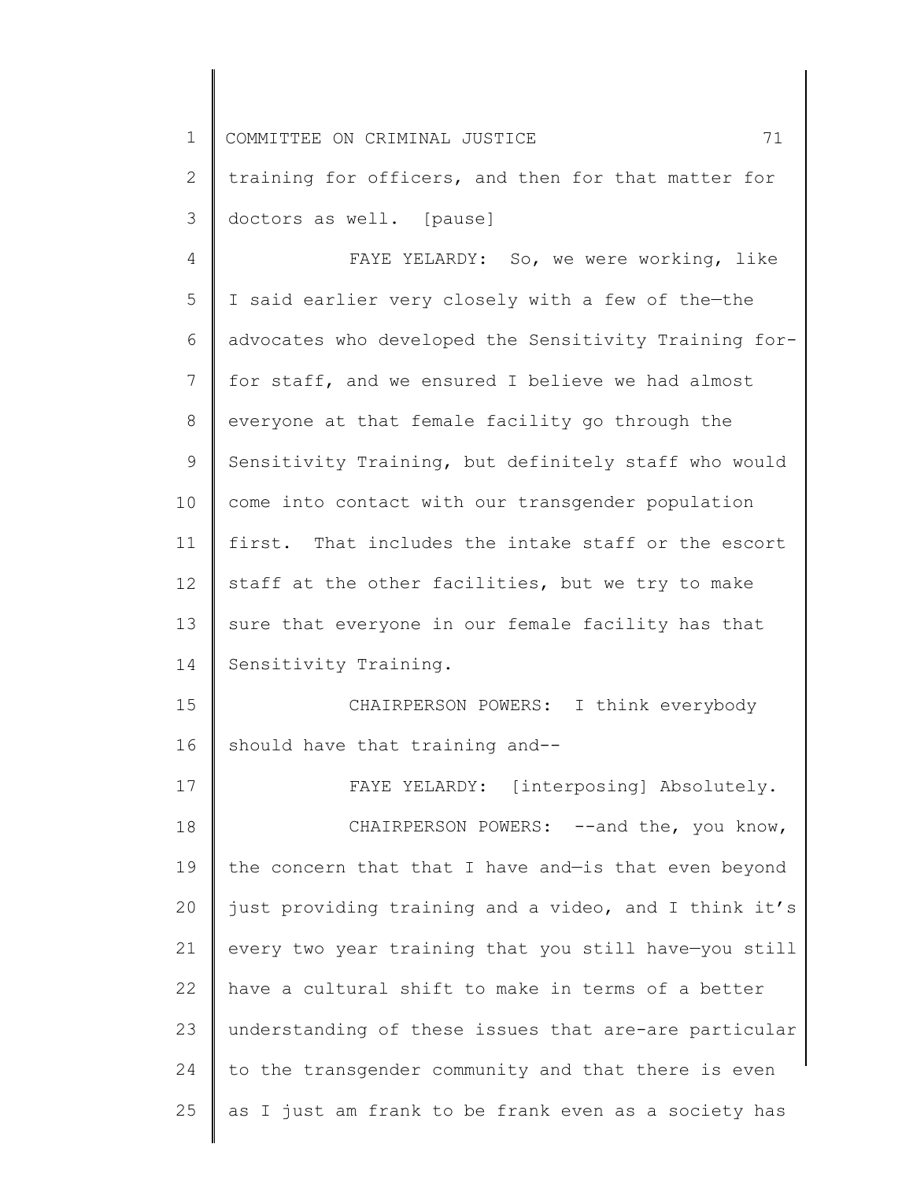training for officers, and then for that matter for doctors as well. [pause]

FAYE YELARDY: So, we were working, like I said earlier very closely with a few of the—the advocates who developed the Sensitivity Training for-for staff, and we ensured I believe we had almost everyone at that female facility go through the Sensitivity Training, but definitely staff who would come into contact with our transgender population first. That includes the intake staff or the escort staff at the other facilities, but we try to make sure that everyone in our female facility has that Sensitivity Training.

CHAIRPERSON POWERS: I think everybody should have that training and--

FAYE YELARDY: [interposing] Absolutely.

CHAIRPERSON POWERS: --and the, you know, the concern that that I have and—is that even beyond just providing training and a video, and I think it's every two year training that you still have—you still have a cultural shift to make in terms of a better understanding of these issues that are-are particular to the transgender community and that there is even as I just am frank to be frank even as a society has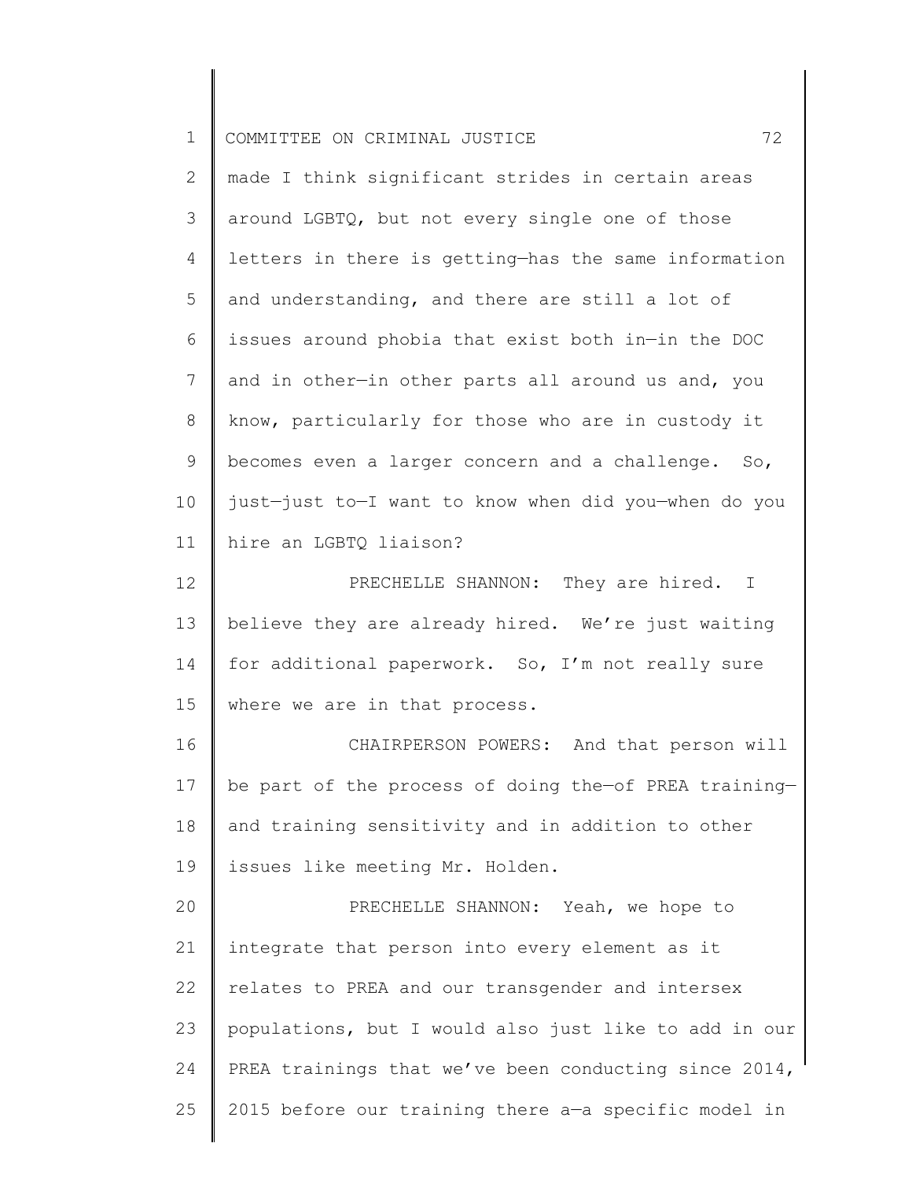made I think significant strides in certain areas around LGBTQ, but not every single one of those letters in there is getting—has the same information and understanding, and there are still a lot of issues around phobia that exist both in—in the DOC and in other—in other parts all around us and, you know, particularly for those who are in custody it becomes even a larger concern and a challenge. So, just—just to—I want to know when did you—when do you hire an LGBTQ liaison?

PRECHELLE SHANNON: They are hired. I believe they are already hired. We're just waiting for additional paperwork. So, I'm not really sure where we are in that process.

CHAIRPERSON POWERS: And that person will be part of the process of doing the—of PREA training—and training sensitivity and in addition to other issues like meeting Mr. Holden.

PRECHELLE SHANNON: Yeah, we hope to integrate that person into every element as it relates to PREA and our transgender and intersex populations, but I would also just like to add in our PREA trainings that we've been conducting since 2014, 2015 before our training there a—a specific model in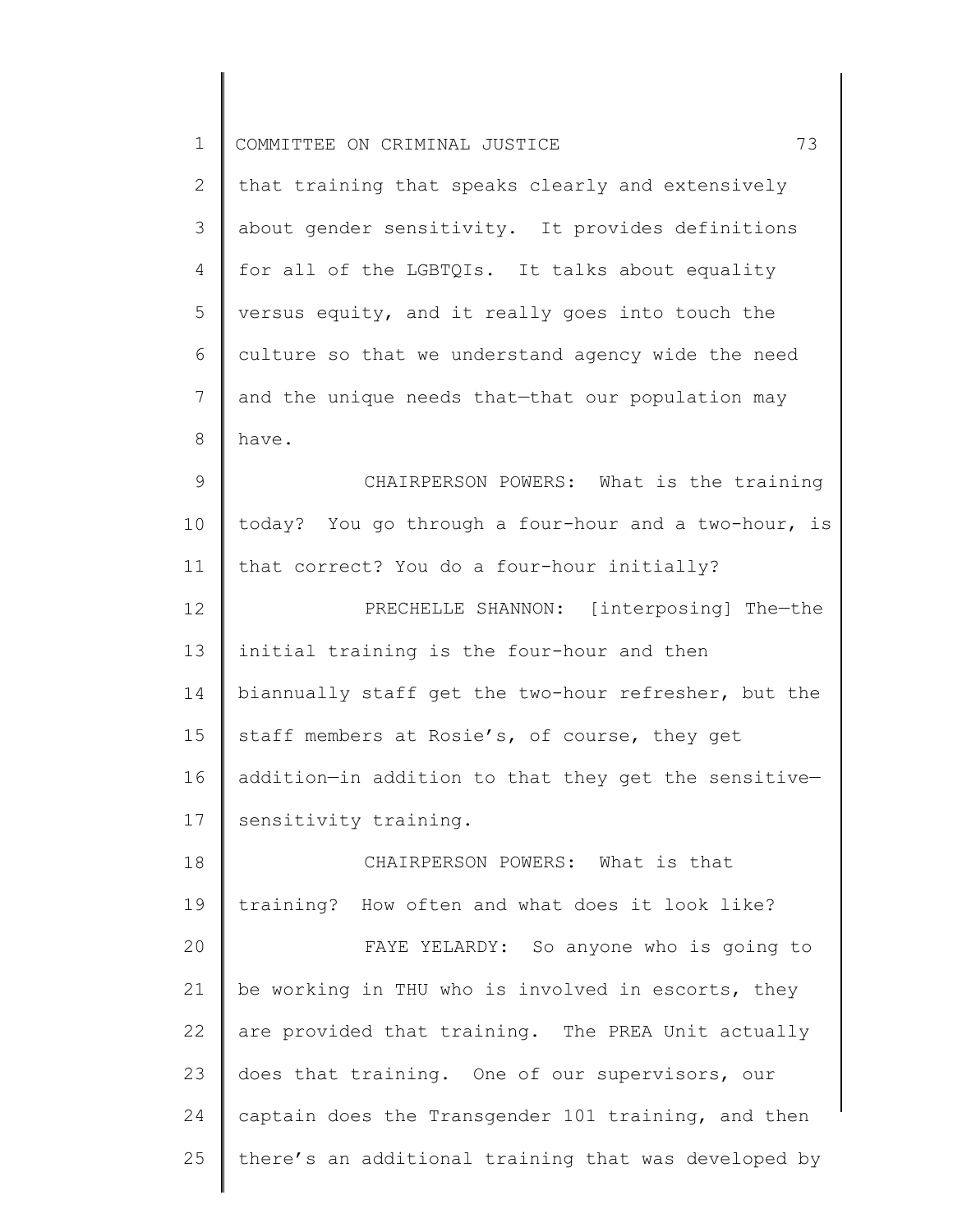that training that speaks clearly and extensively about gender sensitivity. It provides definitions for all of the LGBTQIs. It talks about equality versus equity, and it really goes into touch the culture so that we understand agency wide the need and the unique needs that—that our population may have.

CHAIRPERSON POWERS: What is the training today? You go through a four-hour and a two-hour, is that correct? You do a four-hour initially?

PRECHELLE SHANNON: [interposing] The—the initial training is the four-hour and then biannually staff get the two-hour refresher, but the staff members at Rosie's, of course, they get addition—in addition to that they get the sensitive—sensitivity training.

CHAIRPERSON POWERS: What is that training? How often and what does it look like?

FAYE YELARDY: So anyone who is going to be working in THU who is involved in escorts, they are provided that training. The PREA Unit actually does that training. One of our supervisors, our captain does the Transgender 101 training, and then there's an additional training that was developed by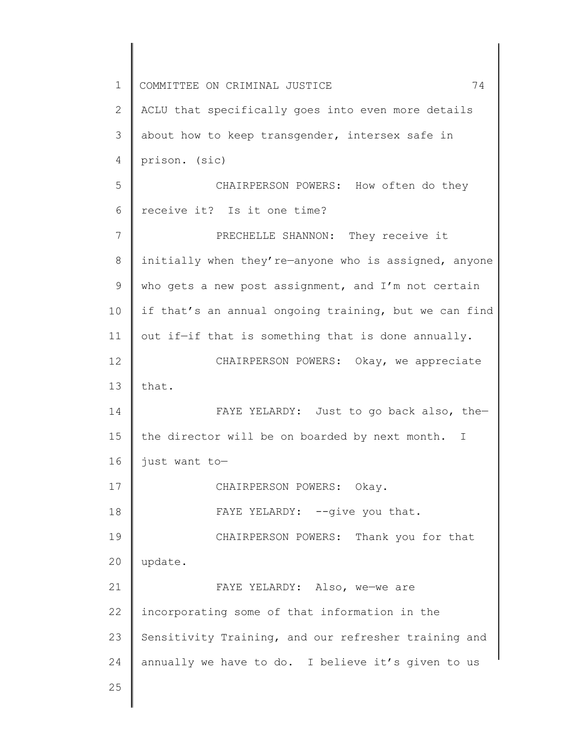ACLU that specifically goes into even more details about how to keep transgender, intersex safe in prison. (sic)

CHAIRPERSON POWERS: How often do they receive it? Is it one time?

PRECHELLE SHANNON: They receive it initially when they're—anyone who is assigned, anyone who gets a new post assignment, and I'm not certain if that's an annual ongoing training, but we can find out if—if that is something that is done annually.

CHAIRPERSON POWERS: Okay, we appreciate that.

FAYE YELARDY: Just to go back also, the—the director will be on boarded by next month. I just want to—

CHAIRPERSON POWERS: Okay.

FAYE YELARDY: --give you that.

CHAIRPERSON POWERS: Thank you for that update.

FAYE YELARDY: Also, we—we are incorporating some of that information in the Sensitivity Training, and our refresher training and annually we have to do. I believe it's given to us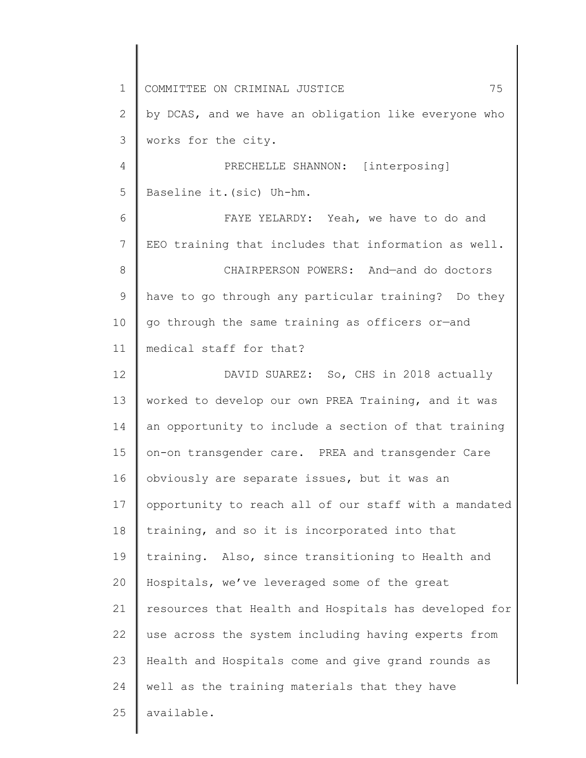by DCAS, and we have an obligation like everyone who works for the city.

PRECHELLE SHANNON: [interposing] Baseline it.(sic) Uh-hm.

FAYE YELARDY: Yeah, we have to do and EEO training that includes that information as well.

CHAIRPERSON POWERS: And—and do doctors have to go through any particular training? Do they go through the same training as officers or—and medical staff for that?

DAVID SUAREZ: So, CHS in 2018 actually worked to develop our own PREA Training, and it was an opportunity to include a section of that training on-on transgender care. PREA and transgender Care obviously are separate issues, but it was an opportunity to reach all of our staff with a mandated training, and so it is incorporated into that training. Also, since transitioning to Health and Hospitals, we've leveraged some of the great resources that Health and Hospitals has developed for use across the system including having experts from Health and Hospitals come and give grand rounds as well as the training materials that they have available.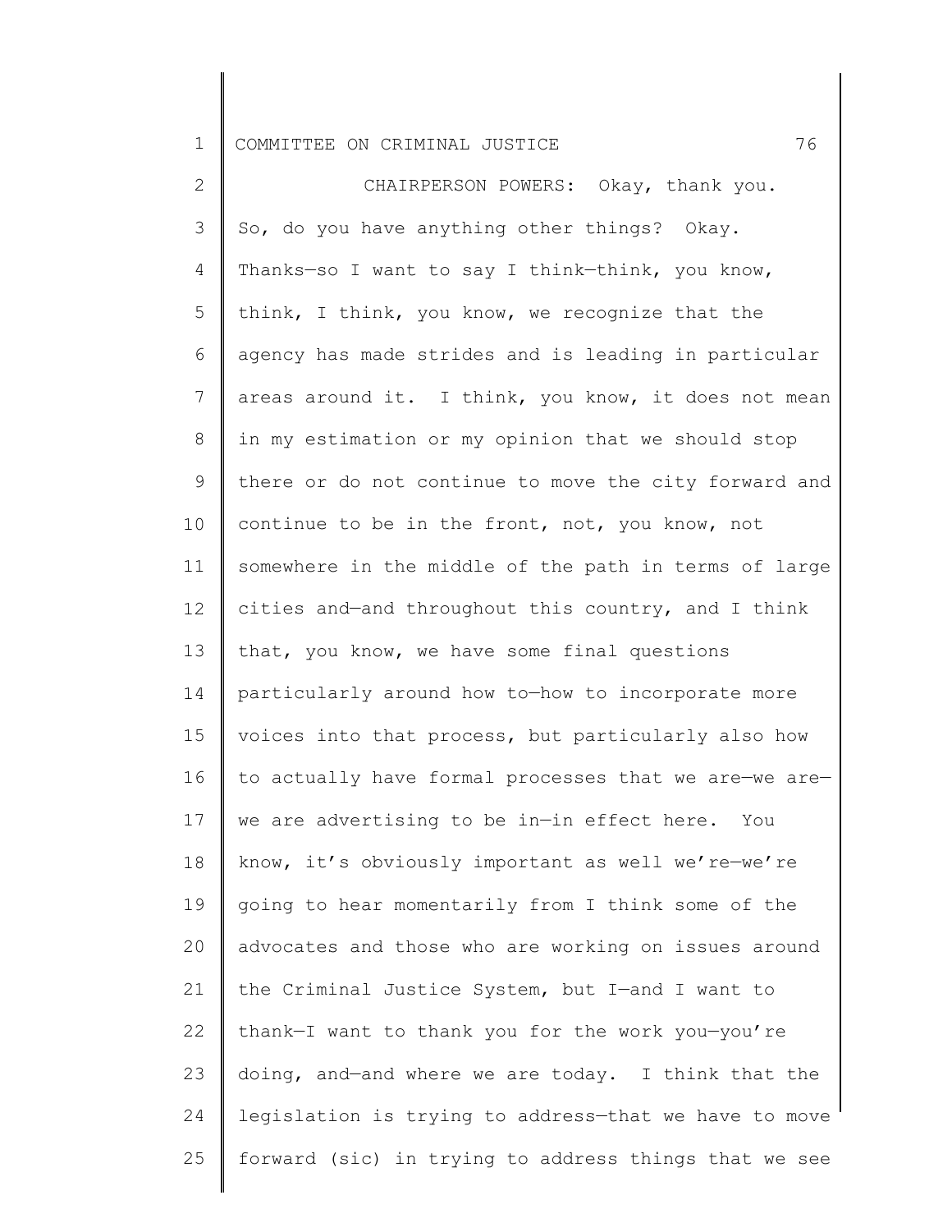CHAIRPERSON POWERS: Okay, thank you. So, do you have anything other things? Okay. Thanks—so I want to say I think—think, you know, think, I think, you know, we recognize that the agency has made strides and is leading in particular areas around it. I think, you know, it does not mean in my estimation or my opinion that we should stop there or do not continue to move the city forward and continue to be in the front, not, you know, not somewhere in the middle of the path in terms of large cities and—and throughout this country, and I think that, you know, we have some final questions particularly around how to—how to incorporate more voices into that process, but particularly also how to actually have formal processes that we are—we are—we are advertising to be in—in effect here. You know, it's obviously important as well we're—we're going to hear momentarily from I think some of the advocates and those who are working on issues around the Criminal Justice System, but I—and I want to thank—I want to thank you for the work you—you're doing, and—and where we are today. I think that the legislation is trying to address—that we have to move forward (sic) in trying to address things that we see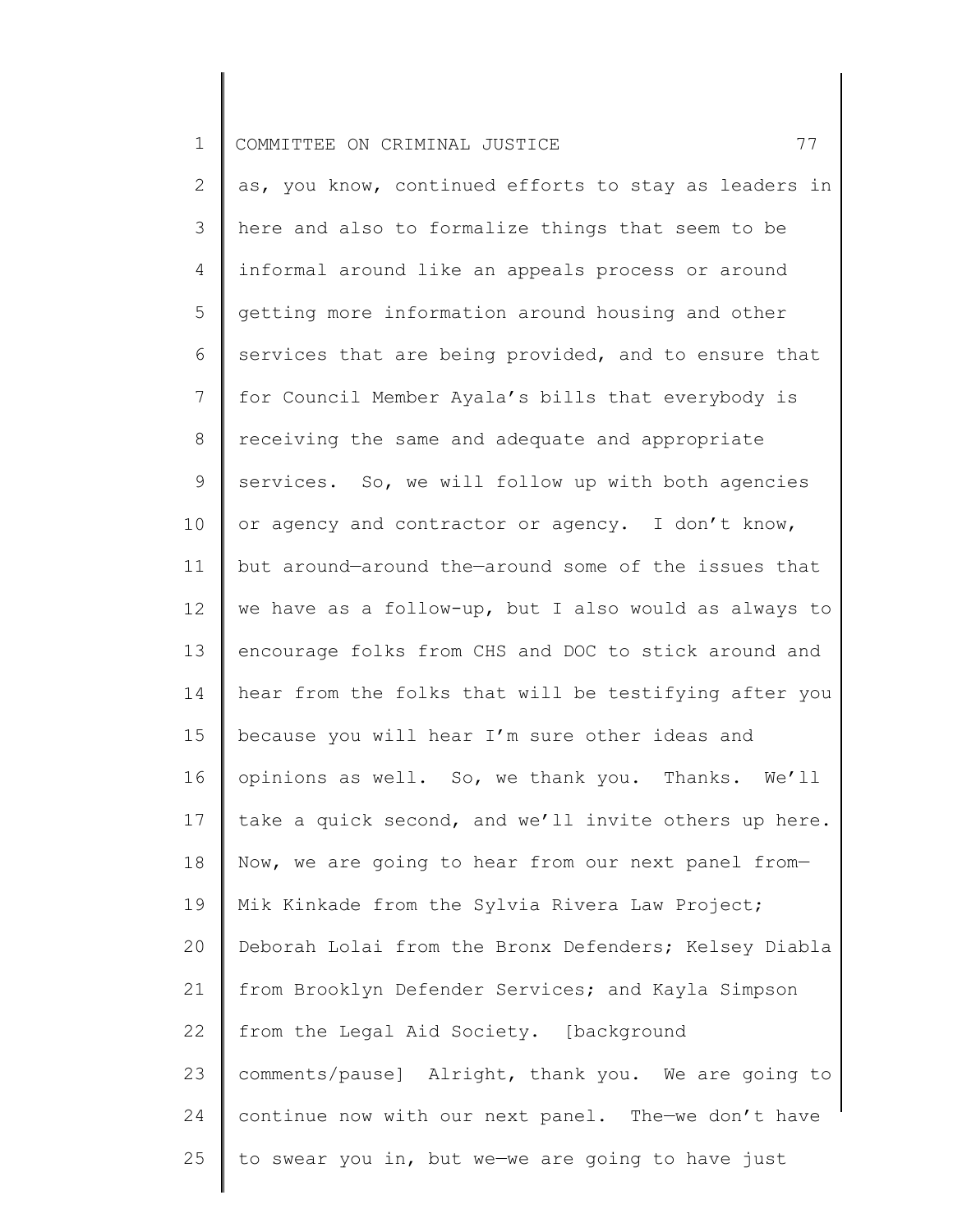as, you know, continued efforts to stay as leaders in here and also to formalize things that seem to be informal around like an appeals process or around getting more information around housing and other services that are being provided, and to ensure that for Council Member Ayala's bills that everybody is receiving the same and adequate and appropriate services. So, we will follow up with both agencies or agency and contractor or agency. I don't know, but around—around the—around some of the issues that we have as a follow-up, but I also would as always to encourage folks from CHS and DOC to stick around and hear from the folks that will be testifying after you because you will hear I'm sure other ideas and opinions as well. So, we thank you. Thanks. We'll take a quick second, and we'll invite others up here. Now, we are going to hear from our next panel from—Mik Kinkade from the Sylvia Rivera Law Project; Deborah Lolai from the Bronx Defenders; Kelsey Diabla from Brooklyn Defender Services; and Kayla Simpson from the Legal Aid Society. [background comments/pause] Alright, thank you. We are going to continue now with our next panel. The—we don't have to swear you in, but we—we are going to have just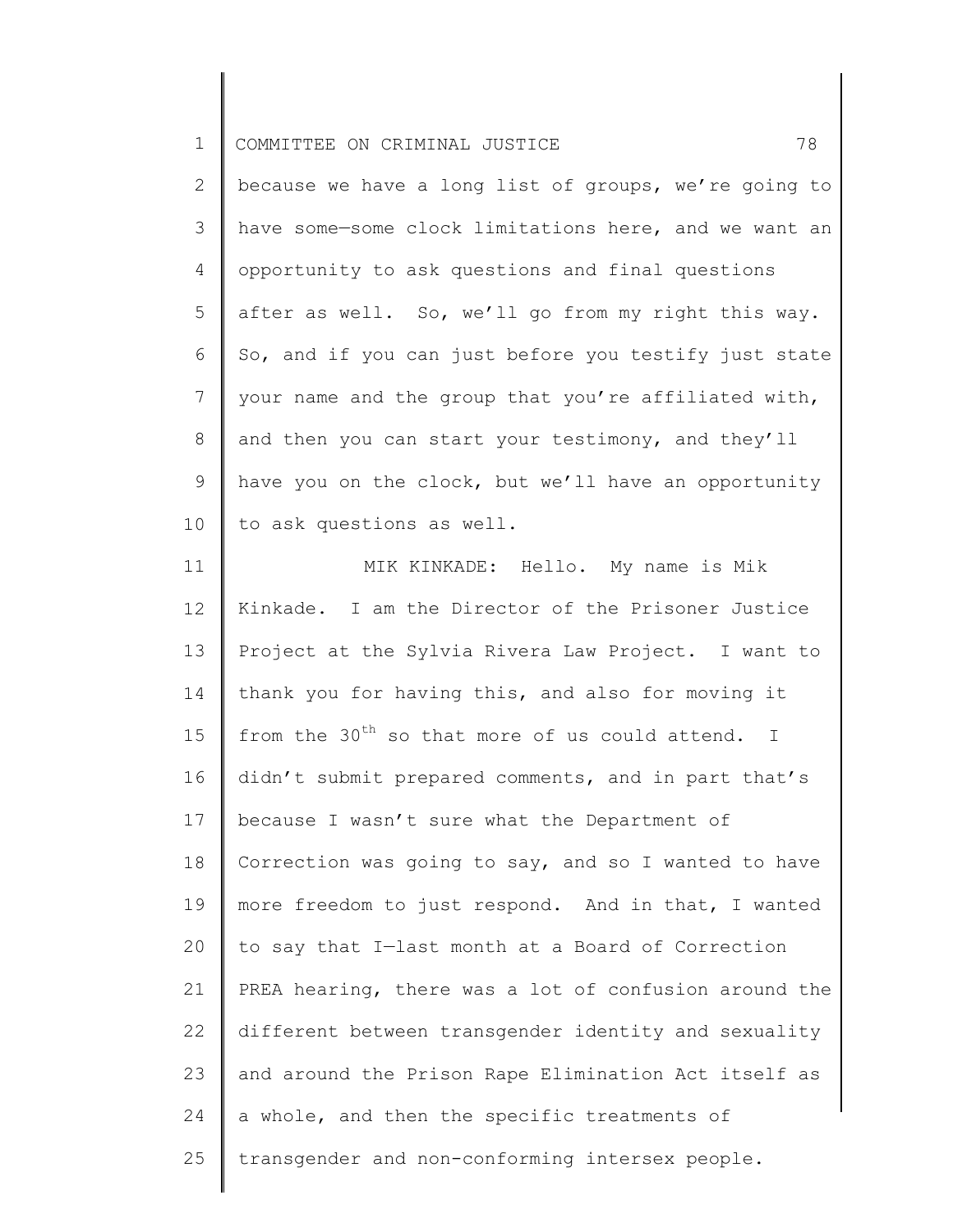because we have a long list of groups, we're going to have some—some clock limitations here, and we want an opportunity to ask questions and final questions after as well. So, we'll go from my right this way. So, and if you can just before you testify just state your name and the group that you're affiliated with, and then you can start your testimony, and they'll have you on the clock, but we'll have an opportunity to ask questions as well.

MIK KINKADE: Hello. My name is Mik Kinkade. I am the Director of the Prisoner Justice Project at the Sylvia Rivera Law Project. I want to thank you for having this, and also for moving it from the 30th so that more of us could attend. I didn't submit prepared comments, and in part that's because I wasn't sure what the Department of Correction was going to say, and so I wanted to have more freedom to just respond. And in that, I wanted to say that I—last month at a Board of Correction PREA hearing, there was a lot of confusion around the different between transgender identity and sexuality and around the Prison Rape Elimination Act itself as a whole, and then the specific treatments of transgender and non-conforming intersex people.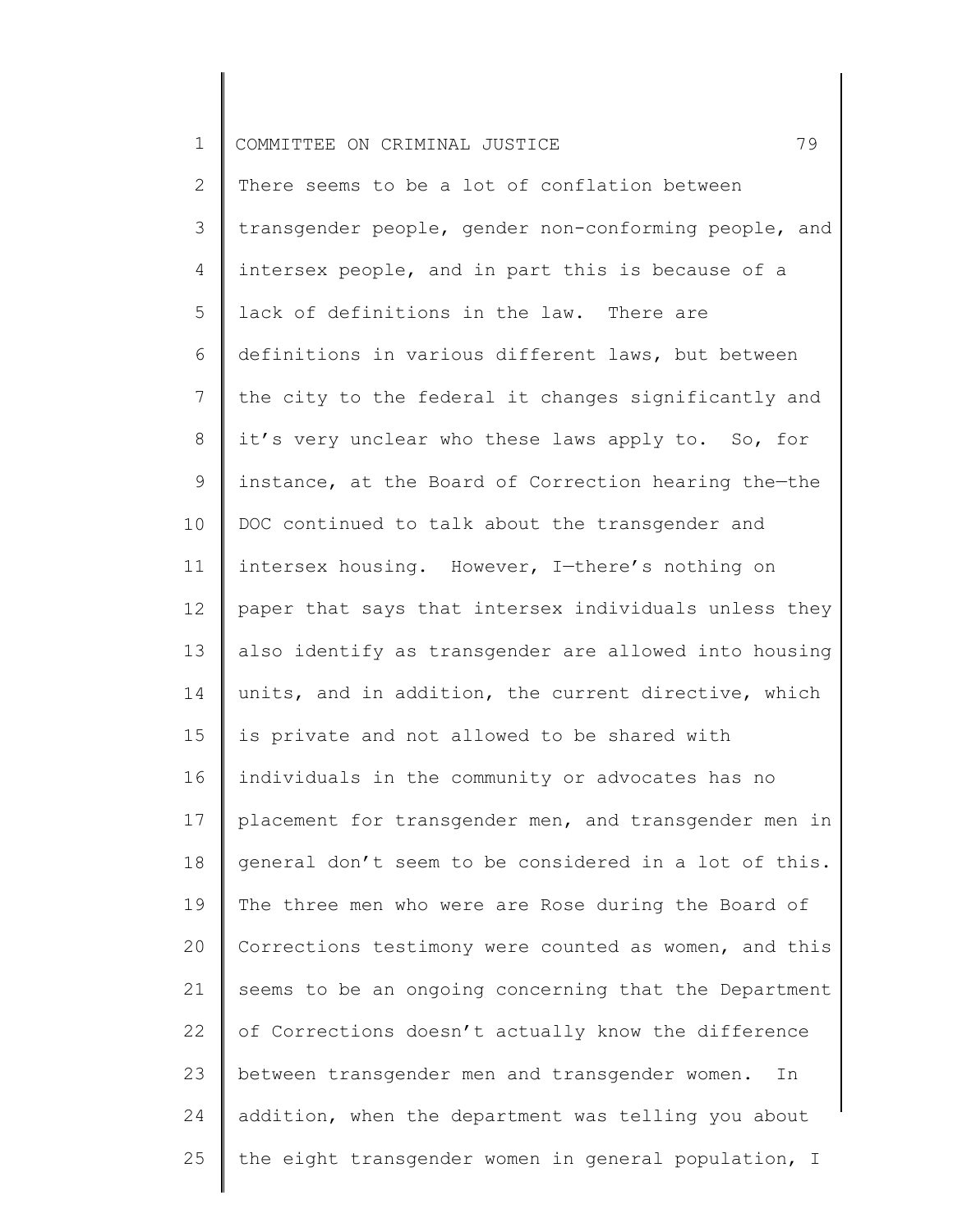There seems to be a lot of conflation between transgender people, gender non-conforming people, and intersex people, and in part this is because of a lack of definitions in the law. There are definitions in various different laws, but between the city to the federal it changes significantly and it's very unclear who these laws apply to. So, for instance, at the Board of Correction hearing the—the DOC continued to talk about the transgender and intersex housing. However, I—there's nothing on paper that says that intersex individuals unless they also identify as transgender are allowed into housing units, and in addition, the current directive, which is private and not allowed to be shared with individuals in the community or advocates has no placement for transgender men, and transgender men in general don't seem to be considered in a lot of this. The three men who were are Rose during the Board of Corrections testimony were counted as women, and this seems to be an ongoing concerning that the Department of Corrections doesn't actually know the difference between transgender men and transgender women. In addition, when the department was telling you about the eight transgender women in general population, I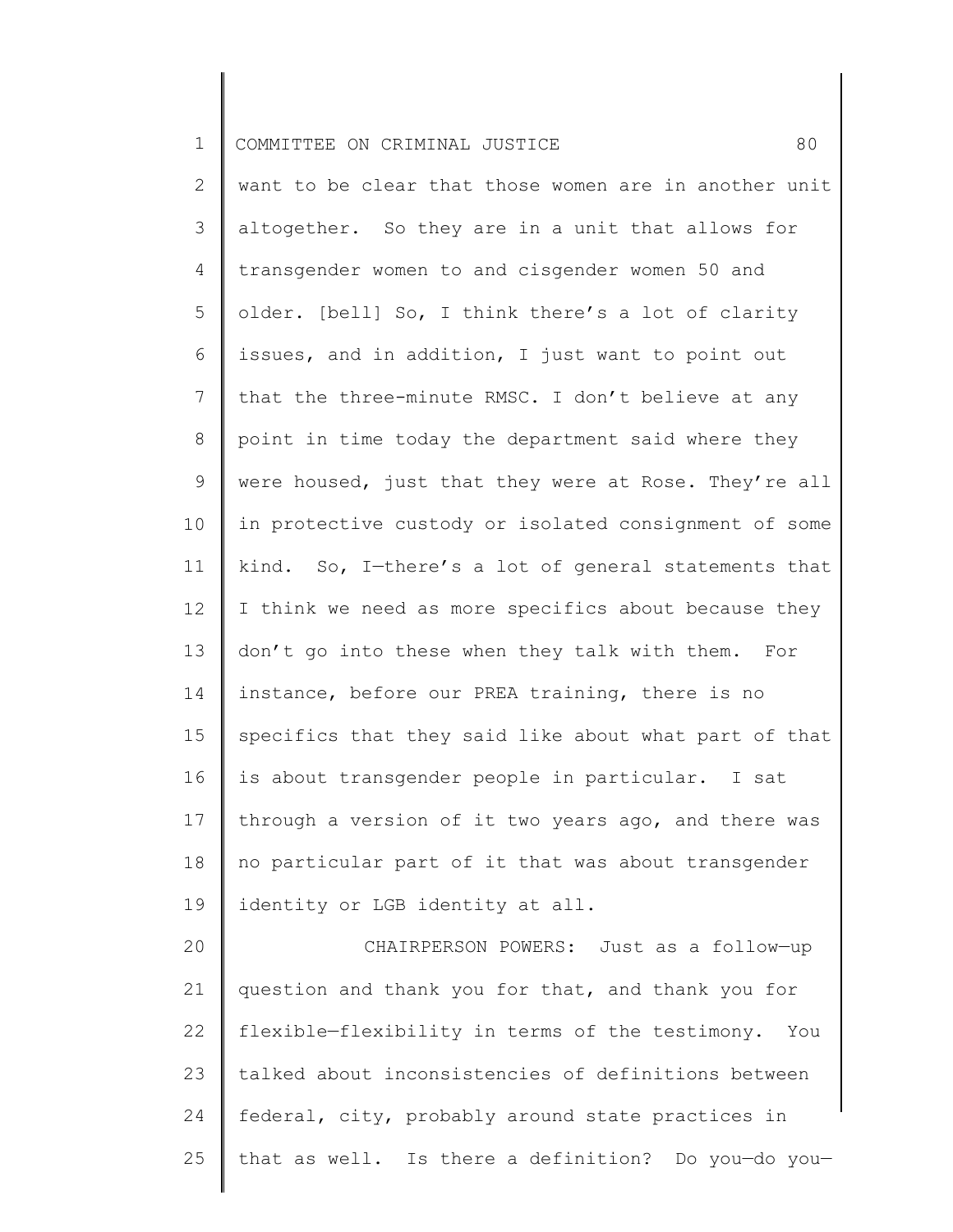want to be clear that those women are in another unit altogether. So they are in a unit that allows for transgender women to and cisgender women 50 and older. [bell] So, I think there's a lot of clarity issues, and in addition, I just want to point out that the three-minute RMSC. I don't believe at any point in time today the department said where they were housed, just that they were at Rose. They're all in protective custody or isolated consignment of some kind. So, I—there's a lot of general statements that I think we need as more specifics about because they don't go into these when they talk with them. For instance, before our PREA training, there is no specifics that they said like about what part of that is about transgender people in particular. I sat through a version of it two years ago, and there was no particular part of it that was about transgender identity or LGB identity at all.

CHAIRPERSON POWERS: Just as a follow—up question and thank you for that, and thank you for flexible—flexibility in terms of the testimony. You talked about inconsistencies of definitions between federal, city, probably around state practices in that as well. Is there a definition? Do you—do you—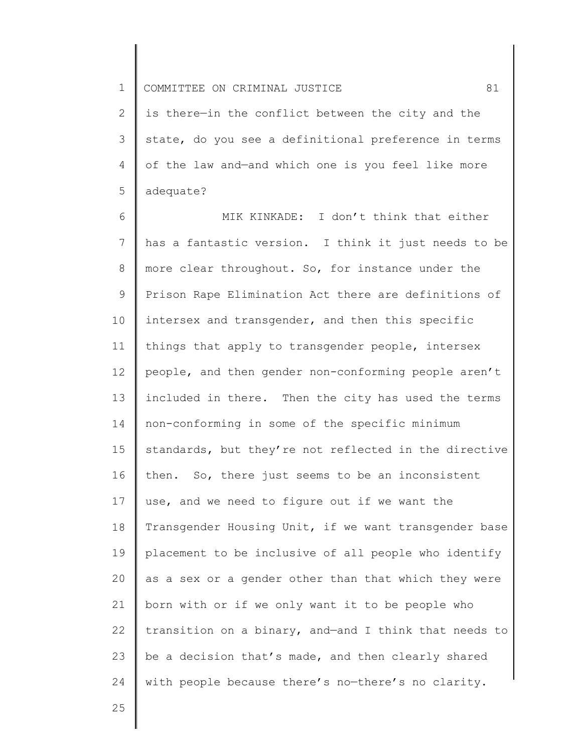is there—in the conflict between the city and the state, do you see a definitional preference in terms of the law and—and which one is you feel like more adequate?

MIK KINKADE: I don't think that either has a fantastic version. I think it just needs to be more clear throughout. So, for instance under the Prison Rape Elimination Act there are definitions of intersex and transgender, and then this specific things that apply to transgender people, intersex people, and then gender non-conforming people aren't included in there. Then the city has used the terms non-conforming in some of the specific minimum standards, but they're not reflected in the directive then. So, there just seems to be an inconsistent use, and we need to figure out if we want the Transgender Housing Unit, if we want transgender base placement to be inclusive of all people who identify as a sex or a gender other than that which they were born with or if we only want it to be people who transition on a binary, and—and I think that needs to be a decision that's made, and then clearly shared with people because there's no—there's no clarity.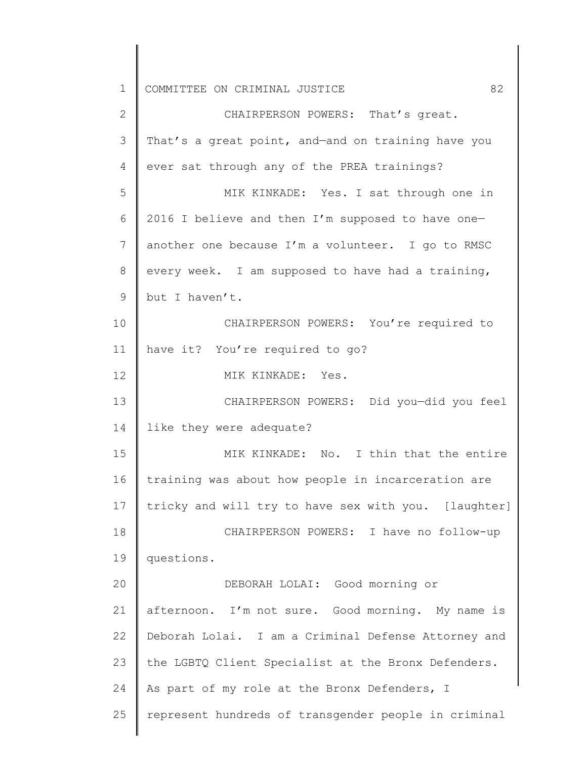CHAIRPERSON POWERS: That's great. That's a great point, and—and on training have you ever sat through any of the PREA trainings?

MIK KINKADE: Yes. I sat through one in 2016 I believe and then I'm supposed to have one—another one because I'm a volunteer. I go to RMSC every week. I am supposed to have had a training, but I haven't.

CHAIRPERSON POWERS: You're required to have it? You're required to go?

MIK KINKADE: Yes.

CHAIRPERSON POWERS: Did you—did you feel like they were adequate?

MIK KINKADE: No. I thin that the entire training was about how people in incarceration are tricky and will try to have sex with you. [laughter]

CHAIRPERSON POWERS: I have no follow-up questions.

DEBORAH LOLAI: Good morning or afternoon. I'm not sure. Good morning. My name is Deborah Lolai. I am a Criminal Defense Attorney and the LGBTQ Client Specialist at the Bronx Defenders. As part of my role at the Bronx Defenders, I represent hundreds of transgender people in criminal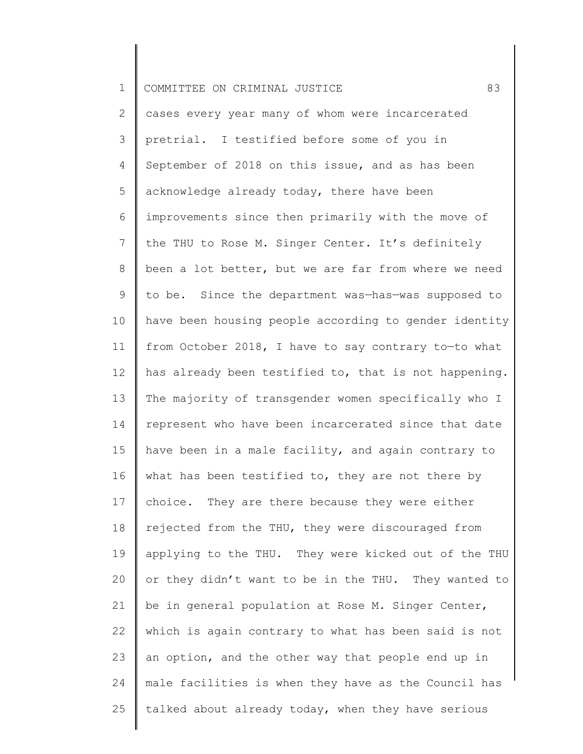cases every year many of whom were incarcerated pretrial. I testified before some of you in September of 2018 on this issue, and as has been acknowledge already today, there have been improvements since then primarily with the move of the THU to Rose M. Singer Center. It's definitely been a lot better, but we are far from where we need to be. Since the department was—has—was supposed to have been housing people according to gender identity from October 2018, I have to say contrary to—to what has already been testified to, that is not happening. The majority of transgender women specifically who I represent who have been incarcerated since that date have been in a male facility, and again contrary to what has been testified to, they are not there by choice. They are there because they were either rejected from the THU, they were discouraged from applying to the THU. They were kicked out of the THU or they didn't want to be in the THU. They wanted to be in general population at Rose M. Singer Center, which is again contrary to what has been said is not an option, and the other way that people end up in male facilities is when they have as the Council has talked about already today, when they have serious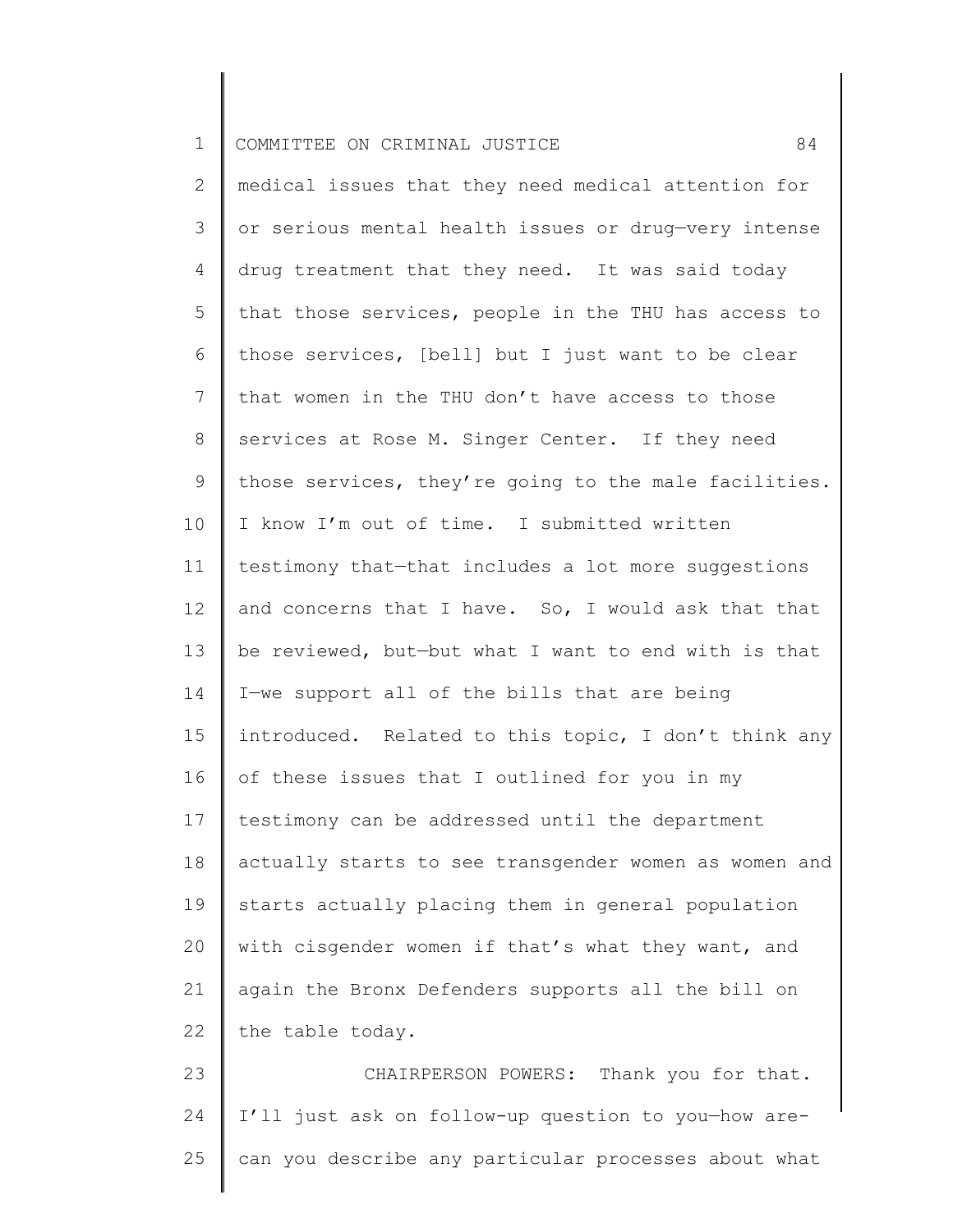medical issues that they need medical attention for or serious mental health issues or drug—very intense drug treatment that they need. It was said today that those services, people in the THU has access to those services, [bell] but I just want to be clear that women in the THU don't have access to those services at Rose M. Singer Center. If they need those services, they're going to the male facilities. I know I'm out of time. I submitted written testimony that—that includes a lot more suggestions and concerns that I have. So, I would ask that that be reviewed, but—but what I want to end with is that I—we support all of the bills that are being introduced. Related to this topic, I don't think any of these issues that I outlined for you in my testimony can be addressed until the department actually starts to see transgender women as women and starts actually placing them in general population with cisgender women if that's what they want, and again the Bronx Defenders supports all the bill on the table today.

CHAIRPERSON POWERS: Thank you for that. I'll just ask on follow-up question to you—how are-can you describe any particular processes about what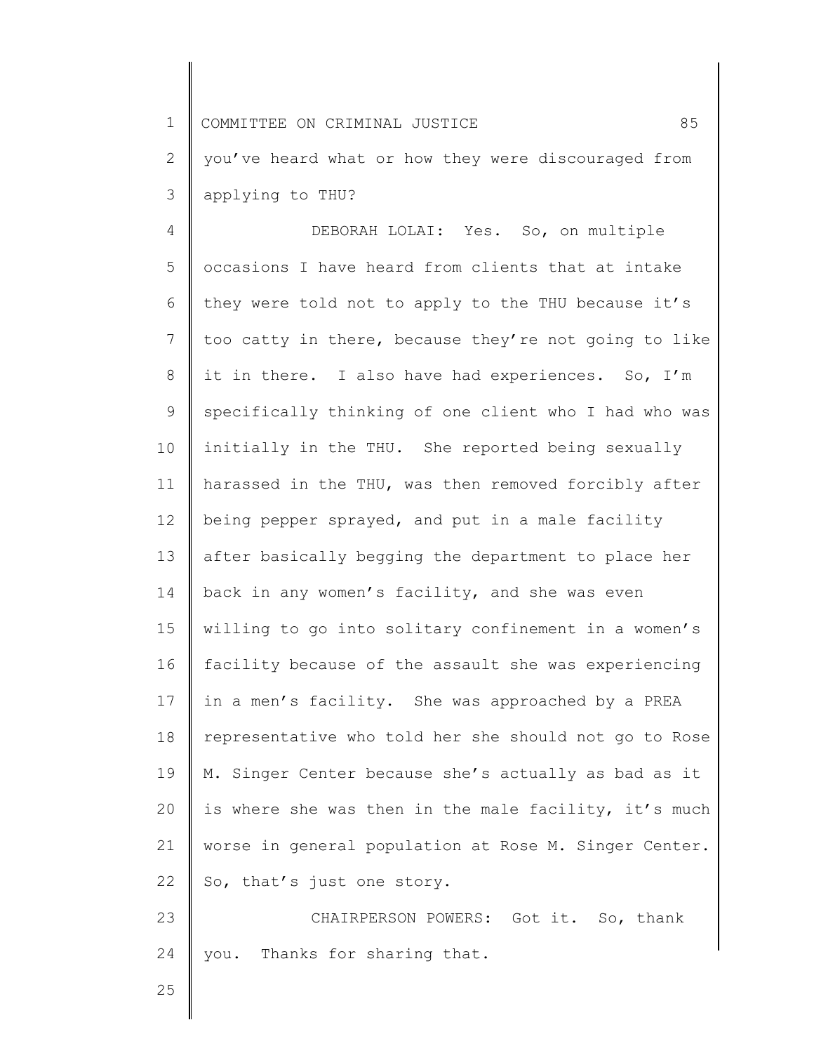you've heard what or how they were discouraged from applying to THU?

DEBORAH LOLAI: Yes. So, on multiple occasions I have heard from clients that at intake they were told not to apply to the THU because it's too catty in there, because they're not going to like it in there. I also have had experiences. So, I'm specifically thinking of one client who I had who was initially in the THU. She reported being sexually harassed in the THU, was then removed forcibly after being pepper sprayed, and put in a male facility after basically begging the department to place her back in any women's facility, and she was even willing to go into solitary confinement in a women's facility because of the assault she was experiencing in a men's facility. She was approached by a PREA representative who told her she should not go to Rose M. Singer Center because she's actually as bad as it is where she was then in the male facility, it's much worse in general population at Rose M. Singer Center. So, that's just one story.

CHAIRPERSON POWERS: Got it. So, thank you. Thanks for sharing that.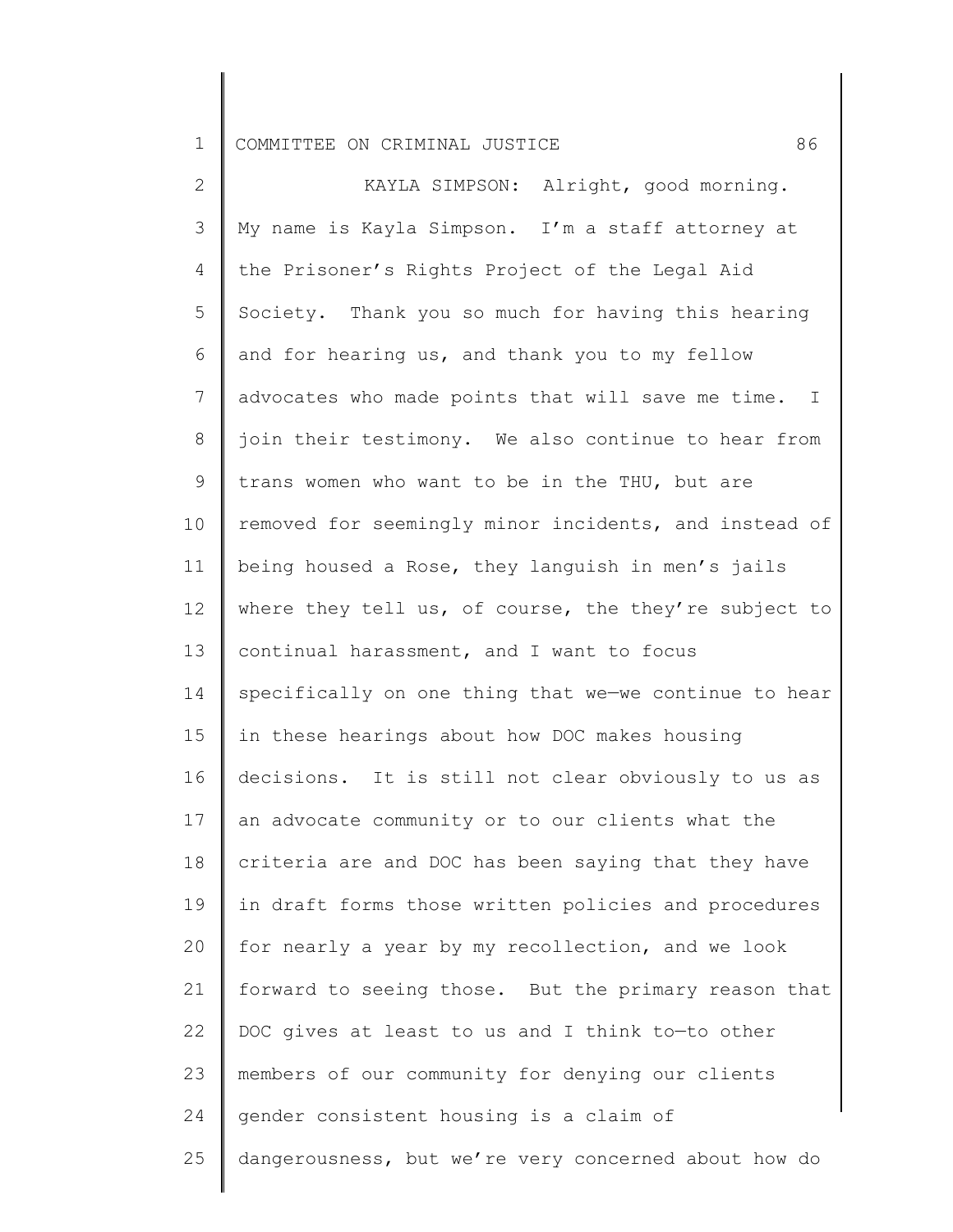KAYLA SIMPSON: Alright, good morning. My name is Kayla Simpson. I'm a staff attorney at the Prisoner's Rights Project of the Legal Aid Society. Thank you so much for having this hearing and for hearing us, and thank you to my fellow advocates who made points that will save me time. I join their testimony. We also continue to hear from trans women who want to be in the THU, but are removed for seemingly minor incidents, and instead of being housed a Rose, they languish in men's jails where they tell us, of course, the they're subject to continual harassment, and I want to focus specifically on one thing that we—we continue to hear in these hearings about how DOC makes housing decisions. It is still not clear obviously to us as an advocate community or to our clients what the criteria are and DOC has been saying that they have in draft forms those written policies and procedures for nearly a year by my recollection, and we look forward to seeing those. But the primary reason that DOC gives at least to us and I think to—to other members of our community for denying our clients gender consistent housing is a claim of dangerousness, but we're very concerned about how do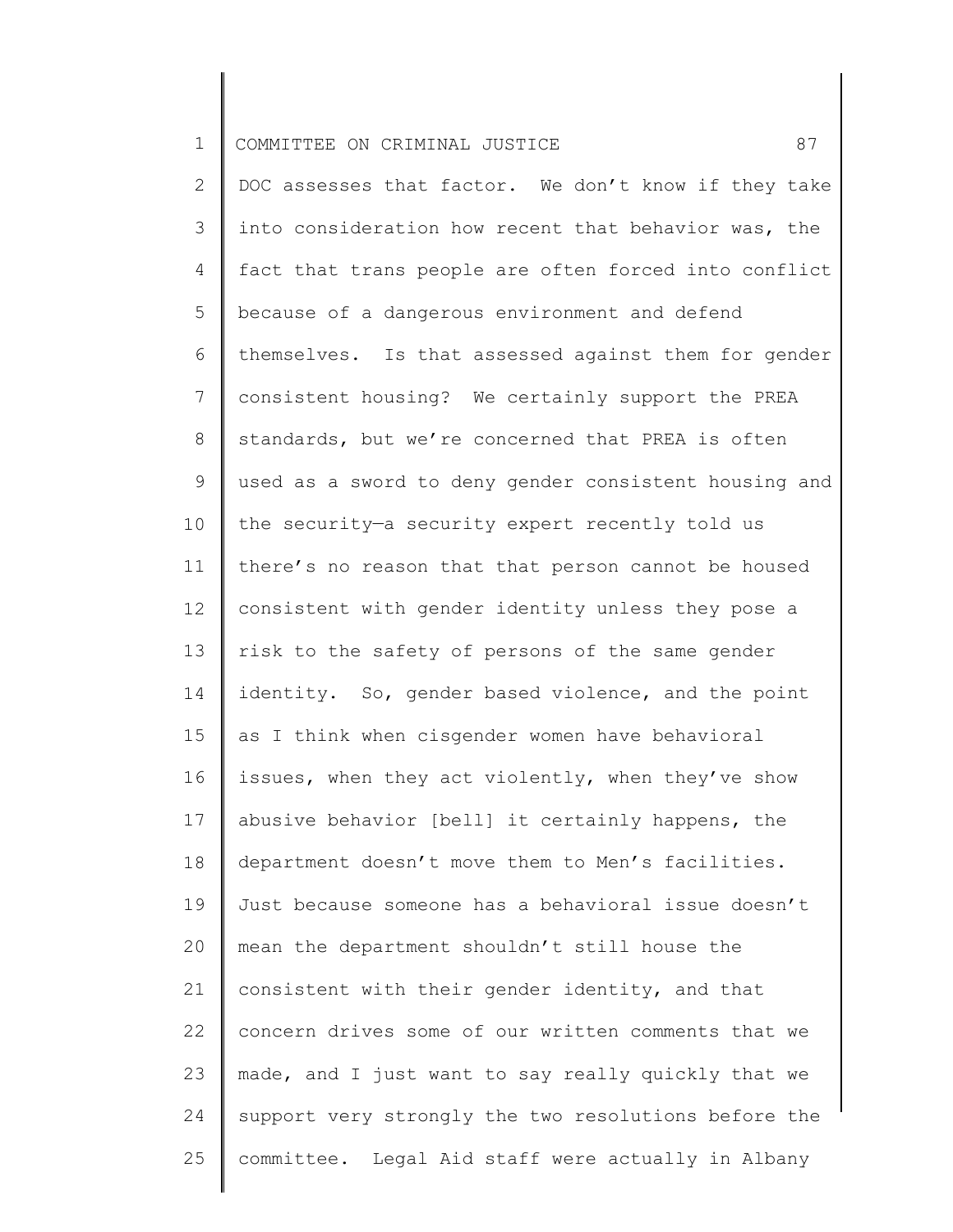DOC assesses that factor. We don't know if they take into consideration how recent that behavior was, the fact that trans people are often forced into conflict because of a dangerous environment and defend themselves. Is that assessed against them for gender consistent housing? We certainly support the PREA standards, but we're concerned that PREA is often used as a sword to deny gender consistent housing and the security—a security expert recently told us there's no reason that that person cannot be housed consistent with gender identity unless they pose a risk to the safety of persons of the same gender identity. So, gender based violence, and the point as I think when cisgender women have behavioral issues, when they act violently, when they've show abusive behavior [bell] it certainly happens, the department doesn't move them to Men's facilities. Just because someone has a behavioral issue doesn't mean the department shouldn't still house the consistent with their gender identity, and that concern drives some of our written comments that we made, and I just want to say really quickly that we support very strongly the two resolutions before the committee. Legal Aid staff were actually in Albany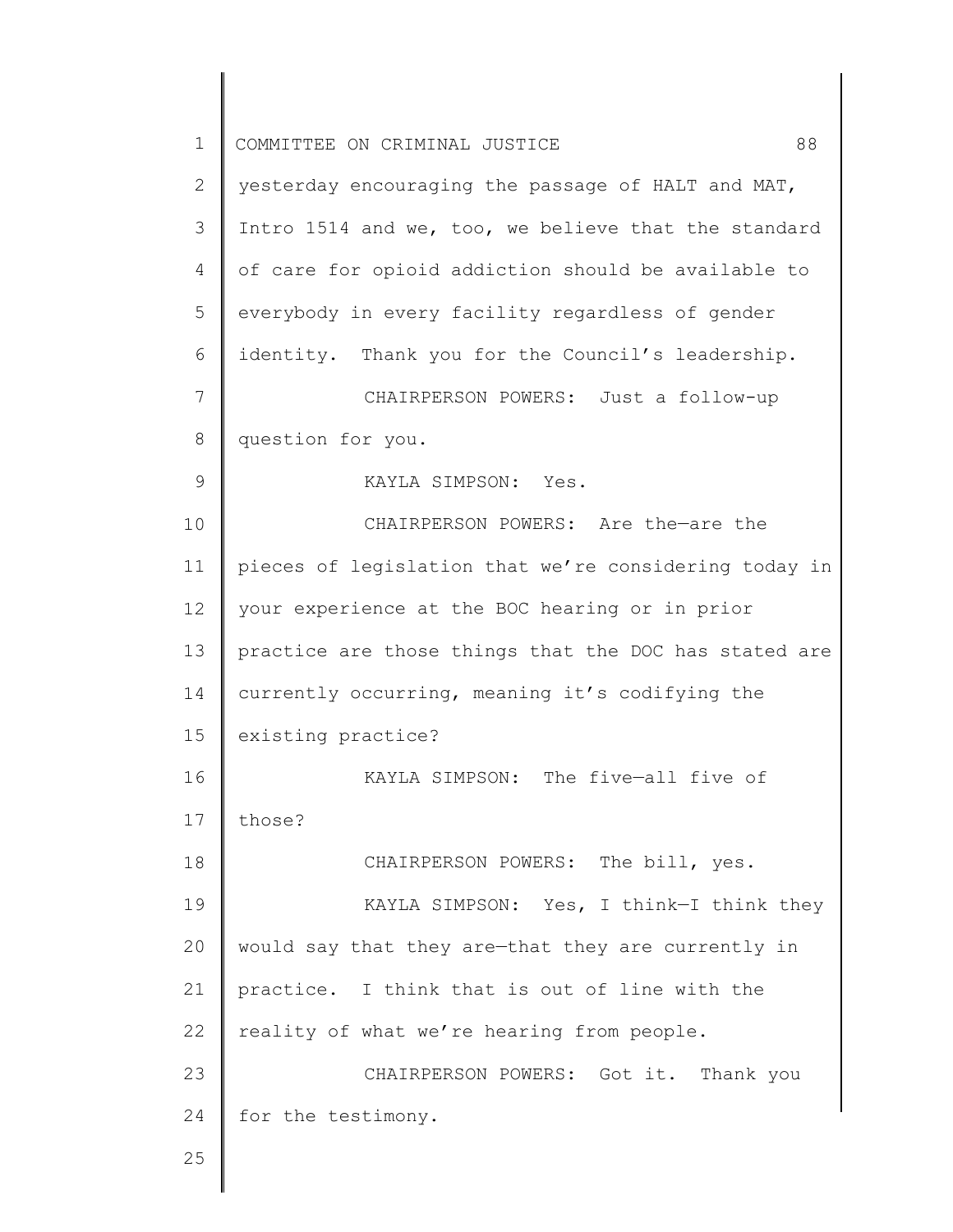yesterday encouraging the passage of HALT and MAT, Intro 1514 and we, too, we believe that the standard of care for opioid addiction should be available to everybody in every facility regardless of gender identity. Thank you for the Council's leadership.

CHAIRPERSON POWERS: Just a follow-up question for you.

KAYLA SIMPSON: Yes.

CHAIRPERSON POWERS: Are the—are the pieces of legislation that we're considering today in your experience at the BOC hearing or in prior practice are those things that the DOC has stated are currently occurring, meaning it's codifying the existing practice?

KAYLA SIMPSON: The five—all five of those?

CHAIRPERSON POWERS: The bill, yes.

KAYLA SIMPSON: Yes, I think—I think they would say that they are—that they are currently in practice. I think that is out of line with the reality of what we're hearing from people.

CHAIRPERSON POWERS: Got it. Thank you for the testimony.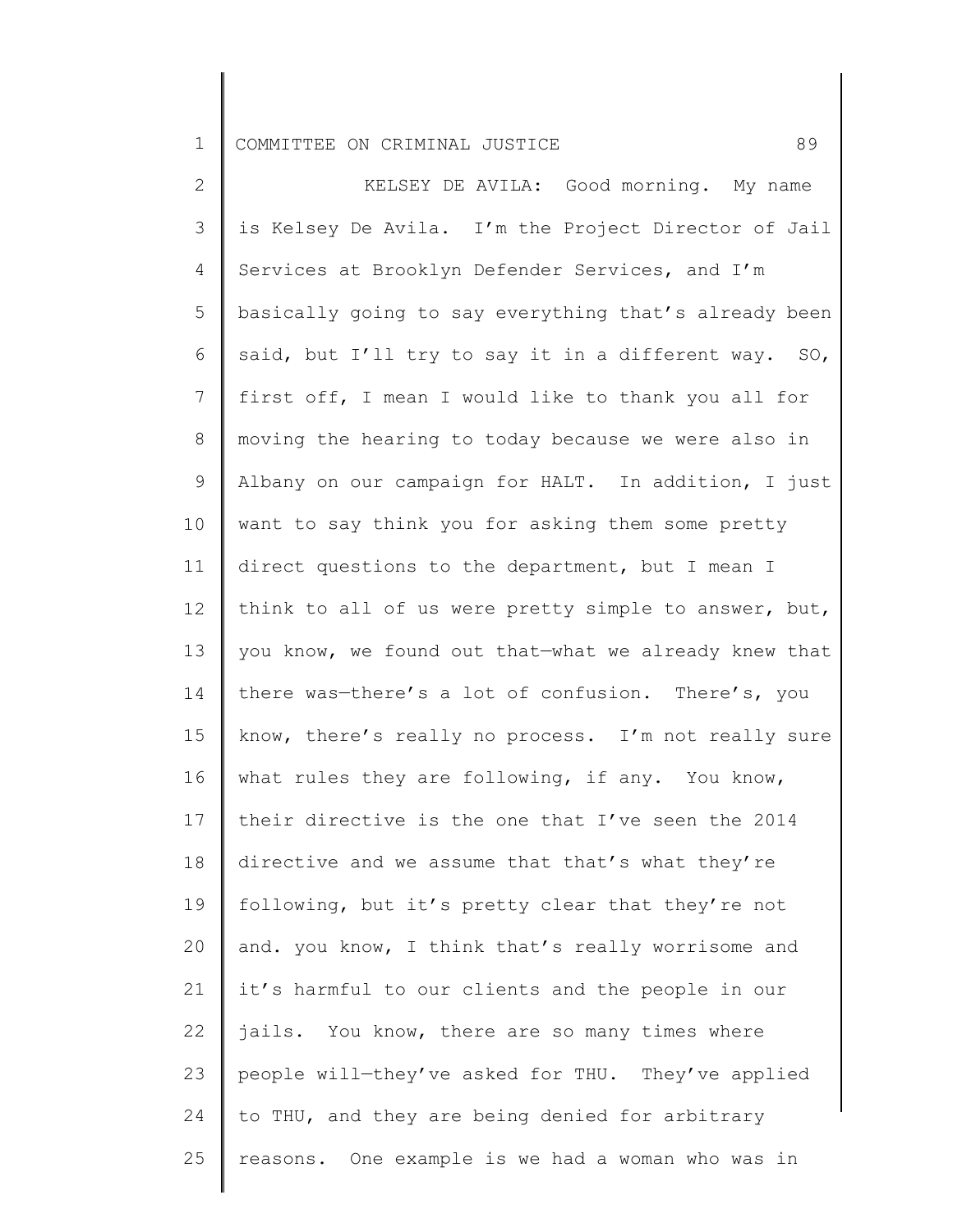KELSEY DE AVILA: Good morning. My name is Kelsey De Avila. I'm the Project Director of Jail Services at Brooklyn Defender Services, and I'm basically going to say everything that's already been said, but I'll try to say it in a different way. SO, first off, I mean I would like to thank you all for moving the hearing to today because we were also in Albany on our campaign for HALT. In addition, I just want to say think you for asking them some pretty direct questions to the department, but I mean I think to all of us were pretty simple to answer, but, you know, we found out that—what we already knew that there was—there's a lot of confusion. There's, you know, there's really no process. I'm not really sure what rules they are following, if any. You know, their directive is the one that I've seen the 2014 directive and we assume that that's what they're following, but it's pretty clear that they're not and. you know, I think that's really worrisome and it's harmful to our clients and the people in our jails. You know, there are so many times where people will—they've asked for THU. They've applied to THU, and they are being denied for arbitrary reasons. One example is we had a woman who was in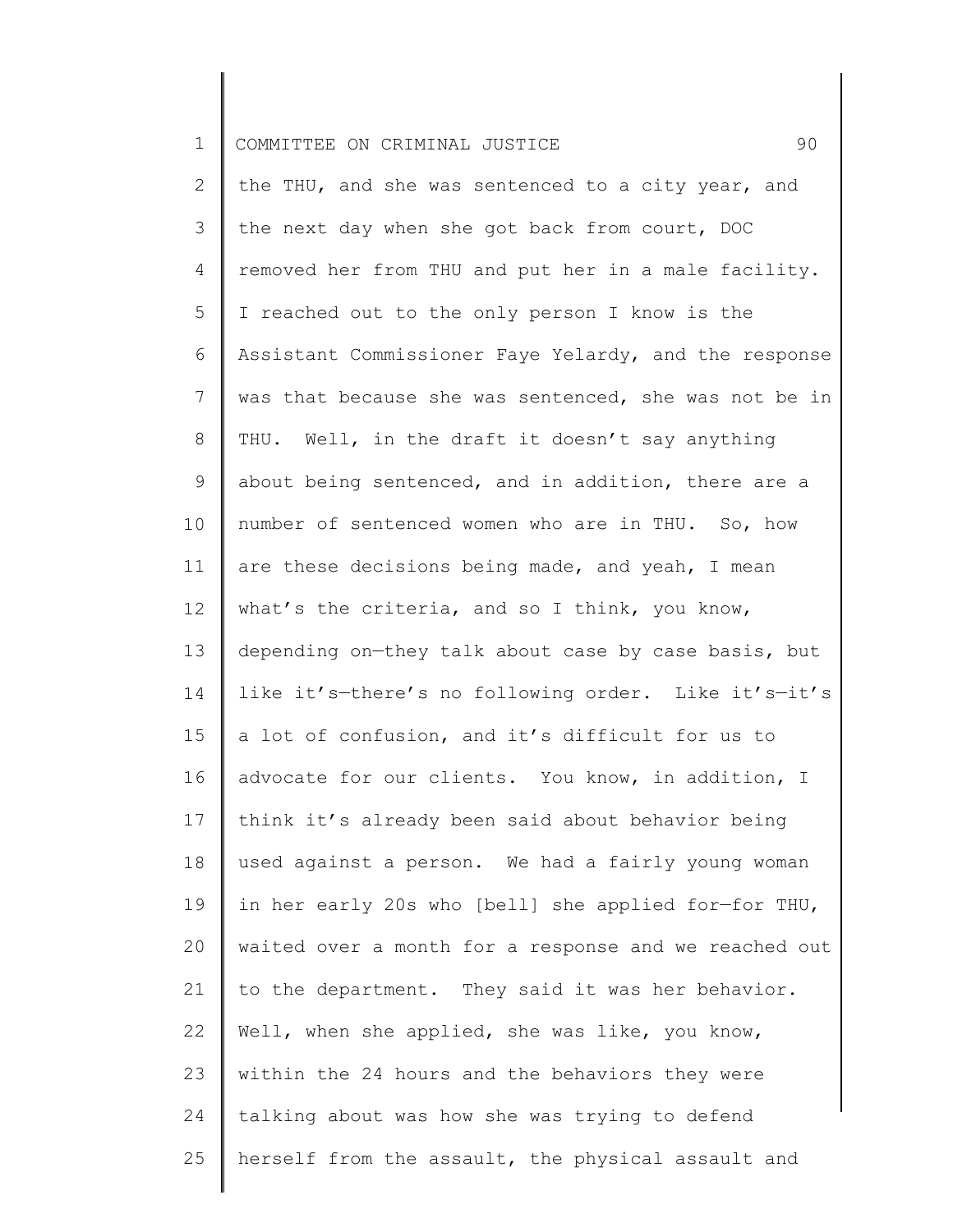the THU, and she was sentenced to a city year, and the next day when she got back from court, DOC removed her from THU and put her in a male facility. I reached out to the only person I know is the Assistant Commissioner Faye Yelardy, and the response was that because she was sentenced, she was not be in THU. Well, in the draft it doesn't say anything about being sentenced, and in addition, there are a number of sentenced women who are in THU. So, how are these decisions being made, and yeah, I mean what's the criteria, and so I think, you know, depending on—they talk about case by case basis, but like it's—there's no following order. Like it's—it's a lot of confusion, and it's difficult for us to advocate for our clients. You know, in addition, I think it's already been said about behavior being used against a person. We had a fairly young woman in her early 20s who [bell] she applied for—for THU, waited over a month for a response and we reached out to the department. They said it was her behavior. Well, when she applied, she was like, you know, within the 24 hours and the behaviors they were talking about was how she was trying to defend herself from the assault, the physical assault and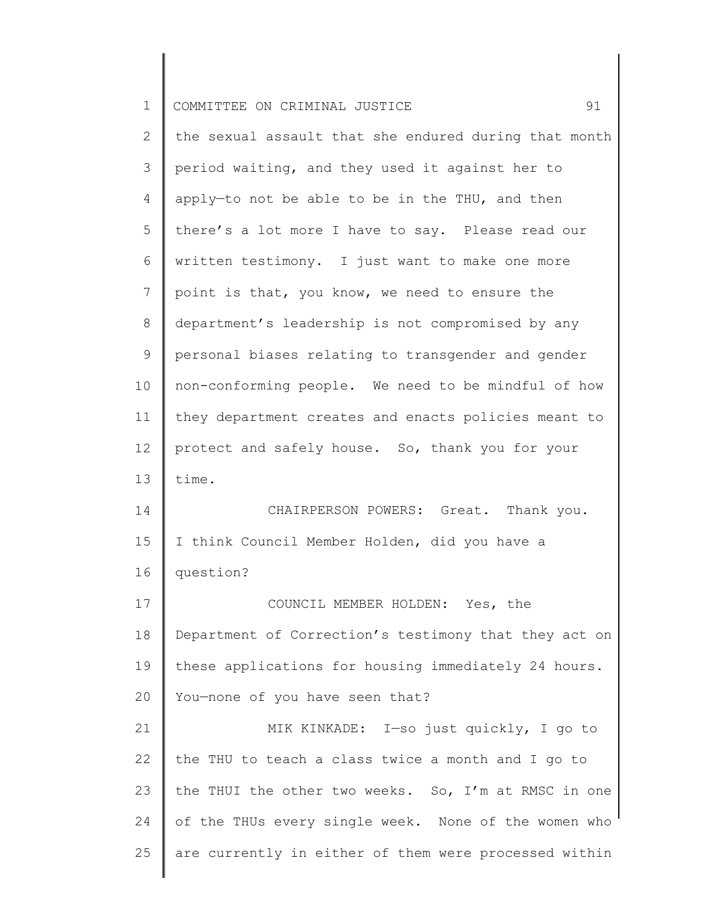the sexual assault that she endured during that month period waiting, and they used it against her to apply—to not be able to be in the THU, and then there's a lot more I have to say. Please read our written testimony. I just want to make one more point is that, you know, we need to ensure the department's leadership is not compromised by any personal biases relating to transgender and gender non-conforming people. We need to be mindful of how they department creates and enacts policies meant to protect and safely house. So, thank you for your time.

CHAIRPERSON POWERS: Great. Thank you. I think Council Member Holden, did you have a question?

COUNCIL MEMBER HOLDEN: Yes, the Department of Correction's testimony that they act on these applications for housing immediately 24 hours. You—none of you have seen that?

MIK KINKADE: I—so just quickly, I go to the THU to teach a class twice a month and I go to the THUI the other two weeks. So, I'm at RMSC in one of the THUs every single week. None of the women who are currently in either of them were processed within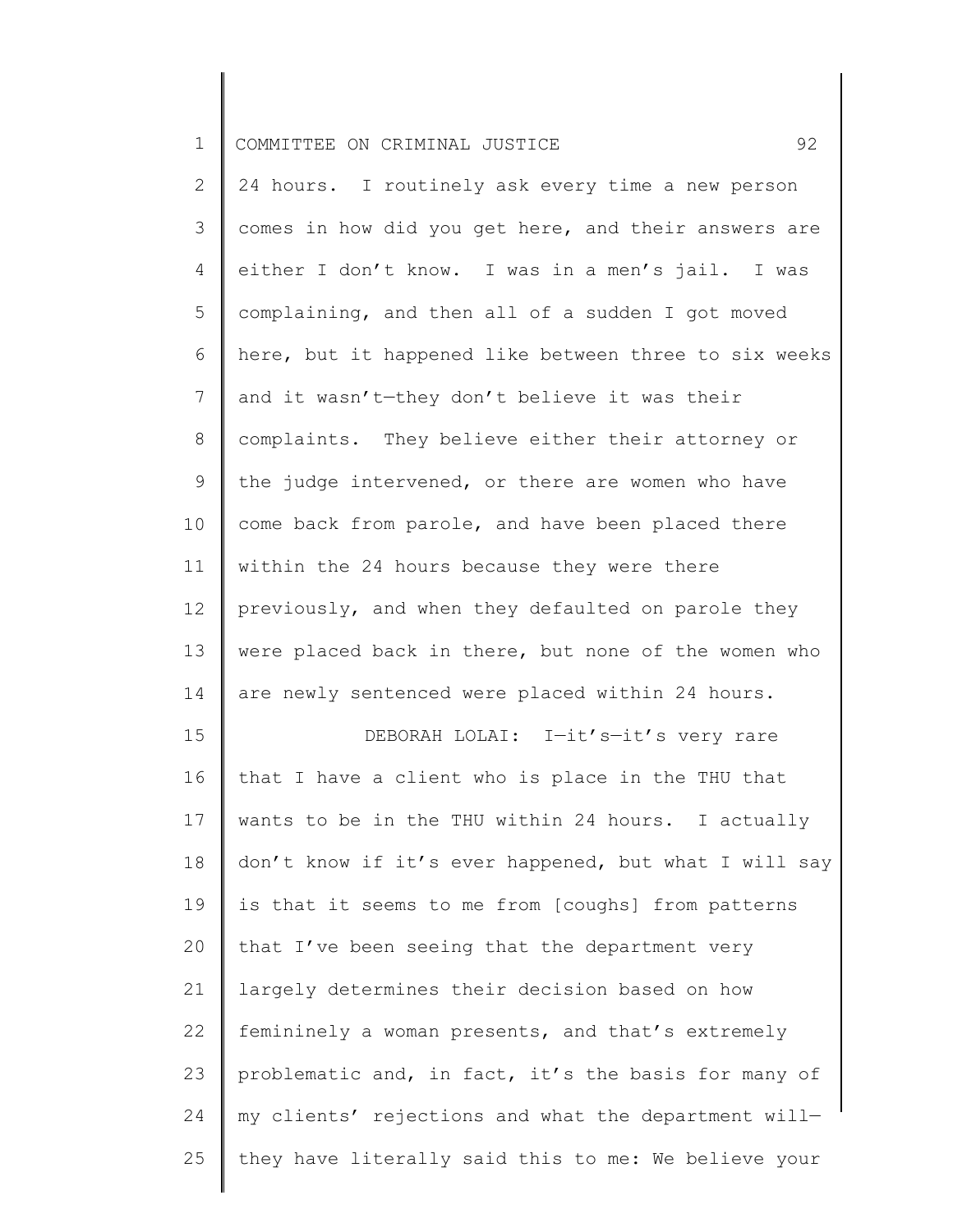24 hours. I routinely ask every time a new person comes in how did you get here, and their answers are either I don't know. I was in a men's jail. I was complaining, and then all of a sudden I got moved here, but it happened like between three to six weeks and it wasn't—they don't believe it was their complaints. They believe either their attorney or the judge intervened, or there are women who have come back from parole, and have been placed there within the 24 hours because they were there previously, and when they defaulted on parole they were placed back in there, but none of the women who are newly sentenced were placed within 24 hours.

DEBORAH LOLAI: I—it's—it's very rare that I have a client who is place in the THU that wants to be in the THU within 24 hours. I actually don't know if it's ever happened, but what I will say is that it seems to me from [coughs] from patterns that I've been seeing that the department very largely determines their decision based on how femininely a woman presents, and that's extremely problematic and, in fact, it's the basis for many of my clients' rejections and what the department will—they have literally said this to me: We believe your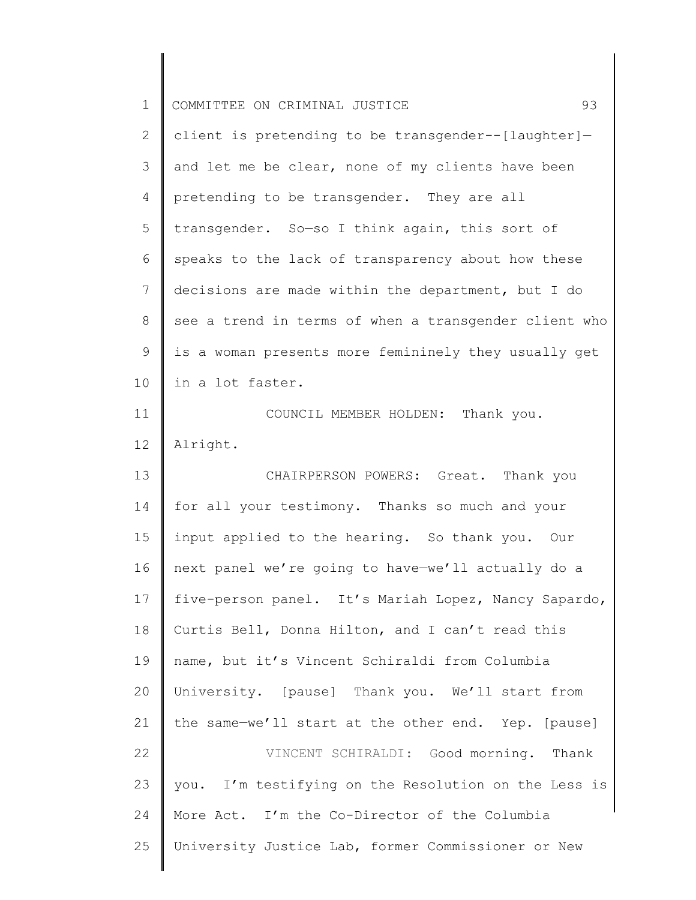client is pretending to be transgender--[laughter]—and let me be clear, none of my clients have been pretending to be transgender. They are all transgender. So—so I think again, this sort of speaks to the lack of transparency about how these decisions are made within the department, but I do see a trend in terms of when a transgender client who is a woman presents more femininely they usually get in a lot faster.

COUNCIL MEMBER HOLDEN: Thank you. Alright.

CHAIRPERSON POWERS: Great. Thank you for all your testimony. Thanks so much and your input applied to the hearing. So thank you. Our next panel we're going to have—we'll actually do a five-person panel. It's Mariah Lopez, Nancy Sapardo, Curtis Bell, Donna Hilton, and I can't read this name, but it's Vincent Schiraldi from Columbia University. [pause] Thank you. We'll start from the same—we'll start at the other end. Yep. [pause]

VINCENT SCHIRALDI: Good morning. Thank you. I'm testifying on the Resolution on the Less is More Act. I'm the Co-Director of the Columbia University Justice Lab, former Commissioner or New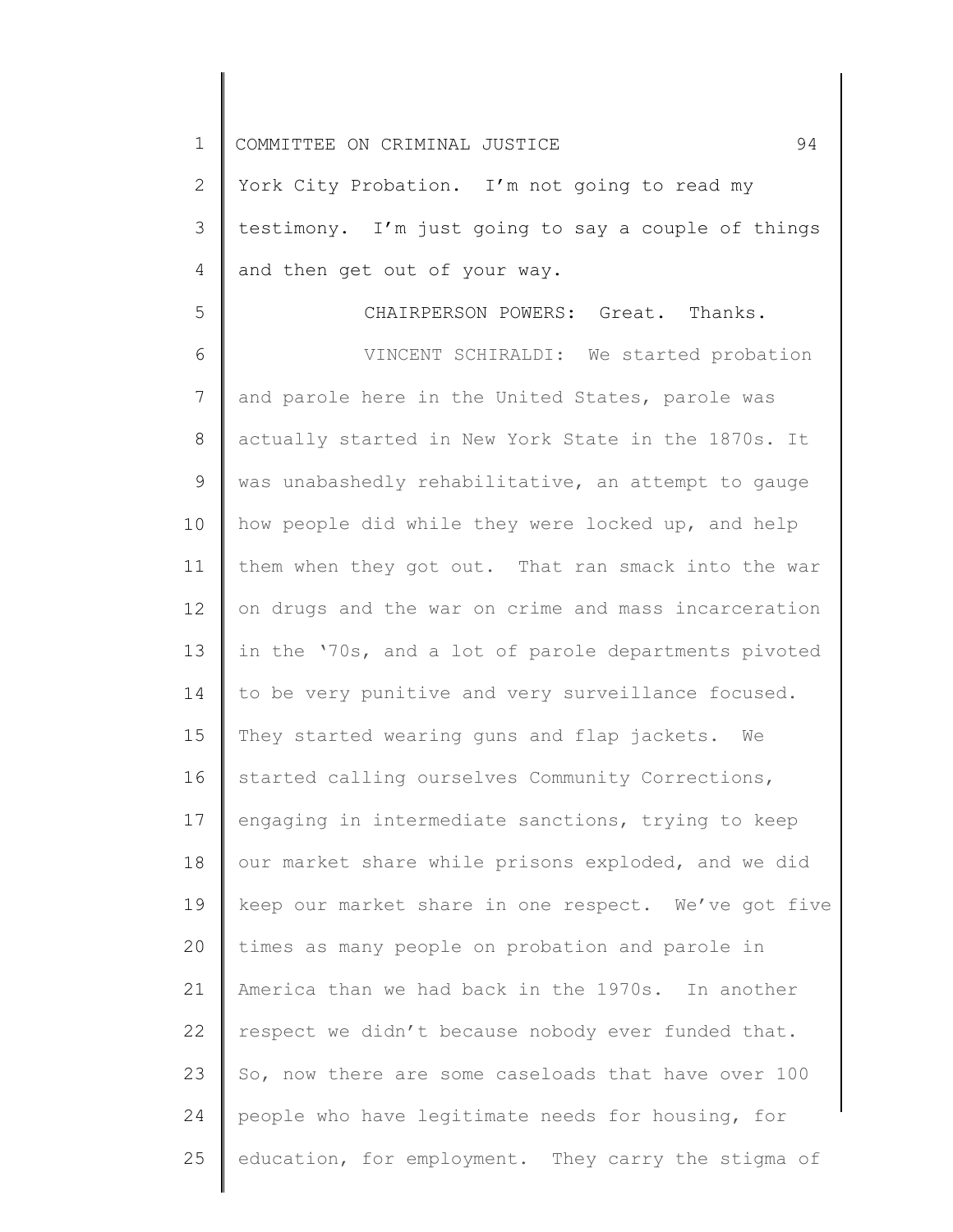York City Probation. I'm not going to read my testimony. I'm just going to say a couple of things and then get out of your way.

CHAIRPERSON POWERS: Great. Thanks.

VINCENT SCHIRALDI: We started probation and parole here in the United States, parole was actually started in New York State in the 1870s. It was unabashedly rehabilitative, an attempt to gauge how people did while they were locked up, and help them when they got out. That ran smack into the war on drugs and the war on crime and mass incarceration in the '70s, and a lot of parole departments pivoted to be very punitive and very surveillance focused. They started wearing guns and flap jackets. We started calling ourselves Community Corrections, engaging in intermediate sanctions, trying to keep our market share while prisons exploded, and we did keep our market share in one respect. We've got five times as many people on probation and parole in America than we had back in the 1970s. In another respect we didn't because nobody ever funded that. So, now there are some caseloads that have over 100 people who have legitimate needs for housing, for education, for employment. They carry the stigma of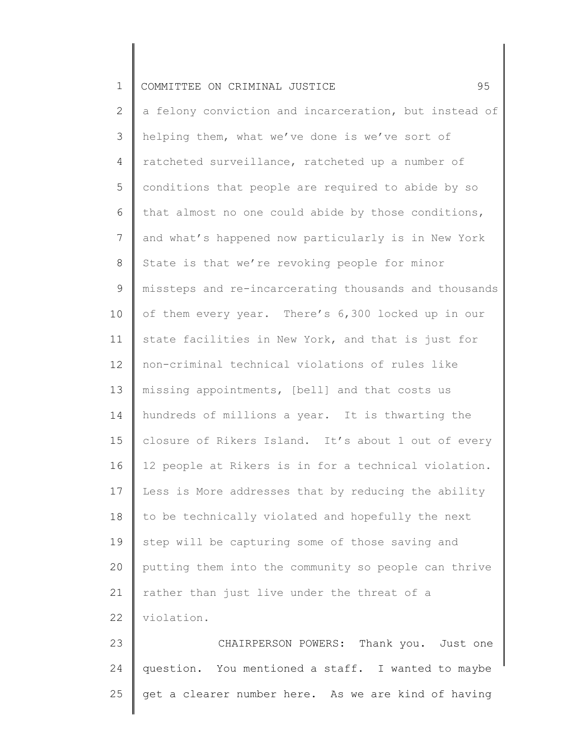a felony conviction and incarceration, but instead of helping them, what we've done is we've sort of ratcheted surveillance, ratcheted up a number of conditions that people are required to abide by so that almost no one could abide by those conditions, and what's happened now particularly is in New York State is that we're revoking people for minor missteps and re-incarcerating thousands and thousands of them every year. There's 6,300 locked up in our state facilities in New York, and that is just for non-criminal technical violations of rules like missing appointments, [bell] and that costs us hundreds of millions a year. It is thwarting the closure of Rikers Island. It's about 1 out of every 12 people at Rikers is in for a technical violation. Less is More addresses that by reducing the ability to be technically violated and hopefully the next step will be capturing some of those saving and putting them into the community so people can thrive rather than just live under the threat of a violation.

CHAIRPERSON POWERS: Thank you. Just one question. You mentioned a staff. I wanted to maybe get a clearer number here. As we are kind of having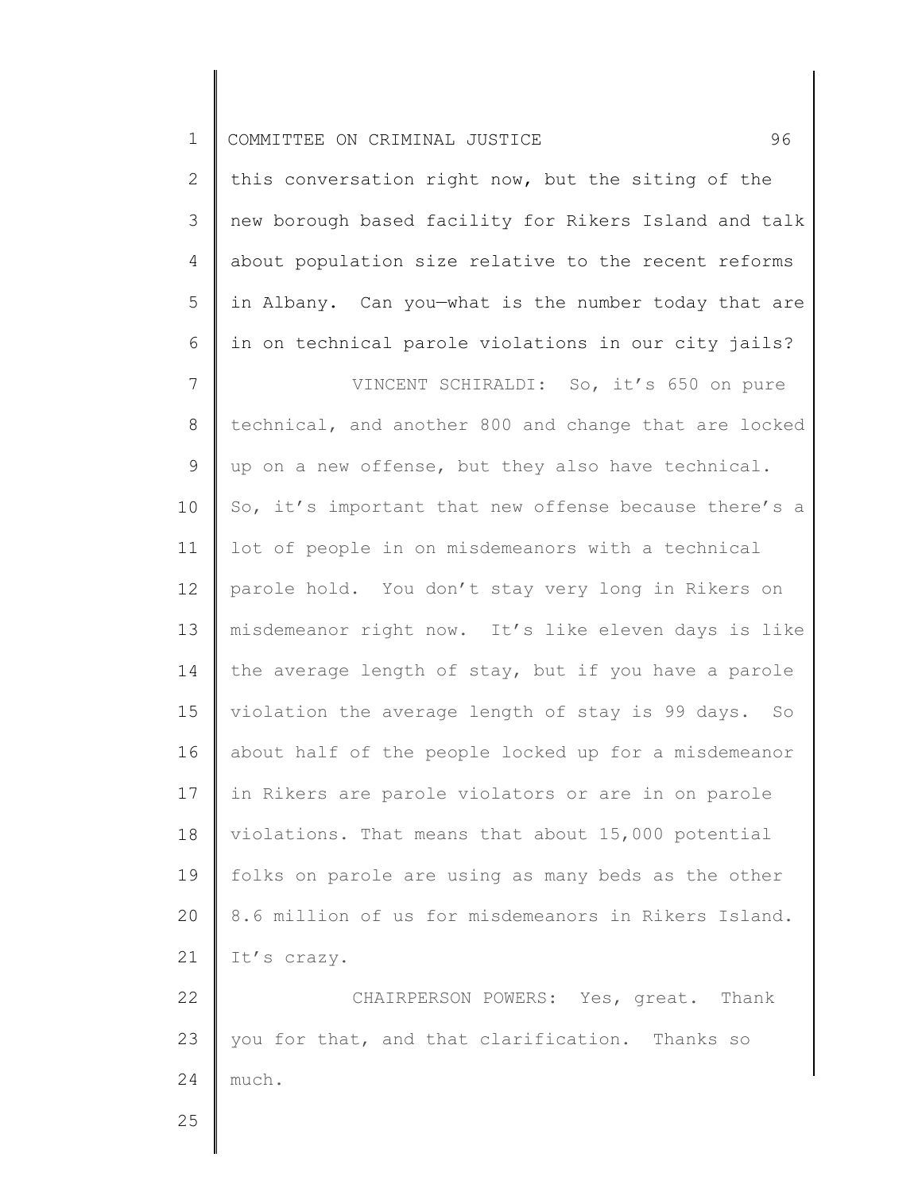this conversation right now, but the siting of the new borough based facility for Rikers Island and talk about population size relative to the recent reforms in Albany. Can you—what is the number today that are in on technical parole violations in our city jails?

VINCENT SCHIRALDI: So, it's 650 on pure technical, and another 800 and change that are locked up on a new offense, but they also have technical. So, it's important that new offense because there's a lot of people in on misdemeanors with a technical parole hold. You don't stay very long in Rikers on misdemeanor right now. It's like eleven days is like the average length of stay, but if you have a parole violation the average length of stay is 99 days. So about half of the people locked up for a misdemeanor in Rikers are parole violators or are in on parole violations. That means that about 15,000 potential folks on parole are using as many beds as the other 8.6 million of us for misdemeanors in Rikers Island. It's crazy.

CHAIRPERSON POWERS: Yes, great. Thank you for that, and that clarification. Thanks so much.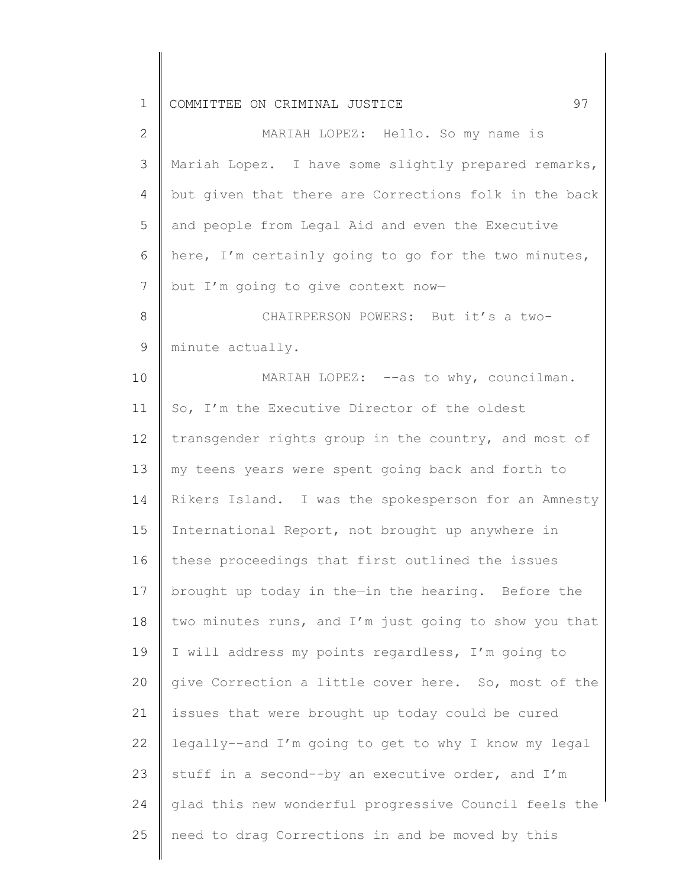MARIAH LOPEZ: Hello. So my name is Mariah Lopez. I have some slightly prepared remarks, but given that there are Corrections folk in the back and people from Legal Aid and even the Executive here, I'm certainly going to go for the two minutes, but I'm going to give context now—

CHAIRPERSON POWERS: But it's a two-minute actually.

MARIAH LOPEZ: --as to why, councilman. So, I'm the Executive Director of the oldest transgender rights group in the country, and most of my teens years were spent going back and forth to Rikers Island. I was the spokesperson for an Amnesty International Report, not brought up anywhere in these proceedings that first outlined the issues brought up today in the—in the hearing. Before the two minutes runs, and I'm just going to show you that I will address my points regardless, I'm going to give Correction a little cover here. So, most of the issues that were brought up today could be cured legally--and I'm going to get to why I know my legal stuff in a second--by an executive order, and I'm glad this new wonderful progressive Council feels the need to drag Corrections in and be moved by this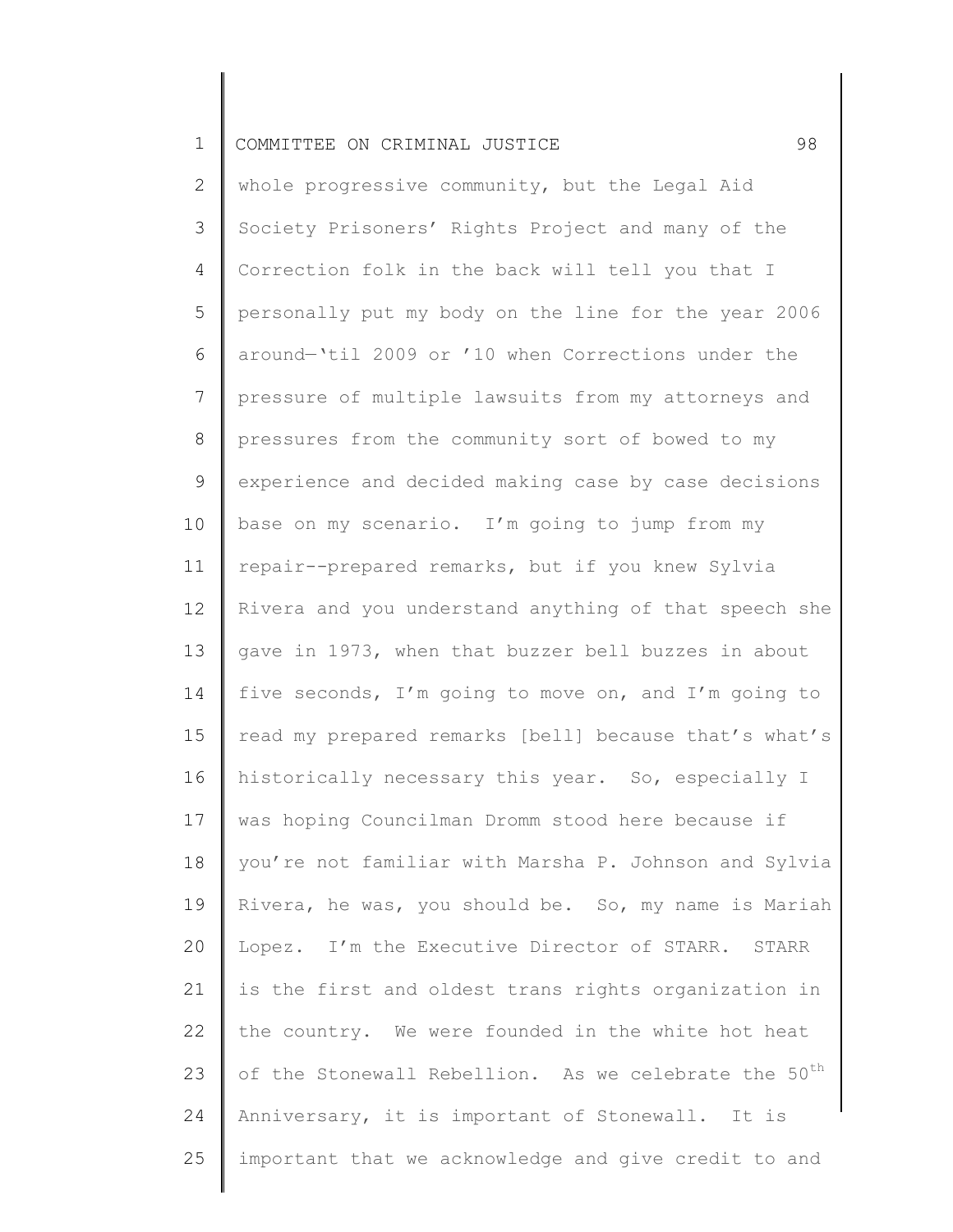whole progressive community, but the Legal Aid Society Prisoners' Rights Project and many of the Correction folk in the back will tell you that I personally put my body on the line for the year 2006 around—'til 2009 or '10 when Corrections under the pressure of multiple lawsuits from my attorneys and pressures from the community sort of bowed to my experience and decided making case by case decisions base on my scenario. I'm going to jump from my repair--prepared remarks, but if you knew Sylvia Rivera and you understand anything of that speech she gave in 1973, when that buzzer bell buzzes in about five seconds, I'm going to move on, and I'm going to read my prepared remarks [bell] because that's what's historically necessary this year. So, especially I was hoping Councilman Dromm stood here because if you're not familiar with Marsha P. Johnson and Sylvia Rivera, he was, you should be. So, my name is Mariah Lopez. I'm the Executive Director of STARR. STARR is the first and oldest trans rights organization in the country. We were founded in the white hot heat of the Stonewall Rebellion. As we celebrate the 50th Anniversary, it is important of Stonewall. It is important that we acknowledge and give credit to and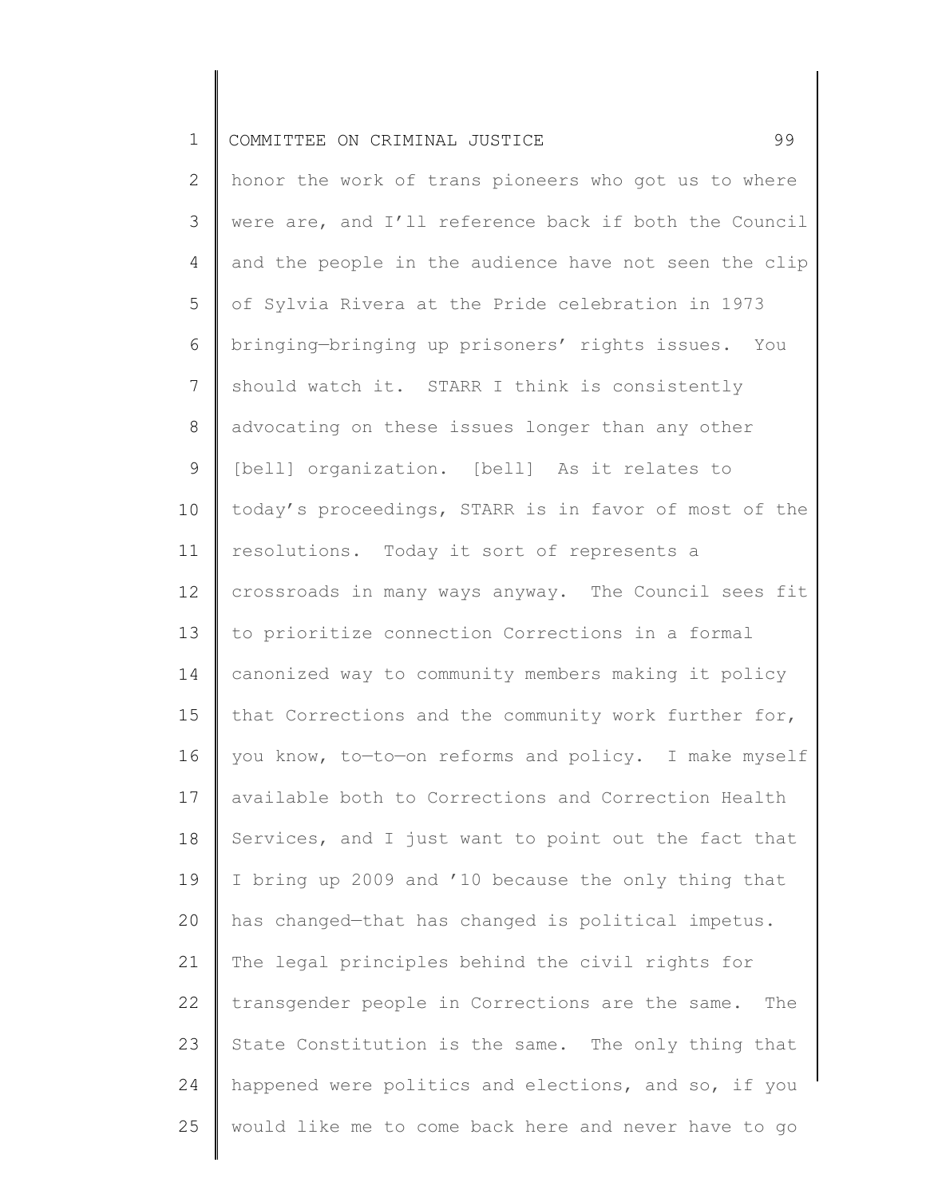honor the work of trans pioneers who got us to where were are, and I'll reference back if both the Council and the people in the audience have not seen the clip of Sylvia Rivera at the Pride celebration in 1973 bringing—bringing up prisoners' rights issues. You should watch it. STARR I think is consistently advocating on these issues longer than any other [bell] organization. [bell] As it relates to today's proceedings, STARR is in favor of most of the resolutions. Today it sort of represents a crossroads in many ways anyway. The Council sees fit to prioritize connection Corrections in a formal canonized way to community members making it policy that Corrections and the community work further for, you know, to—to—on reforms and policy. I make myself available both to Corrections and Correction Health Services, and I just want to point out the fact that I bring up 2009 and '10 because the only thing that has changed—that has changed is political impetus. The legal principles behind the civil rights for transgender people in Corrections are the same. The State Constitution is the same. The only thing that happened were politics and elections, and so, if you would like me to come back here and never have to go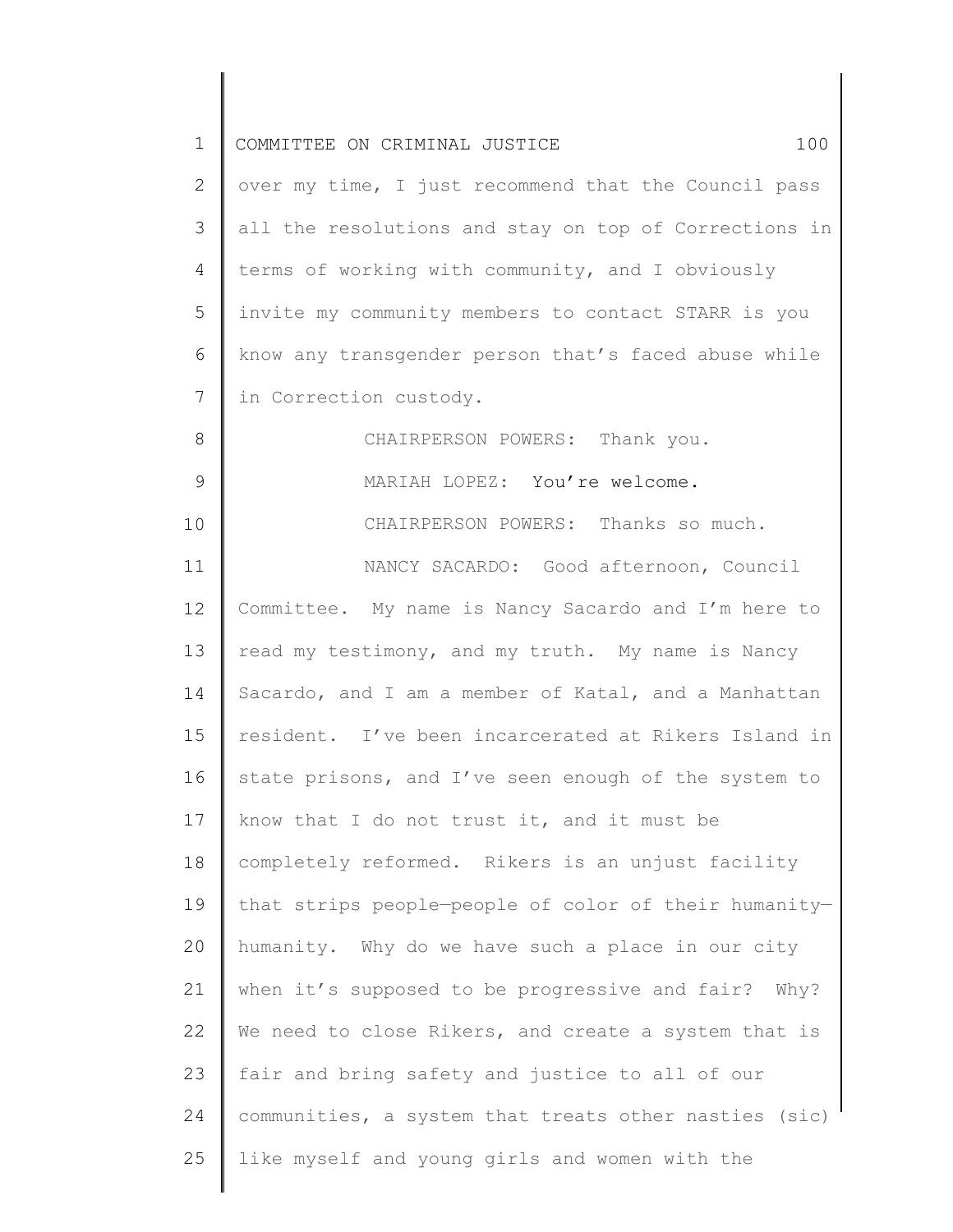over my time, I just recommend that the Council pass all the resolutions and stay on top of Corrections in terms of working with community, and I obviously invite my community members to contact STARR is you know any transgender person that's faced abuse while in Correction custody.

CHAIRPERSON POWERS: Thank you.

MARIAH LOPEZ: You're welcome.

CHAIRPERSON POWERS: Thanks so much.

NANCY SACARDO: Good afternoon, Council Committee. My name is Nancy Sacardo and I'm here to read my testimony, and my truth. My name is Nancy Sacardo, and I am a member of Katal, and a Manhattan resident. I've been incarcerated at Rikers Island in state prisons, and I've seen enough of the system to know that I do not trust it, and it must be completely reformed. Rikers is an unjust facility that strips people—people of color of their humanity—humanity. Why do we have such a place in our city when it's supposed to be progressive and fair? Why? We need to close Rikers, and create a system that is fair and bring safety and justice to all of our communities, a system that treats other nasties (sic) like myself and young girls and women with the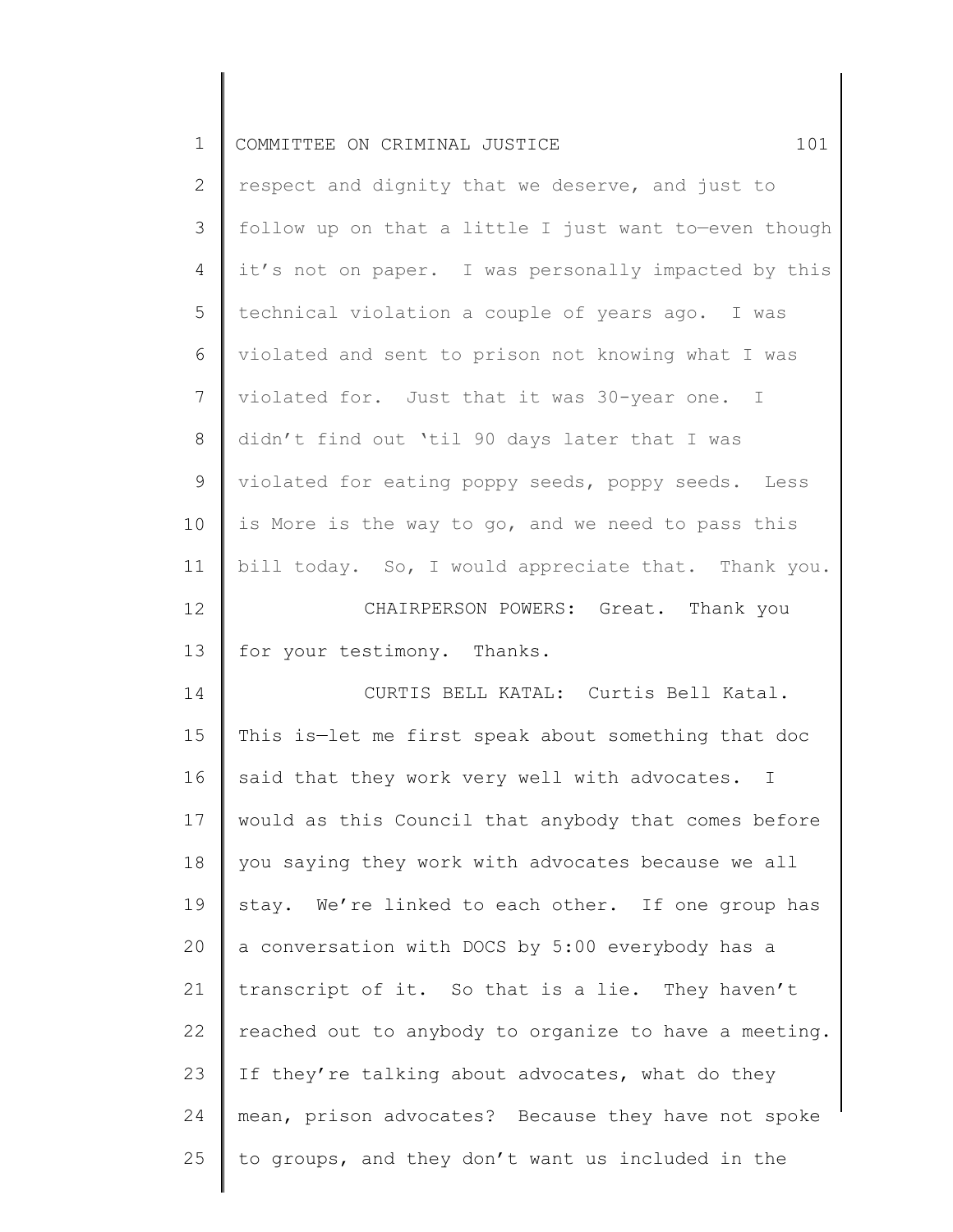respect and dignity that we deserve, and just to follow up on that a little I just want to—even though it's not on paper. I was personally impacted by this technical violation a couple of years ago. I was violated and sent to prison not knowing what I was violated for. Just that it was 30-year one. I didn't find out 'til 90 days later that I was violated for eating poppy seeds, poppy seeds. Less is More is the way to go, and we need to pass this bill today. So, I would appreciate that. Thank you.

CHAIRPERSON POWERS: Great. Thank you for your testimony. Thanks.

CURTIS BELL KATAL: Curtis Bell Katal. This is—let me first speak about something that doc said that they work very well with advocates. I would as this Council that anybody that comes before you saying they work with advocates because we all stay. We're linked to each other. If one group has a conversation with DOCS by 5:00 everybody has a transcript of it. So that is a lie. They haven't reached out to anybody to organize to have a meeting. If they're talking about advocates, what do they mean, prison advocates? Because they have not spoke to groups, and they don't want us included in the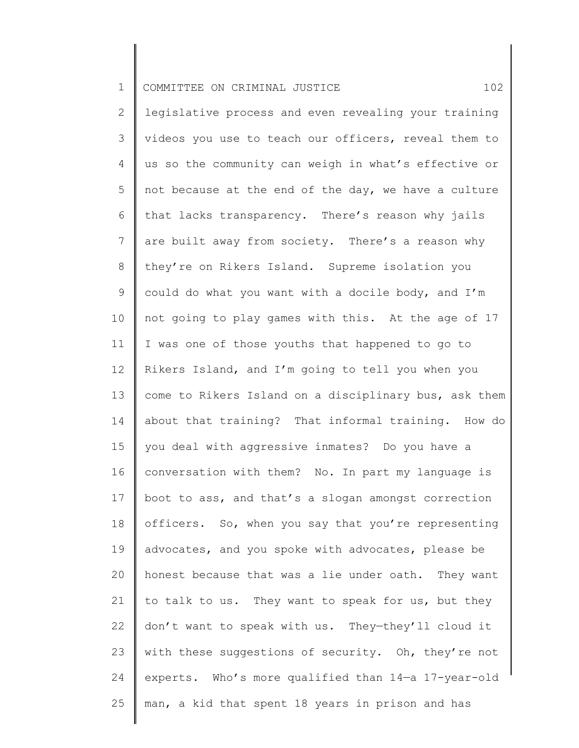legislative process and even revealing your training videos you use to teach our officers, reveal them to us so the community can weigh in what's effective or not because at the end of the day, we have a culture that lacks transparency. There's reason why jails are built away from society. There's a reason why they're on Rikers Island. Supreme isolation you could do what you want with a docile body, and I'm not going to play games with this. At the age of 17 I was one of those youths that happened to go to Rikers Island, and I'm going to tell you when you come to Rikers Island on a disciplinary bus, ask them about that training? That informal training. How do you deal with aggressive inmates? Do you have a conversation with them? No. In part my language is boot to ass, and that's a slogan amongst correction officers. So, when you say that you're representing advocates, and you spoke with advocates, please be honest because that was a lie under oath. They want to talk to us. They want to speak for us, but they don't want to speak with us. They—they'll cloud it with these suggestions of security. Oh, they're not experts. Who's more qualified than 14—a 17-year-old man, a kid that spent 18 years in prison and has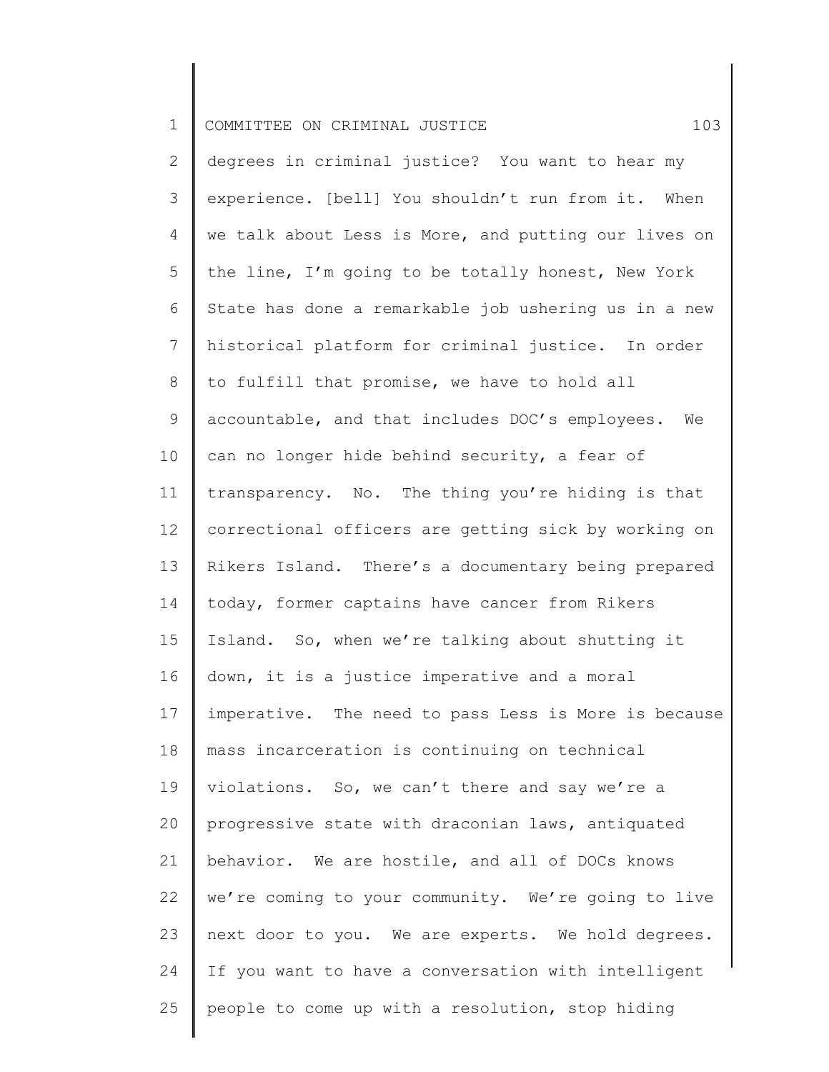degrees in criminal justice? You want to hear my experience. [bell] You shouldn't run from it. When we talk about Less is More, and putting our lives on the line, I'm going to be totally honest, New York State has done a remarkable job ushering us in a new historical platform for criminal justice. In order to fulfill that promise, we have to hold all accountable, and that includes DOC's employees. We can no longer hide behind security, a fear of transparency. No. The thing you're hiding is that correctional officers are getting sick by working on Rikers Island. There's a documentary being prepared today, former captains have cancer from Rikers Island. So, when we're talking about shutting it down, it is a justice imperative and a moral imperative. The need to pass Less is More is because mass incarceration is continuing on technical violations. So, we can't there and say we're a progressive state with draconian laws, antiquated behavior. We are hostile, and all of DOCs knows we're coming to your community. We're going to live next door to you. We are experts. We hold degrees. If you want to have a conversation with intelligent people to come up with a resolution, stop hiding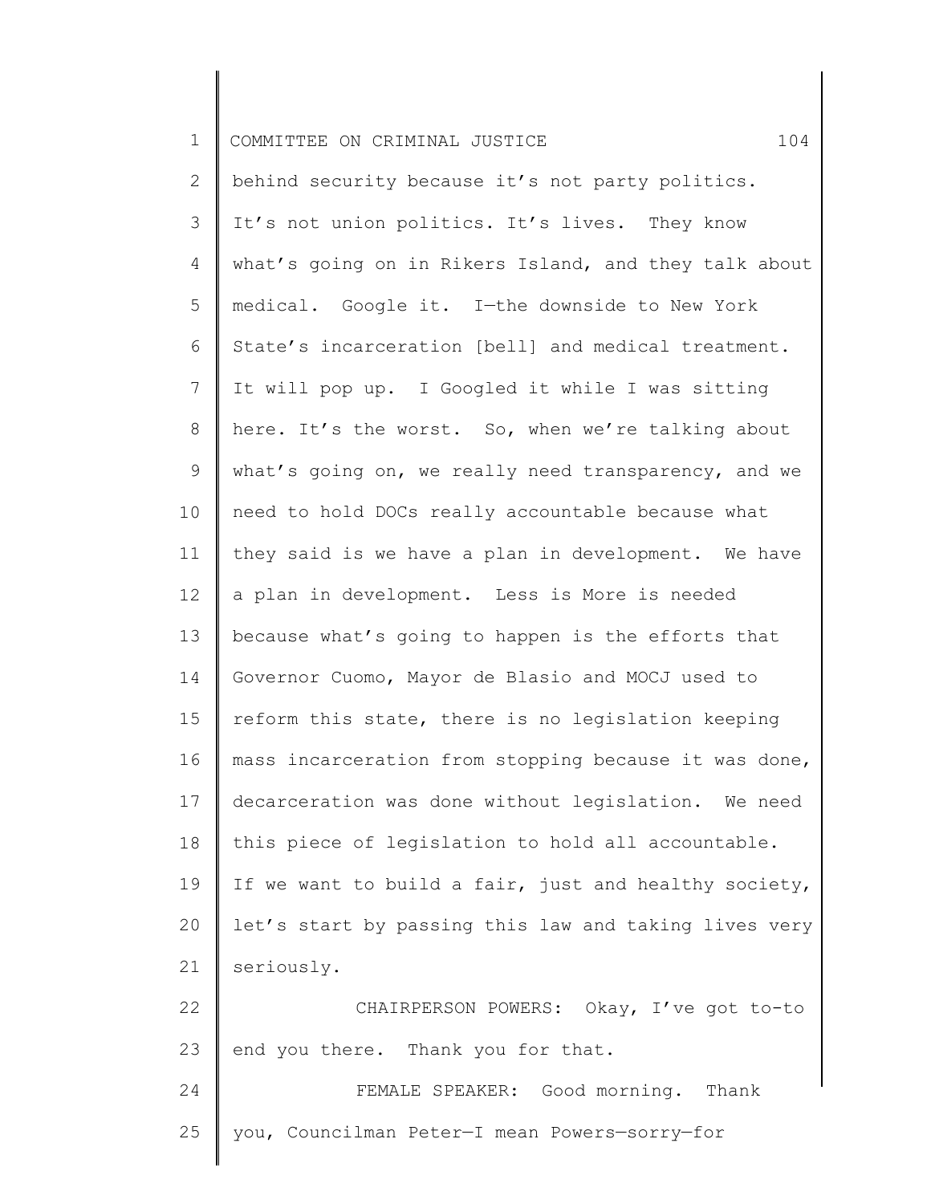behind security because it's not party politics. It's not union politics. It's lives. They know what's going on in Rikers Island, and they talk about medical. Google it. I—the downside to New York State's incarceration [bell] and medical treatment. It will pop up. I Googled it while I was sitting here. It's the worst. So, when we're talking about what's going on, we really need transparency, and we need to hold DOCs really accountable because what they said is we have a plan in development. We have a plan in development. Less is More is needed because what's going to happen is the efforts that Governor Cuomo, Mayor de Blasio and MOCJ used to reform this state, there is no legislation keeping mass incarceration from stopping because it was done, decarceration was done without legislation. We need this piece of legislation to hold all accountable. If we want to build a fair, just and healthy society, let's start by passing this law and taking lives very seriously.

CHAIRPERSON POWERS: Okay, I've got to-to end you there. Thank you for that.

FEMALE SPEAKER: Good morning. Thank you, Councilman Peter—I mean Powers—sorry—for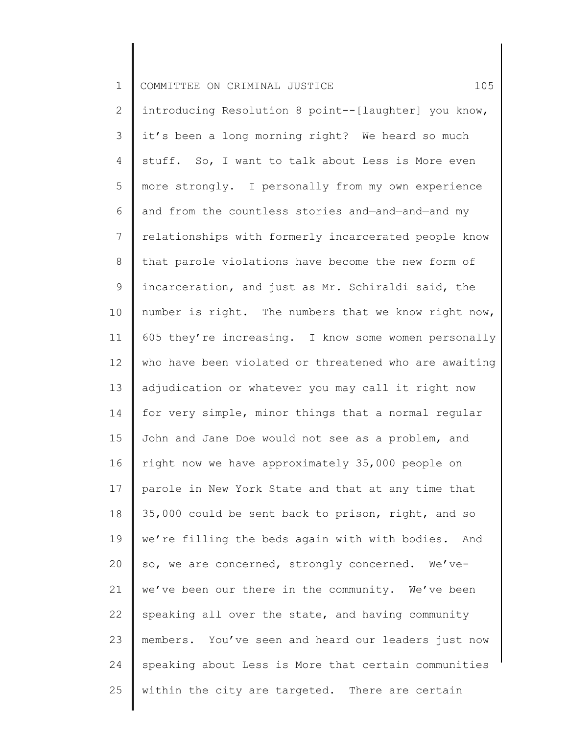introducing Resolution 8 point--[laughter] you know, it's been a long morning right? We heard so much stuff. So, I want to talk about Less is More even more strongly. I personally from my own experience and from the countless stories and—and—and—and my relationships with formerly incarcerated people know that parole violations have become the new form of incarceration, and just as Mr. Schiraldi said, the number is right. The numbers that we know right now, 605 they're increasing. I know some women personally who have been violated or threatened who are awaiting adjudication or whatever you may call it right now for very simple, minor things that a normal regular John and Jane Doe would not see as a problem, and right now we have approximately 35,000 people on parole in New York State and that at any time that 35,000 could be sent back to prison, right, and so we're filling the beds again with—with bodies. And so, we are concerned, strongly concerned. We've-we've been our there in the community. We've been speaking all over the state, and having community members. You've seen and heard our leaders just now speaking about Less is More that certain communities within the city are targeted. There are certain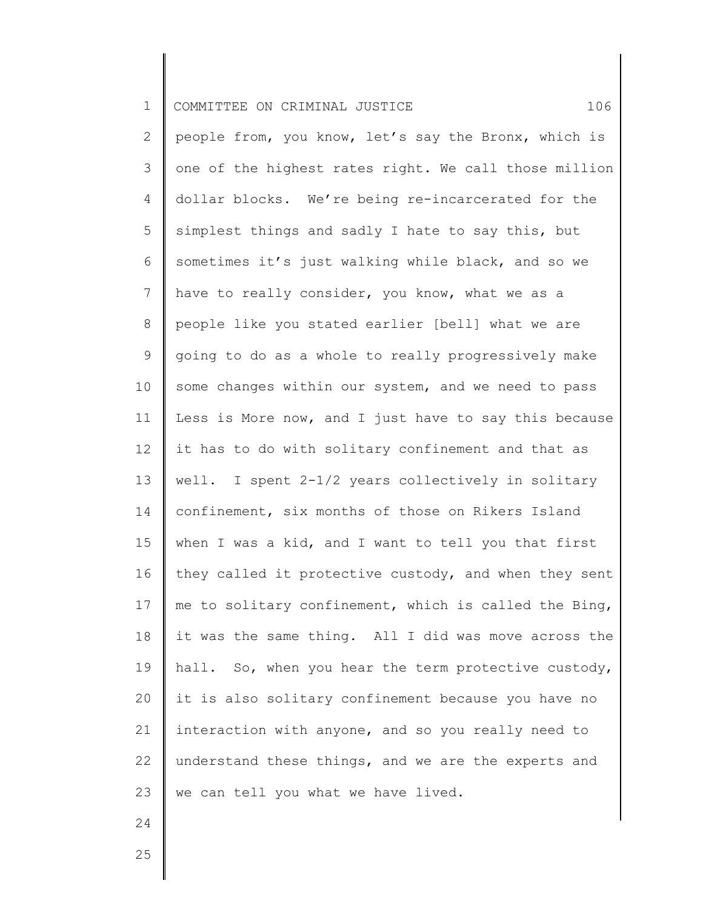people from, you know, let's say the Bronx, which is one of the highest rates right. We call those million dollar blocks. We're being re-incarcerated for the simplest things and sadly I hate to say this, but sometimes it's just walking while black, and so we have to really consider, you know, what we as a people like you stated earlier [bell] what we are going to do as a whole to really progressively make some changes within our system, and we need to pass Less is More now, and I just have to say this because it has to do with solitary confinement and that as well. I spent 2-1/2 years collectively in solitary confinement, six months of those on Rikers Island when I was a kid, and I want to tell you that first they called it protective custody, and when they sent me to solitary confinement, which is called the Bing, it was the same thing. All I did was move across the hall. So, when you hear the term protective custody, it is also solitary confinement because you have no interaction with anyone, and so you really need to understand these things, and we are the experts and we can tell you what we have lived.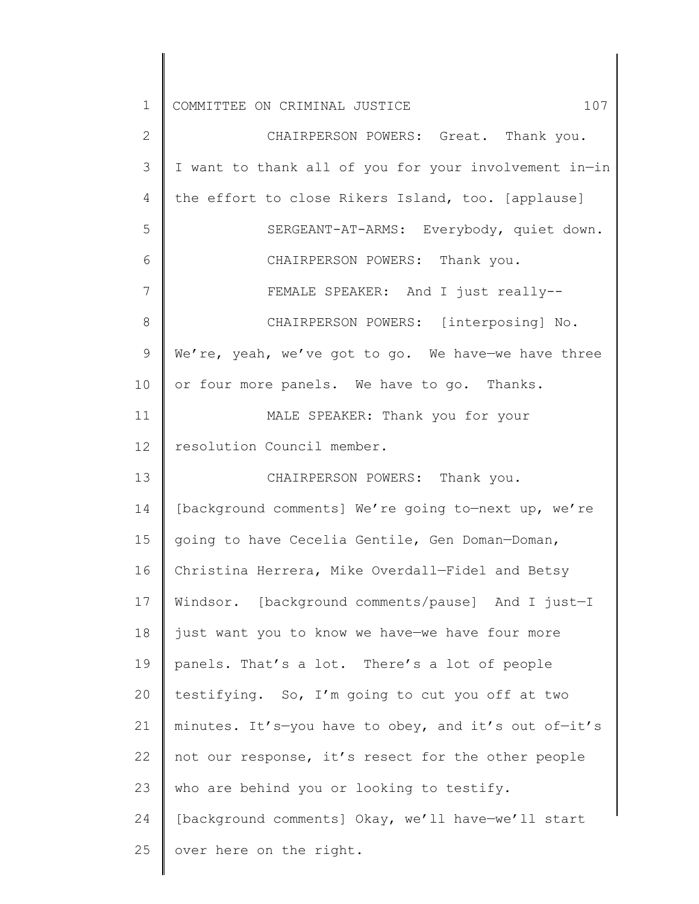CHAIRPERSON POWERS: Great. Thank you. I want to thank all of you for your involvement in—in the effort to close Rikers Island, too. [applause]

SERGEANT-AT-ARMS: Everybody, quiet down.

CHAIRPERSON POWERS: Thank you.

FEMALE SPEAKER: And I just really--

CHAIRPERSON POWERS: [interposing] No. We're, yeah, we've got to go. We have—we have three or four more panels. We have to go. Thanks.

MALE SPEAKER: Thank you for your resolution Council member.

CHAIRPERSON POWERS: Thank you. [background comments] We're going to—next up, we're going to have Cecelia Gentile, Gen Doman—Doman, Christina Herrera, Mike Overdall—Fidel and Betsy Windsor. [background comments/pause] And I just—I just want you to know we have—we have four more panels. That's a lot. There's a lot of people testifying. So, I'm going to cut you off at two minutes. It's—you have to obey, and it's out of—it's not our response, it's resect for the other people who are behind you or looking to testify. [background comments] Okay, we'll have—we'll start over here on the right.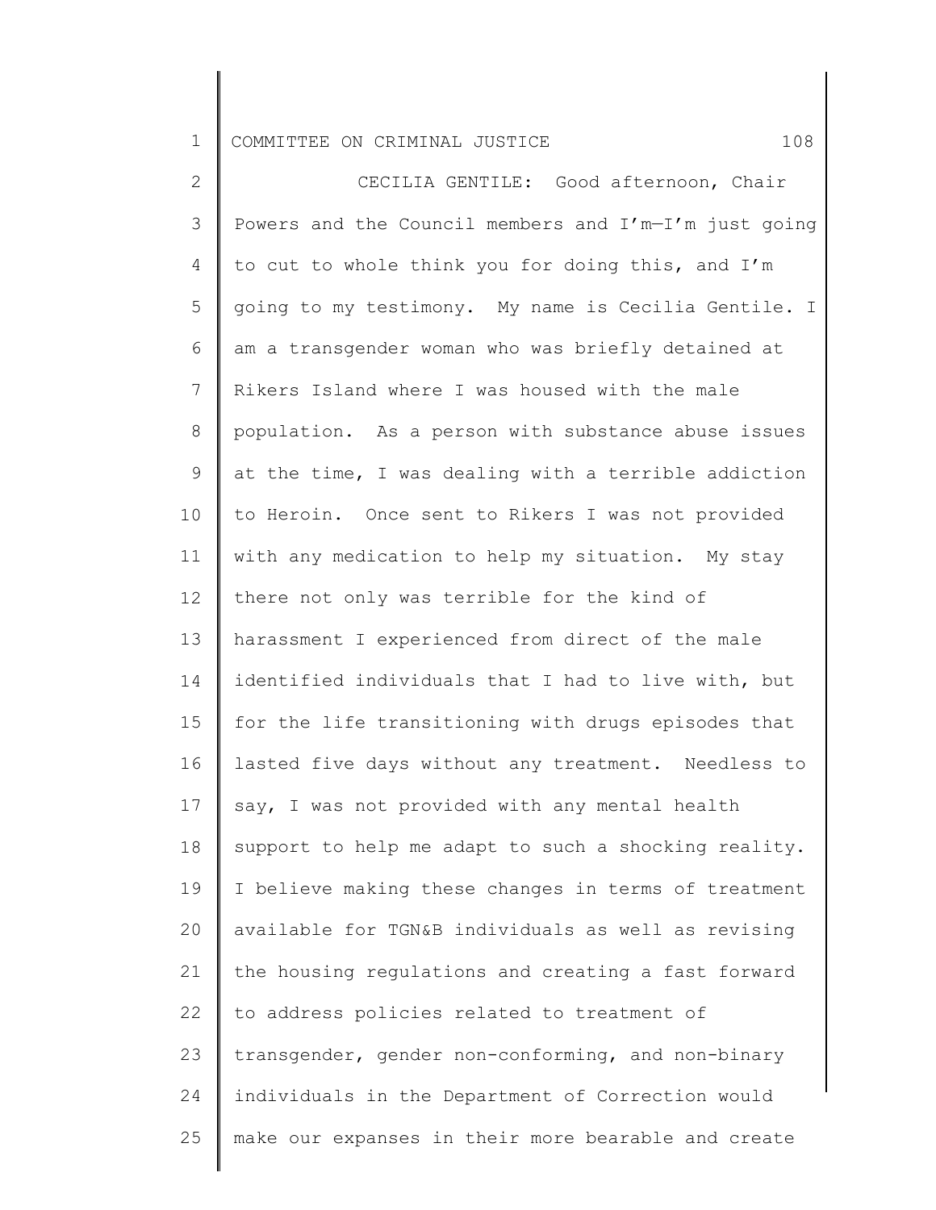CECILIA GENTILE: Good afternoon, Chair Powers and the Council members and I'm—I'm just going to cut to whole think you for doing this, and I'm going to my testimony. My name is Cecilia Gentile. I am a transgender woman who was briefly detained at Rikers Island where I was housed with the male population. As a person with substance abuse issues at the time, I was dealing with a terrible addiction to Heroin. Once sent to Rikers I was not provided with any medication to help my situation. My stay there not only was terrible for the kind of harassment I experienced from direct of the male identified individuals that I had to live with, but for the life transitioning with drugs episodes that lasted five days without any treatment. Needless to say, I was not provided with any mental health support to help me adapt to such a shocking reality. I believe making these changes in terms of treatment available for TGN&B individuals as well as revising the housing regulations and creating a fast forward to address policies related to treatment of transgender, gender non-conforming, and non-binary individuals in the Department of Correction would make our expanses in their more bearable and create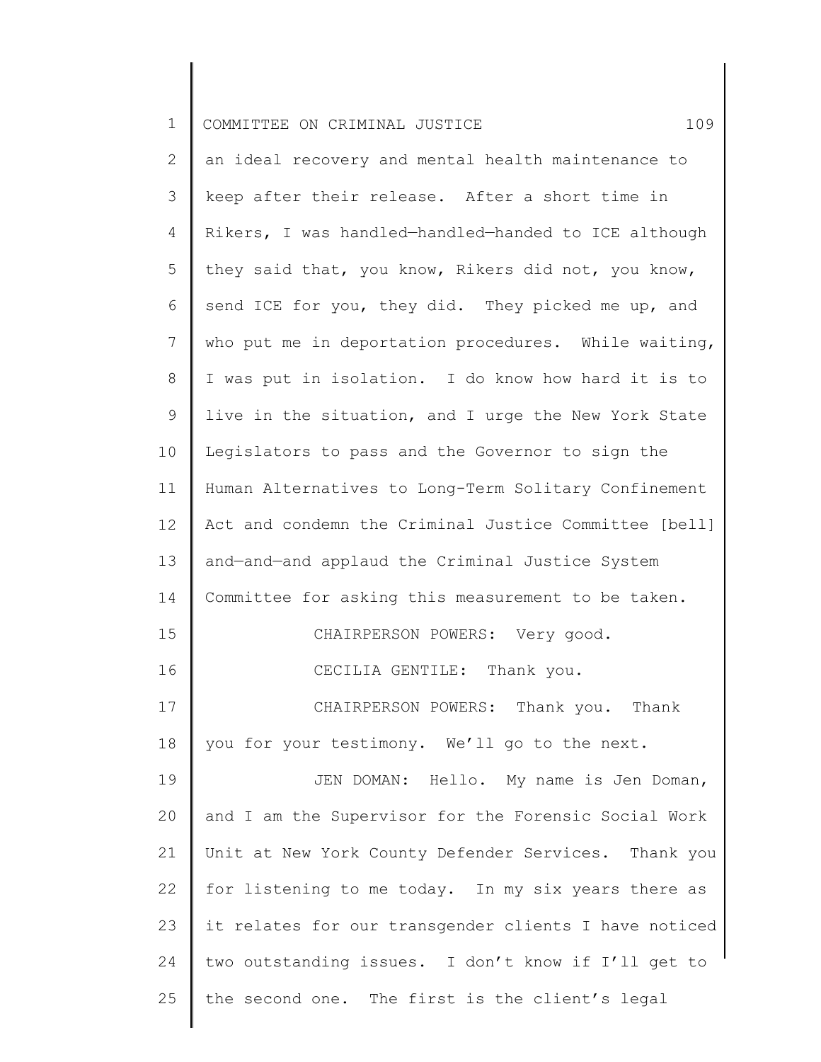an ideal recovery and mental health maintenance to keep after their release. After a short time in Rikers, I was handled—handled—handed to ICE although they said that, you know, Rikers did not, you know, send ICE for you, they did. They picked me up, and who put me in deportation procedures. While waiting, I was put in isolation. I do know how hard it is to live in the situation, and I urge the New York State Legislators to pass and the Governor to sign the Human Alternatives to Long-Term Solitary Confinement Act and condemn the Criminal Justice Committee [bell] and—and—and applaud the Criminal Justice System Committee for asking this measurement to be taken.

CHAIRPERSON POWERS: Very good.

CECILIA GENTILE: Thank you.

CHAIRPERSON POWERS: Thank you. Thank you for your testimony. We'll go to the next.

JEN DOMAN: Hello. My name is Jen Doman, and I am the Supervisor for the Forensic Social Work Unit at New York County Defender Services. Thank you for listening to me today. In my six years there as it relates for our transgender clients I have noticed two outstanding issues. I don't know if I'll get to the second one. The first is the client's legal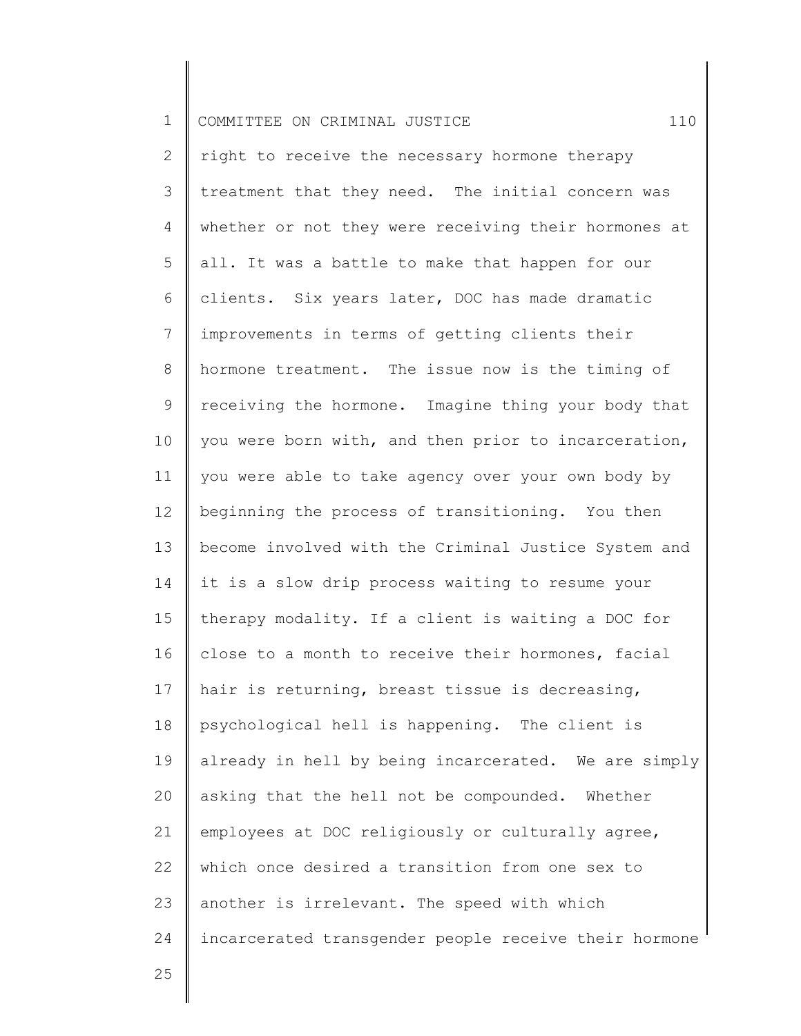right to receive the necessary hormone therapy treatment that they need. The initial concern was whether or not they were receiving their hormones at all. It was a battle to make that happen for our clients. Six years later, DOC has made dramatic improvements in terms of getting clients their hormone treatment. The issue now is the timing of receiving the hormone. Imagine thing your body that you were born with, and then prior to incarceration, you were able to take agency over your own body by beginning the process of transitioning. You then become involved with the Criminal Justice System and it is a slow drip process waiting to resume your therapy modality. If a client is waiting a DOC for close to a month to receive their hormones, facial hair is returning, breast tissue is decreasing, psychological hell is happening. The client is already in hell by being incarcerated. We are simply asking that the hell not be compounded. Whether employees at DOC religiously or culturally agree, which once desired a transition from one sex to another is irrelevant. The speed with which incarcerated transgender people receive their hormone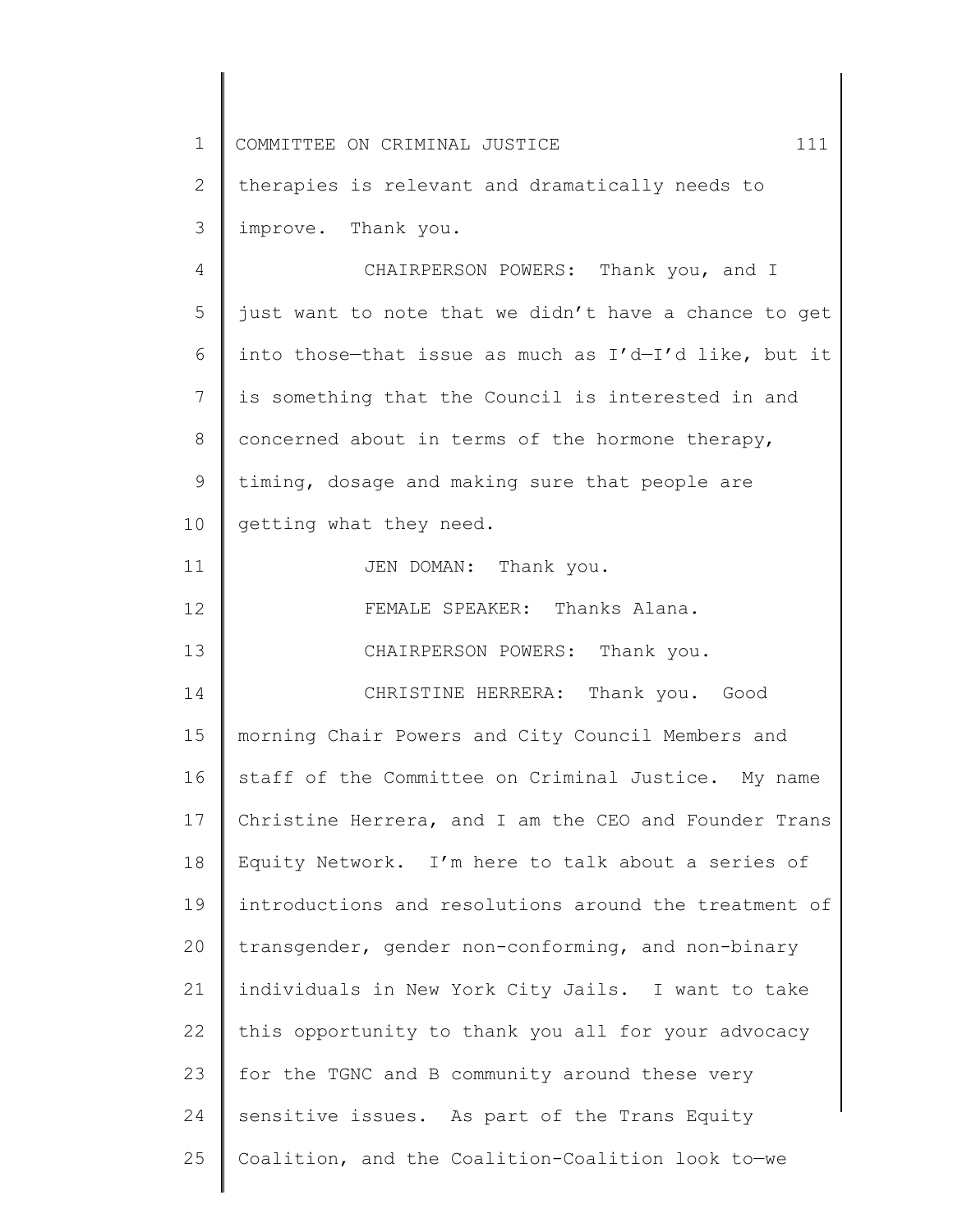therapies is relevant and dramatically needs to improve. Thank you.

CHAIRPERSON POWERS: Thank you, and I just want to note that we didn't have a chance to get into those—that issue as much as I'd—I'd like, but it is something that the Council is interested in and concerned about in terms of the hormone therapy, timing, dosage and making sure that people are getting what they need.

JEN DOMAN: Thank you.

FEMALE SPEAKER: Thanks Alana.

CHAIRPERSON POWERS: Thank you.

CHRISTINE HERRERA: Thank you. Good morning Chair Powers and City Council Members and staff of the Committee on Criminal Justice. My name Christine Herrera, and I am the CEO and Founder Trans Equity Network. I'm here to talk about a series of introductions and resolutions around the treatment of transgender, gender non-conforming, and non-binary individuals in New York City Jails. I want to take this opportunity to thank you all for your advocacy for the TGNC and B community around these very sensitive issues. As part of the Trans Equity Coalition, and the Coalition-Coalition look to—we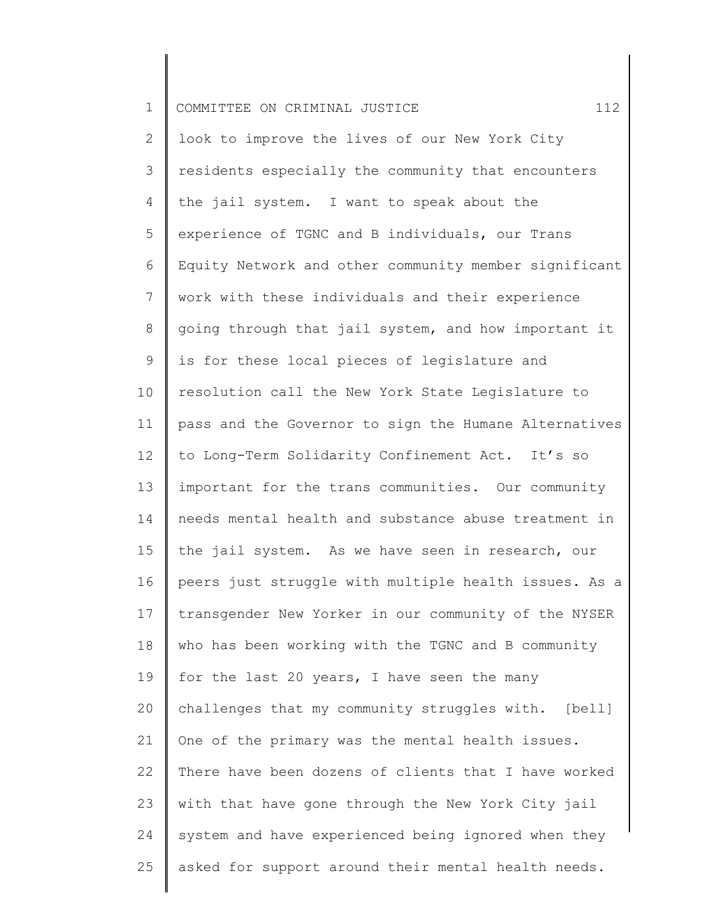look to improve the lives of our New York City residents especially the community that encounters the jail system. I want to speak about the experience of TGNC and B individuals, our Trans Equity Network and other community member significant work with these individuals and their experience going through that jail system, and how important it is for these local pieces of legislature and resolution call the New York State Legislature to pass and the Governor to sign the Humane Alternatives to Long-Term Solidarity Confinement Act. It's so important for the trans communities. Our community needs mental health and substance abuse treatment in the jail system. As we have seen in research, our peers just struggle with multiple health issues. As a transgender New Yorker in our community of the NYSER who has been working with the TGNC and B community for the last 20 years, I have seen the many challenges that my community struggles with. [bell] One of the primary was the mental health issues. There have been dozens of clients that I have worked with that have gone through the New York City jail system and have experienced being ignored when they asked for support around their mental health needs.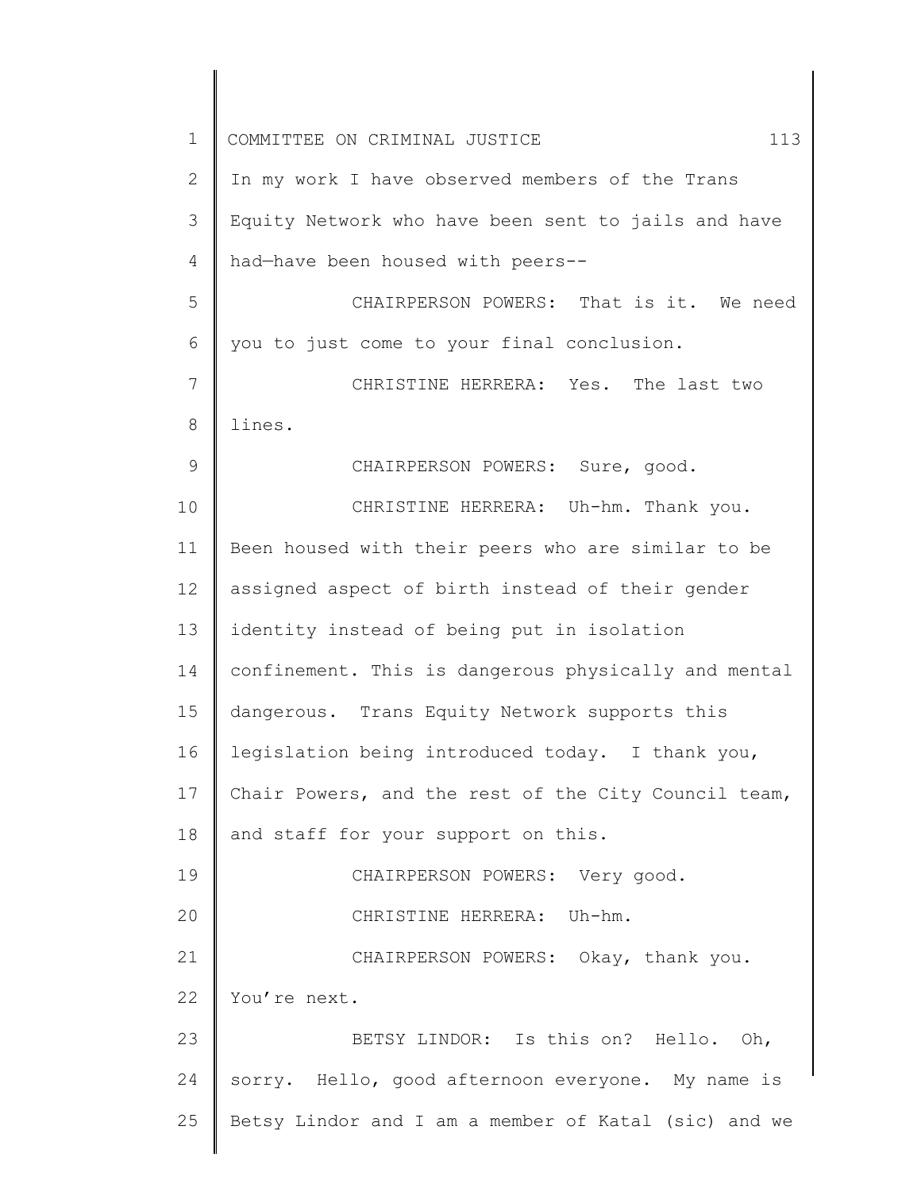In my work I have observed members of the Trans Equity Network who have been sent to jails and have had—have been housed with peers--

CHAIRPERSON POWERS: That is it. We need you to just come to your final conclusion.

CHRISTINE HERRERA: Yes. The last two lines.

CHAIRPERSON POWERS: Sure, good.

CHRISTINE HERRERA: Uh-hm. Thank you. Been housed with their peers who are similar to be assigned aspect of birth instead of their gender identity instead of being put in isolation confinement. This is dangerous physically and mental dangerous. Trans Equity Network supports this legislation being introduced today. I thank you, Chair Powers, and the rest of the City Council team, and staff for your support on this.

CHAIRPERSON POWERS: Very good.

CHRISTINE HERRERA: Uh-hm.

CHAIRPERSON POWERS: Okay, thank you. You're next.

BETSY LINDOR: Is this on? Hello. Oh, sorry. Hello, good afternoon everyone. My name is Betsy Lindor and I am a member of Katal (sic) and we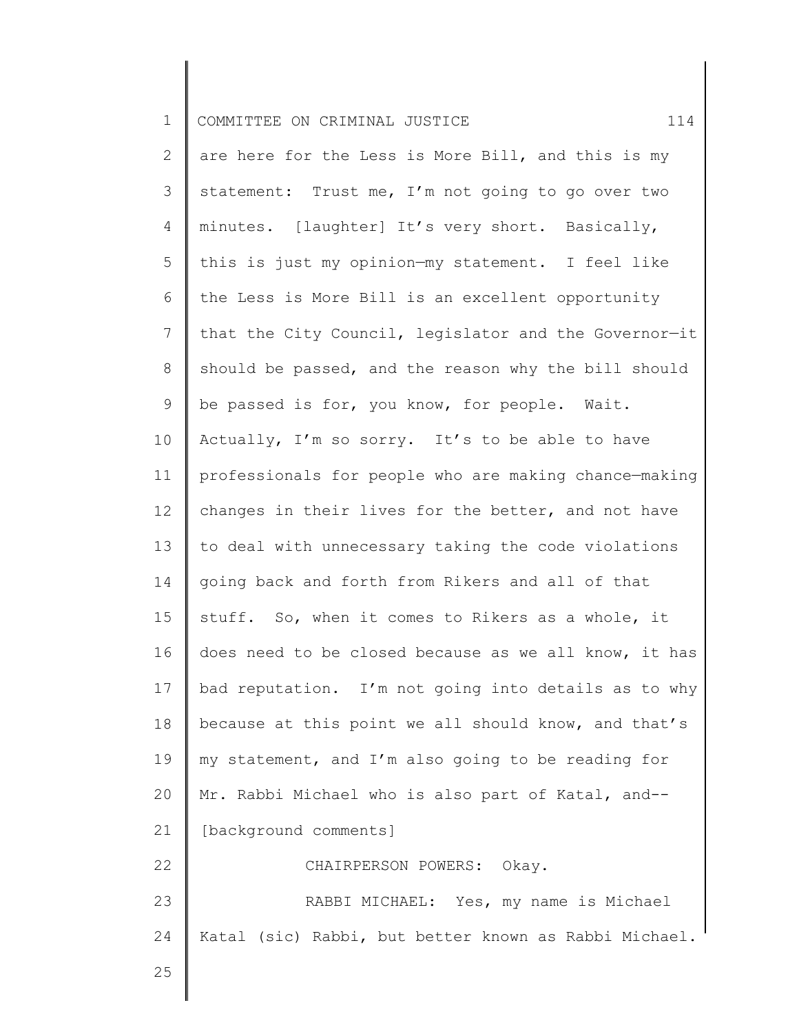are here for the Less is More Bill, and this is my statement: Trust me, I'm not going to go over two minutes. [laughter] It's very short. Basically, this is just my opinion—my statement. I feel like the Less is More Bill is an excellent opportunity that the City Council, legislator and the Governor—it should be passed, and the reason why the bill should be passed is for, you know, for people. Wait. Actually, I'm so sorry. It's to be able to have professionals for people who are making chance—making changes in their lives for the better, and not have to deal with unnecessary taking the code violations going back and forth from Rikers and all of that stuff. So, when it comes to Rikers as a whole, it does need to be closed because as we all know, it has bad reputation. I'm not going into details as to why because at this point we all should know, and that's my statement, and I'm also going to be reading for Mr. Rabbi Michael who is also part of Katal, and-- [background comments]

CHAIRPERSON POWERS: Okay.

RABBI MICHAEL: Yes, my name is Michael Katal (sic) Rabbi, but better known as Rabbi Michael.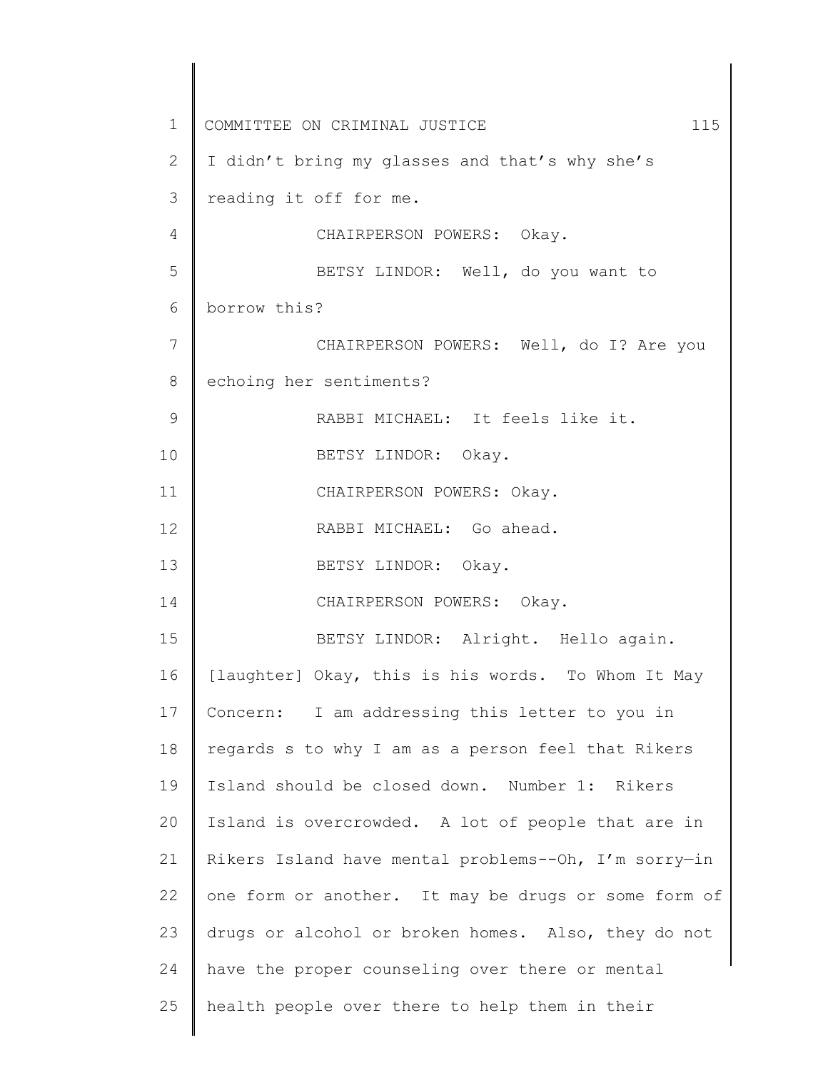I didn't bring my glasses and that's why she's reading it off for me.

CHAIRPERSON POWERS: Okay.

BETSY LINDOR: Well, do you want to borrow this?

CHAIRPERSON POWERS: Well, do I? Are you echoing her sentiments?

RABBI MICHAEL: It feels like it.

BETSY LINDOR: Okay.

CHAIRPERSON POWERS: Okay.

RABBI MICHAEL: Go ahead.

BETSY LINDOR: Okay.

CHAIRPERSON POWERS: Okay.

BETSY LINDOR: Alright. Hello again. [laughter] Okay, this is his words. To Whom It May Concern: I am addressing this letter to you in regards s to why I am as a person feel that Rikers Island should be closed down. Number 1: Rikers Island is overcrowded. A lot of people that are in Rikers Island have mental problems--Oh, I'm sorry—in one form or another. It may be drugs or some form of drugs or alcohol or broken homes. Also, they do not have the proper counseling over there or mental health people over there to help them in their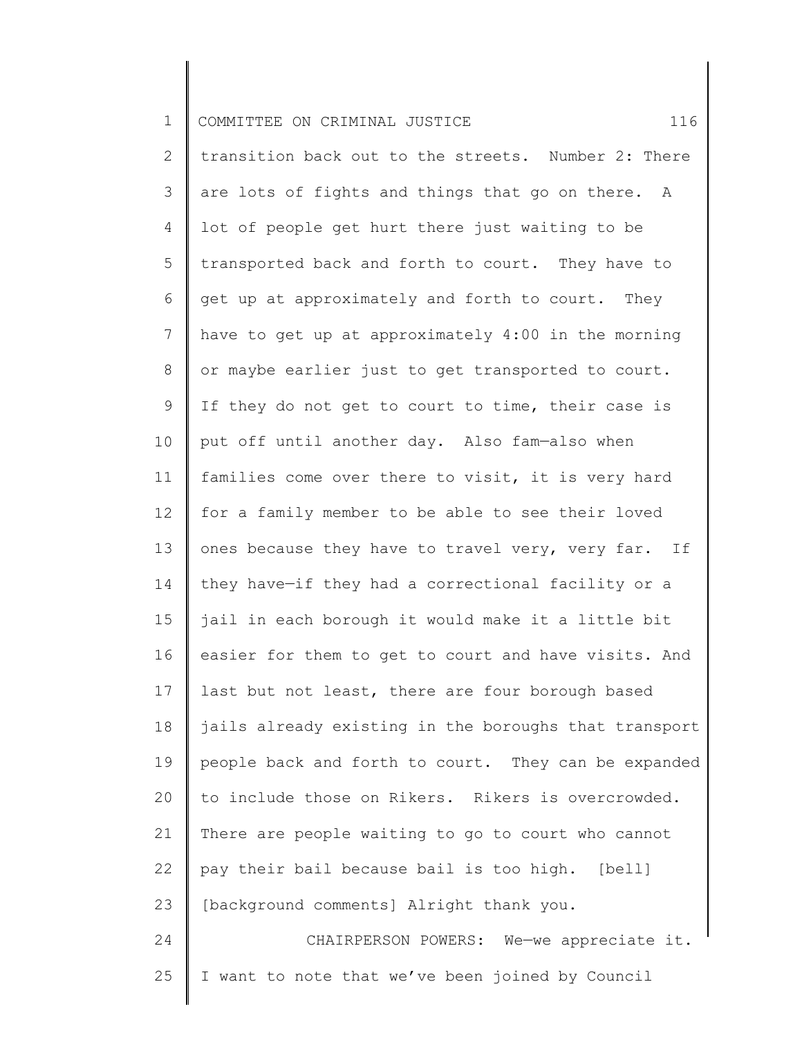transition back out to the streets. Number 2: There are lots of fights and things that go on there. A lot of people get hurt there just waiting to be transported back and forth to court. They have to get up at approximately and forth to court. They have to get up at approximately 4:00 in the morning or maybe earlier just to get transported to court. If they do not get to court to time, their case is put off until another day. Also fam—also when families come over there to visit, it is very hard for a family member to be able to see their loved ones because they have to travel very, very far. If they have—if they had a correctional facility or a jail in each borough it would make it a little bit easier for them to get to court and have visits. And last but not least, there are four borough based jails already existing in the boroughs that transport people back and forth to court. They can be expanded to include those on Rikers. Rikers is overcrowded. There are people waiting to go to court who cannot pay their bail because bail is too high. [bell] [background comments] Alright thank you.

CHAIRPERSON POWERS: We—we appreciate it. I want to note that we've been joined by Council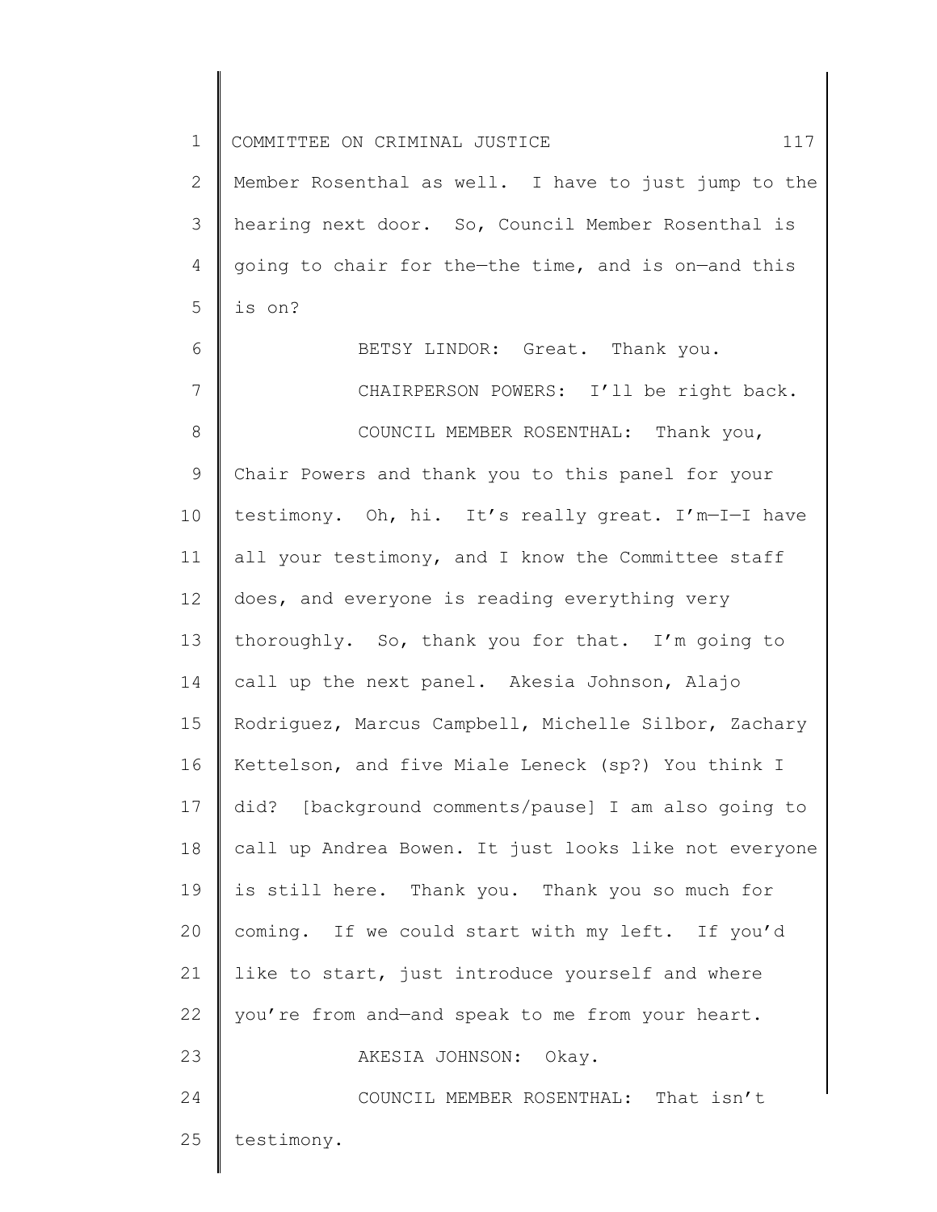Member Rosenthal as well. I have to just jump to the hearing next door. So, Council Member Rosenthal is going to chair for the—the time, and is on—and this is on?

BETSY LINDOR: Great. Thank you.

CHAIRPERSON POWERS: I'll be right back.

COUNCIL MEMBER ROSENTHAL: Thank you, Chair Powers and thank you to this panel for your testimony. Oh, hi. It's really great. I'm—I—I have all your testimony, and I know the Committee staff does, and everyone is reading everything very thoroughly. So, thank you for that. I'm going to call up the next panel. Akesia Johnson, Alajo Rodriguez, Marcus Campbell, Michelle Silbor, Zachary Kettelson, and five Miale Leneck (sp?) You think I did? [background comments/pause] I am also going to call up Andrea Bowen. It just looks like not everyone is still here. Thank you. Thank you so much for coming. If we could start with my left. If you'd like to start, just introduce yourself and where you're from and—and speak to me from your heart.

AKESIA JOHNSON: Okay.

COUNCIL MEMBER ROSENTHAL: That isn't testimony.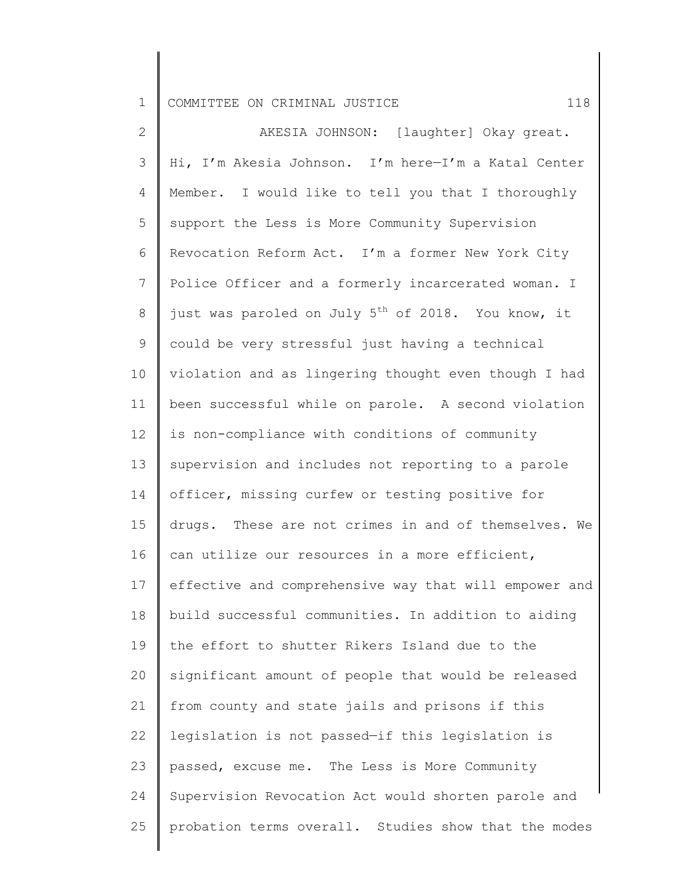AKESIA JOHNSON: [laughter] Okay great. Hi, I'm Akesia Johnson. I'm here—I'm a Katal Center Member. I would like to tell you that I thoroughly support the Less is More Community Supervision Revocation Reform Act. I'm a former New York City Police Officer and a formerly incarcerated woman. I just was paroled on July 5th of 2018. You know, it could be very stressful just having a technical violation and as lingering thought even though I had been successful while on parole. A second violation is non-compliance with conditions of community supervision and includes not reporting to a parole officer, missing curfew or testing positive for drugs. These are not crimes in and of themselves. We can utilize our resources in a more efficient, effective and comprehensive way that will empower and build successful communities. In addition to aiding the effort to shutter Rikers Island due to the significant amount of people that would be released from county and state jails and prisons if this legislation is not passed—if this legislation is passed, excuse me. The Less is More Community Supervision Revocation Act would shorten parole and probation terms overall. Studies show that the modes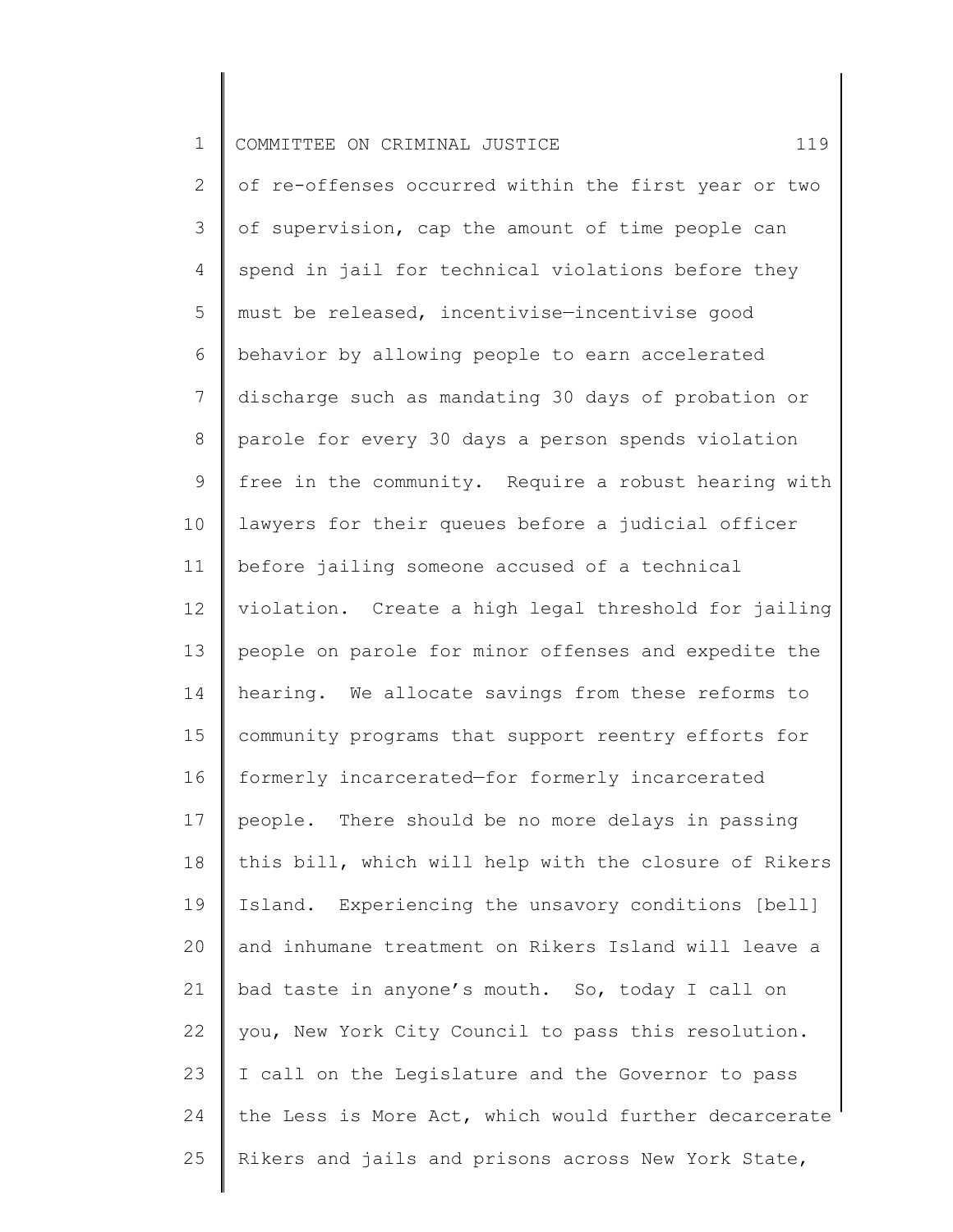of re-offenses occurred within the first year or two of supervision, cap the amount of time people can spend in jail for technical violations before they must be released, incentivise—incentivise good behavior by allowing people to earn accelerated discharge such as mandating 30 days of probation or parole for every 30 days a person spends violation free in the community. Require a robust hearing with lawyers for their queues before a judicial officer before jailing someone accused of a technical violation. Create a high legal threshold for jailing people on parole for minor offenses and expedite the hearing. We allocate savings from these reforms to community programs that support reentry efforts for formerly incarcerated—for formerly incarcerated people. There should be no more delays in passing this bill, which will help with the closure of Rikers Island. Experiencing the unsavory conditions [bell] and inhumane treatment on Rikers Island will leave a bad taste in anyone's mouth. So, today I call on you, New York City Council to pass this resolution. I call on the Legislature and the Governor to pass the Less is More Act, which would further decarcerate Rikers and jails and prisons across New York State,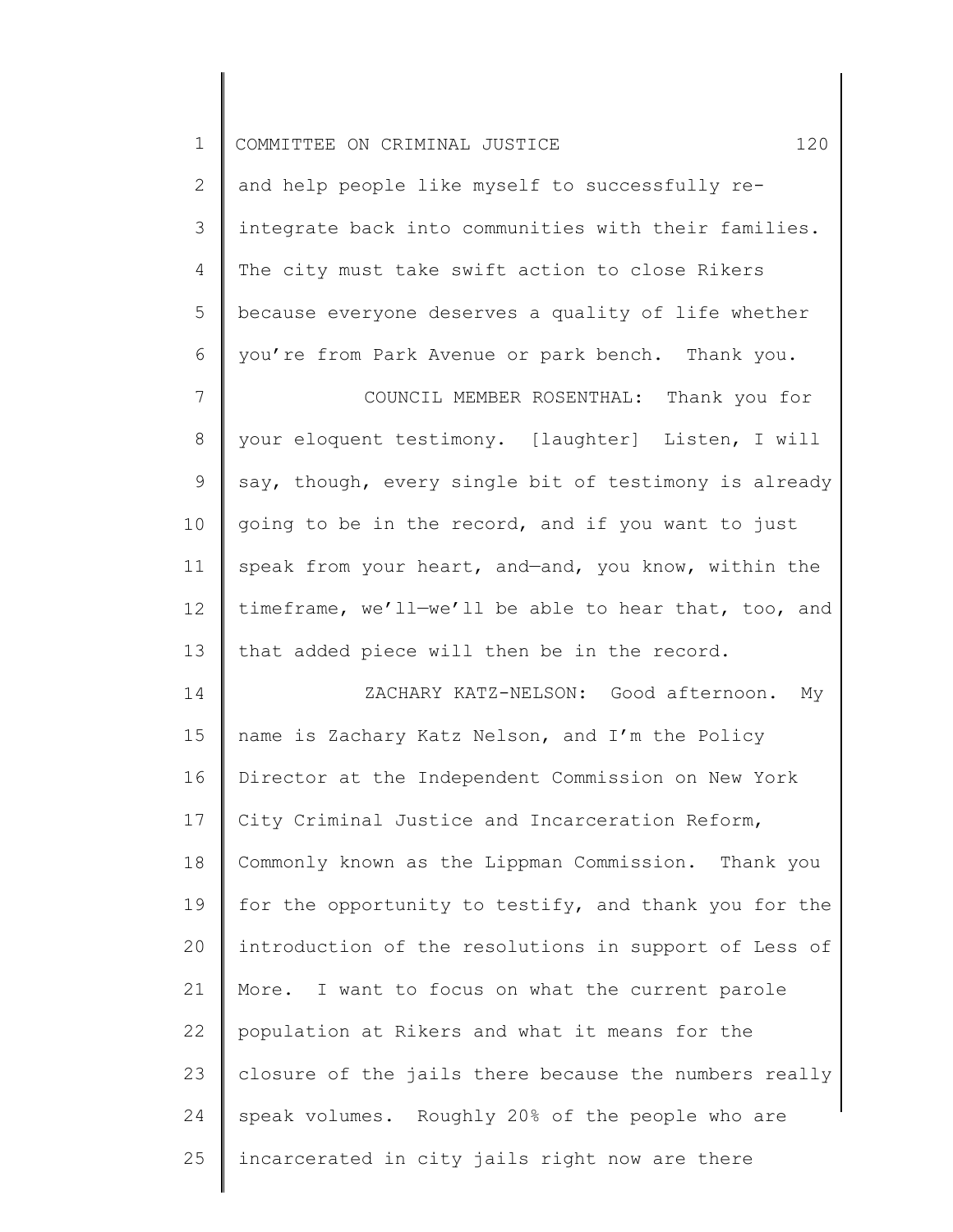and help people like myself to successfully re-integrate back into communities with their families. The city must take swift action to close Rikers because everyone deserves a quality of life whether you're from Park Avenue or park bench. Thank you.

COUNCIL MEMBER ROSENTHAL: Thank you for your eloquent testimony. [laughter] Listen, I will say, though, every single bit of testimony is already going to be in the record, and if you want to just speak from your heart, and—and, you know, within the timeframe, we'll—we'll be able to hear that, too, and that added piece will then be in the record.

ZACHARY KATZ-NELSON: Good afternoon. My name is Zachary Katz Nelson, and I'm the Policy Director at the Independent Commission on New York City Criminal Justice and Incarceration Reform, Commonly known as the Lippman Commission. Thank you for the opportunity to testify, and thank you for the introduction of the resolutions in support of Less of More. I want to focus on what the current parole population at Rikers and what it means for the closure of the jails there because the numbers really speak volumes. Roughly 20% of the people who are incarcerated in city jails right now are there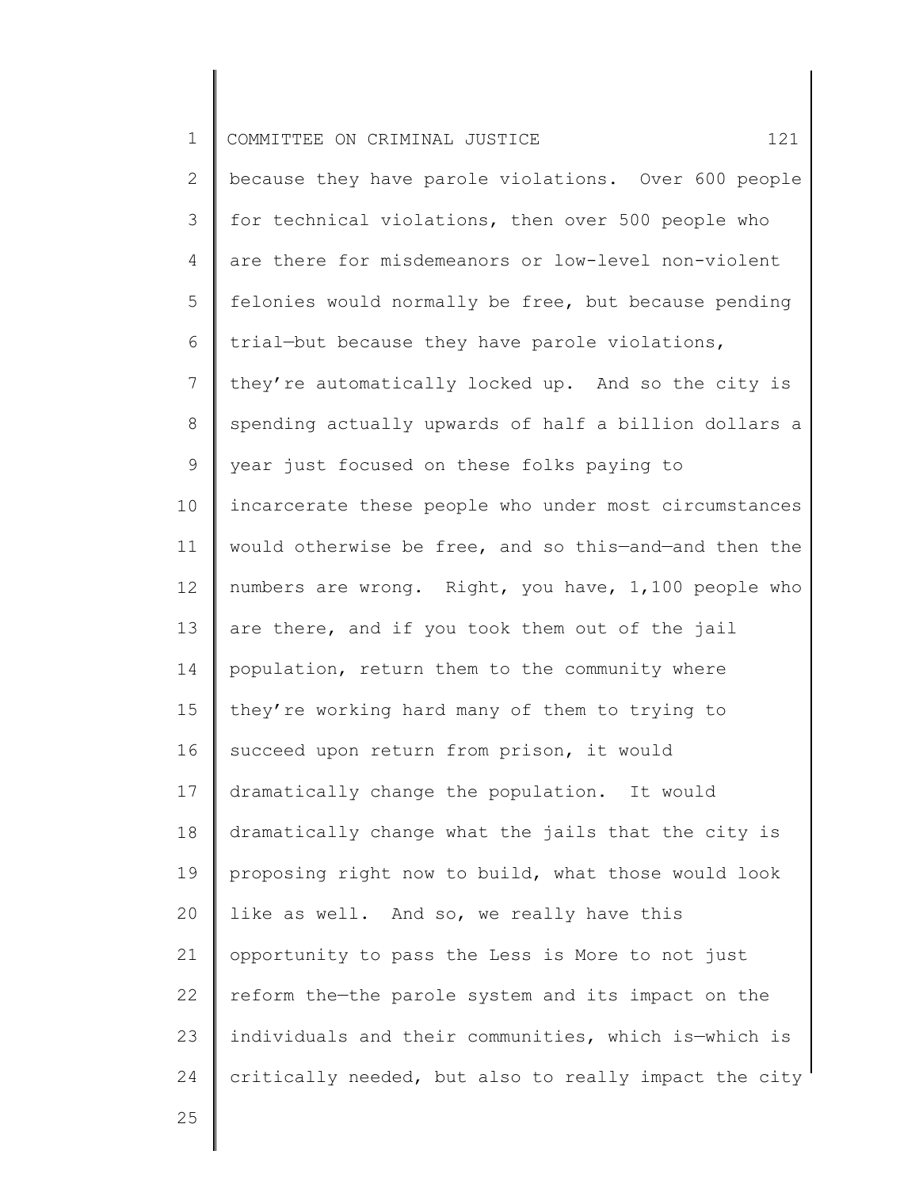because they have parole violations. Over 600 people for technical violations, then over 500 people who are there for misdemeanors or low-level non-violent felonies would normally be free, but because pending trial—but because they have parole violations, they're automatically locked up. And so the city is spending actually upwards of half a billion dollars a year just focused on these folks paying to incarcerate these people who under most circumstances would otherwise be free, and so this—and—and then the numbers are wrong. Right, you have, 1,100 people who are there, and if you took them out of the jail population, return them to the community where they're working hard many of them to trying to succeed upon return from prison, it would dramatically change the population. It would dramatically change what the jails that the city is proposing right now to build, what those would look like as well. And so, we really have this opportunity to pass the Less is More to not just reform the—the parole system and its impact on the individuals and their communities, which is—which is critically needed, but also to really impact the city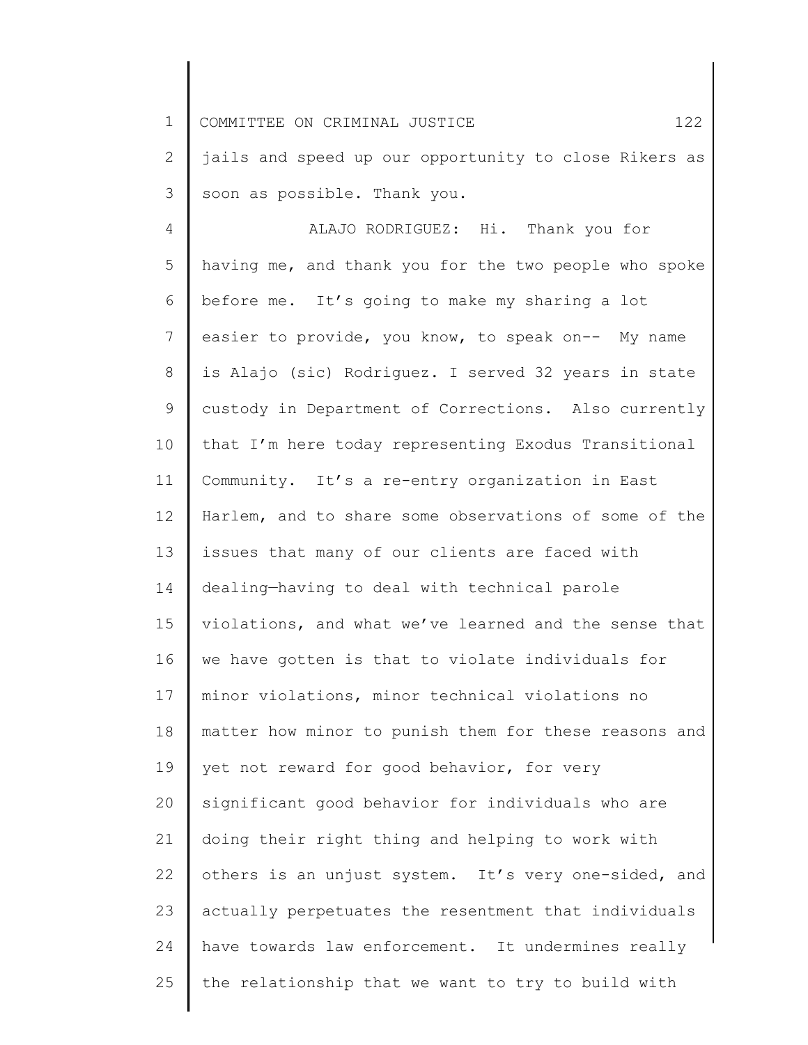jails and speed up our opportunity to close Rikers as soon as possible. Thank you.

ALAJO RODRIGUEZ: Hi. Thank you for having me, and thank you for the two people who spoke before me. It's going to make my sharing a lot easier to provide, you know, to speak on-- My name is Alajo (sic) Rodriguez. I served 32 years in state custody in Department of Corrections. Also currently that I'm here today representing Exodus Transitional Community. It's a re-entry organization in East Harlem, and to share some observations of some of the issues that many of our clients are faced with dealing—having to deal with technical parole violations, and what we've learned and the sense that we have gotten is that to violate individuals for minor violations, minor technical violations no matter how minor to punish them for these reasons and yet not reward for good behavior, for very significant good behavior for individuals who are doing their right thing and helping to work with others is an unjust system. It's very one-sided, and actually perpetuates the resentment that individuals have towards law enforcement. It undermines really the relationship that we want to try to build with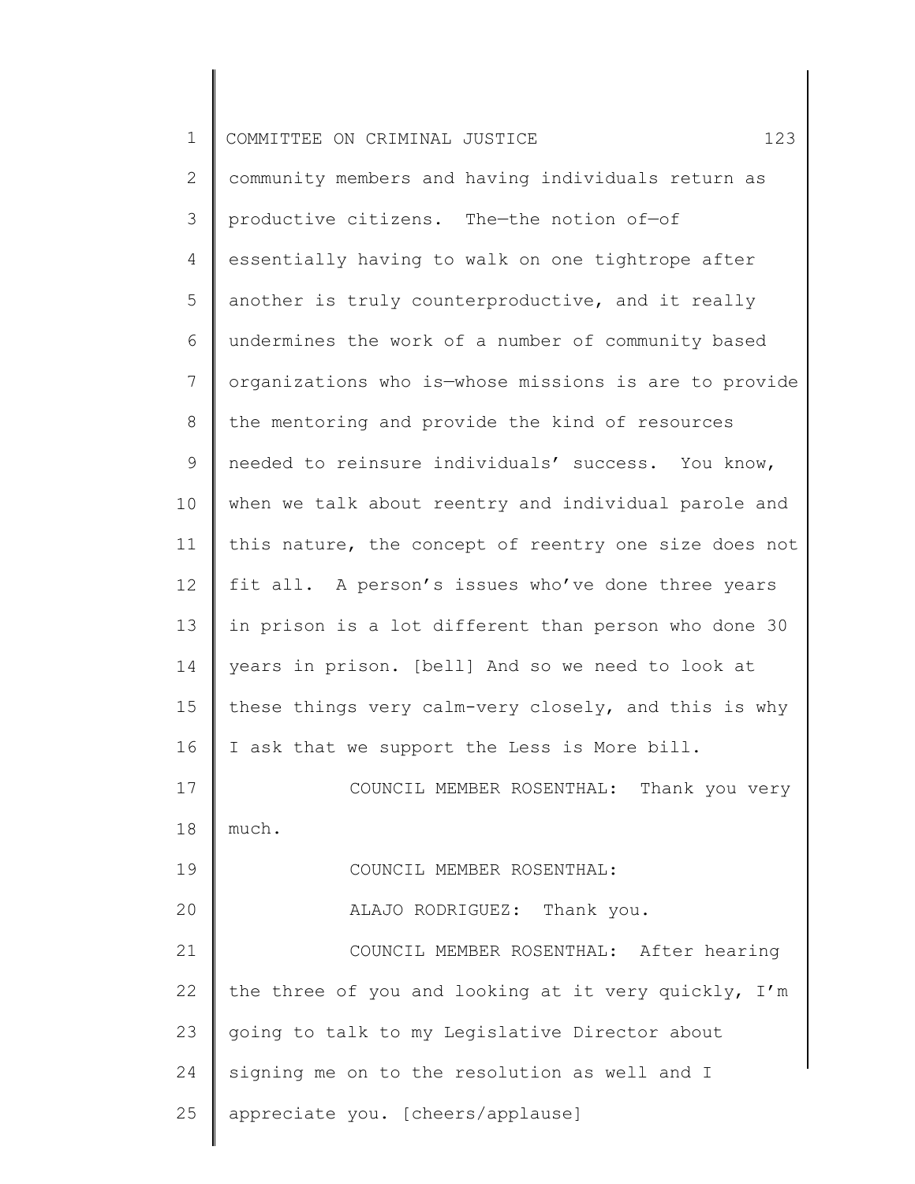community members and having individuals return as productive citizens. The—the notion of—of essentially having to walk on one tightrope after another is truly counterproductive, and it really undermines the work of a number of community based organizations who is—whose missions is are to provide the mentoring and provide the kind of resources needed to reinsure individuals' success. You know, when we talk about reentry and individual parole and this nature, the concept of reentry one size does not fit all. A person's issues who've done three years in prison is a lot different than person who done 30 years in prison. [bell] And so we need to look at these things very calm-very closely, and this is why I ask that we support the Less is More bill.

COUNCIL MEMBER ROSENTHAL: Thank you very much.

COUNCIL MEMBER ROSENTHAL:

ALAJO RODRIGUEZ: Thank you.

COUNCIL MEMBER ROSENTHAL: After hearing the three of you and looking at it very quickly, I'm going to talk to my Legislative Director about signing me on to the resolution as well and I appreciate you. [cheers/applause]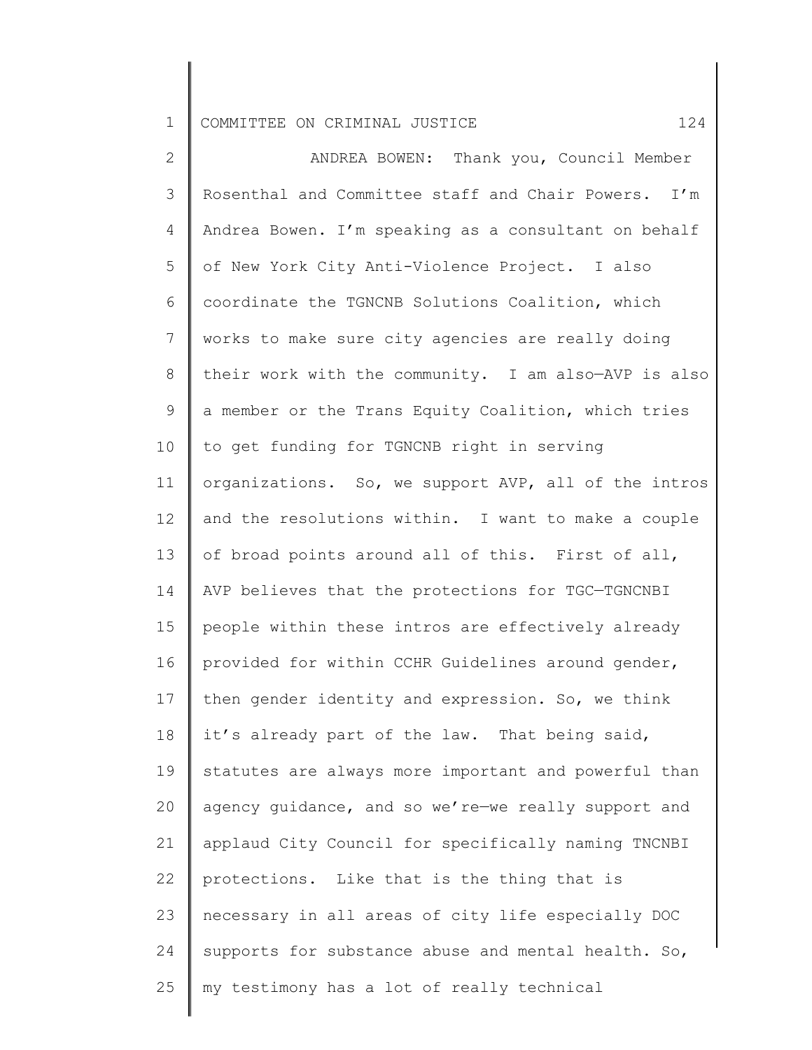ANDREA BOWEN: Thank you, Council Member Rosenthal and Committee staff and Chair Powers. I'm Andrea Bowen. I'm speaking as a consultant on behalf of New York City Anti-Violence Project. I also coordinate the TGNCNB Solutions Coalition, which works to make sure city agencies are really doing their work with the community. I am also—AVP is also a member or the Trans Equity Coalition, which tries to get funding for TGNCNB right in serving organizations. So, we support AVP, all of the intros and the resolutions within. I want to make a couple of broad points around all of this. First of all, AVP believes that the protections for TGC—TGNCNBI people within these intros are effectively already provided for within CCHR Guidelines around gender, then gender identity and expression. So, we think it's already part of the law. That being said, statutes are always more important and powerful than agency guidance, and so we're—we really support and applaud City Council for specifically naming TNCNBI protections. Like that is the thing that is necessary in all areas of city life especially DOC supports for substance abuse and mental health. So, my testimony has a lot of really technical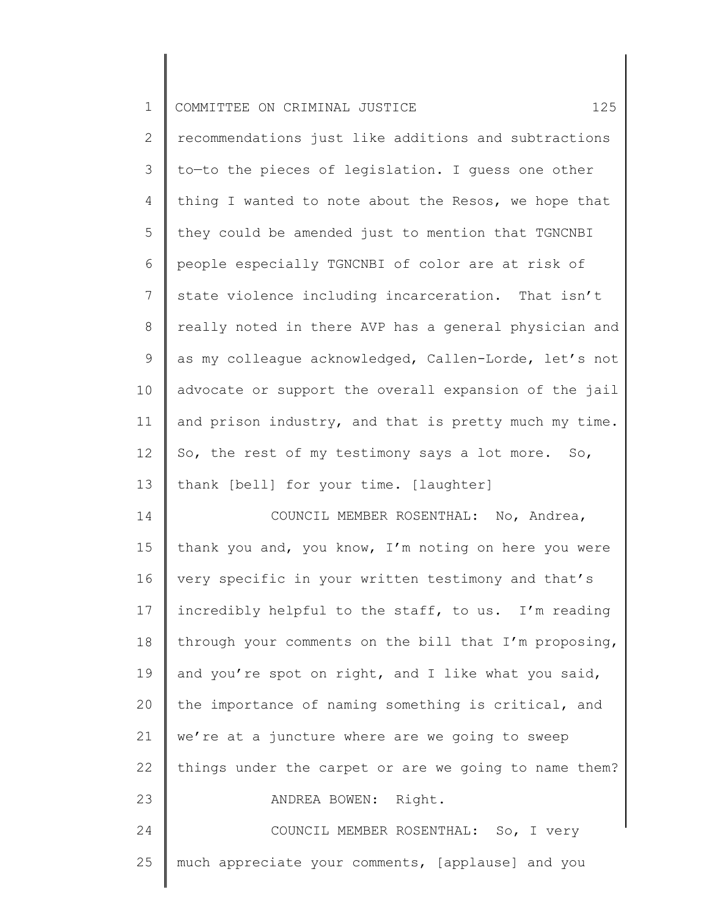recommendations just like additions and subtractions to—to the pieces of legislation. I guess one other thing I wanted to note about the Resos, we hope that they could be amended just to mention that TGNCNBI people especially TGNCNBI of color are at risk of state violence including incarceration. That isn't really noted in there AVP has a general physician and as my colleague acknowledged, Callen-Lorde, let's not advocate or support the overall expansion of the jail and prison industry, and that is pretty much my time. So, the rest of my testimony says a lot more. So, thank [bell] for your time. [laughter]

COUNCIL MEMBER ROSENTHAL: No, Andrea, thank you and, you know, I'm noting on here you were very specific in your written testimony and that's incredibly helpful to the staff, to us. I'm reading through your comments on the bill that I'm proposing, and you're spot on right, and I like what you said, the importance of naming something is critical, and we're at a juncture where are we going to sweep things under the carpet or are we going to name them?

ANDREA BOWEN: Right.

COUNCIL MEMBER ROSENTHAL: So, I very much appreciate your comments, [applause] and you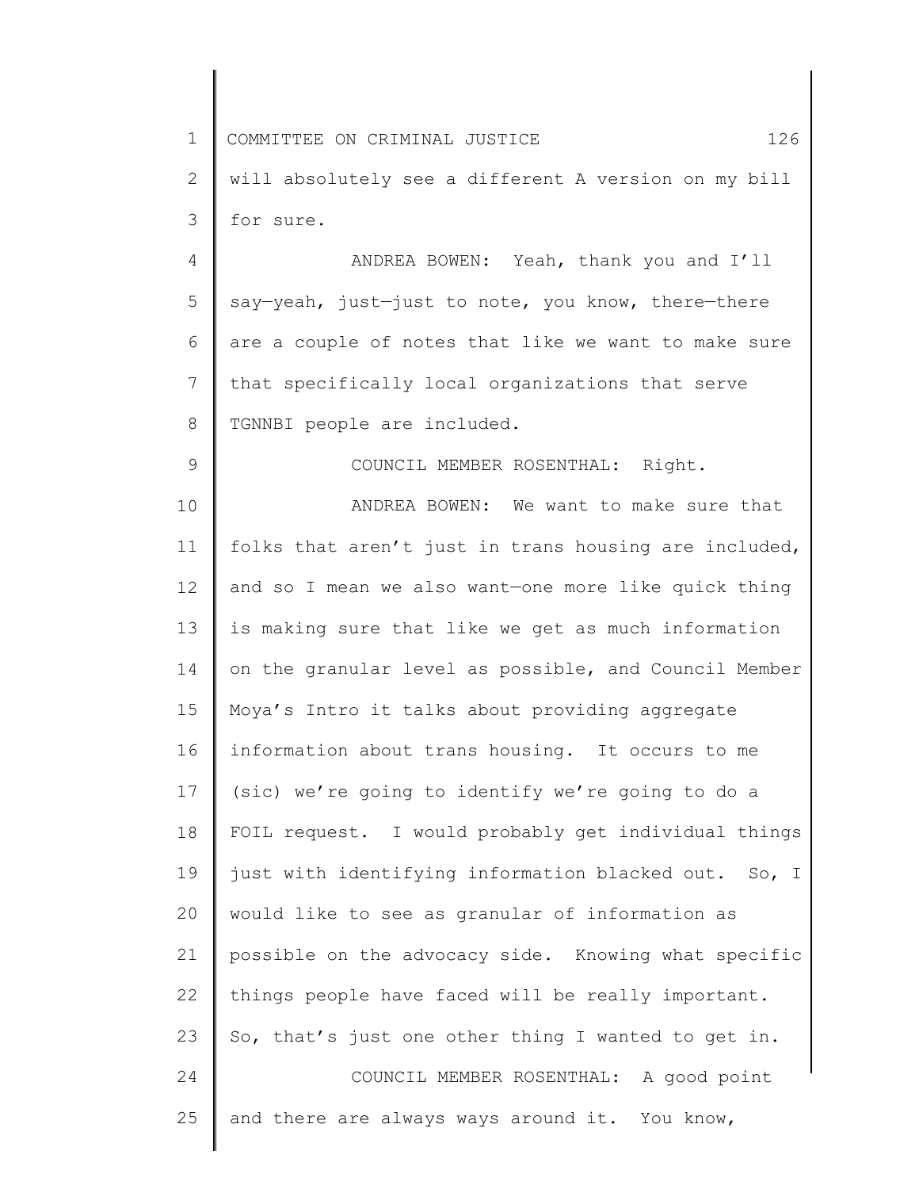will absolutely see a different A version on my bill for sure.

ANDREA BOWEN: Yeah, thank you and I'll say—yeah, just—just to note, you know, there—there are a couple of notes that like we want to make sure that specifically local organizations that serve TGNNBI people are included.

COUNCIL MEMBER ROSENTHAL: Right.

ANDREA BOWEN: We want to make sure that folks that aren't just in trans housing are included, and so I mean we also want—one more like quick thing is making sure that like we get as much information on the granular level as possible, and Council Member Moya's Intro it talks about providing aggregate information about trans housing. It occurs to me (sic) we're going to identify we're going to do a FOIL request. I would probably get individual things just with identifying information blacked out. So, I would like to see as granular of information as possible on the advocacy side. Knowing what specific things people have faced will be really important. So, that's just one other thing I wanted to get in.

COUNCIL MEMBER ROSENTHAL: A good point and there are always ways around it. You know,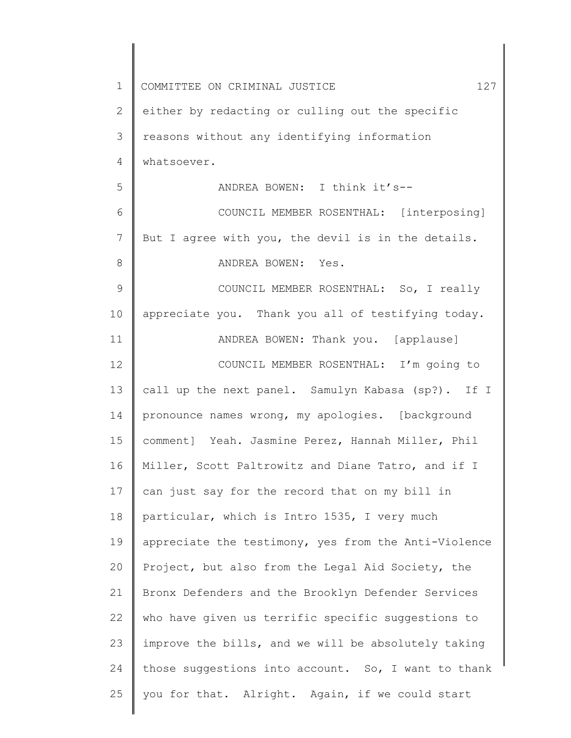either by redacting or culling out the specific reasons without any identifying information whatsoever.

ANDREA BOWEN: I think it's--

COUNCIL MEMBER ROSENTHAL: [interposing] But I agree with you, the devil is in the details.

ANDREA BOWEN: Yes.

COUNCIL MEMBER ROSENTHAL: So, I really appreciate you. Thank you all of testifying today.

ANDREA BOWEN: Thank you. [applause]

COUNCIL MEMBER ROSENTHAL: I'm going to call up the next panel. Samulyn Kabasa (sp?). If I pronounce names wrong, my apologies. [background comment] Yeah. Jasmine Perez, Hannah Miller, Phil Miller, Scott Paltrowitz and Diane Tatro, and if I can just say for the record that on my bill in particular, which is Intro 1535, I very much appreciate the testimony, yes from the Anti-Violence Project, but also from the Legal Aid Society, the Bronx Defenders and the Brooklyn Defender Services who have given us terrific specific suggestions to improve the bills, and we will be absolutely taking those suggestions into account. So, I want to thank you for that. Alright. Again, if we could start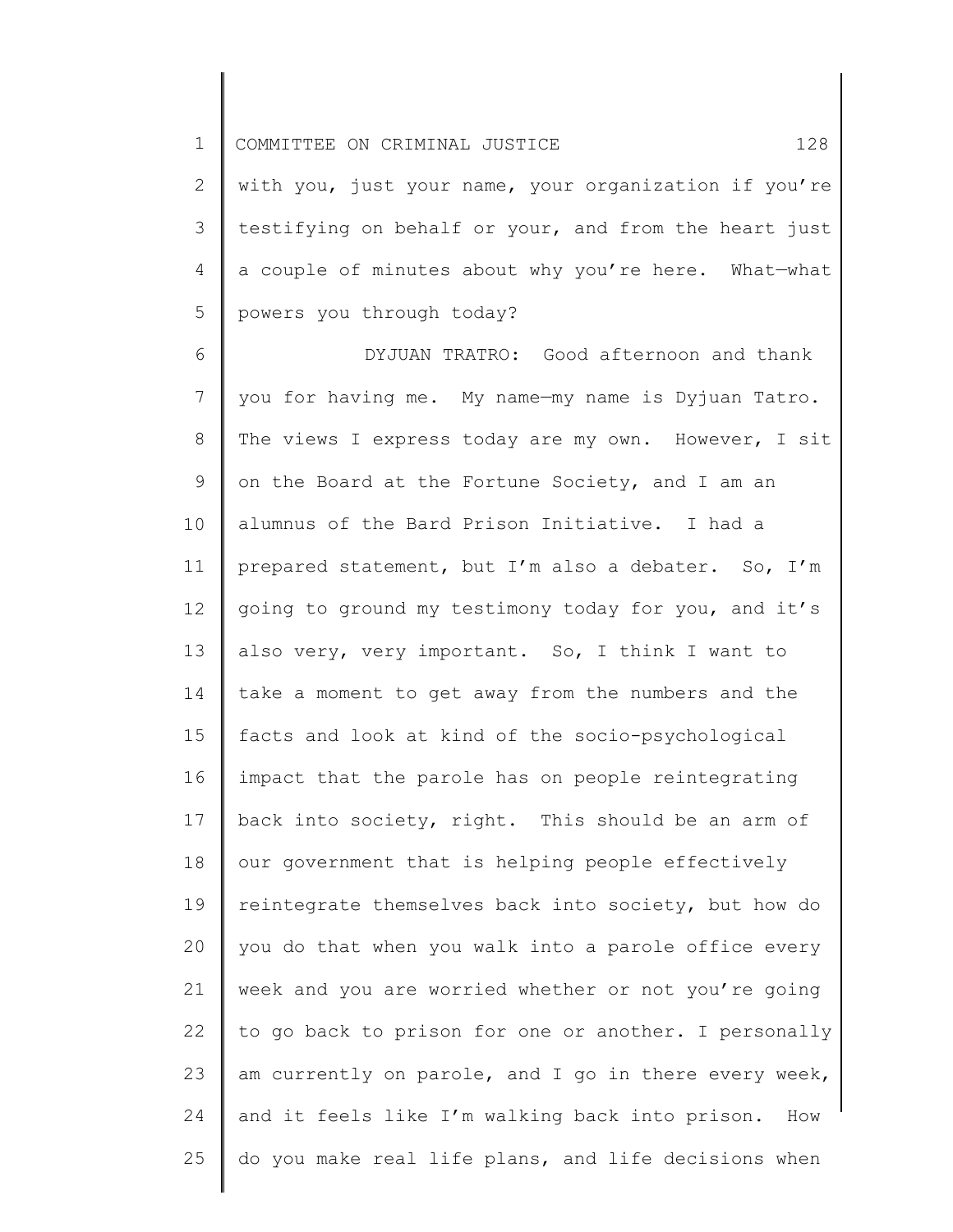with you, just your name, your organization if you're testifying on behalf or your, and from the heart just a couple of minutes about why you're here. What—what powers you through today?

DYJUAN TRATRO: Good afternoon and thank you for having me. My name—my name is Dyjuan Tatro. The views I express today are my own. However, I sit on the Board at the Fortune Society, and I am an alumnus of the Bard Prison Initiative. I had a prepared statement, but I'm also a debater. So, I'm going to ground my testimony today for you, and it's also very, very important. So, I think I want to take a moment to get away from the numbers and the facts and look at kind of the socio-psychological impact that the parole has on people reintegrating back into society, right. This should be an arm of our government that is helping people effectively reintegrate themselves back into society, but how do you do that when you walk into a parole office every week and you are worried whether or not you're going to go back to prison for one or another. I personally am currently on parole, and I go in there every week, and it feels like I'm walking back into prison. How do you make real life plans, and life decisions when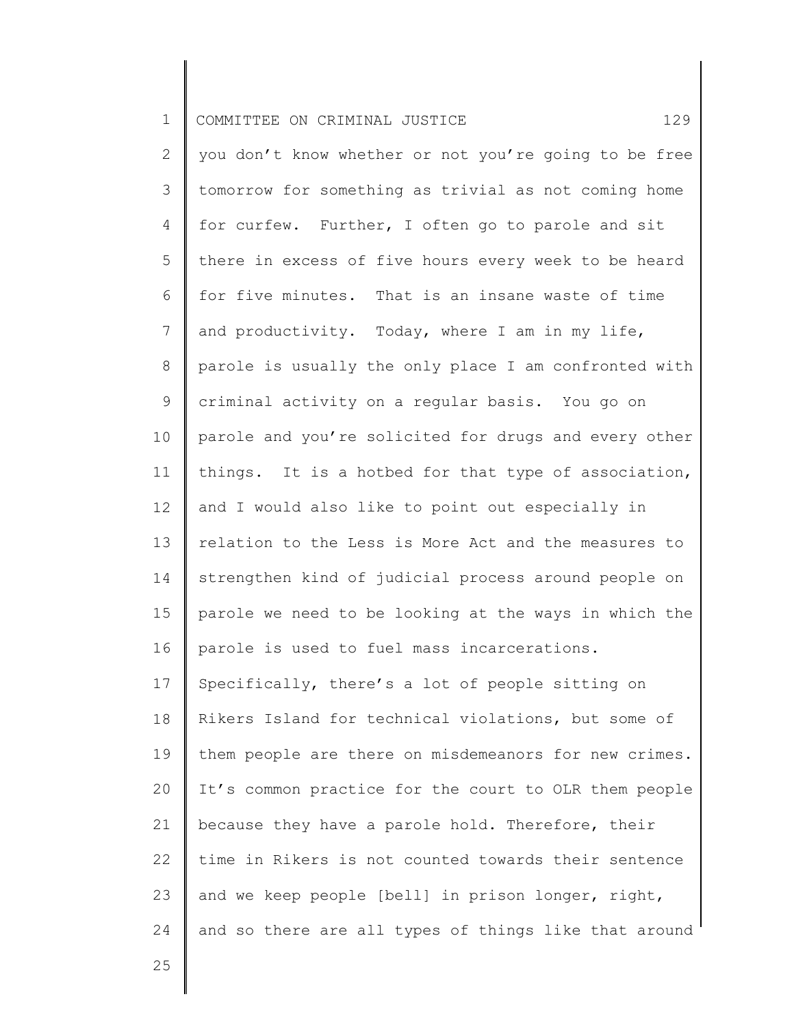you don't know whether or not you're going to be free tomorrow for something as trivial as not coming home for curfew. Further, I often go to parole and sit there in excess of five hours every week to be heard for five minutes. That is an insane waste of time and productivity. Today, where I am in my life, parole is usually the only place I am confronted with criminal activity on a regular basis. You go on parole and you're solicited for drugs and every other things. It is a hotbed for that type of association, and I would also like to point out especially in relation to the Less is More Act and the measures to strengthen kind of judicial process around people on parole we need to be looking at the ways in which the parole is used to fuel mass incarcerations. Specifically, there's a lot of people sitting on Rikers Island for technical violations, but some of them people are there on misdemeanors for new crimes. It's common practice for the court to OLR them people because they have a parole hold. Therefore, their time in Rikers is not counted towards their sentence and we keep people [bell] in prison longer, right, and so there are all types of things like that around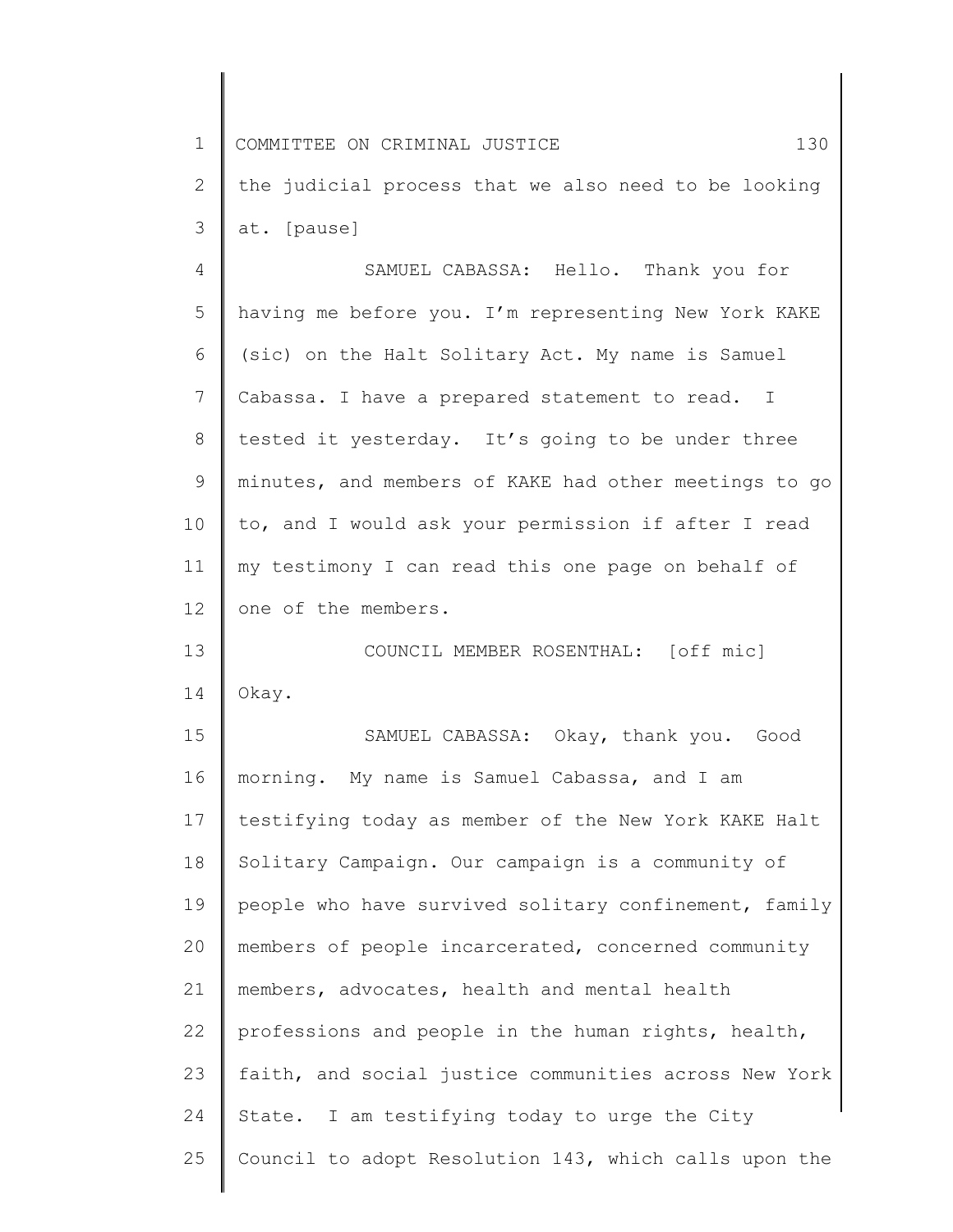the judicial process that we also need to be looking at. [pause]

SAMUEL CABASSA: Hello. Thank you for having me before you. I'm representing New York KAKE (sic) on the Halt Solitary Act. My name is Samuel Cabassa. I have a prepared statement to read. I tested it yesterday. It's going to be under three minutes, and members of KAKE had other meetings to go to, and I would ask your permission if after I read my testimony I can read this one page on behalf of one of the members.

COUNCIL MEMBER ROSENTHAL: [off mic] Okay.

SAMUEL CABASSA: Okay, thank you. Good morning. My name is Samuel Cabassa, and I am testifying today as member of the New York KAKE Halt Solitary Campaign. Our campaign is a community of people who have survived solitary confinement, family members of people incarcerated, concerned community members, advocates, health and mental health professions and people in the human rights, health, faith, and social justice communities across New York State. I am testifying today to urge the City Council to adopt Resolution 143, which calls upon the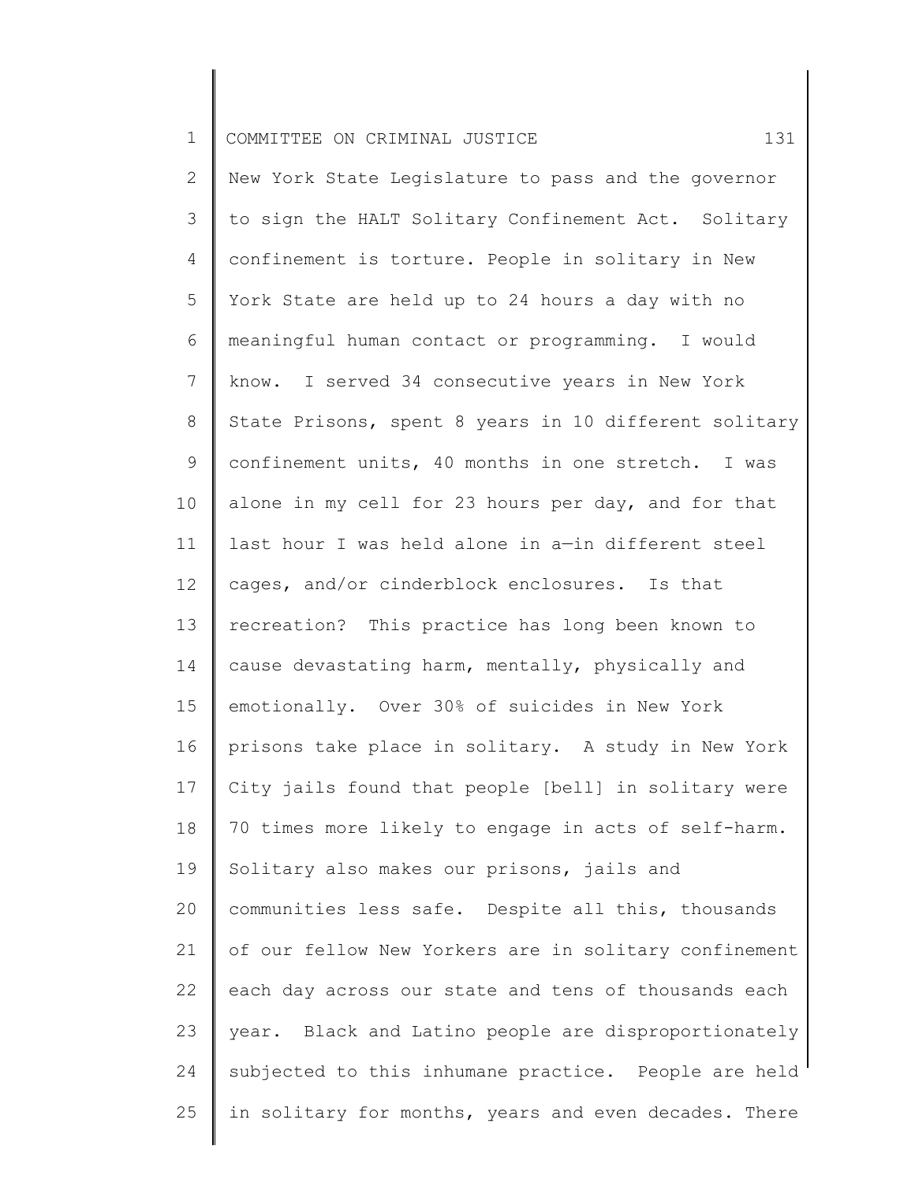New York State Legislature to pass and the governor to sign the HALT Solitary Confinement Act. Solitary confinement is torture. People in solitary in New York State are held up to 24 hours a day with no meaningful human contact or programming. I would know. I served 34 consecutive years in New York State Prisons, spent 8 years in 10 different solitary confinement units, 40 months in one stretch. I was alone in my cell for 23 hours per day, and for that last hour I was held alone in a—in different steel cages, and/or cinderblock enclosures. Is that recreation? This practice has long been known to cause devastating harm, mentally, physically and emotionally. Over 30% of suicides in New York prisons take place in solitary. A study in New York City jails found that people [bell] in solitary were 70 times more likely to engage in acts of self-harm. Solitary also makes our prisons, jails and communities less safe. Despite all this, thousands of our fellow New Yorkers are in solitary confinement each day across our state and tens of thousands each year. Black and Latino people are disproportionately subjected to this inhumane practice. People are held in solitary for months, years and even decades. There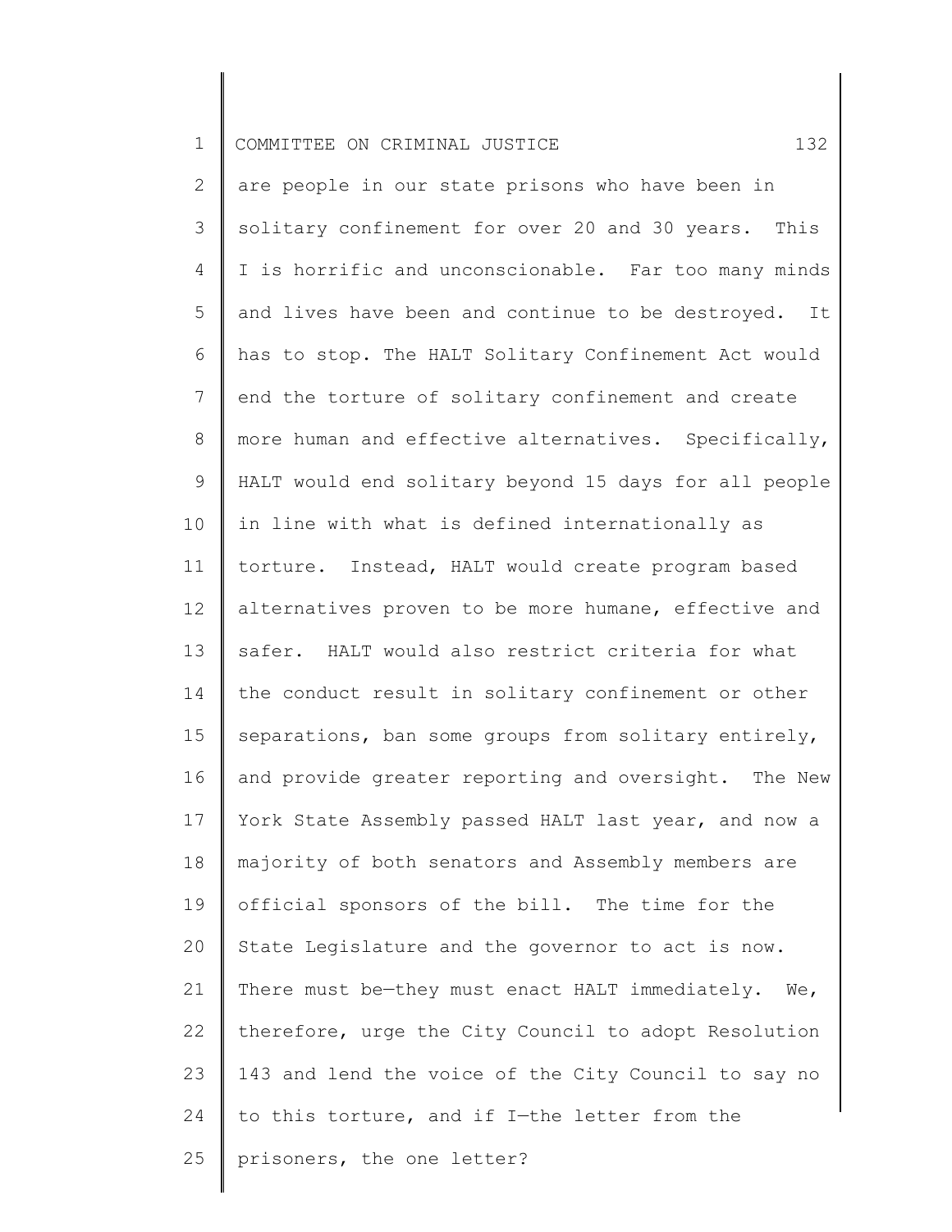are people in our state prisons who have been in solitary confinement for over 20 and 30 years. This I is horrific and unconscionable. Far too many minds and lives have been and continue to be destroyed. It has to stop. The HALT Solitary Confinement Act would end the torture of solitary confinement and create more human and effective alternatives. Specifically, HALT would end solitary beyond 15 days for all people in line with what is defined internationally as torture. Instead, HALT would create program based alternatives proven to be more humane, effective and safer. HALT would also restrict criteria for what the conduct result in solitary confinement or other separations, ban some groups from solitary entirely, and provide greater reporting and oversight. The New York State Assembly passed HALT last year, and now a majority of both senators and Assembly members are official sponsors of the bill. The time for the State Legislature and the governor to act is now. There must be—they must enact HALT immediately. We, therefore, urge the City Council to adopt Resolution 143 and lend the voice of the City Council to say no to this torture, and if I—the letter from the prisoners, the one letter?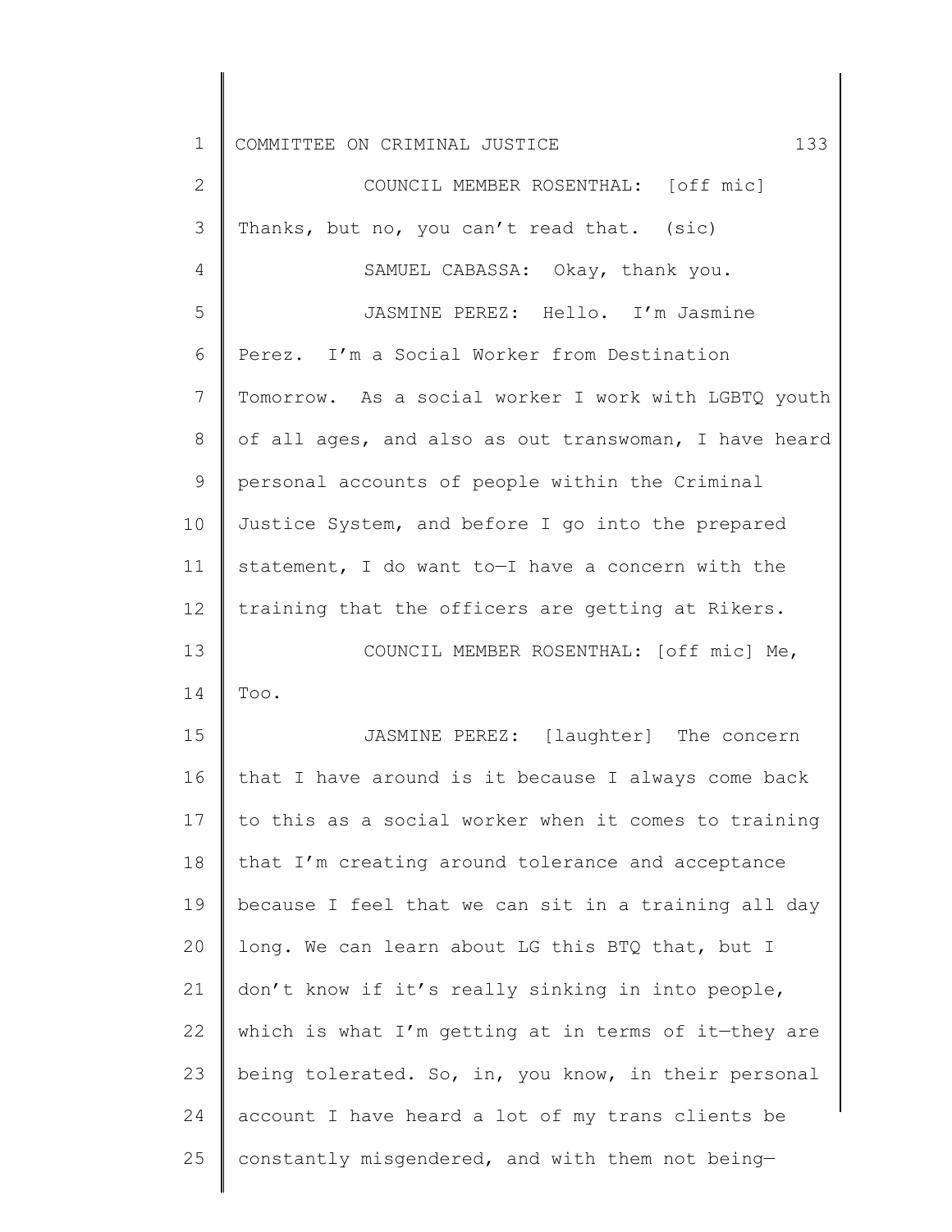COUNCIL MEMBER ROSENTHAL: [off mic] Thanks, but no, you can't read that. (sic)

SAMUEL CABASSA: Okay, thank you.

JASMINE PEREZ: Hello. I'm Jasmine Perez. I'm a Social Worker from Destination Tomorrow. As a social worker I work with LGBTQ youth of all ages, and also as out transwoman, I have heard personal accounts of people within the Criminal Justice System, and before I go into the prepared statement, I do want to—I have a concern with the training that the officers are getting at Rikers.

COUNCIL MEMBER ROSENTHAL: [off mic] Me, Too.

JASMINE PEREZ: [laughter] The concern that I have around is it because I always come back to this as a social worker when it comes to training that I'm creating around tolerance and acceptance because I feel that we can sit in a training all day long. We can learn about LG this BTQ that, but I don't know if it's really sinking in into people, which is what I'm getting at in terms of it—they are being tolerated. So, in, you know, in their personal account I have heard a lot of my trans clients be constantly misgendered, and with them not being—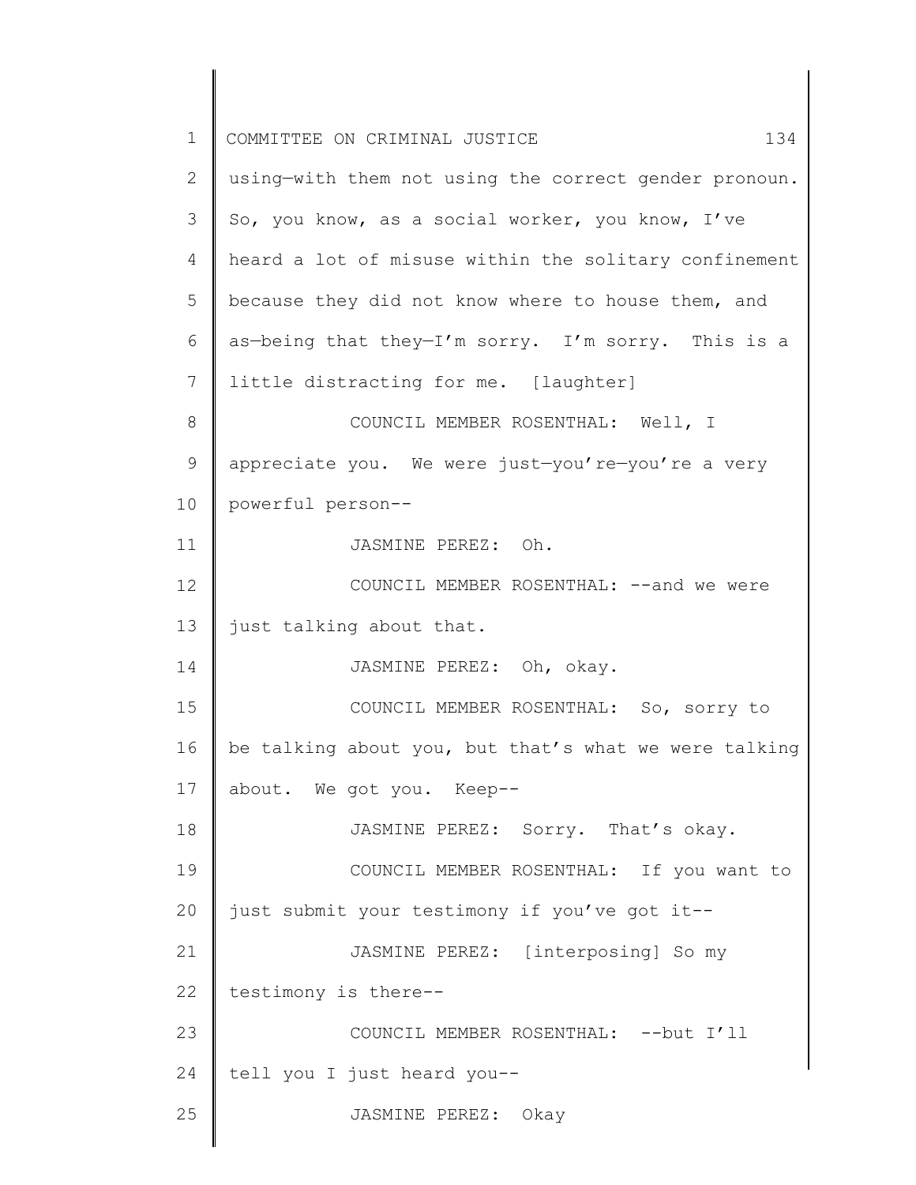using—with them not using the correct gender pronoun. So, you know, as a social worker, you know, I've heard a lot of misuse within the solitary confinement because they did not know where to house them, and as—being that they—I'm sorry. I'm sorry. This is a little distracting for me. [laughter]

COUNCIL MEMBER ROSENTHAL: Well, I appreciate you. We were just—you're—you're a very powerful person--

JASMINE PEREZ: Oh.

COUNCIL MEMBER ROSENTHAL: --and we were just talking about that.

JASMINE PEREZ: Oh, okay.

COUNCIL MEMBER ROSENTHAL: So, sorry to be talking about you, but that's what we were talking about. We got you. Keep--

JASMINE PEREZ: Sorry. That's okay.

COUNCIL MEMBER ROSENTHAL: If you want to just submit your testimony if you've got it--

JASMINE PEREZ: [interposing] So my testimony is there--

COUNCIL MEMBER ROSENTHAL: --but I'll tell you I just heard you--

JASMINE PEREZ: Okay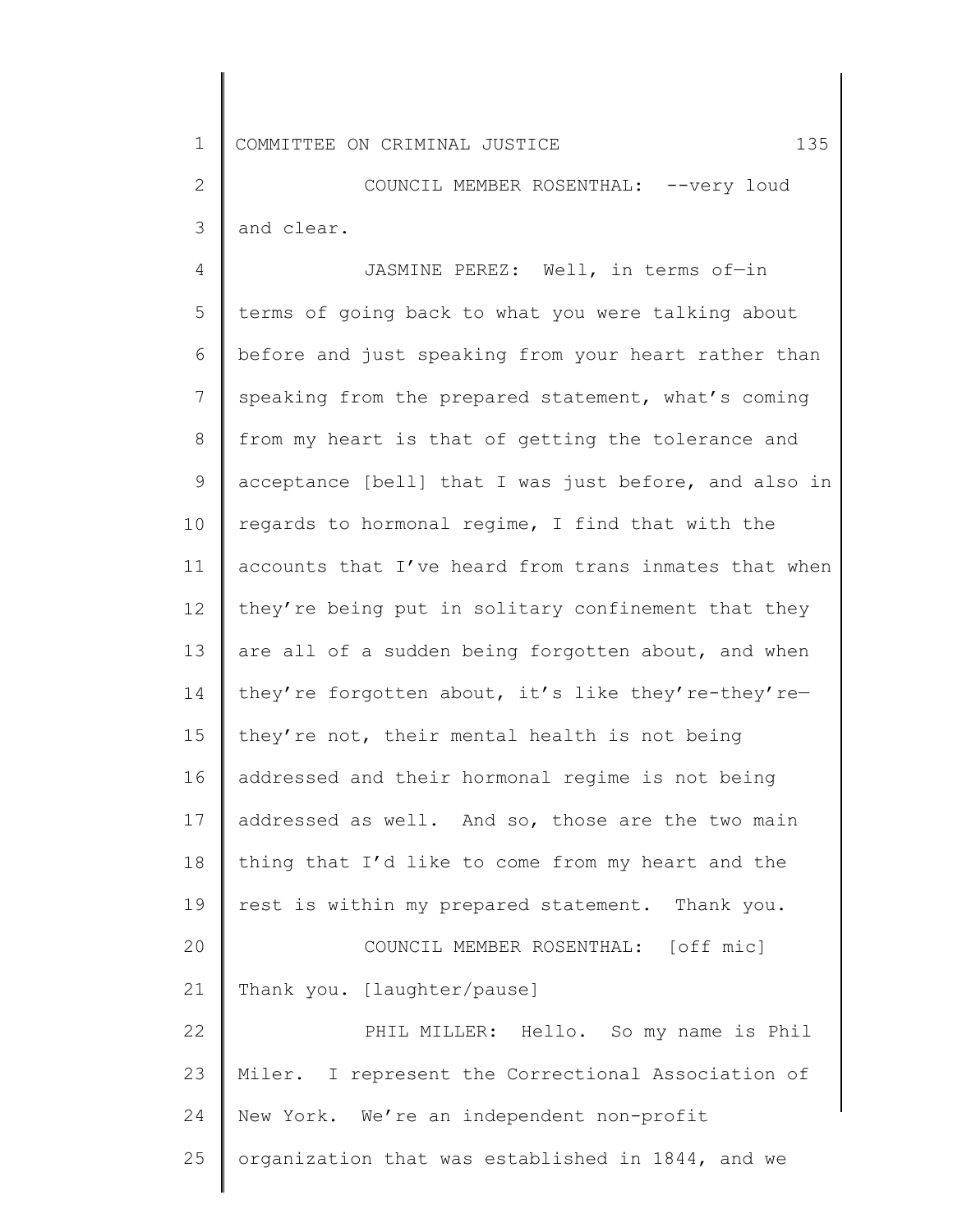COUNCIL MEMBER ROSENTHAL: --very loud and clear.

JASMINE PEREZ: Well, in terms of—in terms of going back to what you were talking about before and just speaking from your heart rather than speaking from the prepared statement, what's coming from my heart is that of getting the tolerance and acceptance [bell] that I was just before, and also in regards to hormonal regime, I find that with the accounts that I've heard from trans inmates that when they're being put in solitary confinement that they are all of a sudden being forgotten about, and when they're forgotten about, it's like they're-they're—they're not, their mental health is not being addressed and their hormonal regime is not being addressed as well. And so, those are the two main thing that I'd like to come from my heart and the rest is within my prepared statement. Thank you.

COUNCIL MEMBER ROSENTHAL: [off mic] Thank you. [laughter/pause]

PHIL MILLER: Hello. So my name is Phil Miler. I represent the Correctional Association of New York. We're an independent non-profit organization that was established in 1844, and we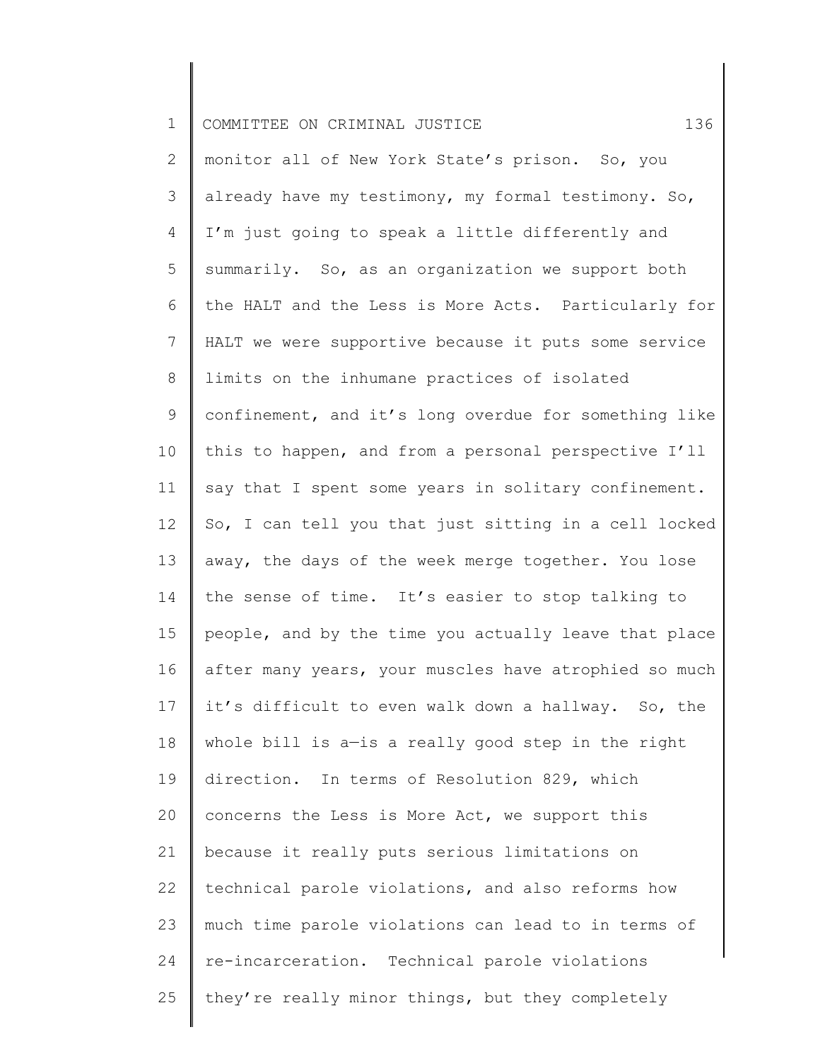monitor all of New York State's prison. So, you already have my testimony, my formal testimony. So, I'm just going to speak a little differently and summarily. So, as an organization we support both the HALT and the Less is More Acts. Particularly for HALT we were supportive because it puts some service limits on the inhumane practices of isolated confinement, and it's long overdue for something like this to happen, and from a personal perspective I'll say that I spent some years in solitary confinement. So, I can tell you that just sitting in a cell locked away, the days of the week merge together. You lose the sense of time. It's easier to stop talking to people, and by the time you actually leave that place after many years, your muscles have atrophied so much it's difficult to even walk down a hallway. So, the whole bill is a—is a really good step in the right direction. In terms of Resolution 829, which concerns the Less is More Act, we support this because it really puts serious limitations on technical parole violations, and also reforms how much time parole violations can lead to in terms of re-incarceration. Technical parole violations they're really minor things, but they completely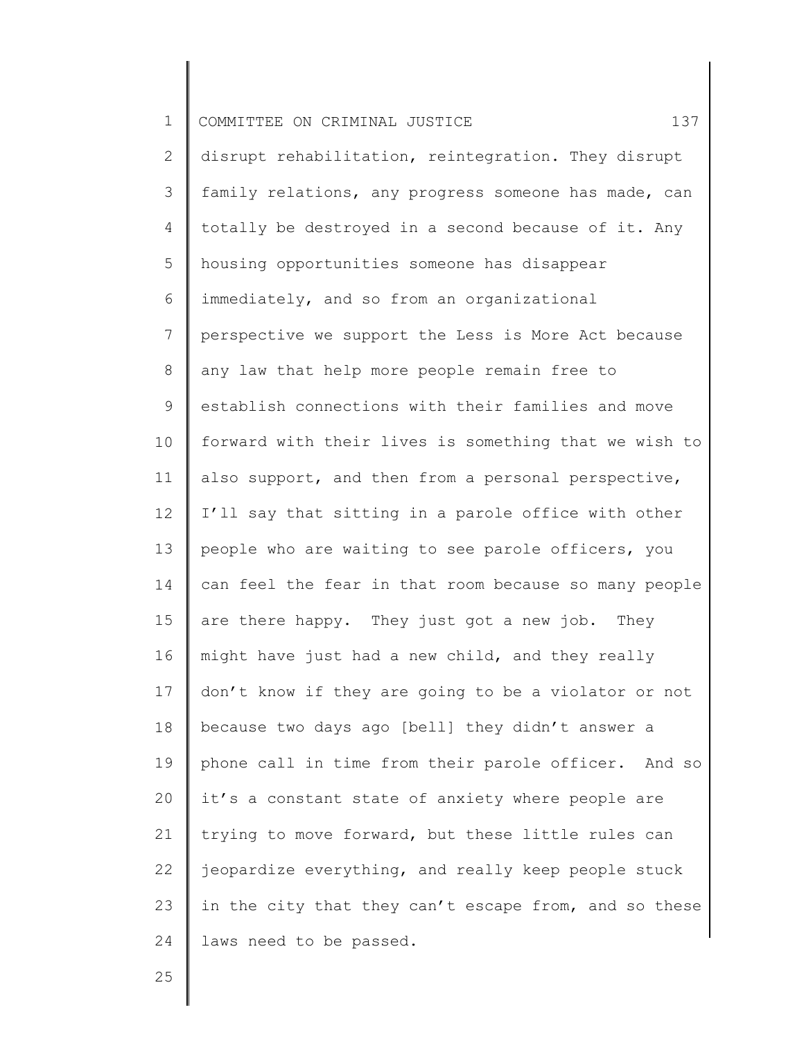disrupt rehabilitation, reintegration. They disrupt family relations, any progress someone has made, can totally be destroyed in a second because of it. Any housing opportunities someone has disappear immediately, and so from an organizational perspective we support the Less is More Act because any law that help more people remain free to establish connections with their families and move forward with their lives is something that we wish to also support, and then from a personal perspective, I'll say that sitting in a parole office with other people who are waiting to see parole officers, you can feel the fear in that room because so many people are there happy. They just got a new job. They might have just had a new child, and they really don't know if they are going to be a violator or not because two days ago [bell] they didn't answer a phone call in time from their parole officer. And so it's a constant state of anxiety where people are trying to move forward, but these little rules can jeopardize everything, and really keep people stuck in the city that they can't escape from, and so these laws need to be passed.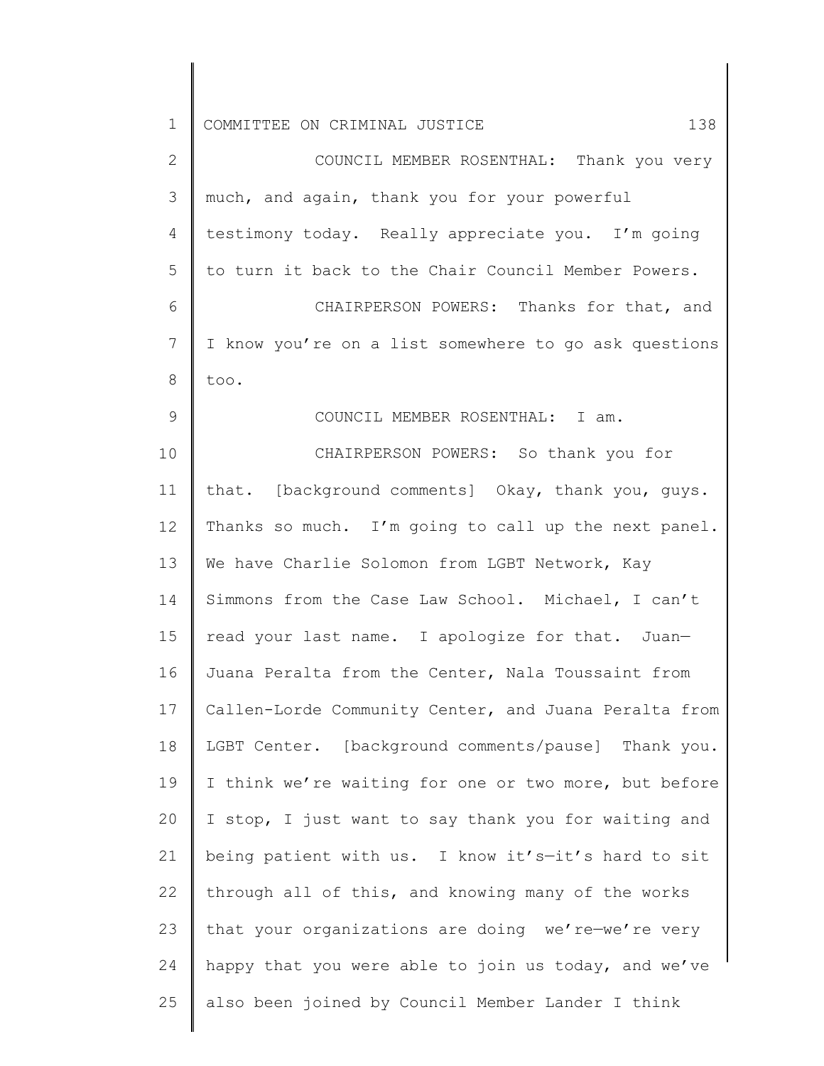COUNCIL MEMBER ROSENTHAL: Thank you very much, and again, thank you for your powerful testimony today. Really appreciate you. I'm going to turn it back to the Chair Council Member Powers.

CHAIRPERSON POWERS: Thanks for that, and I know you're on a list somewhere to go ask questions too.

COUNCIL MEMBER ROSENTHAL: I am.

CHAIRPERSON POWERS: So thank you for that. [background comments] Okay, thank you, guys. Thanks so much. I'm going to call up the next panel. We have Charlie Solomon from LGBT Network, Kay Simmons from the Case Law School. Michael, I can't read your last name. I apologize for that. Juan—Juana Peralta from the Center, Nala Toussaint from Callen-Lorde Community Center, and Juana Peralta from LGBT Center. [background comments/pause] Thank you. I think we're waiting for one or two more, but before I stop, I just want to say thank you for waiting and being patient with us. I know it's—it's hard to sit through all of this, and knowing many of the works that your organizations are doing we're—we're very happy that you were able to join us today, and we've also been joined by Council Member Lander I think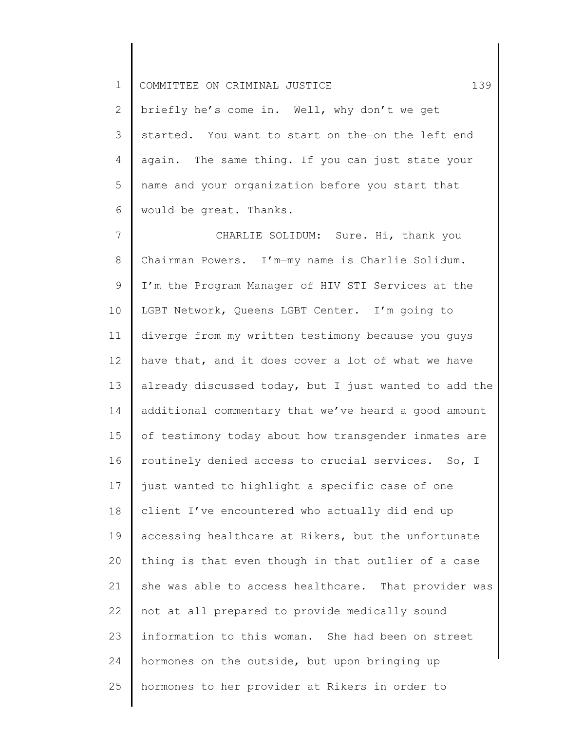briefly he's come in. Well, why don't we get started. You want to start on the—on the left end again. The same thing. If you can just state your name and your organization before you start that would be great. Thanks.

CHARLIE SOLIDUM: Sure. Hi, thank you Chairman Powers. I'm—my name is Charlie Solidum. I'm the Program Manager of HIV STI Services at the LGBT Network, Queens LGBT Center. I'm going to diverge from my written testimony because you guys have that, and it does cover a lot of what we have already discussed today, but I just wanted to add the additional commentary that we've heard a good amount of testimony today about how transgender inmates are routinely denied access to crucial services. So, I just wanted to highlight a specific case of one client I've encountered who actually did end up accessing healthcare at Rikers, but the unfortunate thing is that even though in that outlier of a case she was able to access healthcare. That provider was not at all prepared to provide medically sound information to this woman. She had been on street hormones on the outside, but upon bringing up hormones to her provider at Rikers in order to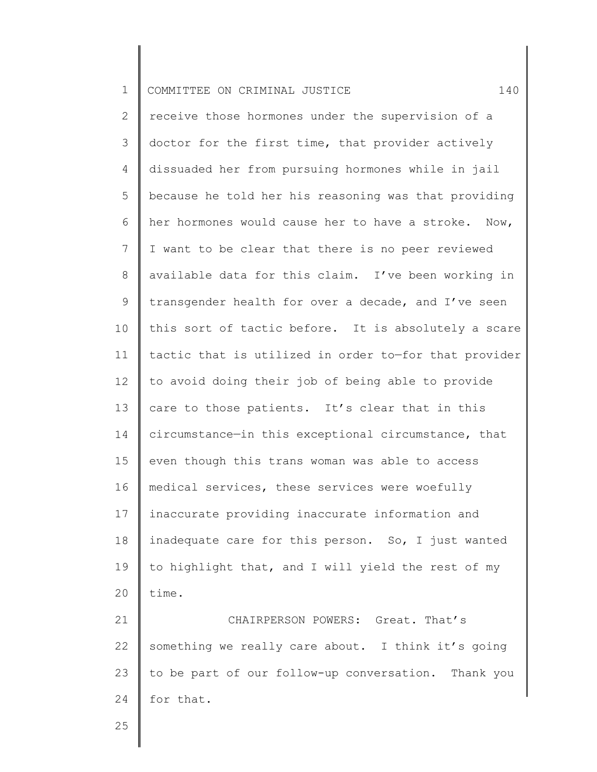receive those hormones under the supervision of a doctor for the first time, that provider actively dissuaded her from pursuing hormones while in jail because he told her his reasoning was that providing her hormones would cause her to have a stroke. Now, I want to be clear that there is no peer reviewed available data for this claim. I've been working in transgender health for over a decade, and I've seen this sort of tactic before. It is absolutely a scare tactic that is utilized in order to—for that provider to avoid doing their job of being able to provide care to those patients. It's clear that in this circumstance—in this exceptional circumstance, that even though this trans woman was able to access medical services, these services were woefully inaccurate providing inaccurate information and inadequate care for this person. So, I just wanted to highlight that, and I will yield the rest of my time.

CHAIRPERSON POWERS: Great. That's something we really care about. I think it's going to be part of our follow-up conversation. Thank you for that.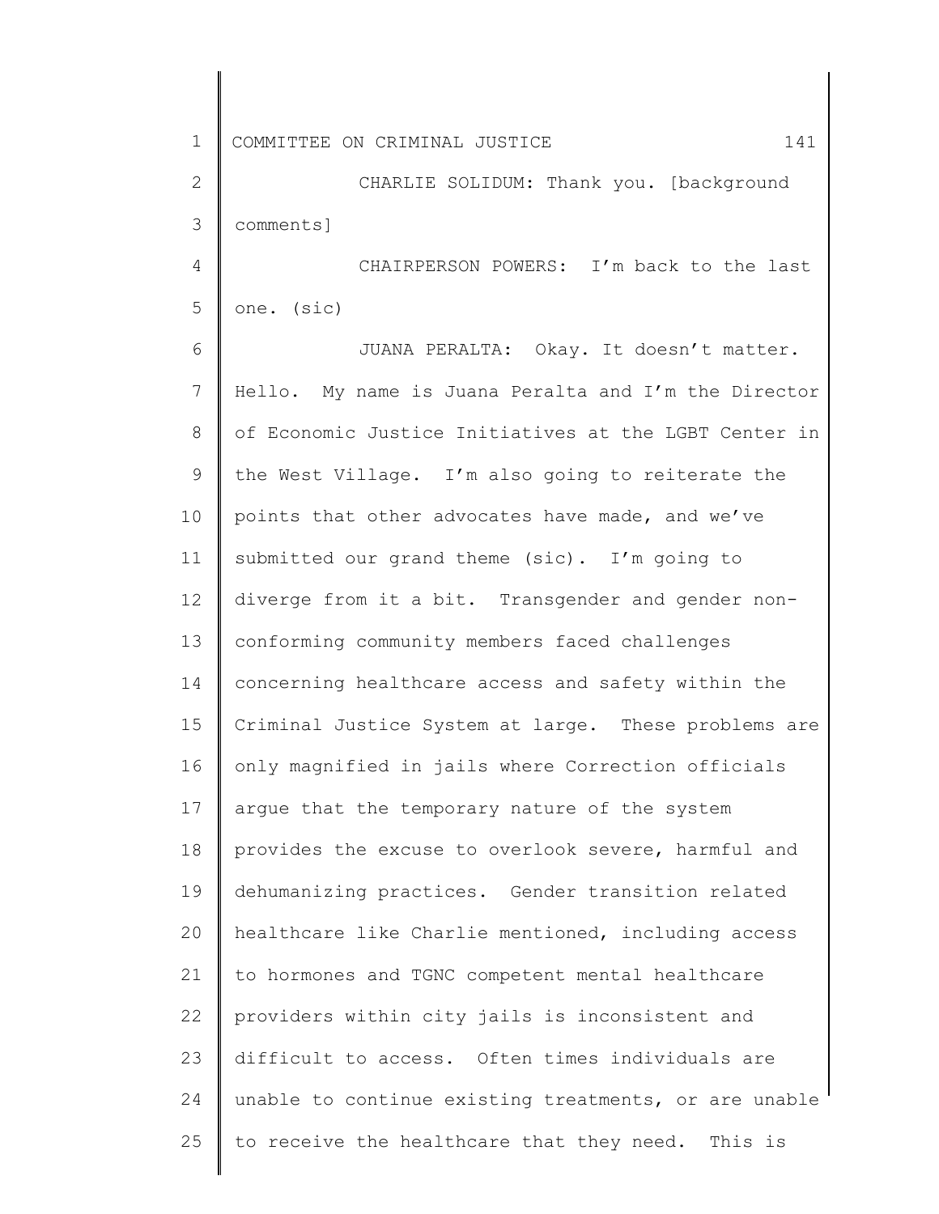CHARLIE SOLIDUM: Thank you. [background comments]

CHAIRPERSON POWERS: I'm back to the last one. (sic)

JUANA PERALTA: Okay. It doesn't matter. Hello. My name is Juana Peralta and I'm the Director of Economic Justice Initiatives at the LGBT Center in the West Village. I'm also going to reiterate the points that other advocates have made, and we've submitted our grand theme (sic). I'm going to diverge from it a bit. Transgender and gender non-conforming community members faced challenges concerning healthcare access and safety within the Criminal Justice System at large. These problems are only magnified in jails where Correction officials argue that the temporary nature of the system provides the excuse to overlook severe, harmful and dehumanizing practices. Gender transition related healthcare like Charlie mentioned, including access to hormones and TGNC competent mental healthcare providers within city jails is inconsistent and difficult to access. Often times individuals are unable to continue existing treatments, or are unable to receive the healthcare that they need. This is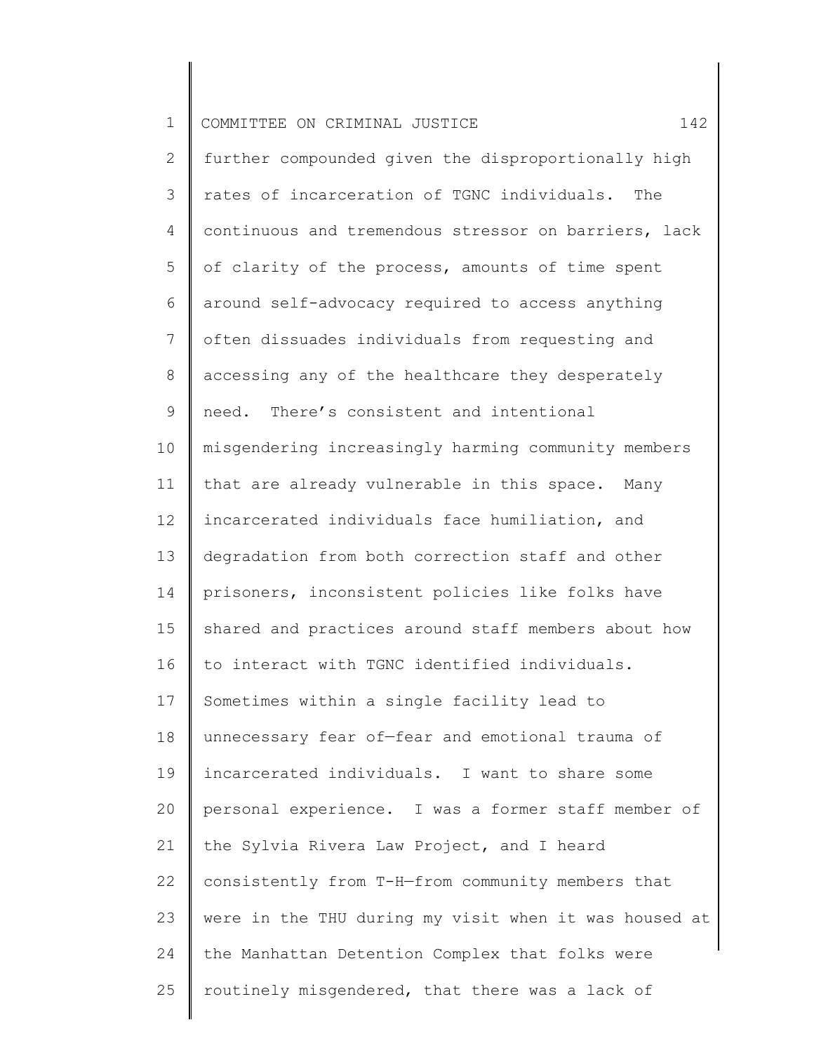further compounded given the disproportionally high rates of incarceration of TGNC individuals. The continuous and tremendous stressor on barriers, lack of clarity of the process, amounts of time spent around self-advocacy required to access anything often dissuades individuals from requesting and accessing any of the healthcare they desperately need. There's consistent and intentional misgendering increasingly harming community members that are already vulnerable in this space. Many incarcerated individuals face humiliation, and degradation from both correction staff and other prisoners, inconsistent policies like folks have shared and practices around staff members about how to interact with TGNC identified individuals. Sometimes within a single facility lead to unnecessary fear of—fear and emotional trauma of incarcerated individuals. I want to share some personal experience. I was a former staff member of the Sylvia Rivera Law Project, and I heard consistently from T-H—from community members that were in the THU during my visit when it was housed at the Manhattan Detention Complex that folks were routinely misgendered, that there was a lack of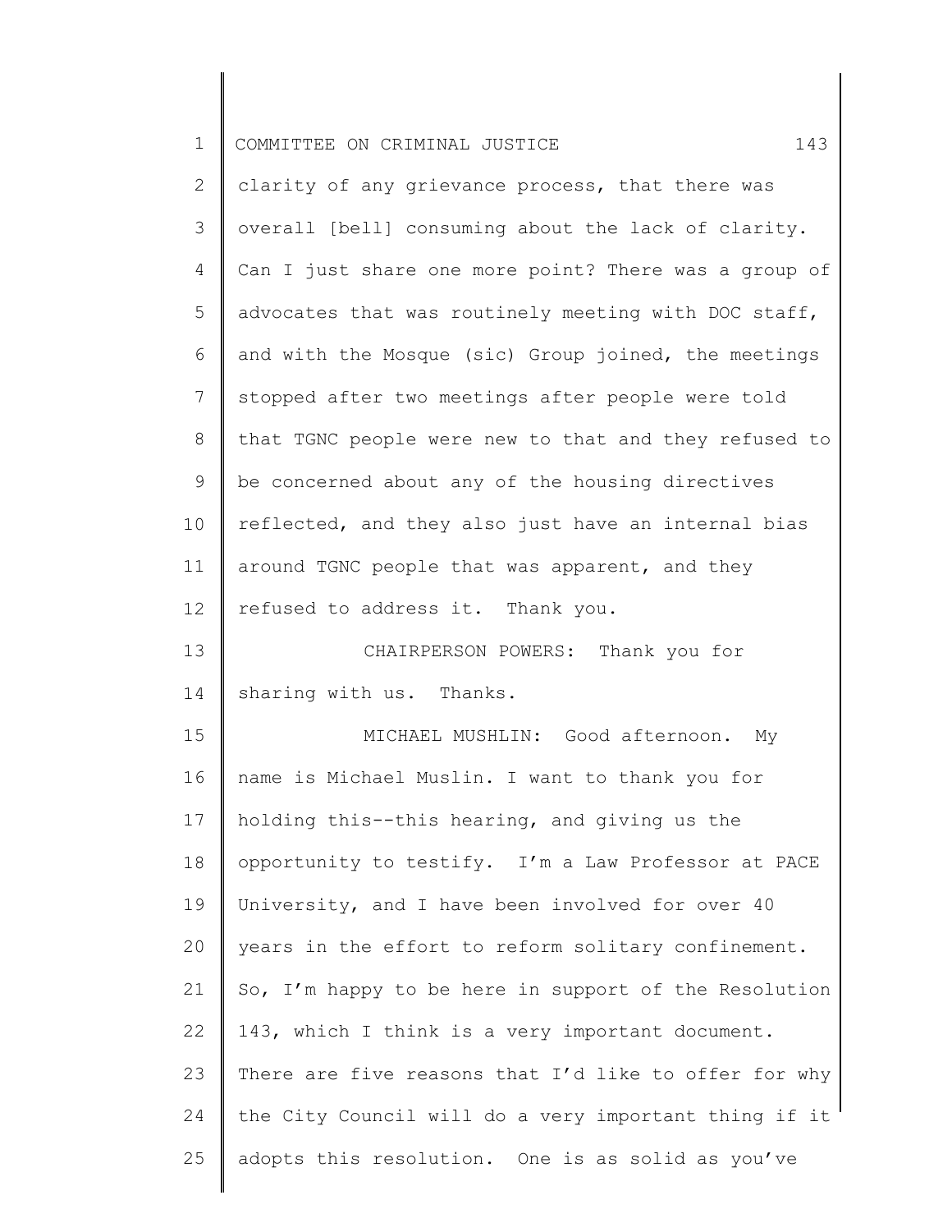clarity of any grievance process, that there was overall [bell] consuming about the lack of clarity. Can I just share one more point? There was a group of advocates that was routinely meeting with DOC staff, and with the Mosque (sic) Group joined, the meetings stopped after two meetings after people were told that TGNC people were new to that and they refused to be concerned about any of the housing directives reflected, and they also just have an internal bias around TGNC people that was apparent, and they refused to address it. Thank you.

CHAIRPERSON POWERS: Thank you for sharing with us. Thanks.

MICHAEL MUSHLIN: Good afternoon. My name is Michael Muslin. I want to thank you for holding this--this hearing, and giving us the opportunity to testify. I'm a Law Professor at PACE University, and I have been involved for over 40 years in the effort to reform solitary confinement. So, I'm happy to be here in support of the Resolution 143, which I think is a very important document. There are five reasons that I'd like to offer for why the City Council will do a very important thing if it adopts this resolution. One is as solid as you've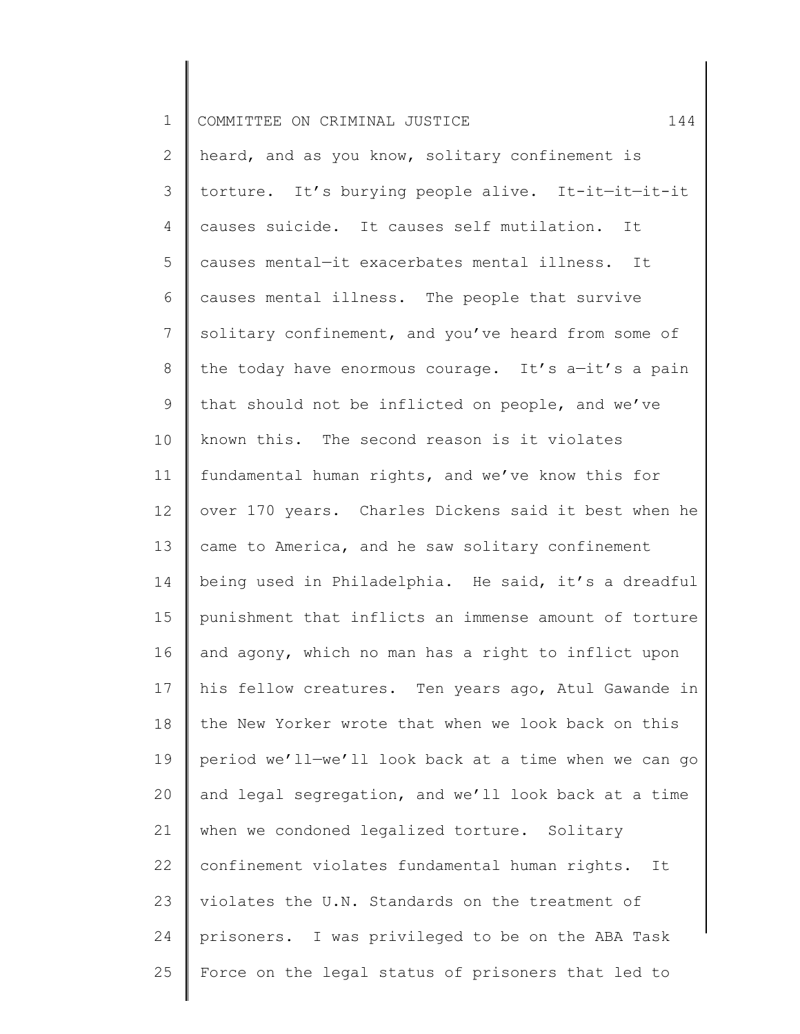heard, and as you know, solitary confinement is torture. It's burying people alive. It-it—it—it-it causes suicide. It causes self mutilation. It causes mental—it exacerbates mental illness. It causes mental illness. The people that survive solitary confinement, and you've heard from some of the today have enormous courage. It's a—it's a pain that should not be inflicted on people, and we've known this. The second reason is it violates fundamental human rights, and we've know this for over 170 years. Charles Dickens said it best when he came to America, and he saw solitary confinement being used in Philadelphia. He said, it's a dreadful punishment that inflicts an immense amount of torture and agony, which no man has a right to inflict upon his fellow creatures. Ten years ago, Atul Gawande in the New Yorker wrote that when we look back on this period we'll—we'll look back at a time when we can go and legal segregation, and we'll look back at a time when we condoned legalized torture. Solitary confinement violates fundamental human rights. It violates the U.N. Standards on the treatment of prisoners. I was privileged to be on the ABA Task Force on the legal status of prisoners that led to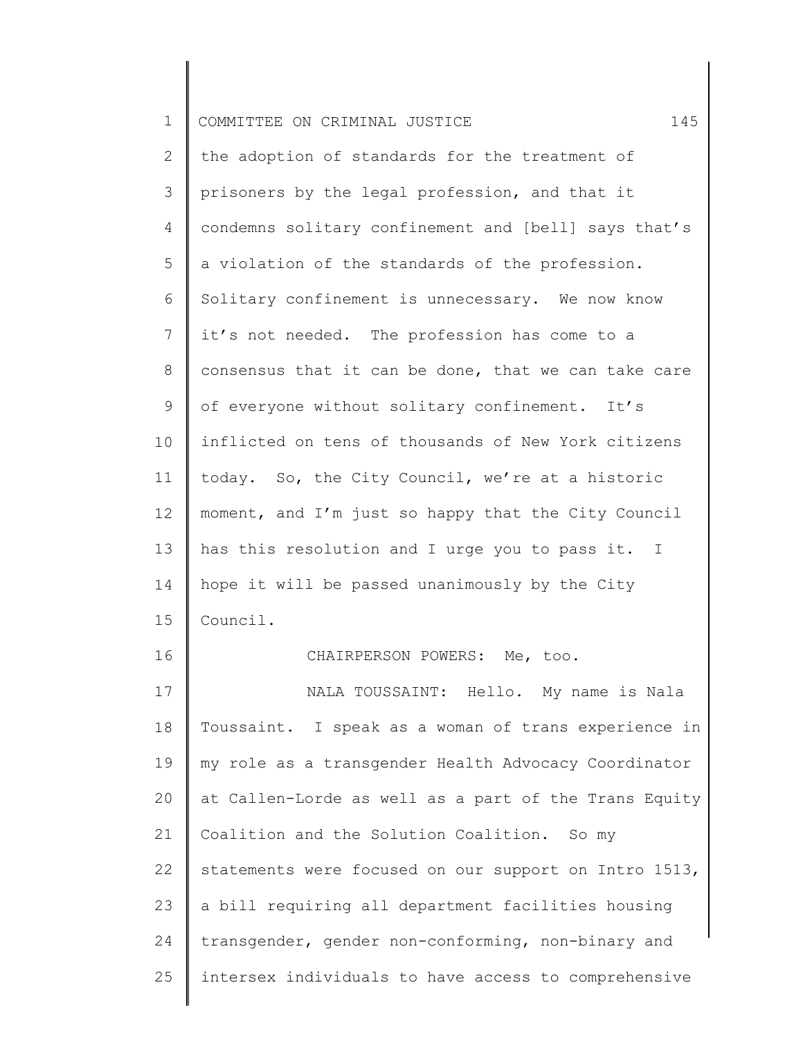the adoption of standards for the treatment of prisoners by the legal profession, and that it condemns solitary confinement and [bell] says that's a violation of the standards of the profession. Solitary confinement is unnecessary. We now know it's not needed. The profession has come to a consensus that it can be done, that we can take care of everyone without solitary confinement. It's inflicted on tens of thousands of New York citizens today. So, the City Council, we're at a historic moment, and I'm just so happy that the City Council has this resolution and I urge you to pass it. I hope it will be passed unanimously by the City Council.

CHAIRPERSON POWERS: Me, too.

NALA TOUSSAINT: Hello. My name is Nala Toussaint. I speak as a woman of trans experience in my role as a transgender Health Advocacy Coordinator at Callen-Lorde as well as a part of the Trans Equity Coalition and the Solution Coalition. So my statements were focused on our support on Intro 1513, a bill requiring all department facilities housing transgender, gender non-conforming, non-binary and intersex individuals to have access to comprehensive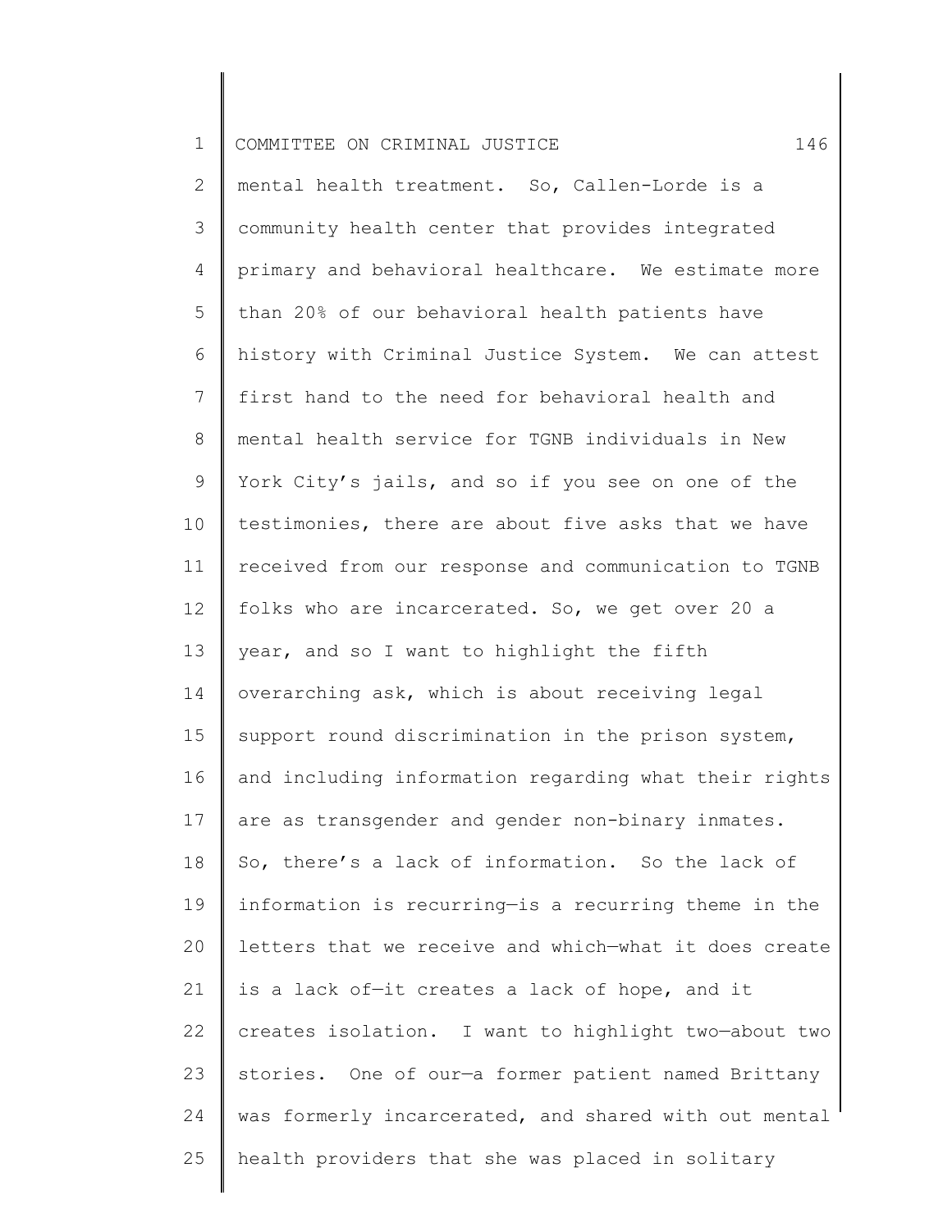mental health treatment. So, Callen-Lorde is a community health center that provides integrated primary and behavioral healthcare. We estimate more than 20% of our behavioral health patients have history with Criminal Justice System. We can attest first hand to the need for behavioral health and mental health service for TGNB individuals in New York City's jails, and so if you see on one of the testimonies, there are about five asks that we have received from our response and communication to TGNB folks who are incarcerated. So, we get over 20 a year, and so I want to highlight the fifth overarching ask, which is about receiving legal support round discrimination in the prison system, and including information regarding what their rights are as transgender and gender non-binary inmates. So, there's a lack of information. So the lack of information is recurring—is a recurring theme in the letters that we receive and which—what it does create is a lack of—it creates a lack of hope, and it creates isolation. I want to highlight two—about two stories. One of our—a former patient named Brittany was formerly incarcerated, and shared with out mental health providers that she was placed in solitary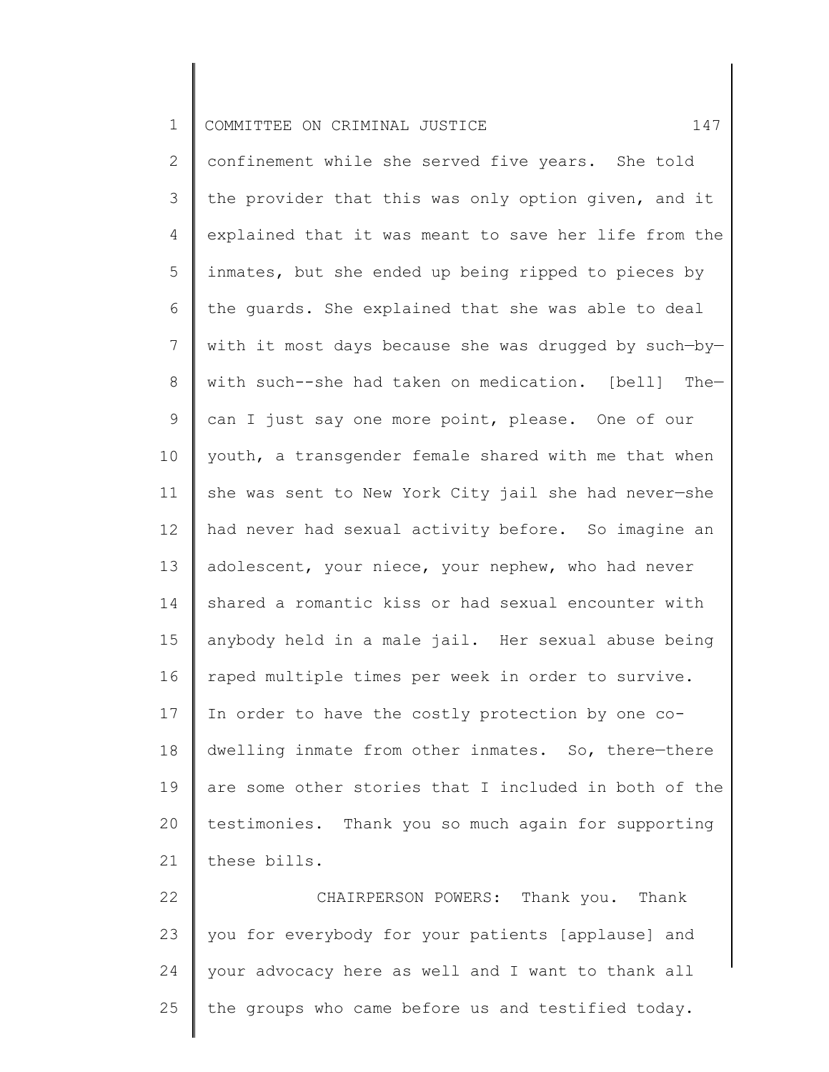confinement while she served five years. She told the provider that this was only option given, and it explained that it was meant to save her life from the inmates, but she ended up being ripped to pieces by the guards. She explained that she was able to deal with it most days because she was drugged by such—by—with such--she had taken on medication. [bell] The—can I just say one more point, please. One of our youth, a transgender female shared with me that when she was sent to New York City jail she had never—she had never had sexual activity before. So imagine an adolescent, your niece, your nephew, who had never shared a romantic kiss or had sexual encounter with anybody held in a male jail. Her sexual abuse being raped multiple times per week in order to survive. In order to have the costly protection by one co-dwelling inmate from other inmates. So, there—there are some other stories that I included in both of the testimonies. Thank you so much again for supporting these bills.

CHAIRPERSON POWERS: Thank you. Thank you for everybody for your patients [applause] and your advocacy here as well and I want to thank all the groups who came before us and testified today.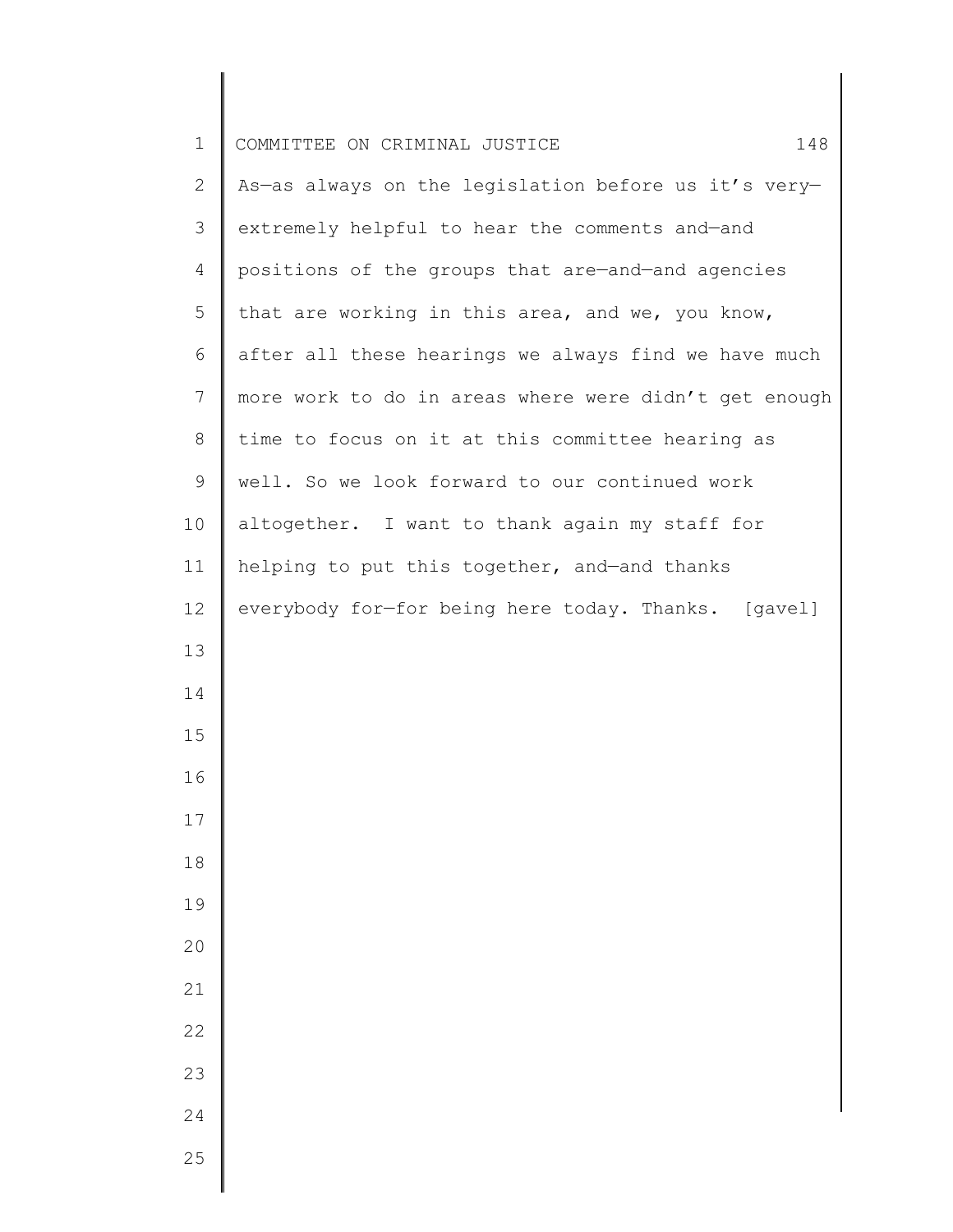As—as always on the legislation before us it's very—extremely helpful to hear the comments and—and positions of the groups that are—and—and agencies that are working in this area, and we, you know, after all these hearings we always find we have much more work to do in areas where were didn't get enough time to focus on it at this committee hearing as well. So we look forward to our continued work altogether. I want to thank again my staff for helping to put this together, and—and thanks everybody for—for being here today. Thanks. [gavel]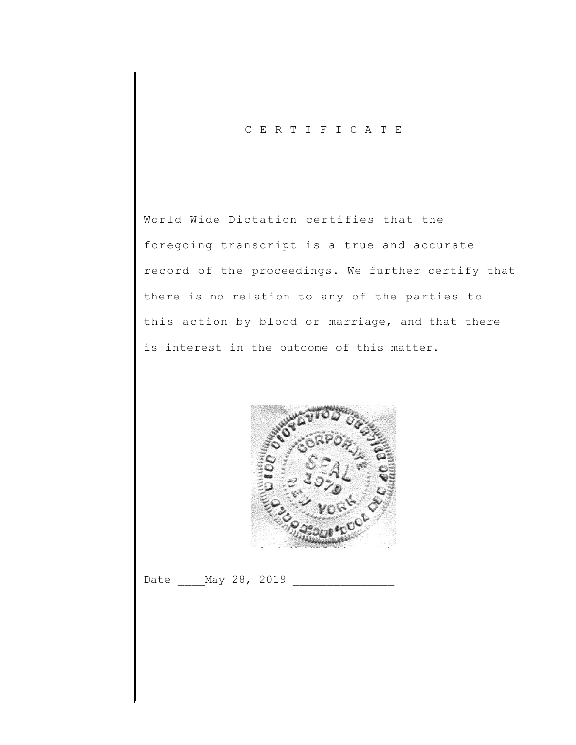C E R T I F I C A T E

World Wide Dictation certifies that the foregoing transcript is a true and accurate record of the proceedings. We further certify that there is no relation to any of the parties to this action by blood or marriage, and that there is interest in the outcome of this matter.

Date May 28, 2019